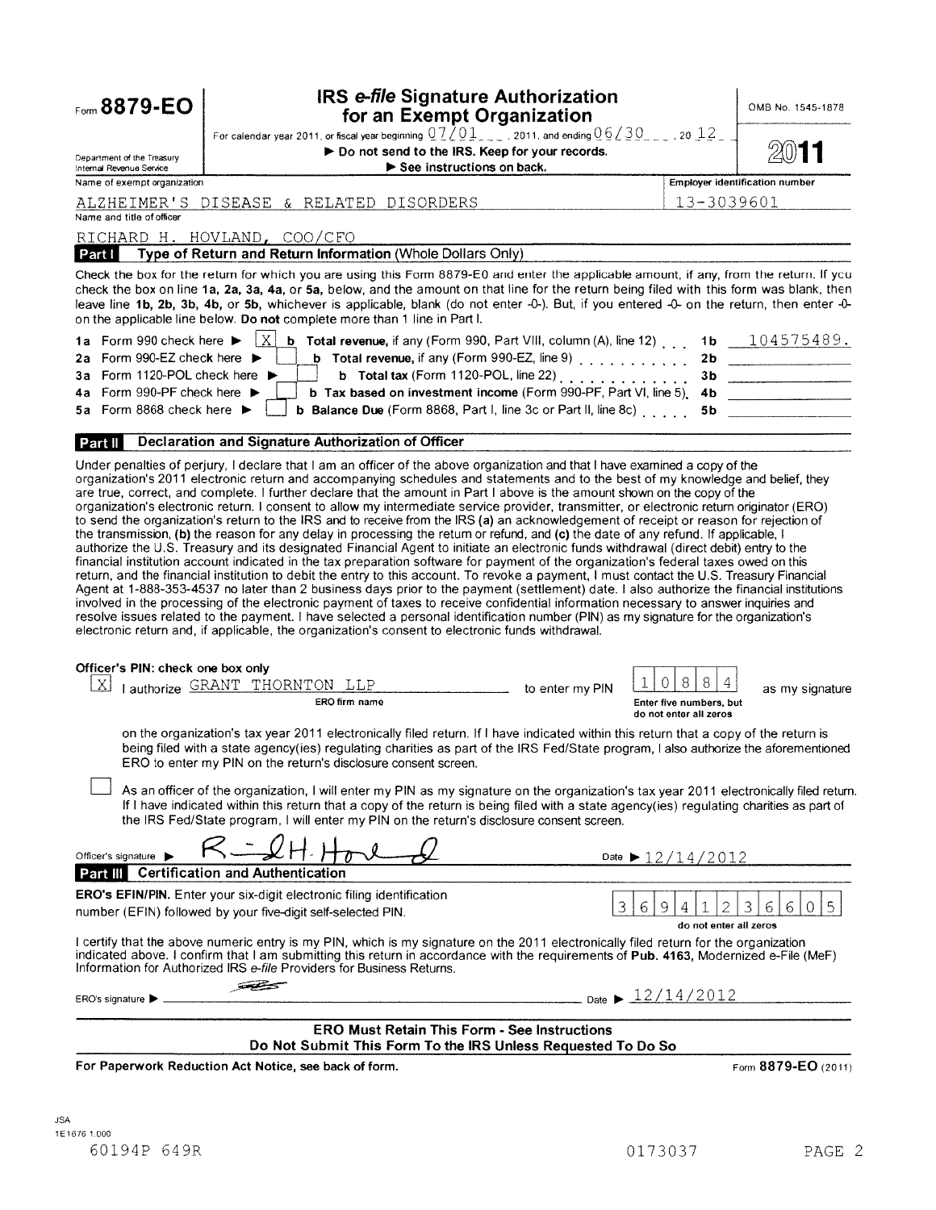# Form 8879-EO

## IRS *e-file* Signature Authorization for an Exempt Organization

OMB No. 1545-1878

For calendar year 2011, or fiscal year beginning 07/01, 2011, and ending 06/30, 20 12

► Do not send to the IRS. Keep for your records.

► See instructions on back.

Department of the Treasury
Internal Revenue Service

**2011**

Name of exempt organization: ALZHEIMER'S DISEASE & RELATED DISORDERS

Employer identification number: 13-3039601

Name and title of officer: RICHARD H. HOVLAND, COO/CFO

### Part I Type of Return and Return Information (Whole Dollars Only)

Check the box for the return for which you are using this Form 8879-EO and enter the applicable amount, if any, from the return. If you check the box on line **1a, 2a, 3a, 4a,** or **5a,** below, and the amount on that line for the return being filed with this form was blank, then leave line **1b, 2b, 3b, 4b,** or **5b,** whichever is applicable, blank (do not enter -0-). But, if you entered -0- on the return, then enter -0- on the applicable line below. **Do not** complete more than 1 line in Part I.

| | | | |
|---|---|---|---|
| **1a** Form 990 check here ► [X] | **b Total revenue,** if any (Form 990, Part VIII, column (A), line 12) | **1b** | 104575489. |
| **2a** Form 990-EZ check here ► [ ] | **b Total revenue,** if any (Form 990-EZ, line 9) | **2b** | |
| **3a** Form 1120-POL check here ► [ ] | **b Total tax** (Form 1120-POL, line 22) | **3b** | |
| **4a** Form 990-PF check here ► [ ] | **b Tax based on investment income** (Form 990-PF, Part VI, line 5) | **4b** | |
| **5a** Form 8868 check here ► [ ] | **b Balance Due** (Form 8868, Part I, line 3c or Part II, line 8c) | **5b** | |

### Part II Declaration and Signature Authorization of Officer

Under penalties of perjury, I declare that I am an officer of the above organization and that I have examined a copy of the organization's 2011 electronic return and accompanying schedules and statements and to the best of my knowledge and belief, they are true, correct, and complete. I further declare that the amount in Part I above is the amount shown on the copy of the organization's electronic return. I consent to allow my intermediate service provider, transmitter, or electronic return originator (ERO) to send the organization's return to the IRS and to receive from the IRS **(a)** an acknowledgement of receipt or reason for rejection of the transmission, **(b)** the reason for any delay in processing the return or refund, and **(c)** the date of any refund. If applicable, I authorize the U.S. Treasury and its designated Financial Agent to initiate an electronic funds withdrawal (direct debit) entry to the financial institution account indicated in the tax preparation software for payment of the organization's federal taxes owed on this return, and the financial institution to debit the entry to this account. To revoke a payment, I must contact the U.S. Treasury Financial Agent at 1-888-353-4537 no later than 2 business days prior to the payment (settlement) date. I also authorize the financial institutions involved in the processing of the electronic payment of taxes to receive confidential information necessary to answer inquiries and resolve issues related to the payment. I have selected a personal identification number (PIN) as my signature for the organization's electronic return and, if applicable, the organization's consent to electronic funds withdrawal.

**Officer's PIN: check one box only**

[X] I authorize GRANT THORNTON LLP (ERO firm name) to enter my PIN 10884 (Enter five numbers, but do not enter all zeros) as my signature on the organization's tax year 2011 electronically filed return. If I have indicated within this return that a copy of the return is being filed with a state agency(ies) regulating charities as part of the IRS Fed/State program, I also authorize the aforementioned ERO to enter my PIN on the return's disclosure consent screen.

[ ] As an officer of the organization, I will enter my PIN as my signature on the organization's tax year 2011 electronically filed return. If I have indicated within this return that a copy of the return is being filed with a state agency(ies) regulating charities as part of the IRS Fed/State program, I will enter my PIN on the return's disclosure consent screen.

Officer's signature ► R. H. Hovland    Date ► 12/14/2012

### Part III Certification and Authentication

**ERO's EFIN/PIN.** Enter your six-digit electronic filing identification number (EFIN) followed by your five-digit self-selected PIN.

36941236605 (do not enter all zeros)

I certify that the above numeric entry is my PIN, which is my signature on the 2011 electronically filed return for the organization indicated above. I confirm that I am submitting this return in accordance with the requirements of **Pub. 4163,** Modernized e-File (MeF) Information for Authorized IRS *e-file* Providers for Business Returns.

ERO's signature ►    Date ► 12/14/2012

**ERO Must Retain This Form - See Instructions**
**Do Not Submit This Form To the IRS Unless Requested To Do So**

**For Paperwork Reduction Act Notice, see back of form.**    Form **8879-EO** (2011)

JSA
1E1676 1.000
60194P 649R    0173037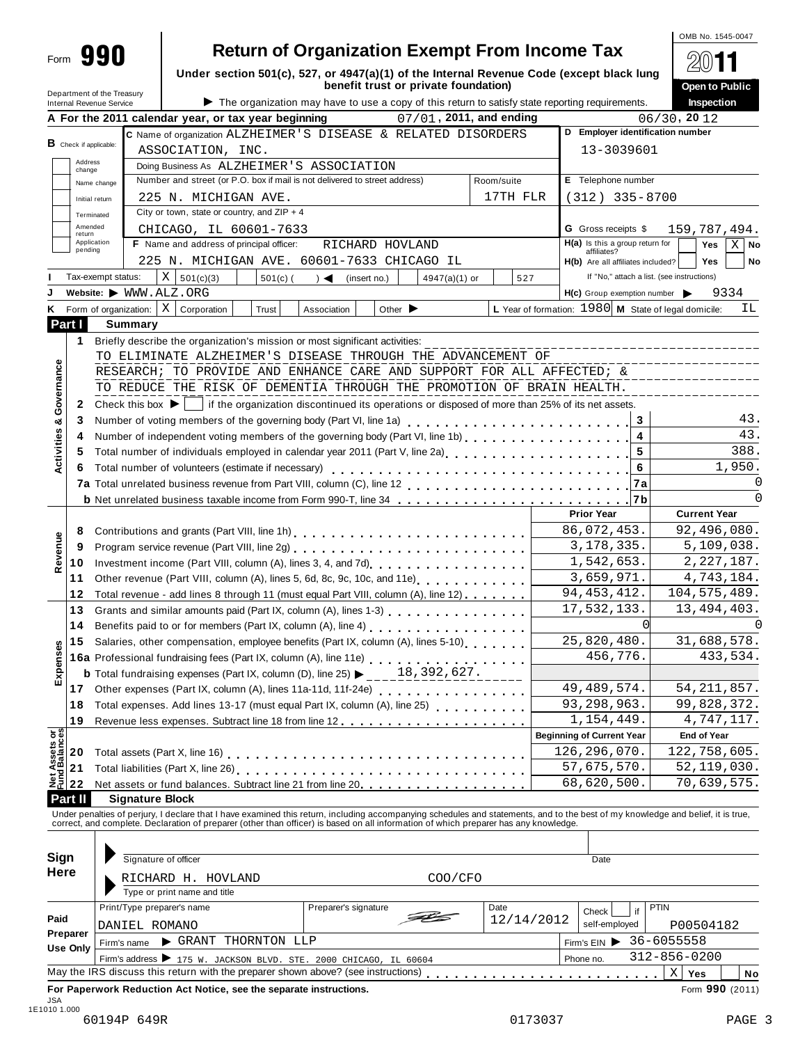Form **990**

# Return of Organization Exempt From Income Tax

**Under section 501(c), 527, or 4947(a)(1) of the Internal Revenue Code (except black lung benefit trust or private foundation)**

Department of the Treasury
Internal Revenue Service

▶ The organization may have to use a copy of this return to satisfy state reporting requirements.

OMB No. 1545-0047

**2011**

**Open to Public Inspection**

**A** For the 2011 calendar year, or tax year beginning 07/01, 2011, and ending 06/30, 20 12

**B** Check if applicable: Address change / Name change / Initial return / Terminated / Amended return / Application pending

**C** Name of organization ALZHEIMER'S DISEASE & RELATED DISORDERS ASSOCIATION, INC.

Doing Business As ALZHEIMER'S ASSOCIATION

Number and street (or P.O. box if mail is not delivered to street address) 225 N. MICHIGAN AVE. Room/suite 17TH FLR

City or town, state or country, and ZIP + 4 CHICAGO, IL 60601-7633

**D** Employer identification number 13-3039601

**E** Telephone number (312) 335-8700

**G** Gross receipts $ 159,787,494.

**F** Name and address of principal officer: RICHARD HOVLAND, 225 N. MICHIGAN AVE. 60601-7633 CHICAGO IL

**H(a)** Is this a group return for affiliates? Yes [ ] No [X]

**H(b)** Are all affiliates included? Yes [ ] No [ ]
If "No," attach a list. (see instructions)

**I** Tax-exempt status: [X] 501(c)(3) [ ] 501(c) ( ) ◀ (insert no.) [ ] 4947(a)(1) or [ ] 527

**J** Website: ▶ WWW.ALZ.ORG

**H(c)** Group exemption number ▶ 9334

**K** Form of organization: [X] Corporation [ ] Trust [ ] Association [ ] Other ▶

**L** Year of formation: 1980 **M** State of legal domicile: IL

## Part I Summary

**Activities & Governance**

1 Briefly describe the organization's mission or most significant activities:
TO ELIMINATE ALZHEIMER'S DISEASE THROUGH THE ADVANCEMENT OF RESEARCH; TO PROVIDE AND ENHANCE CARE AND SUPPORT FOR ALL AFFECTED; & TO REDUCE THE RISK OF DEMENTIA THROUGH THE PROMOTION OF BRAIN HEALTH.

2 Check this box ▶ [ ] if the organization discontinued its operations or disposed of more than 25% of its net assets.

| Line | Description | | Value |
|---|---|---|---|
| 3 | Number of voting members of the governing body (Part VI, line 1a) | 3 | 43. |
| 4 | Number of independent voting members of the governing body (Part VI, line 1b) | 4 | 43. |
| 5 | Total number of individuals employed in calendar year 2011 (Part V, line 2a) | 5 | 388. |
| 6 | Total number of volunteers (estimate if necessary) | 6 | 1,950. |
| 7a | Total unrelated business revenue from Part VIII, column (C), line 12 | 7a | 0 |
| b | Net unrelated business taxable income from Form 990-T, line 34 | 7b | 0 |

| Line | Description | Prior Year | Current Year |
|---|---|---|---|
| **Revenue** | | | |
| 8 | Contributions and grants (Part VIII, line 1h) | 86,072,453. | 92,496,080. |
| 9 | Program service revenue (Part VIII, line 2g) | 3,178,335. | 5,109,038. |
| 10 | Investment income (Part VIII, column (A), lines 3, 4, and 7d) | 1,542,653. | 2,227,187. |
| 11 | Other revenue (Part VIII, column (A), lines 5, 6d, 8c, 9c, 10c, and 11e) | 3,659,971. | 4,743,184. |
| 12 | Total revenue - add lines 8 through 11 (must equal Part VIII, column (A), line 12) | 94,453,412. | 104,575,489. |
| **Expenses** | | | |
| 13 | Grants and similar amounts paid (Part IX, column (A), lines 1-3) | 17,532,133. | 13,494,403. |
| 14 | Benefits paid to or for members (Part IX, column (A), line 4) | 0 | 0 |
| 15 | Salaries, other compensation, employee benefits (Part IX, column (A), lines 5-10) | 25,820,480. | 31,688,578. |
| 16a | Professional fundraising fees (Part IX, column (A), line 11e) | 456,776. | 433,534. |
| b | Total fundraising expenses (Part IX, column (D), line 25) ▶ 18,392,627. | | |
| 17 | Other expenses (Part IX, column (A), lines 11a-11d, 11f-24e) | 49,489,574. | 54,211,857. |
| 18 | Total expenses. Add lines 13-17 (must equal Part IX, column (A), line 25) | 93,298,963. | 99,828,372. |
| 19 | Revenue less expenses. Subtract line 18 from line 12 | 1,154,449. | 4,747,117. |
| **Net Assets or Fund Balances** | | **Beginning of Current Year** | **End of Year** |
| 20 | Total assets (Part X, line 16) | 126,296,070. | 122,758,605. |
| 21 | Total liabilities (Part X, line 26) | 57,675,570. | 52,119,030. |
| 22 | Net assets or fund balances. Subtract line 21 from line 20 | 68,620,500. | 70,639,575. |

## Part II Signature Block

Under penalties of perjury, I declare that I have examined this return, including accompanying schedules and statements, and to the best of my knowledge and belief, it is true, correct, and complete. Declaration of preparer (other than officer) is based on all information of which preparer has any knowledge.

**Sign Here**

Signature of officer | Date

RICHARD H. HOVLAND COO/CFO
Type or print name and title

**Paid Preparer Use Only**

| Print/Type preparer's name | Preparer's signature | Date | Check [ ] if self-employed | PTIN |
|---|---|---|---|---|
| DANIEL ROMANO | | 12/14/2012 | | P00504182 |

Firm's name ▶ GRANT THORNTON LLP — Firm's EIN ▶ 36-6055558

Firm's address ▶ 175 W. JACKSON BLVD. STE. 2000 CHICAGO, IL 60604 — Phone no. 312-856-0200

May the IRS discuss this return with the preparer shown above? (see instructions) [X] Yes [ ] No

**For Paperwork Reduction Act Notice, see the separate instructions.** Form **990** (2011)

JSA
1E1010 1.000
60194P 649R 0173037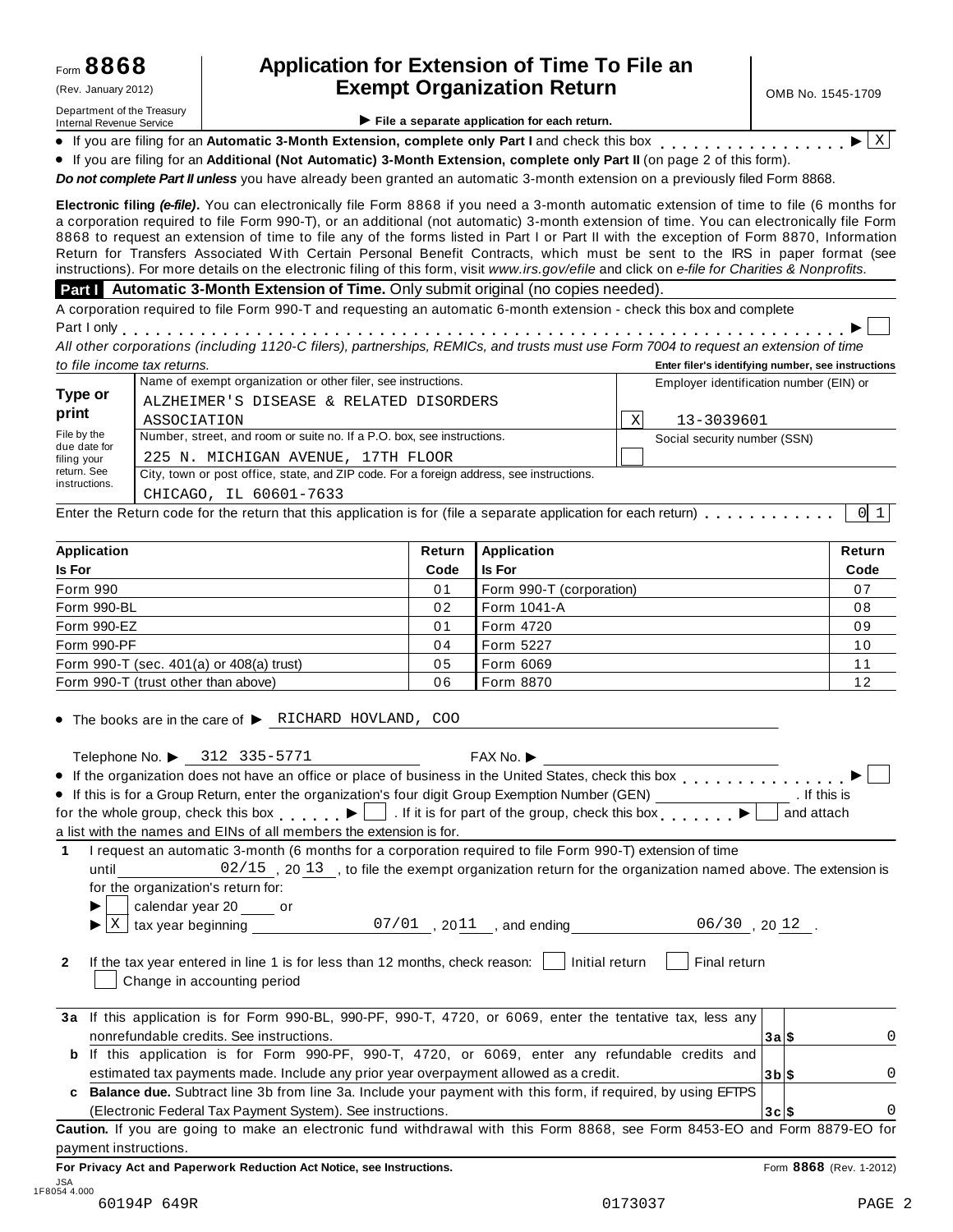Form **8868** (Rev. January 2012)

Department of the Treasury
Internal Revenue Service

# Application for Extension of Time To File an Exempt Organization Return

OMB No. 1545-1709

▶ **File a separate application for each return.**

- If you are filing for an **Automatic 3-Month Extension, complete only Part I** and check this box . . . . . . . . . . . . . . . . ▶ [X]
- If you are filing for an **Additional (Not Automatic) 3-Month Extension, complete only Part II** (on page 2 of this form).

***Do not complete Part II unless*** you have already been granted an automatic 3-month extension on a previously filed Form 8868.

**Electronic filing *(e-file)*.** You can electronically file Form 8868 if you need a 3-month automatic extension of time to file (6 months for a corporation required to file Form 990-T), or an additional (not automatic) 3-month extension of time. You can electronically file Form 8868 to request an extension of time to file any of the forms listed in Part I or Part II with the exception of Form 8870, Information Return for Transfers Associated With Certain Personal Benefit Contracts, which must be sent to the IRS in paper format (see instructions). For more details on the electronic filing of this form, visit *www.irs.gov/efile* and click on *e-file for Charities & Nonprofits*.

## Part I Automatic 3-Month Extension of Time. Only submit original (no copies needed).

A corporation required to file Form 990-T and requesting an automatic 6-month extension - check this box and complete Part I only . . . . . . . . . . . . . . . . . . . . . . . . . . . . . . . . . . . . . . . . . . . . . . . ▶ [ ]

*All other corporations (including 1120-C filers), partnerships, REMICs, and trusts must use Form 7004 to request an extension of time to file income tax returns.*

**Enter filer's identifying number, see instructions**

| | | |
|---|---|---|
| **Type or print** | Name of exempt organization or other filer, see instructions.<br>ALZHEIMER'S DISEASE & RELATED DISORDERS ASSOCIATION | Employer identification number (EIN) or<br>[X] 13-3039601 |
| File by the due date for filing your return. See instructions. | Number, street, and room or suite no. If a P.O. box, see instructions.<br>225 N. MICHIGAN AVENUE, 17TH FLOOR | Social security number (SSN)<br>[ ] |
| | City, town or post office, state, and ZIP code. For a foreign address, see instructions.<br>CHICAGO, IL 60601-7633 | |

Enter the Return code for the return that this application is for (file a separate application for each return) . . . . . . . . . . . . 0 1

| Application Is For | Return Code | Application Is For | Return Code |
|---|---|---|---|
| Form 990 | 01 | Form 990-T (corporation) | 07 |
| Form 990-BL | 02 | Form 1041-A | 08 |
| Form 990-EZ | 01 | Form 4720 | 09 |
| Form 990-PF | 04 | Form 5227 | 10 |
| Form 990-T (sec. 401(a) or 408(a) trust) | 05 | Form 6069 | 11 |
| Form 990-T (trust other than above) | 06 | Form 8870 | 12 |

- The books are in the care of ▶ RICHARD HOVLAND, COO

Telephone No. ▶ 312 335-5771 FAX No. ▶

- If the organization does not have an office or place of business in the United States, check this box . . . . . . . . . . . . . . . ▶ [ ]
- If this is for a Group Return, enter the organization's four digit Group Exemption Number (GEN) ________ . If this is for the whole group, check this box . . . . . . ▶ [ ] . If it is for part of the group, check this box . . . . . . . ▶ [ ] and attach a list with the names and EINs of all members the extension is for.

**1** I request an automatic 3-month (6 months for a corporation required to file Form 990-T) extension of time until 02/15 , 20 13 , to file the exempt organization return for the organization named above. The extension is for the organization's return for:

▶ [ ] calendar year 20 ____ or

▶ [X] tax year beginning 07/01 , 20 11 , and ending 06/30 , 20 12 .

**2** If the tax year entered in line 1 is for less than 12 months, check reason: [ ] Initial return [ ] Final return [ ] Change in accounting period

| | | | |
|---|---|---|---|
| **3a** | If this application is for Form 990-BL, 990-PF, 990-T, 4720, or 6069, enter the tentative tax, less any nonrefundable credits. See instructions. | **3a** $ | 0 |
| **b** | If this application is for Form 990-PF, 990-T, 4720, or 6069, enter any refundable credits and estimated tax payments made. Include any prior year overpayment allowed as a credit. | **3b** $ | 0 |
| **c** | **Balance due.** Subtract line 3b from line 3a. Include your payment with this form, if required, by using EFTPS (Electronic Federal Tax Payment System). See instructions. | **3c** $ | 0 |

**Caution.** If you are going to make an electronic fund withdrawal with this Form 8868, see Form 8453-EO and Form 8879-EO for payment instructions.

**For Privacy Act and Paperwork Reduction Act Notice, see Instructions.** Form **8868** (Rev. 1-2012)

JSA
1F8054 4.000

60194P 649R 0173037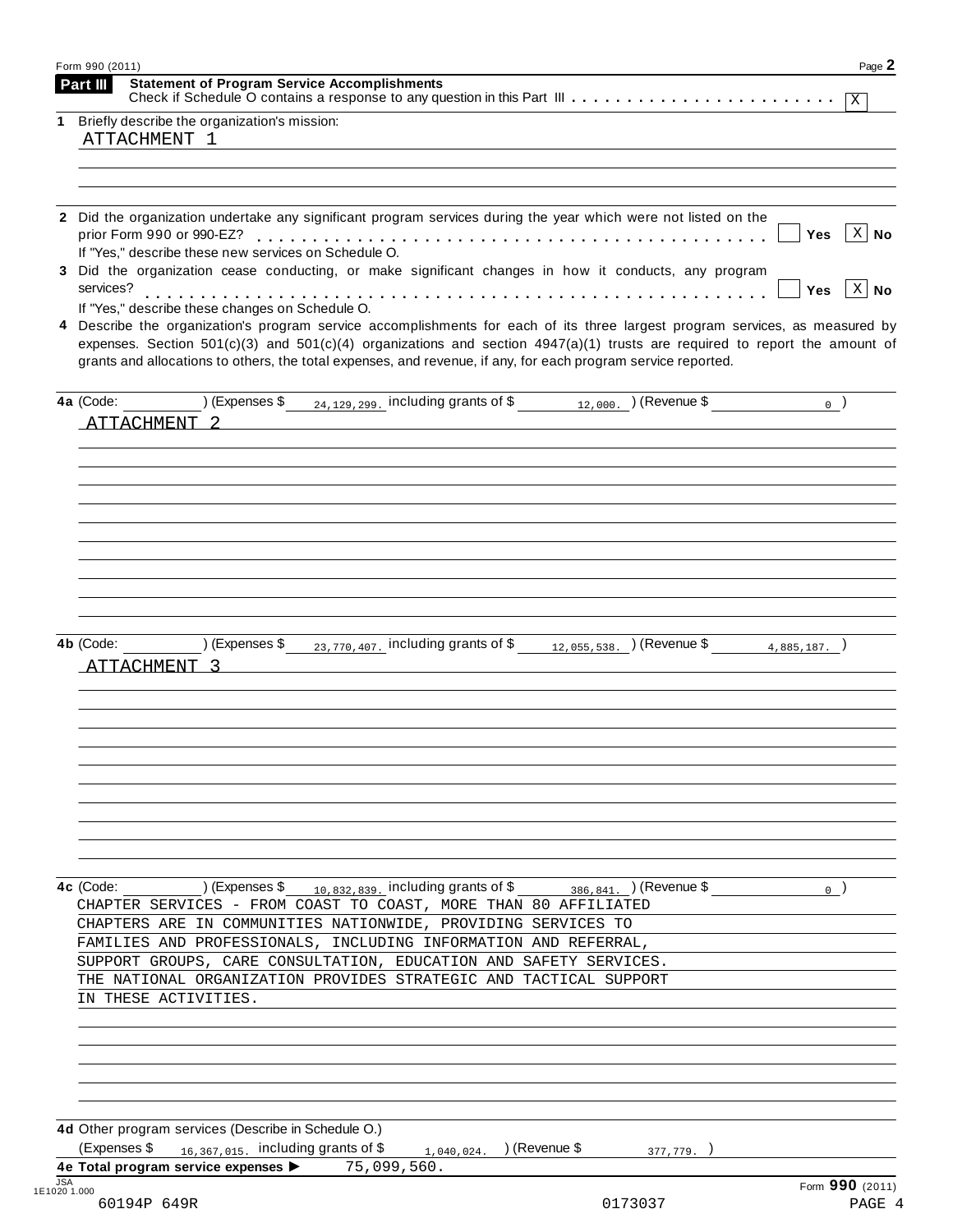## Part III Statement of Program Service Accomplishments

Check if Schedule O contains a response to any question in this Part III . . . . . . . . . . . . . . . . . . . . . . . [X]

**1** Briefly describe the organization's mission:

ATTACHMENT 1

**2** Did the organization undertake any significant program services during the year which were not listed on the prior Form 990 or 990-EZ? . . . . . . . . . . . . . . . . . . . . . . . . . . . . . . . . . . . . . . . . . . . . [ ] Yes [X] No

If "Yes," describe these new services on Schedule O.

**3** Did the organization cease conducting, or make significant changes in how it conducts, any program services? . . . . . . . . . . . . . . . . . . . . . . . . . . . . . . . . . . . . . . . . . . . . . . . . . . . [ ] Yes [X] No

If "Yes," describe these changes on Schedule O.

**4** Describe the organization's program service accomplishments for each of its three largest program services, as measured by expenses. Section 501(c)(3) and 501(c)(4) organizations and section 4947(a)(1) trusts are required to report the amount of grants and allocations to others, the total expenses, and revenue, if any, for each program service reported.

**4a** (Code: ) (Expenses $ 24,129,299. including grants of $ 12,000. ) (Revenue $ 0 )

ATTACHMENT 2

**4b** (Code: ) (Expenses $ 23,770,407. including grants of $ 12,055,538. ) (Revenue $ 4,885,187. )

ATTACHMENT 3

**4c** (Code: ) (Expenses $ 10,832,839. including grants of $ 386,841. ) (Revenue $ 0 )

CHAPTER SERVICES - FROM COAST TO COAST, MORE THAN 80 AFFILIATED CHAPTERS ARE IN COMMUNITIES NATIONWIDE, PROVIDING SERVICES TO FAMILIES AND PROFESSIONALS, INCLUDING INFORMATION AND REFERRAL, SUPPORT GROUPS, CARE CONSULTATION, EDUCATION AND SAFETY SERVICES. THE NATIONAL ORGANIZATION PROVIDES STRATEGIC AND TACTICAL SUPPORT IN THESE ACTIVITIES.

**4d** Other program services (Describe in Schedule O.)

(Expenses $ 16,367,015. including grants of $ 1,040,024. ) (Revenue $ 377,779. )

**4e Total program service expenses ▶** 75,099,560.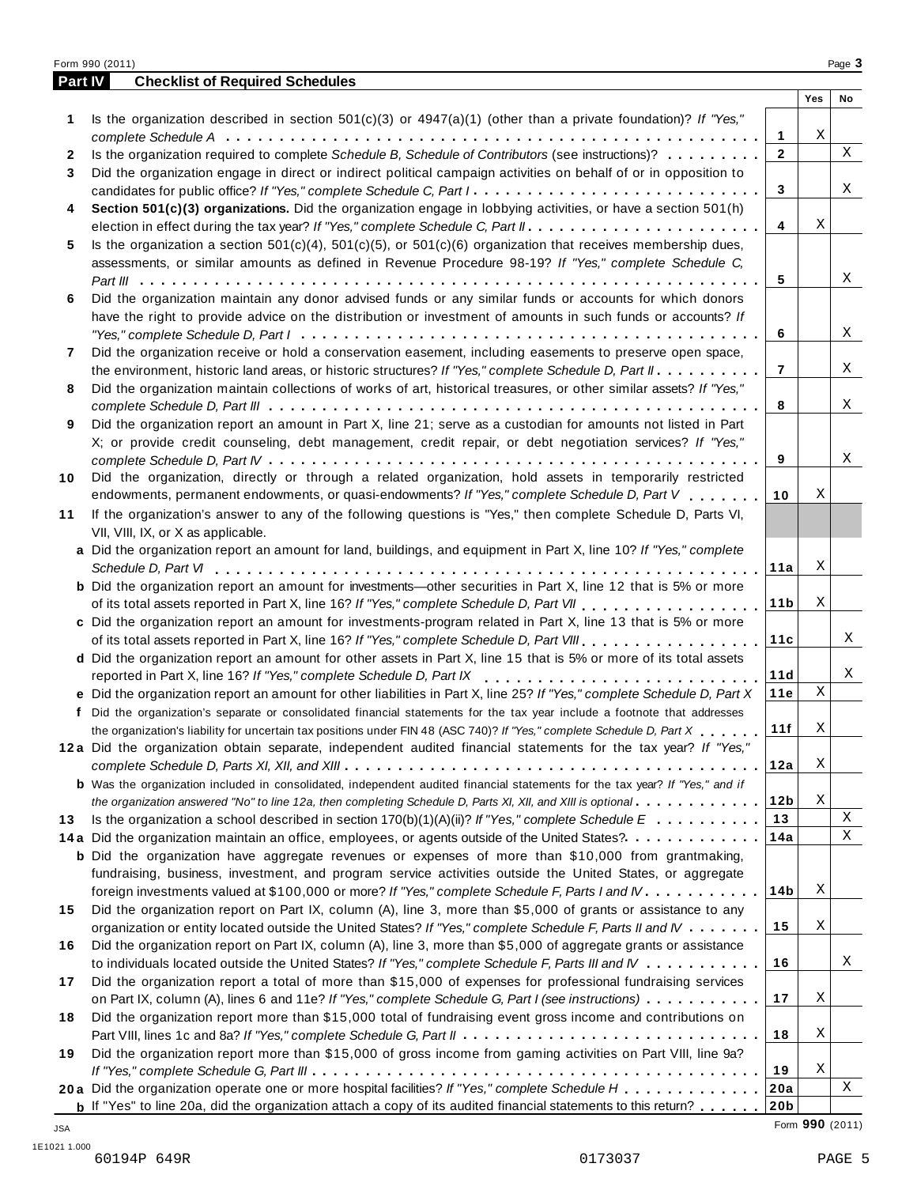Form 990 (2011) Page **3**

## Part IV Checklist of Required Schedules

| | | | Yes | No |
|---|---|---|---|---|
| **1** | Is the organization described in section 501(c)(3) or 4947(a)(1) (other than a private foundation)? *If "Yes," complete Schedule A* | **1** | X | |
| **2** | Is the organization required to complete *Schedule B, Schedule of Contributors* (see instructions)? | **2** | | X |
| **3** | Did the organization engage in direct or indirect political campaign activities on behalf of or in opposition to candidates for public office? *If "Yes," complete Schedule C, Part I* | **3** | | X |
| **4** | **Section 501(c)(3) organizations.** Did the organization engage in lobbying activities, or have a section 501(h) election in effect during the tax year? *If "Yes," complete Schedule C, Part II* | **4** | X | |
| **5** | Is the organization a section 501(c)(4), 501(c)(5), or 501(c)(6) organization that receives membership dues, assessments, or similar amounts as defined in Revenue Procedure 98-19? *If "Yes," complete Schedule C, Part III* | **5** | | X |
| **6** | Did the organization maintain any donor advised funds or any similar funds or accounts for which donors have the right to provide advice on the distribution or investment of amounts in such funds or accounts? *If "Yes," complete Schedule D, Part I* | **6** | | X |
| **7** | Did the organization receive or hold a conservation easement, including easements to preserve open space, the environment, historic land areas, or historic structures? *If "Yes," complete Schedule D, Part II* | **7** | | X |
| **8** | Did the organization maintain collections of works of art, historical treasures, or other similar assets? *If "Yes," complete Schedule D, Part III* | **8** | | X |
| **9** | Did the organization report an amount in Part X, line 21; serve as a custodian for amounts not listed in Part X; or provide credit counseling, debt management, credit repair, or debt negotiation services? *If "Yes," complete Schedule D, Part IV* | **9** | | X |
| **10** | Did the organization, directly or through a related organization, hold assets in temporarily restricted endowments, permanent endowments, or quasi-endowments? *If "Yes," complete Schedule D, Part V* | **10** | X | |
| **11** | If the organization's answer to any of the following questions is "Yes," then complete Schedule D, Parts VI, VII, VIII, IX, or X as applicable. | | | |
| **a** | Did the organization report an amount for land, buildings, and equipment in Part X, line 10? *If "Yes," complete Schedule D, Part VI* | **11a** | X | |
| **b** | Did the organization report an amount for investments—other securities in Part X, line 12 that is 5% or more of its total assets reported in Part X, line 16? *If "Yes," complete Schedule D, Part VII* | **11b** | X | |
| **c** | Did the organization report an amount for investments-program related in Part X, line 13 that is 5% or more of its total assets reported in Part X, line 16? *If "Yes," complete Schedule D, Part VIII* | **11c** | | X |
| **d** | Did the organization report an amount for other assets in Part X, line 15 that is 5% or more of its total assets reported in Part X, line 16? *If "Yes," complete Schedule D, Part IX* | **11d** | | X |
| **e** | Did the organization report an amount for other liabilities in Part X, line 25? *If "Yes," complete Schedule D, Part X* | **11e** | X | |
| **f** | Did the organization's separate or consolidated financial statements for the tax year include a footnote that addresses the organization's liability for uncertain tax positions under FIN 48 (ASC 740)? *If "Yes," complete Schedule D, Part X* | **11f** | X | |
| **12a** | Did the organization obtain separate, independent audited financial statements for the tax year? *If "Yes," complete Schedule D, Parts XI, XII, and XIII* | **12a** | X | |
| **b** | Was the organization included in consolidated, independent audited financial statements for the tax year? *If "Yes," and if the organization answered "No" to line 12a, then completing Schedule D, Parts XI, XII, and XIII is optional* | **12b** | X | |
| **13** | Is the organization a school described in section 170(b)(1)(A)(ii)? *If "Yes," complete Schedule E* | **13** | | X |
| **14a** | Did the organization maintain an office, employees, or agents outside of the United States? | **14a** | | X |
| **b** | Did the organization have aggregate revenues or expenses of more than $10,000 from grantmaking, fundraising, business, investment, and program service activities outside the United States, or aggregate foreign investments valued at $100,000 or more? *If "Yes," complete Schedule F, Parts I and IV* | **14b** | X | |
| **15** | Did the organization report on Part IX, column (A), line 3, more than $5,000 of grants or assistance to any organization or entity located outside the United States? *If "Yes," complete Schedule F, Parts II and IV* | **15** | X | |
| **16** | Did the organization report on Part IX, column (A), line 3, more than $5,000 of aggregate grants or assistance to individuals located outside the United States? *If "Yes," complete Schedule F, Parts III and IV* | **16** | | X |
| **17** | Did the organization report a total of more than $15,000 of expenses for professional fundraising services on Part IX, column (A), lines 6 and 11e? *If "Yes," complete Schedule G, Part I (see instructions)* | **17** | X | |
| **18** | Did the organization report more than $15,000 total of fundraising event gross income and contributions on Part VIII, lines 1c and 8a? *If "Yes," complete Schedule G, Part II* | **18** | X | |
| **19** | Did the organization report more than $15,000 of gross income from gaming activities on Part VIII, line 9a? *If "Yes," complete Schedule G, Part III* | **19** | X | |
| **20a** | Did the organization operate one or more hospital facilities? *If "Yes," complete Schedule H* | **20a** | | X |
| **b** | If "Yes" to line 20a, did the organization attach a copy of its audited financial statements to this return? | **20b** | | |

JSA Form **990** (2011)

1E1021 1.000

60194P 649R 0173037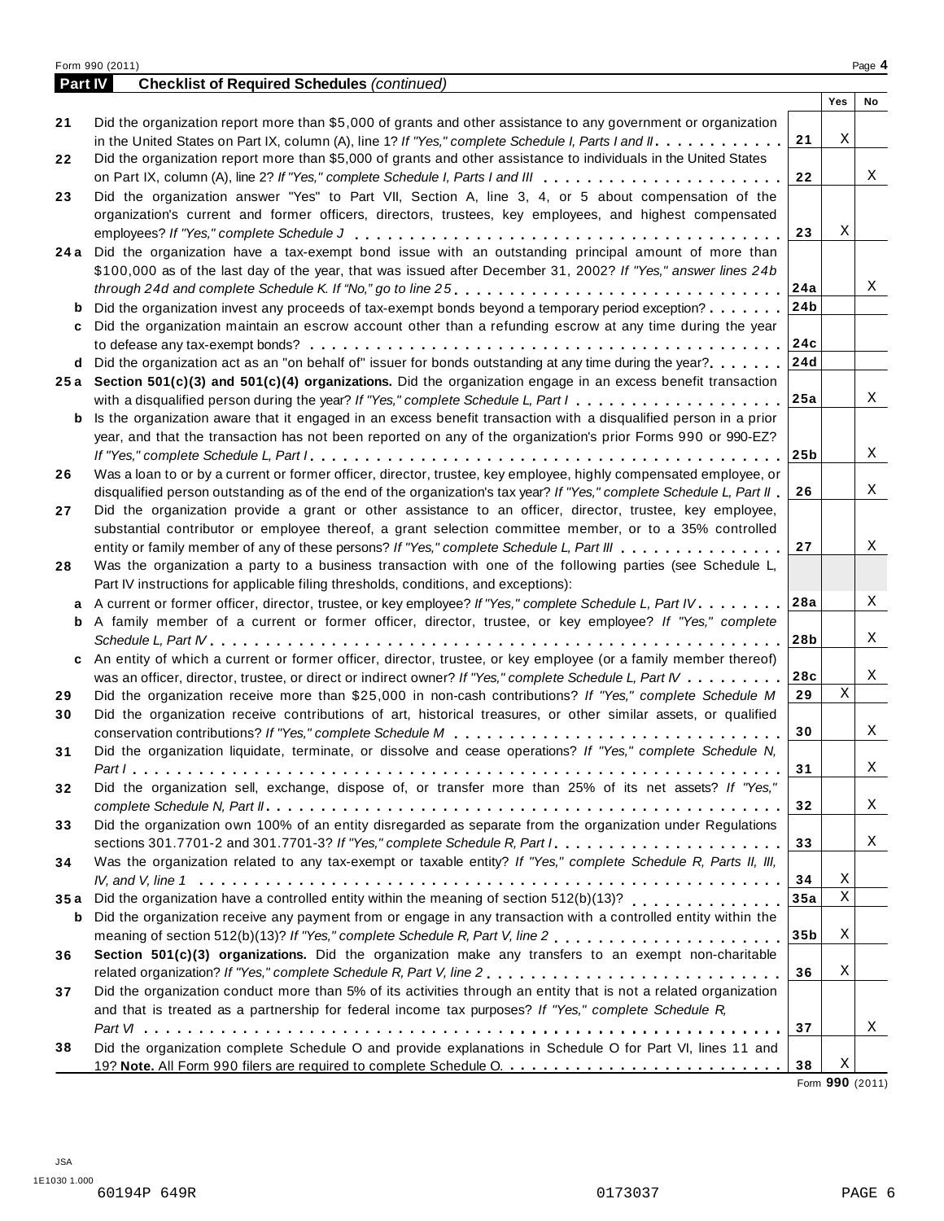Form 990 (2011)

## Part IV Checklist of Required Schedules *(continued)*

| | | | Yes | No |
|---|---|---|---|---|
| 21 | Did the organization report more than $5,000 of grants and other assistance to any government or organization in the United States on Part IX, column (A), line 1? *If "Yes," complete Schedule I, Parts I and II* | 21 | X | |
| 22 | Did the organization report more than $5,000 of grants and other assistance to individuals in the United States on Part IX, column (A), line 2? *If "Yes," complete Schedule I, Parts I and III* | 22 | | X |
| 23 | Did the organization answer "Yes" to Part VII, Section A, line 3, 4, or 5 about compensation of the organization's current and former officers, directors, trustees, key employees, and highest compensated employees? *If "Yes," complete Schedule J* | 23 | X | |
| 24a | Did the organization have a tax-exempt bond issue with an outstanding principal amount of more than $100,000 as of the last day of the year, that was issued after December 31, 2002? *If "Yes," answer lines 24b through 24d and complete Schedule K. If "No," go to line 25* | 24a | | X |
| b | Did the organization invest any proceeds of tax-exempt bonds beyond a temporary period exception? | 24b | | |
| c | Did the organization maintain an escrow account other than a refunding escrow at any time during the year to defease any tax-exempt bonds? | 24c | | |
| d | Did the organization act as an "on behalf of" issuer for bonds outstanding at any time during the year? | 24d | | |
| 25a | **Section 501(c)(3) and 501(c)(4) organizations.** Did the organization engage in an excess benefit transaction with a disqualified person during the year? *If "Yes," complete Schedule L, Part I* | 25a | | X |
| b | Is the organization aware that it engaged in an excess benefit transaction with a disqualified person in a prior year, and that the transaction has not been reported on any of the organization's prior Forms 990 or 990-EZ? *If "Yes," complete Schedule L, Part I* | 25b | | X |
| 26 | Was a loan to or by a current or former officer, director, trustee, key employee, highly compensated employee, or disqualified person outstanding as of the end of the organization's tax year? *If "Yes," complete Schedule L, Part II* | 26 | | X |
| 27 | Did the organization provide a grant or other assistance to an officer, director, trustee, key employee, substantial contributor or employee thereof, a grant selection committee member, or to a 35% controlled entity or family member of any of these persons? *If "Yes," complete Schedule L, Part III* | 27 | | X |
| 28 | Was the organization a party to a business transaction with one of the following parties (see Schedule L, Part IV instructions for applicable filing thresholds, conditions, and exceptions): | | | |
| a | A current or former officer, director, trustee, or key employee? *If "Yes," complete Schedule L, Part IV* | 28a | | X |
| b | A family member of a current or former officer, director, trustee, or key employee? *If "Yes," complete Schedule L, Part IV* | 28b | | X |
| c | An entity of which a current or former officer, director, trustee, or key employee (or a family member thereof) was an officer, director, trustee, or direct or indirect owner? *If "Yes," complete Schedule L, Part IV* | 28c | | X |
| 29 | Did the organization receive more than $25,000 in non-cash contributions? *If "Yes," complete Schedule M* | 29 | X | |
| 30 | Did the organization receive contributions of art, historical treasures, or other similar assets, or qualified conservation contributions? *If "Yes," complete Schedule M* | 30 | | X |
| 31 | Did the organization liquidate, terminate, or dissolve and cease operations? *If "Yes," complete Schedule N, Part I* | 31 | | X |
| 32 | Did the organization sell, exchange, dispose of, or transfer more than 25% of its net assets? *If "Yes," complete Schedule N, Part II* | 32 | | X |
| 33 | Did the organization own 100% of an entity disregarded as separate from the organization under Regulations sections 301.7701-2 and 301.7701-3? *If "Yes," complete Schedule R, Part I* | 33 | | X |
| 34 | Was the organization related to any tax-exempt or taxable entity? *If "Yes," complete Schedule R, Parts II, III, IV, and V, line 1* | 34 | X | |
| 35a | Did the organization have a controlled entity within the meaning of section 512(b)(13)? | 35a | X | |
| b | Did the organization receive any payment from or engage in any transaction with a controlled entity within the meaning of section 512(b)(13)? *If "Yes," complete Schedule R, Part V, line 2* | 35b | X | |
| 36 | **Section 501(c)(3) organizations.** Did the organization make any transfers to an exempt non-charitable related organization? *If "Yes," complete Schedule R, Part V, line 2* | 36 | X | |
| 37 | Did the organization conduct more than 5% of its activities through an entity that is not a related organization and that is treated as a partnership for federal income tax purposes? *If "Yes," complete Schedule R, Part VI* | 37 | | X |
| 38 | Did the organization complete Schedule O and provide explanations in Schedule O for Part VI, lines 11 and 19? **Note.** All Form 990 filers are required to complete Schedule O. | 38 | X | |

Form **990** (2011)

JSA
1E1030 1.000
60194P 649R 0173037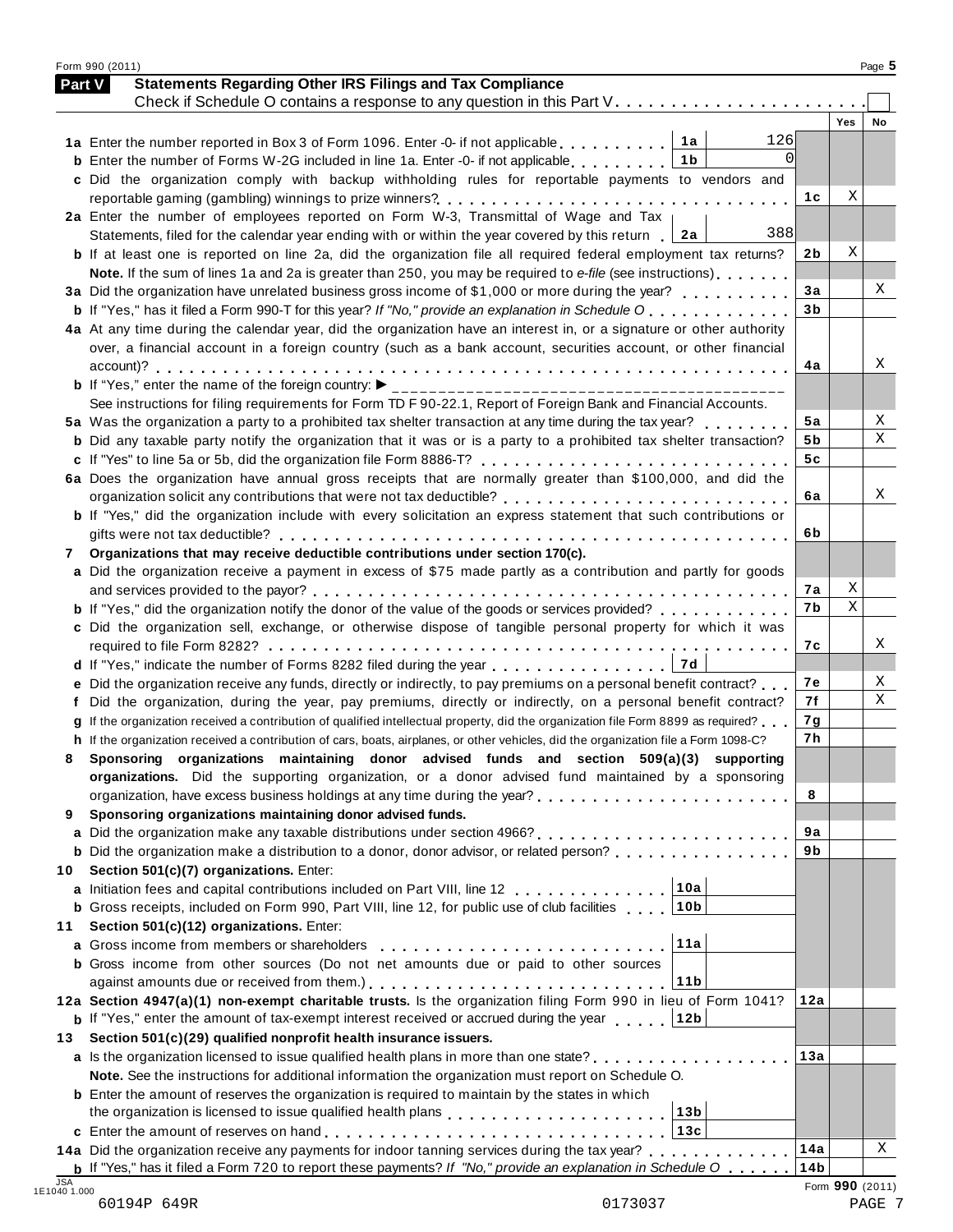## Part V Statements Regarding Other IRS Filings and Tax Compliance

Check if Schedule O contains a response to any question in this Part V . . . . . . . . . . . . . . . . . . . . . . . ☐

| | | | | Yes | No |
|---|---|---|---|---|---|
| **1a** | Enter the number reported in Box 3 of Form 1096. Enter -0- if not applicable | 1a | 126 | | |
| **b** | Enter the number of Forms W-2G included in line 1a. Enter -0- if not applicable | 1b | 0 | | |
| **c** | Did the organization comply with backup withholding rules for reportable payments to vendors and reportable gaming (gambling) winnings to prize winners? | | 1c | X | |
| **2a** | Enter the number of employees reported on Form W-3, Transmittal of Wage and Tax Statements, filed for the calendar year ending with or within the year covered by this return | 2a | 388 | | |
| **b** | If at least one is reported on line 2a, did the organization file all required federal employment tax returns? | | 2b | X | |
| | **Note.** If the sum of lines 1a and 2a is greater than 250, you may be required to *e-file* (see instructions) | | | | |
| **3a** | Did the organization have unrelated business gross income of $1,000 or more during the year? | | 3a | | X |
| **b** | If "Yes," has it filed a Form 990-T for this year? *If "No," provide an explanation in Schedule O* | | 3b | | |
| **4a** | At any time during the calendar year, did the organization have an interest in, or a signature or other authority over, a financial account in a foreign country (such as a bank account, securities account, or other financial account)? | | 4a | | X |
| **b** | If "Yes," enter the name of the foreign country: ▶ | | | | |
| | See instructions for filing requirements for Form TD F 90-22.1, Report of Foreign Bank and Financial Accounts. | | | | |
| **5a** | Was the organization a party to a prohibited tax shelter transaction at any time during the tax year? | | 5a | | X |
| **b** | Did any taxable party notify the organization that it was or is a party to a prohibited tax shelter transaction? | | 5b | | X |
| **c** | If "Yes" to line 5a or 5b, did the organization file Form 8886-T? | | 5c | | |
| **6a** | Does the organization have annual gross receipts that are normally greater than $100,000, and did the organization solicit any contributions that were not tax deductible? | | 6a | | X |
| **b** | If "Yes," did the organization include with every solicitation an express statement that such contributions or gifts were not tax deductible? | | 6b | | |
| **7** | **Organizations that may receive deductible contributions under section 170(c).** | | | | |
| **a** | Did the organization receive a payment in excess of $75 made partly as a contribution and partly for goods and services provided to the payor? | | 7a | X | |
| **b** | If "Yes," did the organization notify the donor of the value of the goods or services provided? | | 7b | X | |
| **c** | Did the organization sell, exchange, or otherwise dispose of tangible personal property for which it was required to file Form 8282? | | 7c | | X |
| **d** | If "Yes," indicate the number of Forms 8282 filed during the year | 7d | | | |
| **e** | Did the organization receive any funds, directly or indirectly, to pay premiums on a personal benefit contract? | | 7e | | X |
| **f** | Did the organization, during the year, pay premiums, directly or indirectly, on a personal benefit contract? | | 7f | | X |
| **g** | If the organization received a contribution of qualified intellectual property, did the organization file Form 8899 as required? | | 7g | | |
| **h** | If the organization received a contribution of cars, boats, airplanes, or other vehicles, did the organization file a Form 1098-C? | | 7h | | |
| **8** | **Sponsoring organizations maintaining donor advised funds and section 509(a)(3) supporting organizations.** Did the supporting organization, or a donor advised fund maintained by a sponsoring organization, have excess business holdings at any time during the year? | | 8 | | |
| **9** | **Sponsoring organizations maintaining donor advised funds.** | | | | |
| **a** | Did the organization make any taxable distributions under section 4966? | | 9a | | |
| **b** | Did the organization make a distribution to a donor, donor advisor, or related person? | | 9b | | |
| **10** | **Section 501(c)(7) organizations.** Enter: | | | | |
| **a** | Initiation fees and capital contributions included on Part VIII, line 12 | 10a | | | |
| **b** | Gross receipts, included on Form 990, Part VIII, line 12, for public use of club facilities | 10b | | | |
| **11** | **Section 501(c)(12) organizations.** Enter: | | | | |
| **a** | Gross income from members or shareholders | 11a | | | |
| **b** | Gross income from other sources (Do not net amounts due or paid to other sources against amounts due or received from them.) | 11b | | | |
| **12a** | **Section 4947(a)(1) non-exempt charitable trusts.** Is the organization filing Form 990 in lieu of Form 1041? | | 12a | | |
| **b** | If "Yes," enter the amount of tax-exempt interest received or accrued during the year | 12b | | | |
| **13** | **Section 501(c)(29) qualified nonprofit health insurance issuers.** | | | | |
| **a** | Is the organization licensed to issue qualified health plans in more than one state? | | 13a | | |
| | **Note.** See the instructions for additional information the organization must report on Schedule O. | | | | |
| **b** | Enter the amount of reserves the organization is required to maintain by the states in which the organization is licensed to issue qualified health plans | 13b | | | |
| **c** | Enter the amount of reserves on hand | 13c | | | |
| **14a** | Did the organization receive any payments for indoor tanning services during the tax year? | | 14a | | X |
| **b** | If "Yes," has it filed a Form 720 to report these payments? *If "No," provide an explanation in Schedule O* | | 14b | | |

Form **990** (2011)

60194P 649R 0173037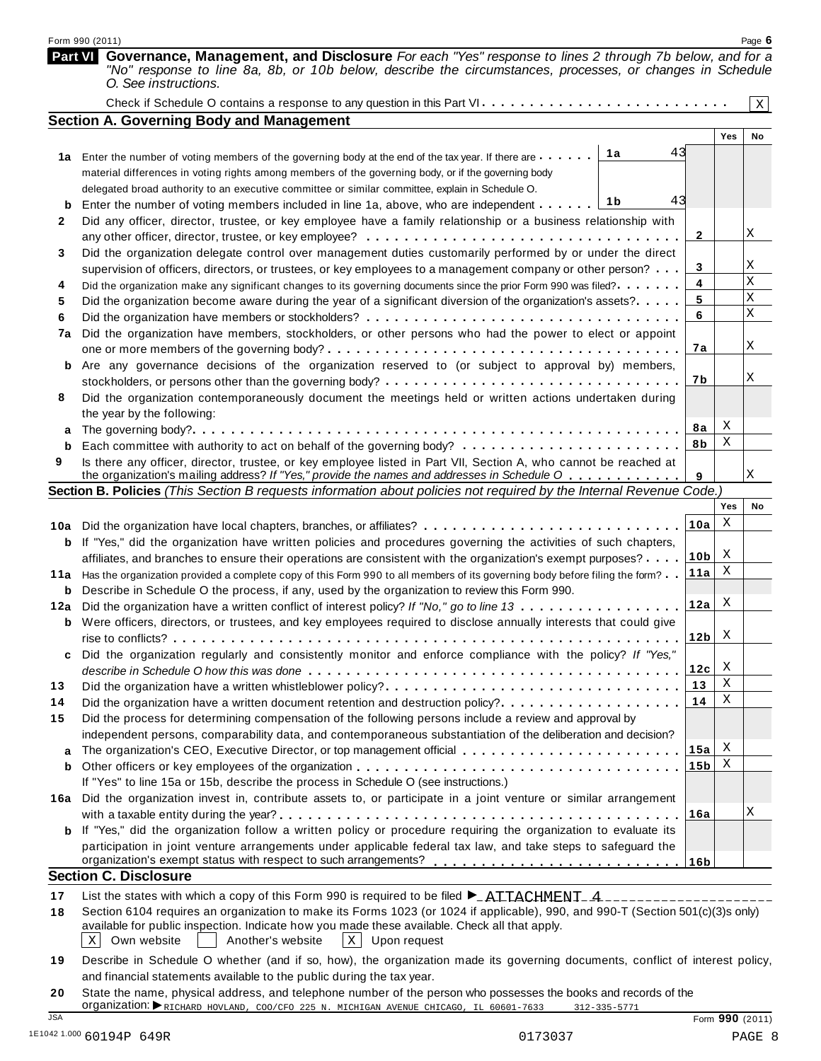Form 990 (2011)

## Part VI Governance, Management, and Disclosure

*For each "Yes" response to lines 2 through 7b below, and for a "No" response to line 8a, 8b, or 10b below, describe the circumstances, processes, or changes in Schedule O. See instructions.*

Check if Schedule O contains a response to any question in this Part VI . . . . . . . . . . . . [X]

### Section A. Governing Body and Management

| | | | Yes | No |
|---|---|---|---|---|
| 1a | Enter the number of voting members of the governing body at the end of the tax year. If there are material differences in voting rights among members of the governing body, or if the governing body delegated broad authority to an executive committee or similar committee, explain in Schedule O. | 1a 43 | | |
| b | Enter the number of voting members included in line 1a, above, who are independent | 1b 43 | | |
| 2 | Did any officer, director, trustee, or key employee have a family relationship or a business relationship with any other officer, director, trustee, or key employee? | 2 | | X |
| 3 | Did the organization delegate control over management duties customarily performed by or under the direct supervision of officers, directors, or trustees, or key employees to a management company or other person? | 3 | | X |
| 4 | Did the organization make any significant changes to its governing documents since the prior Form 990 was filed? | 4 | | X |
| 5 | Did the organization become aware during the year of a significant diversion of the organization's assets? | 5 | | X |
| 6 | Did the organization have members or stockholders? | 6 | | X |
| 7a | Did the organization have members, stockholders, or other persons who had the power to elect or appoint one or more members of the governing body? | 7a | | X |
| b | Are any governance decisions of the organization reserved to (or subject to approval by) members, stockholders, or persons other than the governing body? | 7b | | X |
| 8 | Did the organization contemporaneously document the meetings held or written actions undertaken during the year by the following: | | | |
| a | The governing body? | 8a | X | |
| b | Each committee with authority to act on behalf of the governing body? | 8b | X | |
| 9 | Is there any officer, director, trustee, or key employee listed in Part VII, Section A, who cannot be reached at the organization's mailing address? *If "Yes," provide the names and addresses in Schedule O* | 9 | | X |

### Section B. Policies *(This Section B requests information about policies not required by the Internal Revenue Code.)*

| | | | Yes | No |
|---|---|---|---|---|
| 10a | Did the organization have local chapters, branches, or affiliates? | 10a | X | |
| b | If "Yes," did the organization have written policies and procedures governing the activities of such chapters, affiliates, and branches to ensure their operations are consistent with the organization's exempt purposes? | 10b | X | |
| 11a | Has the organization provided a complete copy of this Form 990 to all members of its governing body before filing the form? | 11a | X | |
| b | Describe in Schedule O the process, if any, used by the organization to review this Form 990. | | | |
| 12a | Did the organization have a written conflict of interest policy? *If "No," go to line 13* | 12a | X | |
| b | Were officers, directors, or trustees, and key employees required to disclose annually interests that could give rise to conflicts? | 12b | X | |
| c | Did the organization regularly and consistently monitor and enforce compliance with the policy? *If "Yes," describe in Schedule O how this was done* | 12c | X | |
| 13 | Did the organization have a written whistleblower policy? | 13 | X | |
| 14 | Did the organization have a written document retention and destruction policy? | 14 | X | |
| 15 | Did the process for determining compensation of the following persons include a review and approval by independent persons, comparability data, and contemporaneous substantiation of the deliberation and decision? | | | |
| a | The organization's CEO, Executive Director, or top management official | 15a | X | |
| b | Other officers or key employees of the organization | 15b | X | |
| | If "Yes" to line 15a or 15b, describe the process in Schedule O (see instructions.) | | | |
| 16a | Did the organization invest in, contribute assets to, or participate in a joint venture or similar arrangement with a taxable entity during the year? | 16a | | X |
| b | If "Yes," did the organization follow a written policy or procedure requiring the organization to evaluate its participation in joint venture arrangements under applicable federal tax law, and take steps to safeguard the organization's exempt status with respect to such arrangements? | 16b | | |

### Section C. Disclosure

17 List the states with which a copy of this Form 990 is required to be filed ▶ ATTACHMENT 4

18 Section 6104 requires an organization to make its Forms 1023 (or 1024 if applicable), 990, and 990-T (Section 501(c)(3)s only) available for public inspection. Indicate how you made these available. Check all that apply.

[X] Own website [ ] Another's website [X] Upon request

19 Describe in Schedule O whether (and if so, how), the organization made its governing documents, conflict of interest policy, and financial statements available to the public during the tax year.

20 State the name, physical address, and telephone number of the person who possesses the books and records of the organization: ▶ RICHARD HOVLAND, COO/CFO 225 N. MICHIGAN AVENUE CHICAGO, IL 60601-7633 312-335-5771

JSA Form 990 (2011)

1E1042 1.000 60194P 649R 0173037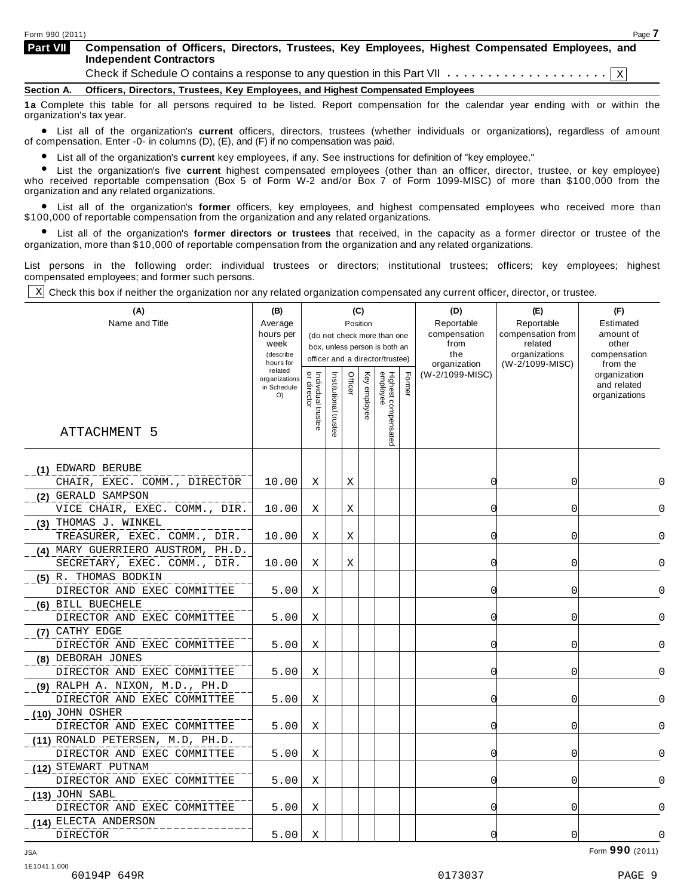Form 990 (2011)

## Part VII Compensation of Officers, Directors, Trustees, Key Employees, Highest Compensated Employees, and Independent Contractors

Check if Schedule O contains a response to any question in this Part VII . . . . . . . . . . . . . . . . . . . . [X]

**Section A. Officers, Directors, Trustees, Key Employees, and Highest Compensated Employees**

**1a** Complete this table for all persons required to be listed. Report compensation for the calendar year ending with or within the organization's tax year.

- List all of the organization's **current** officers, directors, trustees (whether individuals or organizations), regardless of amount of compensation. Enter -0- in columns (D), (E), and (F) if no compensation was paid.
- List all of the organization's **current** key employees, if any. See instructions for definition of "key employee."
- List the organization's five **current** highest compensated employees (other than an officer, director, trustee, or key employee) who received reportable compensation (Box 5 of Form W-2 and/or Box 7 of Form 1099-MISC) of more than $100,000 from the organization and any related organizations.
- List all of the organization's **former** officers, key employees, and highest compensated employees who received more than $100,000 of reportable compensation from the organization and any related organizations.
- List all of the organization's **former directors or trustees** that received, in the capacity as a former director or trustee of the organization, more than $10,000 of reportable compensation from the organization and any related organizations.

List persons in the following order: individual trustees or directors; institutional trustees; officers; key employees; highest compensated employees; and former such persons.

[X] Check this box if neither the organization nor any related organization compensated any current officer, director, or trustee.

| (A) Name and Title | (B) Average hours per week (describe hours for related organizations in Schedule O) | (C) Position (do not check more than one box, unless person is both an officer and a director/trustee): Individual trustee or director | Institutional trustee | Officer | Key employee | Highest compensated employee | Former | (D) Reportable compensation from the organization (W-2/1099-MISC) | (E) Reportable compensation from related organizations (W-2/1099-MISC) | (F) Estimated amount of other compensation from the organization and related organizations |
|---|---|---|---|---|---|---|---|---|---|---|
| ATTACHMENT 5 | | | | | | | | | | |
| (1) EDWARD BERUBE<br>CHAIR, EXEC. COMM., DIRECTOR | 10.00 | X | | X | | | | 0 | 0 | 0 |
| (2) GERALD SAMPSON<br>VICE CHAIR, EXEC. COMM., DIR. | 10.00 | X | | X | | | | 0 | 0 | 0 |
| (3) THOMAS J. WINKEL<br>TREASURER, EXEC. COMM., DIR. | 10.00 | X | | X | | | | 0 | 0 | 0 |
| (4) MARY GUERRIERO AUSTROM, PH.D.<br>SECRETARY, EXEC. COMM., DIR. | 10.00 | X | | X | | | | 0 | 0 | 0 |
| (5) R. THOMAS BODKIN<br>DIRECTOR AND EXEC COMMITTEE | 5.00 | X | | | | | | 0 | 0 | 0 |
| (6) BILL BUECHELE<br>DIRECTOR AND EXEC COMMITTEE | 5.00 | X | | | | | | 0 | 0 | 0 |
| (7) CATHY EDGE<br>DIRECTOR AND EXEC COMMITTEE | 5.00 | X | | | | | | 0 | 0 | 0 |
| (8) DEBORAH JONES<br>DIRECTOR AND EXEC COMMITTEE | 5.00 | X | | | | | | 0 | 0 | 0 |
| (9) RALPH A. NIXON, M.D., PH.D<br>DIRECTOR AND EXEC COMMITTEE | 5.00 | X | | | | | | 0 | 0 | 0 |
| (10) JOHN OSHER<br>DIRECTOR AND EXEC COMMITTEE | 5.00 | X | | | | | | 0 | 0 | 0 |
| (11) RONALD PETERSEN, M.D, PH.D.<br>DIRECTOR AND EXEC COMMITTEE | 5.00 | X | | | | | | 0 | 0 | 0 |
| (12) STEWART PUTNAM<br>DIRECTOR AND EXEC COMMITTEE | 5.00 | X | | | | | | 0 | 0 | 0 |
| (13) JOHN SABL<br>DIRECTOR AND EXEC COMMITTEE | 5.00 | X | | | | | | 0 | 0 | 0 |
| (14) ELECTA ANDERSON<br>DIRECTOR | 5.00 | X | | | | | | 0 | 0 | 0 |

Form **990** (2011)

JSA
1E1041 1.000
60194P 649R 0173037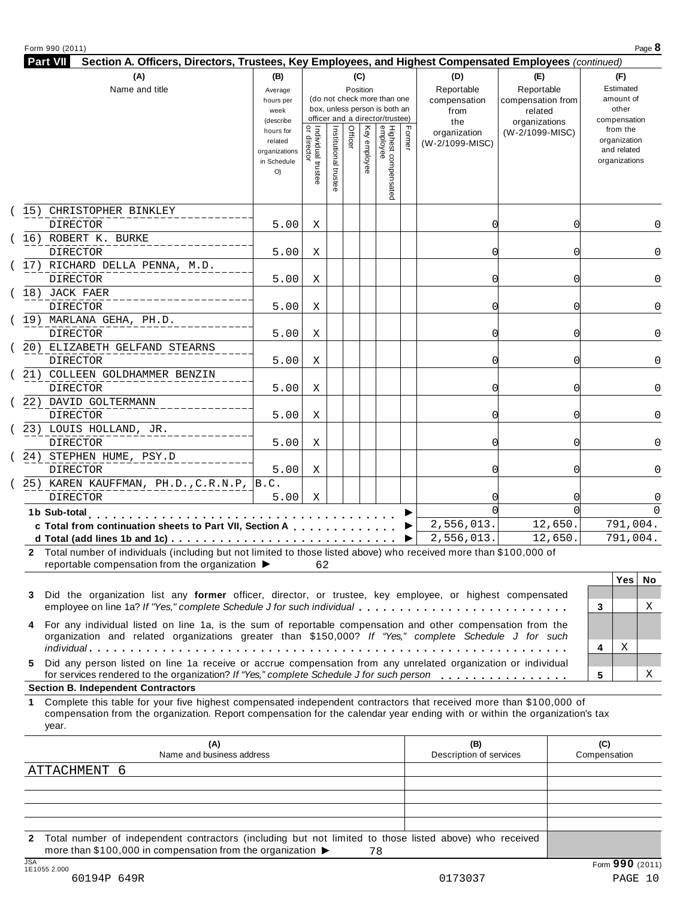Form 990 (2011) Page **8**

## Part VII Section A. Officers, Directors, Trustees, Key Employees, and Highest Compensated Employees *(continued)*

| (A) Name and title | (B) Average hours per week (describe hours for related organizations in Schedule O) | (C) Position: Individual trustee or director | Institutional trustee | Officer | Key employee | Highest compensated employee | Former | (D) Reportable compensation from the organization (W-2/1099-MISC) | (E) Reportable compensation from related organizations (W-2/1099-MISC) | (F) Estimated amount of other compensation from the organization and related organizations |
|---|---|---|---|---|---|---|---|---|---|---|
| (15) CHRISTOPHER BINKLEY DIRECTOR | 5.00 | X | | | | | | 0 | 0 | 0 |
| (16) ROBERT K. BURKE DIRECTOR | 5.00 | X | | | | | | 0 | 0 | 0 |
| (17) RICHARD DELLA PENNA, M.D. DIRECTOR | 5.00 | X | | | | | | 0 | 0 | 0 |
| (18) JACK FAER DIRECTOR | 5.00 | X | | | | | | 0 | 0 | 0 |
| (19) MARLANA GEHA, PH.D. DIRECTOR | 5.00 | X | | | | | | 0 | 0 | 0 |
| (20) ELIZABETH GELFAND STEARNS DIRECTOR | 5.00 | X | | | | | | 0 | 0 | 0 |
| (21) COLLEEN GOLDHAMMER BENZIN DIRECTOR | 5.00 | X | | | | | | 0 | 0 | 0 |
| (22) DAVID GOLTERMANN DIRECTOR | 5.00 | X | | | | | | 0 | 0 | 0 |
| (23) LOUIS HOLLAND, JR. DIRECTOR | 5.00 | X | | | | | | 0 | 0 | 0 |
| (24) STEPHEN HUME, PSY.D DIRECTOR | 5.00 | X | | | | | | 0 | 0 | 0 |
| (25) KAREN KAUFFMAN, PH.D.,C.R.N.P, B.C. DIRECTOR | 5.00 | X | | | | | | 0 | 0 | 0 |
| **1b Sub-total** ▶ | | | | | | | | 0 | 0 | 0 |
| **c Total from continuation sheets to Part VII, Section A** ▶ | | | | | | | | 2,556,013. | 12,650. | 791,004. |
| **d Total (add lines 1b and 1c)** ▶ | | | | | | | | 2,556,013. | 12,650. | 791,004. |

**2** Total number of individuals (including but not limited to those listed above) who received more than $100,000 of reportable compensation from the organization ▶ 62

| | | Yes | No |
|---|---|---|---|
| **3** Did the organization list any **former** officer, director, or trustee, key employee, or highest compensated employee on line 1a? *If "Yes," complete Schedule J for such individual* | 3 | | X |
| **4** For any individual listed on line 1a, is the sum of reportable compensation and other compensation from the organization and related organizations greater than $150,000? *If "Yes," complete Schedule J for such individual* | 4 | X | |
| **5** Did any person listed on line 1a receive or accrue compensation from any unrelated organization or individual for services rendered to the organization? *If "Yes," complete Schedule J for such person* | 5 | | X |

### Section B. Independent Contractors

**1** Complete this table for your five highest compensated independent contractors that received more than $100,000 of compensation from the organization. Report compensation for the calendar year ending with or within the organization's tax year.

| (A) Name and business address | (B) Description of services | (C) Compensation |
|---|---|---|
| ATTACHMENT 6 | | |
| | | |
| | | |
| | | |
| | | |

**2** Total number of independent contractors (including but not limited to those listed above) who received more than $100,000 in compensation from the organization ▶ 78

JSA 1E1055 2.000 Form **990** (2011)

60194P 649R 0173037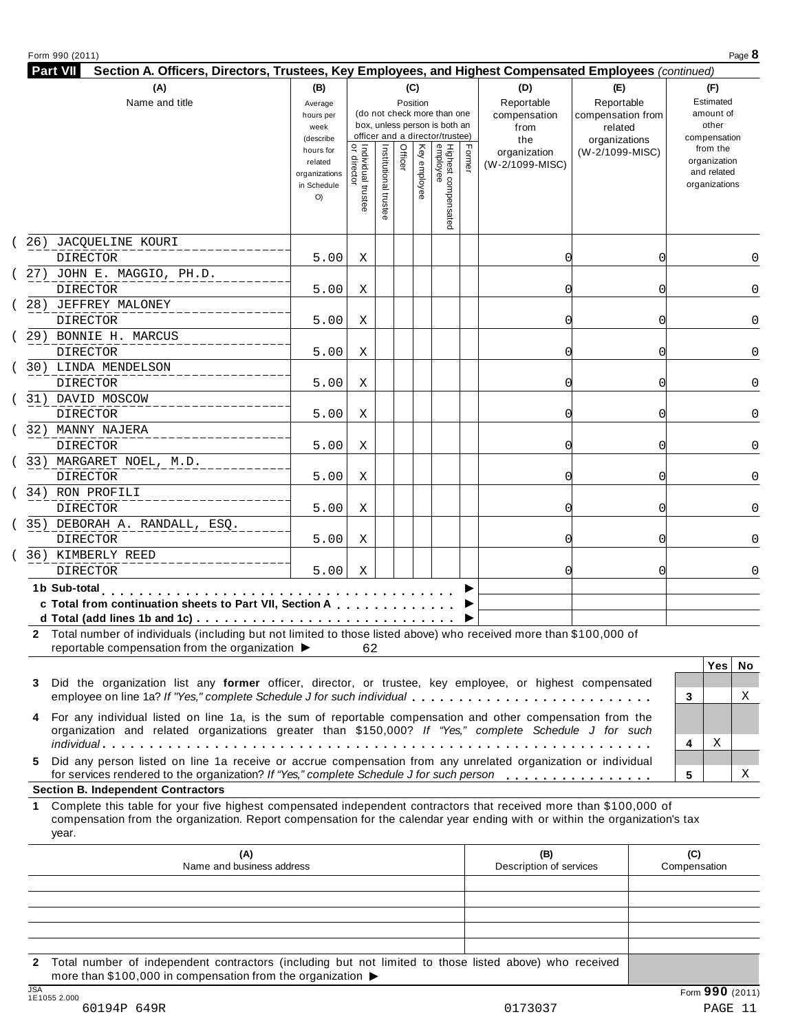Form 990 (2011) Page **8**

**Part VII Section A. Officers, Directors, Trustees, Key Employees, and Highest Compensated Employees** *(continued)*

| (A) Name and title | (B) Average hours per week (describe hours for related organizations in Schedule O) | (C) Position: Individual trustee or director | Institutional trustee | Officer | Key employee | Highest compensated employee | Former | (D) Reportable compensation from the organization (W-2/1099-MISC) | (E) Reportable compensation from related organizations (W-2/1099-MISC) | (F) Estimated amount of other compensation from the organization and related organizations |
|---|---|---|---|---|---|---|---|---|---|---|
| (26) JACQUELINE KOURI DIRECTOR | 5.00 | X | | | | | | 0 | 0 | 0 |
| (27) JOHN E. MAGGIO, PH.D. DIRECTOR | 5.00 | X | | | | | | 0 | 0 | 0 |
| (28) JEFFREY MALONEY DIRECTOR | 5.00 | X | | | | | | 0 | 0 | 0 |
| (29) BONNIE H. MARCUS DIRECTOR | 5.00 | X | | | | | | 0 | 0 | 0 |
| (30) LINDA MENDELSON DIRECTOR | 5.00 | X | | | | | | 0 | 0 | 0 |
| (31) DAVID MOSCOW DIRECTOR | 5.00 | X | | | | | | 0 | 0 | 0 |
| (32) MANNY NAJERA DIRECTOR | 5.00 | X | | | | | | 0 | 0 | 0 |
| (33) MARGARET NOEL, M.D. DIRECTOR | 5.00 | X | | | | | | 0 | 0 | 0 |
| (34) RON PROFILI DIRECTOR | 5.00 | X | | | | | | 0 | 0 | 0 |
| (35) DEBORAH A. RANDALL, ESQ. DIRECTOR | 5.00 | X | | | | | | 0 | 0 | 0 |
| (36) KIMBERLY REED DIRECTOR | 5.00 | X | | | | | | 0 | 0 | 0 |
| **1b Sub-total** ▶ | | | | | | | | | | |
| **c Total from continuation sheets to Part VII, Section A** ▶ | | | | | | | | | | |
| **d Total (add lines 1b and 1c)** ▶ | | | | | | | | | | |

**2** Total number of individuals (including but not limited to those listed above) who received more than $100,000 of reportable compensation from the organization ▶ 62

| | | Yes | No |
|---|---|---|---|
| **3** Did the organization list any **former** officer, director, or trustee, key employee, or highest compensated employee on line 1a? *If "Yes," complete Schedule J for such individual* | 3 | | X |
| **4** For any individual listed on line 1a, is the sum of reportable compensation and other compensation from the organization and related organizations greater than $150,000? *If "Yes," complete Schedule J for such individual* | 4 | X | |
| **5** Did any person listed on line 1a receive or accrue compensation from any unrelated organization or individual for services rendered to the organization? *If "Yes," complete Schedule J for such person* | 5 | | X |

**Section B. Independent Contractors**

**1** Complete this table for your five highest compensated independent contractors that received more than $100,000 of compensation from the organization. Report compensation for the calendar year ending with or within the organization's tax year.

| (A) Name and business address | (B) Description of services | (C) Compensation |
|---|---|---|
| | | |
| | | |
| | | |
| | | |
| | | |

**2** Total number of independent contractors (including but not limited to those listed above) who received more than $100,000 in compensation from the organization ▶

Form **990** (2011)

JSA 1E1055 2.000

60194P 649R 0173037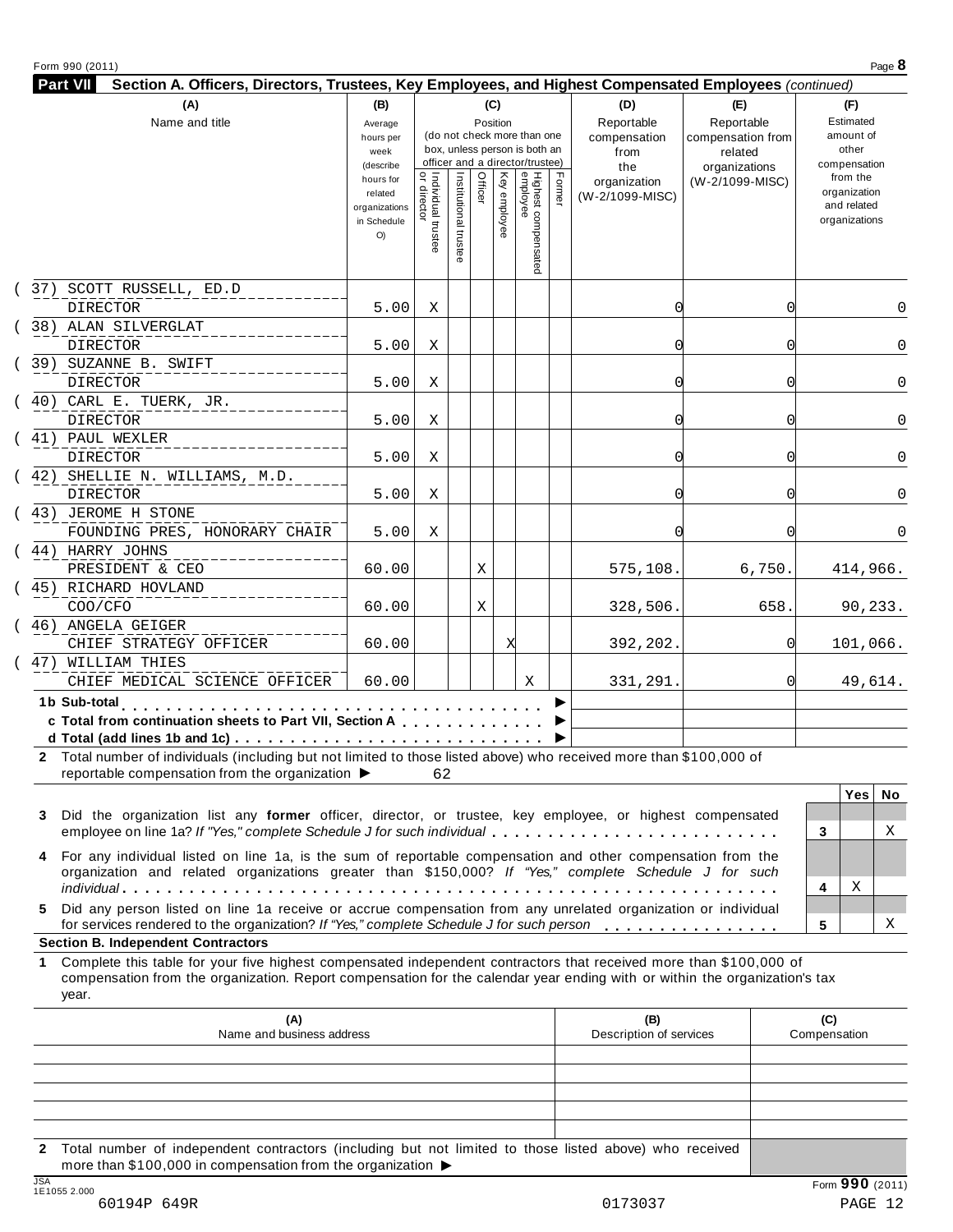Form 990 (2011) Page **8**

**Part VII** **Section A. Officers, Directors, Trustees, Key Employees, and Highest Compensated Employees** *(continued)*

| (A) Name and title | (B) Average hours per week (describe hours for related organizations in Schedule O) | (C) Position (do not check more than one box, unless person is both an officer and a director/trustee): Individual trustee or director | Institutional trustee | Officer | Key employee | Highest compensated employee | Former | (D) Reportable compensation from the organization (W-2/1099-MISC) | (E) Reportable compensation from related organizations (W-2/1099-MISC) | (F) Estimated amount of other compensation from the organization and related organizations |
|---|---|---|---|---|---|---|---|---|---|---|
| (37) SCOTT RUSSELL, ED.D DIRECTOR | 5.00 | X | | | | | | 0 | 0 | 0 |
| (38) ALAN SILVERGLAT DIRECTOR | 5.00 | X | | | | | | 0 | 0 | 0 |
| (39) SUZANNE B. SWIFT DIRECTOR | 5.00 | X | | | | | | 0 | 0 | 0 |
| (40) CARL E. TUERK, JR. DIRECTOR | 5.00 | X | | | | | | 0 | 0 | 0 |
| (41) PAUL WEXLER DIRECTOR | 5.00 | X | | | | | | 0 | 0 | 0 |
| (42) SHELLIE N. WILLIAMS, M.D. DIRECTOR | 5.00 | X | | | | | | 0 | 0 | 0 |
| (43) JEROME H STONE FOUNDING PRES, HONORARY CHAIR | 5.00 | X | | | | | | 0 | 0 | 0 |
| (44) HARRY JOHNS PRESIDENT & CEO | 60.00 | | | X | | | | 575,108. | 6,750. | 414,966. |
| (45) RICHARD HOVLAND COO/CFO | 60.00 | | | X | | | | 328,506. | 658. | 90,233. |
| (46) ANGELA GEIGER CHIEF STRATEGY OFFICER | 60.00 | | | | X | | | 392,202. | 0 | 101,066. |
| (47) WILLIAM THIES CHIEF MEDICAL SCIENCE OFFICER | 60.00 | | | | | X | | 331,291. | 0 | 49,614. |
| 1b Sub-total ▶ | | | | | | | | | | |
| c Total from continuation sheets to Part VII, Section A ▶ | | | | | | | | | | |
| d Total (add lines 1b and 1c) ▶ | | | | | | | | | | |

**2** Total number of individuals (including but not limited to those listed above) who received more than $100,000 of reportable compensation from the organization ▶ 62

| | | Yes | No |
|---|---|---|---|
| **3** Did the organization list any **former** officer, director, or trustee, key employee, or highest compensated employee on line 1a? *If "Yes," complete Schedule J for such individual* | 3 | | X |
| **4** For any individual listed on line 1a, is the sum of reportable compensation and other compensation from the organization and related organizations greater than $150,000? *If "Yes," complete Schedule J for such individual* | 4 | X | |
| **5** Did any person listed on line 1a receive or accrue compensation from any unrelated organization or individual for services rendered to the organization? *If "Yes," complete Schedule J for such person* | 5 | | X |

**Section B. Independent Contractors**

**1** Complete this table for your five highest compensated independent contractors that received more than $100,000 of compensation from the organization. Report compensation for the calendar year ending with or within the organization's tax year.

| (A) Name and business address | (B) Description of services | (C) Compensation |
|---|---|---|
| | | |
| | | |
| | | |
| | | |
| | | |

**2** Total number of independent contractors (including but not limited to those listed above) who received more than $100,000 in compensation from the organization ▶

JSA 1E1055 2.000 Form **990** (2011)

60194P 649R 0173037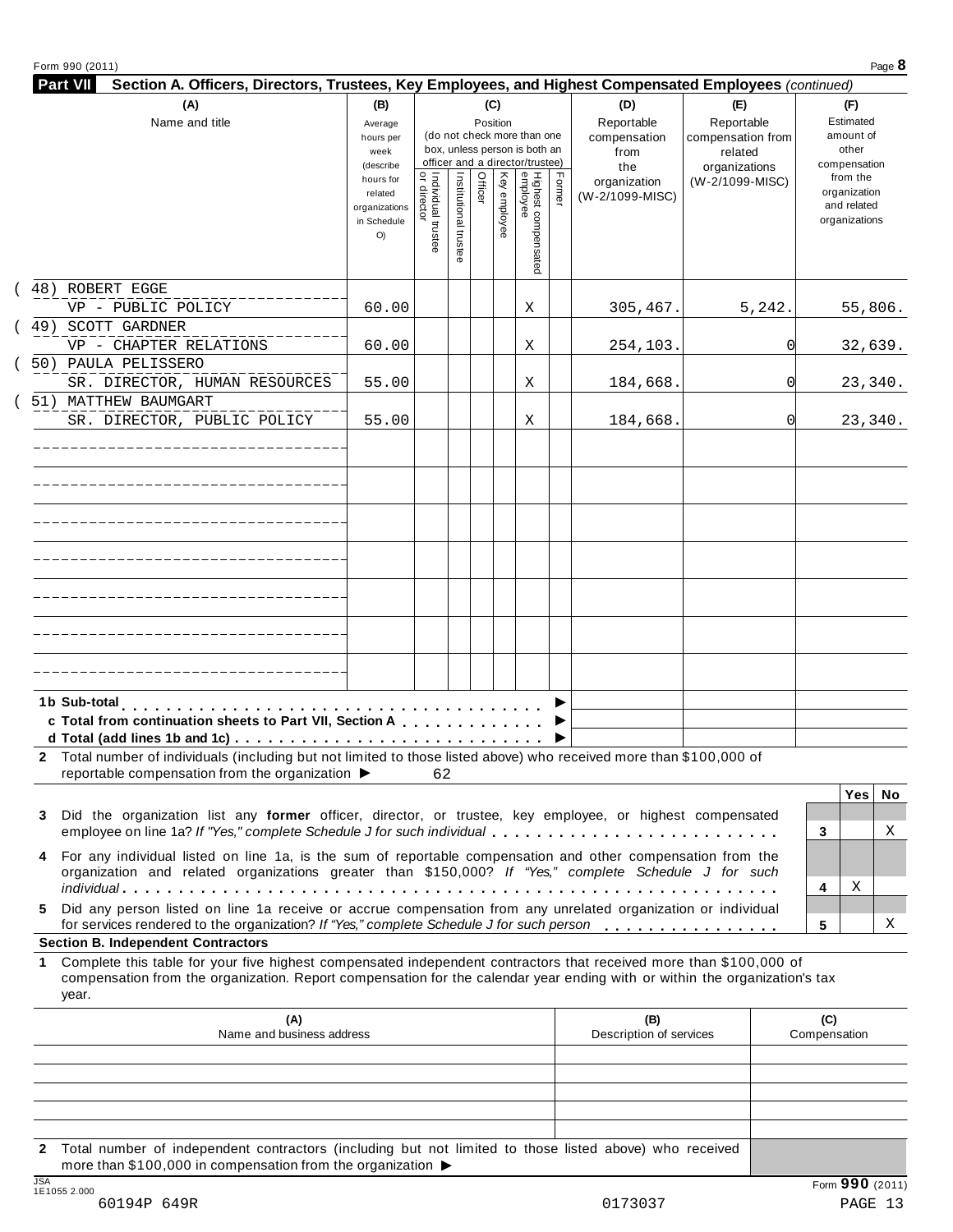Form 990 (2011)

## Part VII Section A. Officers, Directors, Trustees, Key Employees, and Highest Compensated Employees *(continued)*

| (A) Name and title | (B) Average hours per week (describe hours for related organizations in Schedule O) | (C) Position: Individual trustee or director | Institutional trustee | Officer | Key employee | Highest compensated employee | Former | (D) Reportable compensation from the organization (W-2/1099-MISC) | (E) Reportable compensation from related organizations (W-2/1099-MISC) | (F) Estimated amount of other compensation from the organization and related organizations |
|---|---|---|---|---|---|---|---|---|---|---|
| (48) ROBERT EGGE<br>VP - PUBLIC POLICY | 60.00 | | | | | X | | 305,467. | 5,242. | 55,806. |
| (49) SCOTT GARDNER<br>VP - CHAPTER RELATIONS | 60.00 | | | | | X | | 254,103. | 0 | 32,639. |
| (50) PAULA PELISSERO<br>SR. DIRECTOR, HUMAN RESOURCES | 55.00 | | | | | X | | 184,668. | 0 | 23,340. |
| (51) MATTHEW BAUMGART<br>SR. DIRECTOR, PUBLIC POLICY | 55.00 | | | | | X | | 184,668. | 0 | 23,340. |

**1b Sub-total** ▶

**c Total from continuation sheets to Part VII, Section A** ▶

**d Total (add lines 1b and 1c)** ▶

**2** Total number of individuals (including but not limited to those listed above) who received more than $100,000 of reportable compensation from the organization ▶ 62

| | | Yes | No |
|---|---|---|---|
| **3** Did the organization list any **former** officer, director, or trustee, key employee, or highest compensated employee on line 1a? *If "Yes," complete Schedule J for such individual* | 3 | | X |
| **4** For any individual listed on line 1a, is the sum of reportable compensation and other compensation from the organization and related organizations greater than $150,000? *If "Yes," complete Schedule J for such individual* | 4 | X | |
| **5** Did any person listed on line 1a receive or accrue compensation from any unrelated organization or individual for services rendered to the organization? *If "Yes," complete Schedule J for such person* | 5 | | X |

### Section B. Independent Contractors

**1** Complete this table for your five highest compensated independent contractors that received more than $100,000 of compensation from the organization. Report compensation for the calendar year ending with or within the organization's tax year.

| (A) Name and business address | (B) Description of services | (C) Compensation |
|---|---|---|
| | | |
| | | |
| | | |
| | | |
| | | |

**2** Total number of independent contractors (including but not limited to those listed above) who received more than $100,000 in compensation from the organization ▶

JSA 1E1055 2.000

Form **990** (2011)

60194P 649R 0173037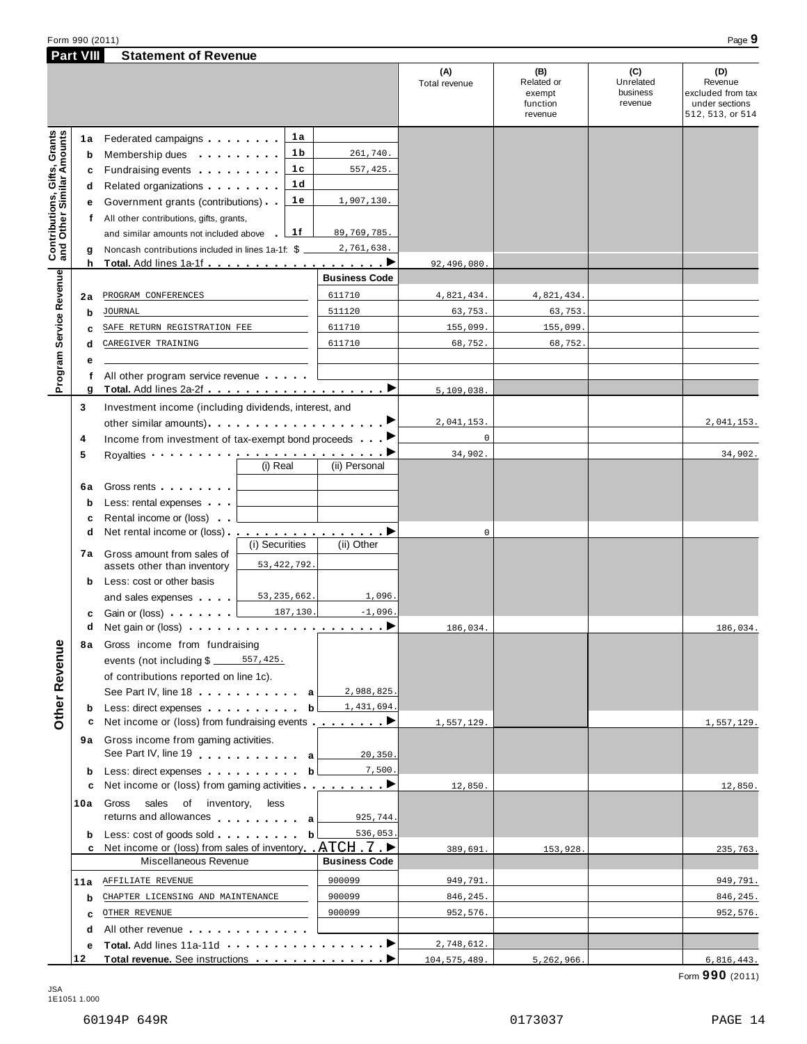Form 990 (2011) Page **9**

## Part VIII Statement of Revenue

| | | | | (A) Total revenue | (B) Related or exempt function revenue | (C) Unrelated business revenue | (D) Revenue excluded from tax under sections 512, 513, or 514 |
|---|---|---|---|---|---|---|---|
| **Contributions, Gifts, Grants and Other Similar Amounts** | 1a Federated campaigns | 1a | | | | | |
| | b Membership dues | 1b | 261,740. | | | | |
| | c Fundraising events | 1c | 557,425. | | | | |
| | d Related organizations | 1d | | | | | |
| | e Government grants (contributions) | 1e | 1,907,130. | | | | |
| | f All other contributions, gifts, grants, and similar amounts not included above | 1f | 89,769,785. | | | | |
| | g Noncash contributions included in lines 1a-1f: $ 2,761,638. | | | | | | |
| | h **Total.** Add lines 1a-1f | | | 92,496,080. | | | |
| **Program Service Revenue** | | | **Business Code** | | | | |
| | 2a PROGRAM CONFERENCES | | 611710 | 4,821,434. | 4,821,434. | | |
| | b JOURNAL | | 511120 | 63,753. | 63,753. | | |
| | c SAFE RETURN REGISTRATION FEE | | 611710 | 155,099. | 155,099. | | |
| | d CAREGIVER TRAINING | | 611710 | 68,752. | 68,752. | | |
| | e | | | | | | |
| | f All other program service revenue | | | | | | |
| | g **Total.** Add lines 2a-2f | | | 5,109,038. | | | |
| **Other Revenue** | 3 Investment income (including dividends, interest, and other similar amounts) | | | 2,041,153. | | | 2,041,153. |
| | 4 Income from investment of tax-exempt bond proceeds | | | 0 | | | |
| | 5 Royalties | | | 34,902. | | | 34,902. |
| | | (i) Real | (ii) Personal | | | | |
| | 6a Gross rents | | | | | | |
| | b Less: rental expenses | | | | | | |
| | c Rental income or (loss) | | | | | | |
| | d Net rental income or (loss) | | | 0 | | | |
| | | (i) Securities | (ii) Other | | | | |
| | 7a Gross amount from sales of assets other than inventory | 53,422,792. | | | | | |
| | b Less: cost or other basis and sales expenses | 53,235,662. | 1,096. | | | | |
| | c Gain or (loss) | 187,130. | -1,096. | | | | |
| | d Net gain or (loss) | | | 186,034. | | | 186,034. |
| | 8a Gross income from fundraising events (not including $ 557,425. of contributions reported on line 1c). See Part IV, line 18 | a | 2,988,825. | | | | |
| | b Less: direct expenses | b | 1,431,694. | | | | |
| | c Net income or (loss) from fundraising events | | | 1,557,129. | | | 1,557,129. |
| | 9a Gross income from gaming activities. See Part IV, line 19 | a | 20,350. | | | | |
| | b Less: direct expenses | b | 7,500. | | | | |
| | c Net income or (loss) from gaming activities | | | 12,850. | | | 12,850. |
| | 10a Gross sales of inventory, less returns and allowances | a | 925,744. | | | | |
| | b Less: cost of goods sold | b | 536,053. | | | | |
| | c Net income or (loss) from sales of inventory ATCH 7 | | | 389,691. | 153,928. | | 235,763. |
| | Miscellaneous Revenue | | **Business Code** | | | | |
| | 11a AFFILIATE REVENUE | | 900099 | 949,791. | | | 949,791. |
| | b CHAPTER LICENSING AND MAINTENANCE | | 900099 | 846,245. | | | 846,245. |
| | c OTHER REVENUE | | 900099 | 952,576. | | | 952,576. |
| | d All other revenue | | | | | | |
| | e **Total.** Add lines 11a-11d | | | 2,748,612. | | | |
| | 12 **Total revenue.** See instructions | | | 104,575,489. | 5,262,966. | | 6,816,443. |

Form **990** (2011)

JSA 1E1051 1.000

60194P 649R 0173037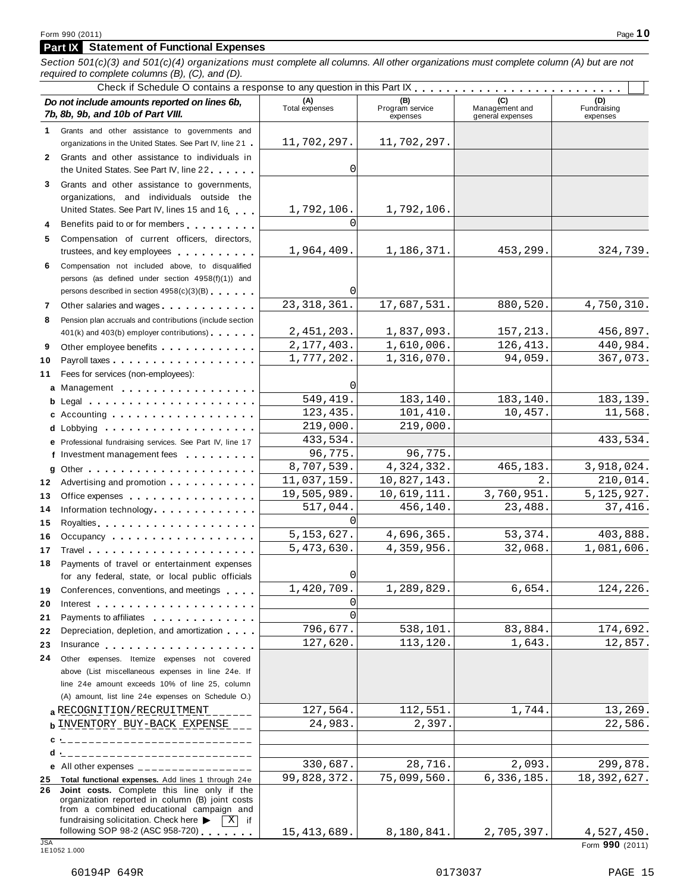Form 990 (2011)

## Part IX Statement of Functional Expenses

*Section 501(c)(3) and 501(c)(4) organizations must complete all columns. All other organizations must complete column (A) but are not required to complete columns (B), (C), and (D).*

Check if Schedule O contains a response to any question in this Part IX . . . . . . . . . . . . . . . . . . . . . . . . . ☐

| *Do not include amounts reported on lines 6b, 7b, 8b, 9b, and 10b of Part VIII.* | (A) Total expenses | (B) Program service expenses | (C) Management and general expenses | (D) Fundraising expenses |
|---|---|---|---|---|
| **1** Grants and other assistance to governments and organizations in the United States. See Part IV, line 21 | 11,702,297. | 11,702,297. | | |
| **2** Grants and other assistance to individuals in the United States. See Part IV, line 22 | 0 | | | |
| **3** Grants and other assistance to governments, organizations, and individuals outside the United States. See Part IV, lines 15 and 16 | 1,792,106. | 1,792,106. | | |
| **4** Benefits paid to or for members | 0 | | | |
| **5** Compensation of current officers, directors, trustees, and key employees | 1,964,409. | 1,186,371. | 453,299. | 324,739. |
| **6** Compensation not included above, to disqualified persons (as defined under section 4958(f)(1)) and persons described in section 4958(c)(3)(B) | 0 | | | |
| **7** Other salaries and wages | 23,318,361. | 17,687,531. | 880,520. | 4,750,310. |
| **8** Pension plan accruals and contributions (include section 401(k) and 403(b) employer contributions) | 2,451,203. | 1,837,093. | 157,213. | 456,897. |
| **9** Other employee benefits | 2,177,403. | 1,610,006. | 126,413. | 440,984. |
| **10** Payroll taxes | 1,777,202. | 1,316,070. | 94,059. | 367,073. |
| **11** Fees for services (non-employees): | | | | |
| **a** Management | 0 | | | |
| **b** Legal | 549,419. | 183,140. | 183,140. | 183,139. |
| **c** Accounting | 123,435. | 101,410. | 10,457. | 11,568. |
| **d** Lobbying | 219,000. | 219,000. | | |
| **e** Professional fundraising services. See Part IV, line 17 | 433,534. | | | 433,534. |
| **f** Investment management fees | 96,775. | 96,775. | | |
| **g** Other | 8,707,539. | 4,324,332. | 465,183. | 3,918,024. |
| **12** Advertising and promotion | 11,037,159. | 10,827,143. | 2. | 210,014. |
| **13** Office expenses | 19,505,989. | 10,619,111. | 3,760,951. | 5,125,927. |
| **14** Information technology | 517,044. | 456,140. | 23,488. | 37,416. |
| **15** Royalties | 0 | | | |
| **16** Occupancy | 5,153,627. | 4,696,365. | 53,374. | 403,888. |
| **17** Travel | 5,473,630. | 4,359,956. | 32,068. | 1,081,606. |
| **18** Payments of travel or entertainment expenses for any federal, state, or local public officials | 0 | | | |
| **19** Conferences, conventions, and meetings | 1,420,709. | 1,289,829. | 6,654. | 124,226. |
| **20** Interest | 0 | | | |
| **21** Payments to affiliates | 0 | | | |
| **22** Depreciation, depletion, and amortization | 796,677. | 538,101. | 83,884. | 174,692. |
| **23** Insurance | 127,620. | 113,120. | 1,643. | 12,857. |
| **24** Other expenses. Itemize expenses not covered above (List miscellaneous expenses in line 24e. If line 24e amount exceeds 10% of line 25, column (A) amount, list line 24e expenses on Schedule O.) | | | | |
| **a** RECOGNITION/RECRUITMENT | 127,564. | 112,551. | 1,744. | 13,269. |
| **b** INVENTORY BUY-BACK EXPENSE | 24,983. | 2,397. | | 22,586. |
| **c** | | | | |
| **d** | | | | |
| **e** All other expenses | 330,687. | 28,716. | 2,093. | 299,878. |
| **25** **Total functional expenses.** Add lines 1 through 24e | 99,828,372. | 75,099,560. | 6,336,185. | 18,392,627. |
| **26** **Joint costs.** Complete this line only if the organization reported in column (B) joint costs from a combined educational campaign and fundraising solicitation. Check here ▶ [X] if following SOP 98-2 (ASC 958-720) | 15,413,689. | 8,180,841. | 2,705,397. | 4,527,450. |

JSA
1E1052 1.000

Form **990** (2011)

60194P 649R 0173037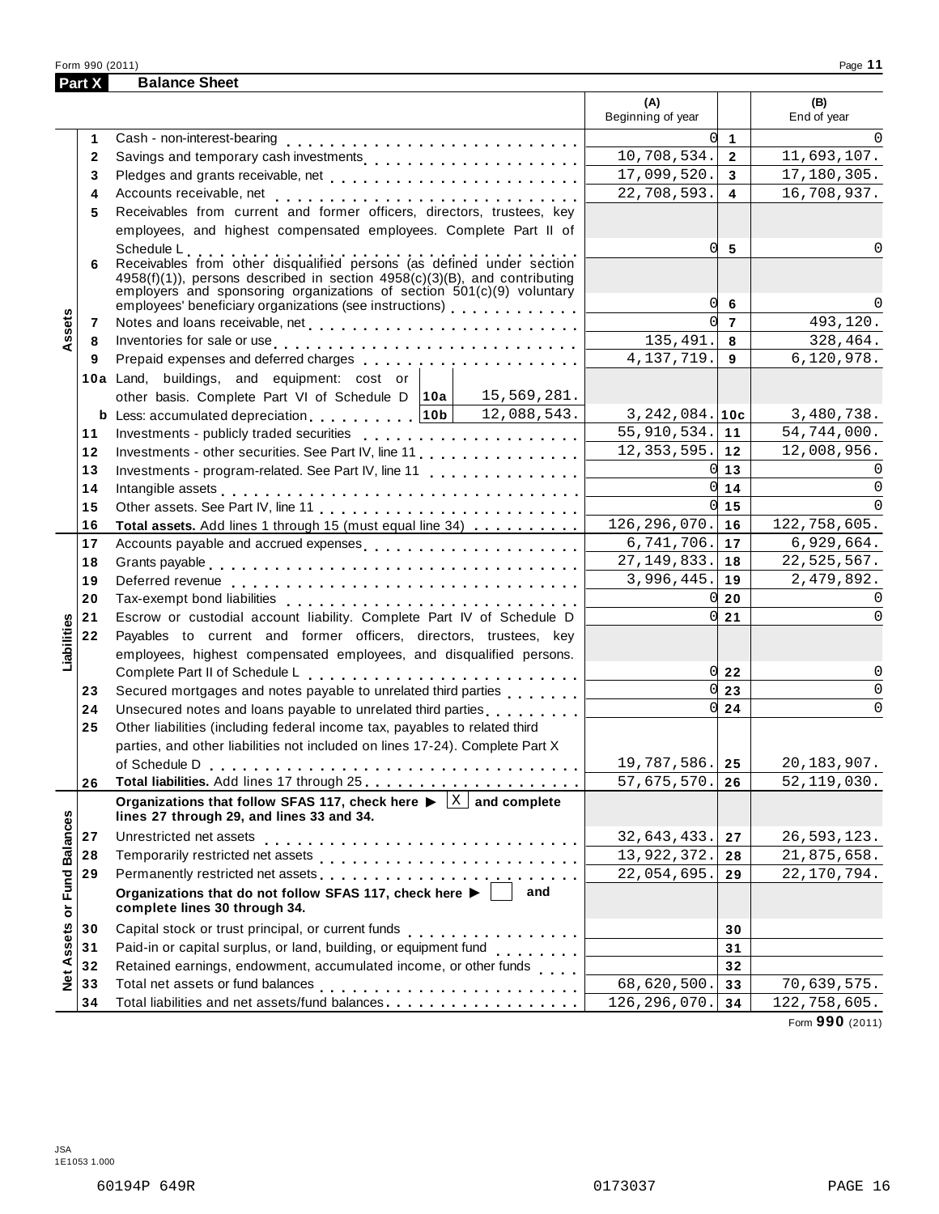## Part X Balance Sheet

| | | | (A) Beginning of year | | (B) End of year |
|---|---|---|---|---|---|
| Assets | 1 | Cash - non-interest-bearing | 0 | 1 | 0 |
| | 2 | Savings and temporary cash investments | 10,708,534. | 2 | 11,693,107. |
| | 3 | Pledges and grants receivable, net | 17,099,520. | 3 | 17,180,305. |
| | 4 | Accounts receivable, net | 22,708,593. | 4 | 16,708,937. |
| | 5 | Receivables from current and former officers, directors, trustees, key employees, and highest compensated employees. Complete Part II of Schedule L | 0 | 5 | 0 |
| | 6 | Receivables from other disqualified persons (as defined under section 4958(f)(1)), persons described in section 4958(c)(3)(B), and contributing employers and sponsoring organizations of section 501(c)(9) voluntary employees' beneficiary organizations (see instructions) | 0 | 6 | 0 |
| | 7 | Notes and loans receivable, net | 0 | 7 | 493,120. |
| | 8 | Inventories for sale or use | 135,491. | 8 | 328,464. |
| | 9 | Prepaid expenses and deferred charges | 4,137,719. | 9 | 6,120,978. |
| | 10a | Land, buildings, and equipment: cost or other basis. Complete Part VI of Schedule D — 10a: 15,569,281. | | | |
| | b | Less: accumulated depreciation — 10b: 12,088,543. | 3,242,084. | 10c | 3,480,738. |
| | 11 | Investments - publicly traded securities | 55,910,534. | 11 | 54,744,000. |
| | 12 | Investments - other securities. See Part IV, line 11 | 12,353,595. | 12 | 12,008,956. |
| | 13 | Investments - program-related. See Part IV, line 11 | 0 | 13 | 0 |
| | 14 | Intangible assets | 0 | 14 | 0 |
| | 15 | Other assets. See Part IV, line 11 | 0 | 15 | 0 |
| | 16 | **Total assets.** Add lines 1 through 15 (must equal line 34) | 126,296,070. | 16 | 122,758,605. |
| Liabilities | 17 | Accounts payable and accrued expenses | 6,741,706. | 17 | 6,929,664. |
| | 18 | Grants payable | 27,149,833. | 18 | 22,525,567. |
| | 19 | Deferred revenue | 3,996,445. | 19 | 2,479,892. |
| | 20 | Tax-exempt bond liabilities | 0 | 20 | 0 |
| | 21 | Escrow or custodial account liability. Complete Part IV of Schedule D | 0 | 21 | 0 |
| | 22 | Payables to current and former officers, directors, trustees, key employees, highest compensated employees, and disqualified persons. Complete Part II of Schedule L | 0 | 22 | 0 |
| | 23 | Secured mortgages and notes payable to unrelated third parties | 0 | 23 | 0 |
| | 24 | Unsecured notes and loans payable to unrelated third parties | 0 | 24 | 0 |
| | 25 | Other liabilities (including federal income tax, payables to related third parties, and other liabilities not included on lines 17-24). Complete Part X of Schedule D | 19,787,586. | 25 | 20,183,907. |
| | 26 | **Total liabilities.** Add lines 17 through 25 | 57,675,570. | 26 | 52,119,030. |
| Net Assets or Fund Balances | | **Organizations that follow SFAS 117, check here ▶ [X] and complete lines 27 through 29, and lines 33 and 34.** | | | |
| | 27 | Unrestricted net assets | 32,643,433. | 27 | 26,593,123. |
| | 28 | Temporarily restricted net assets | 13,922,372. | 28 | 21,875,658. |
| | 29 | Permanently restricted net assets | 22,054,695. | 29 | 22,170,794. |
| | | **Organizations that do not follow SFAS 117, check here ▶ [ ] and complete lines 30 through 34.** | | | |
| | 30 | Capital stock or trust principal, or current funds | | 30 | |
| | 31 | Paid-in or capital surplus, or land, building, or equipment fund | | 31 | |
| | 32 | Retained earnings, endowment, accumulated income, or other funds | | 32 | |
| | 33 | Total net assets or fund balances | 68,620,500. | 33 | 70,639,575. |
| | 34 | Total liabilities and net assets/fund balances | 126,296,070. | 34 | 122,758,605. |

Form **990** (2011)

JSA
1E1053 1.000

60194P 649R 0173037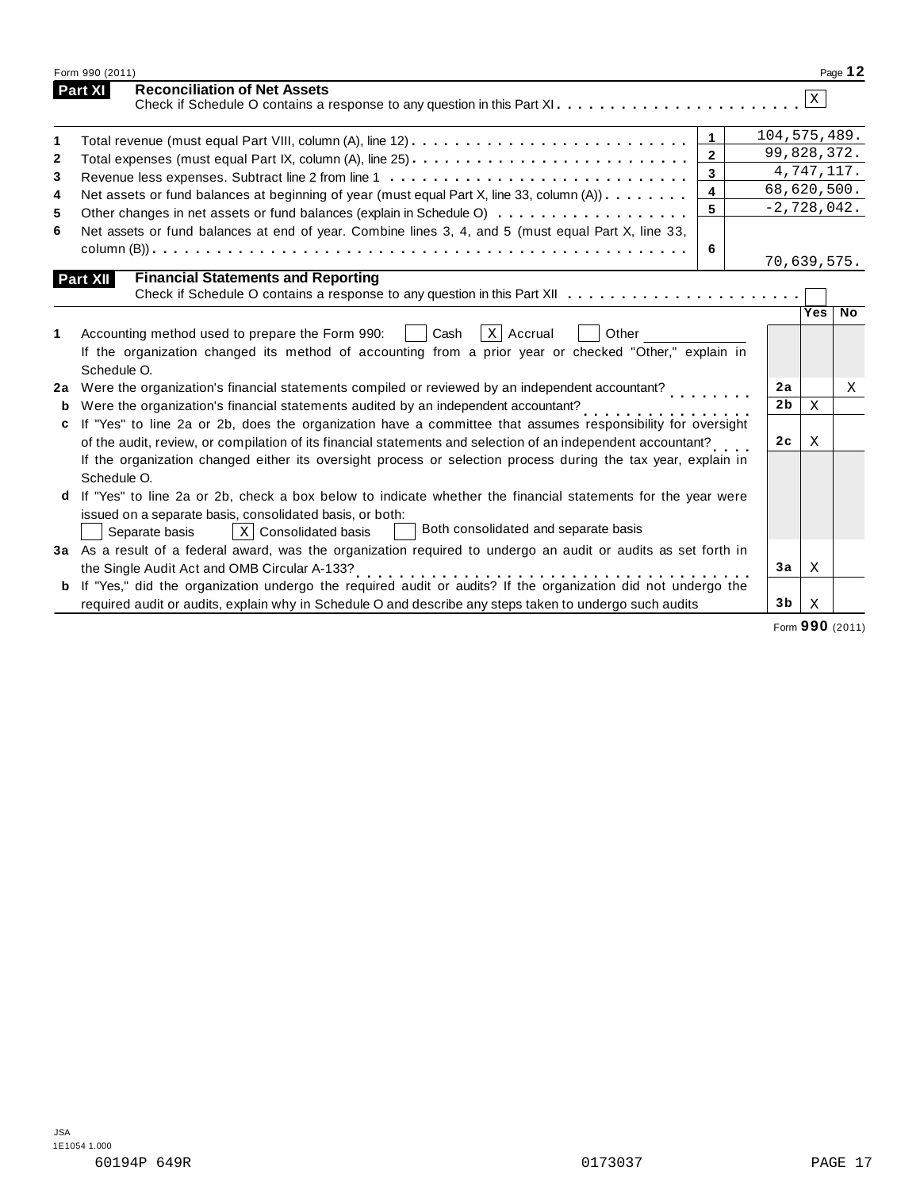Form 990 (2011) Page **12**

## Part XI Reconciliation of Net Assets

Check if Schedule O contains a response to any question in this Part XI . . . . . . . . . . . . . . . . . . . . . . . [X]

| | | | |
|---|---|---|---|
| 1 | Total revenue (must equal Part VIII, column (A), line 12) | 1 | 104,575,489. |
| 2 | Total expenses (must equal Part IX, column (A), line 25) | 2 | 99,828,372. |
| 3 | Revenue less expenses. Subtract line 2 from line 1 | 3 | 4,747,117. |
| 4 | Net assets or fund balances at beginning of year (must equal Part X, line 33, column (A)) | 4 | 68,620,500. |
| 5 | Other changes in net assets or fund balances (explain in Schedule O) | 5 | -2,728,042. |
| 6 | Net assets or fund balances at end of year. Combine lines 3, 4, and 5 (must equal Part X, line 33, column (B)) | 6 | 70,639,575. |

## Part XII Financial Statements and Reporting

Check if Schedule O contains a response to any question in this Part XII . . . . . . . . . . . . . . . . . . . . . . [ ]

| | | | Yes | No |
|---|---|---|---|---|
| 1 | Accounting method used to prepare the Form 990: [ ] Cash [X] Accrual [ ] Other ______ <br> If the organization changed its method of accounting from a prior year or checked "Other," explain in Schedule O. | | | |
| 2a | Were the organization's financial statements compiled or reviewed by an independent accountant? | 2a | | X |
| b | Were the organization's financial statements audited by an independent accountant? | 2b | X | |
| c | If "Yes" to line 2a or 2b, does the organization have a committee that assumes responsibility for oversight of the audit, review, or compilation of its financial statements and selection of an independent accountant? | 2c | X | |
| | If the organization changed either its oversight process or selection process during the tax year, explain in Schedule O. | | | |
| d | If "Yes" to line 2a or 2b, check a box below to indicate whether the financial statements for the year were issued on a separate basis, consolidated basis, or both: <br> [ ] Separate basis [X] Consolidated basis [ ] Both consolidated and separate basis | | | |
| 3a | As a result of a federal award, was the organization required to undergo an audit or audits as set forth in the Single Audit Act and OMB Circular A-133? | 3a | X | |
| b | If "Yes," did the organization undergo the required audit or audits? If the organization did not undergo the required audit or audits, explain why in Schedule O and describe any steps taken to undergo such audits | 3b | X | |

Form **990** (2011)

JSA
1E1054 1.000
60194P 649R 0173037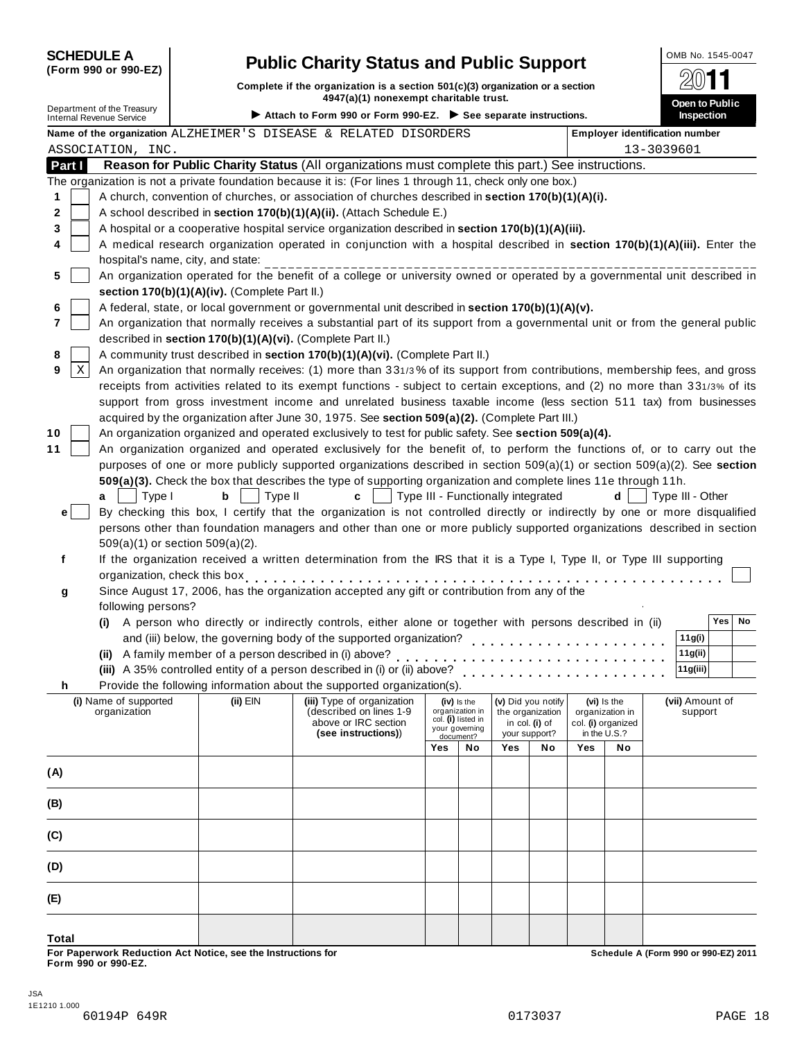**SCHEDULE A (Form 990 or 990-EZ)**

Department of the Treasury
Internal Revenue Service

# Public Charity Status and Public Support

**Complete if the organization is a section 501(c)(3) organization or a section 4947(a)(1) nonexempt charitable trust.**

► Attach to Form 990 or Form 990-EZ. ► See separate instructions.

OMB No. 1545-0047

2011

**Open to Public Inspection**

Name of the organization ALZHEIMER'S DISEASE & RELATED DISORDERS ASSOCIATION, INC.

Employer identification number 13-3039601

**Part I Reason for Public Charity Status** (All organizations must complete this part.) See instructions.

The organization is not a private foundation because it is: (For lines 1 through 11, check only one box.)

1 [ ] A church, convention of churches, or association of churches described in **section 170(b)(1)(A)(i).**

2 [ ] A school described in **section 170(b)(1)(A)(ii).** (Attach Schedule E.)

3 [ ] A hospital or a cooperative hospital service organization described in **section 170(b)(1)(A)(iii).**

4 [ ] A medical research organization operated in conjunction with a hospital described in **section 170(b)(1)(A)(iii).** Enter the hospital's name, city, and state: ____________

5 [ ] An organization operated for the benefit of a college or university owned or operated by a governmental unit described in **section 170(b)(1)(A)(iv).** (Complete Part II.)

6 [ ] A federal, state, or local government or governmental unit described in **section 170(b)(1)(A)(v).**

7 [ ] An organization that normally receives a substantial part of its support from a governmental unit or from the general public described in **section 170(b)(1)(A)(vi).** (Complete Part II.)

8 [ ] A community trust described in **section 170(b)(1)(A)(vi).** (Complete Part II.)

9 [X] An organization that normally receives: (1) more than 33 1/3 % of its support from contributions, membership fees, and gross receipts from activities related to its exempt functions - subject to certain exceptions, and (2) no more than 33 1/3% of its support from gross investment income and unrelated business taxable income (less section 511 tax) from businesses acquired by the organization after June 30, 1975. See **section 509(a)(2).** (Complete Part III.)

10 [ ] An organization organized and operated exclusively to test for public safety. See **section 509(a)(4).**

11 [ ] An organization organized and operated exclusively for the benefit of, to perform the functions of, or to carry out the purposes of one or more publicly supported organizations described in section 509(a)(1) or section 509(a)(2). See **section 509(a)(3).** Check the box that describes the type of supporting organization and complete lines 11e through 11h.

a [ ] Type I b [ ] Type II c [ ] Type III - Functionally integrated d [ ] Type III - Other

e [ ] By checking this box, I certify that the organization is not controlled directly or indirectly by one or more disqualified persons other than foundation managers and other than one or more publicly supported organizations described in section 509(a)(1) or section 509(a)(2).

f If the organization received a written determination from the IRS that it is a Type I, Type II, or Type III supporting organization, check this box [ ]

g Since August 17, 2006, has the organization accepted any gift or contribution from any of the following persons?

| | | Yes | No |
|---|---|---|---|
| (i) A person who directly or indirectly controls, either alone or together with persons described in (ii) and (iii) below, the governing body of the supported organization? | 11g(i) | | |
| (ii) A family member of a person described in (i) above? | 11g(ii) | | |
| (iii) A 35% controlled entity of a person described in (i) or (ii) above? | 11g(iii) | | |

h Provide the following information about the supported organization(s).

| (i) Name of supported organization | (ii) EIN | (iii) Type of organization (described on lines 1-9 above or IRC section (see instructions)) | (iv) Is the organization in col. (i) listed in your governing document? Yes | No | (v) Did you notify the organization in col. (i) of your support? Yes | No | (vi) Is the organization in col. (i) organized in the U.S.? Yes | No | (vii) Amount of support |
|---|---|---|---|---|---|---|---|---|---|
| (A) | | | | | | | | | |
| (B) | | | | | | | | | |
| (C) | | | | | | | | | |
| (D) | | | | | | | | | |
| (E) | | | | | | | | | |
| Total | | | | | | | | | |

**For Paperwork Reduction Act Notice, see the Instructions for Form 990 or 990-EZ.**

**Schedule A (Form 990 or 990-EZ) 2011**

JSA
1E1210 1.000
60194P 649R 0173037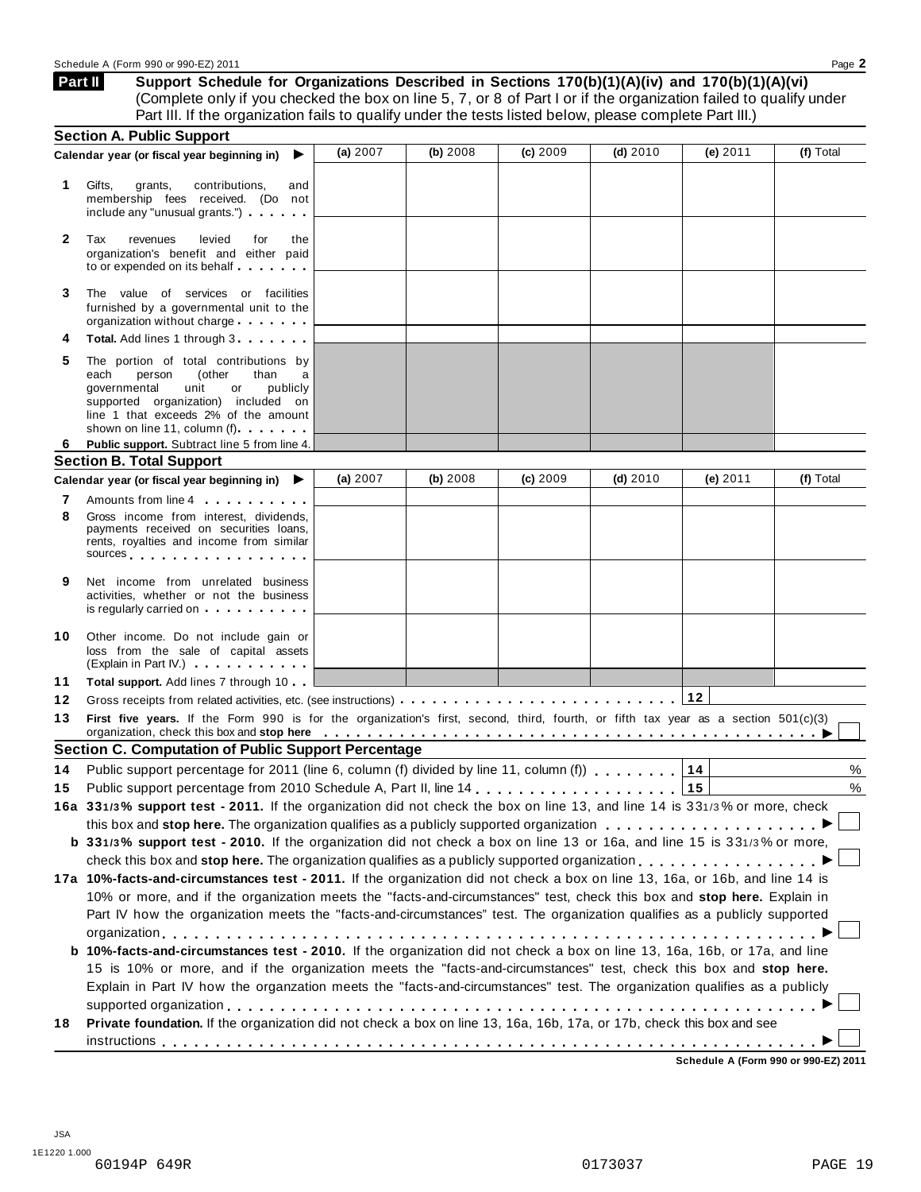## Part II Support Schedule for Organizations Described in Sections 170(b)(1)(A)(iv) and 170(b)(1)(A)(vi)

(Complete only if you checked the box on line 5, 7, or 8 of Part I or if the organization failed to qualify under Part III. If the organization fails to qualify under the tests listed below, please complete Part III.)

### Section A. Public Support

| Calendar year (or fiscal year beginning in) ▶ | (a) 2007 | (b) 2008 | (c) 2009 | (d) 2010 | (e) 2011 | (f) Total |
|---|---|---|---|---|---|---|
| **1** Gifts, grants, contributions, and membership fees received. (Do not include any "unusual grants.") | | | | | | |
| **2** Tax revenues levied for the organization's benefit and either paid to or expended on its behalf | | | | | | |
| **3** The value of services or facilities furnished by a governmental unit to the organization without charge | | | | | | |
| **4 Total.** Add lines 1 through 3 | | | | | | |
| **5** The portion of total contributions by each person (other than a governmental unit or publicly supported organization) included on line 1 that exceeds 2% of the amount shown on line 11, column (f) | | | | | | |
| **6 Public support.** Subtract line 5 from line 4. | | | | | | |

### Section B. Total Support

| Calendar year (or fiscal year beginning in) ▶ | (a) 2007 | (b) 2008 | (c) 2009 | (d) 2010 | (e) 2011 | (f) Total |
|---|---|---|---|---|---|---|
| **7** Amounts from line 4 | | | | | | |
| **8** Gross income from interest, dividends, payments received on securities loans, rents, royalties and income from similar sources | | | | | | |
| **9** Net income from unrelated business activities, whether or not the business is regularly carried on | | | | | | |
| **10** Other income. Do not include gain or loss from the sale of capital assets (Explain in Part IV.) | | | | | | |
| **11 Total support.** Add lines 7 through 10 | | | | | | |

**12** Gross receipts from related activities, etc. (see instructions) . . . **12**

**13 First five years.** If the Form 990 is for the organization's first, second, third, fourth, or fifth tax year as a section 501(c)(3) organization, check this box and **stop here** ▶ ☐

### Section C. Computation of Public Support Percentage

**14** Public support percentage for 2011 (line 6, column (f) divided by line 11, column (f)) . . . **14** %

**15** Public support percentage from 2010 Schedule A, Part II, line 14 . . . **15** %

**16a 33 1/3% support test - 2011.** If the organization did not check the box on line 13, and line 14 is 33 1/3% or more, check this box and **stop here.** The organization qualifies as a publicly supported organization ▶ ☐

**b 33 1/3% support test - 2010.** If the organization did not check a box on line 13 or 16a, and line 15 is 33 1/3% or more, check this box and **stop here.** The organization qualifies as a publicly supported organization ▶ ☐

**17a 10%-facts-and-circumstances test - 2011.** If the organization did not check a box on line 13, 16a, or 16b, and line 14 is 10% or more, and if the organization meets the "facts-and-circumstances" test, check this box and **stop here.** Explain in Part IV how the organization meets the "facts-and-circumstances" test. The organization qualifies as a publicly supported organization ▶ ☐

**b 10%-facts-and-circumstances test - 2010.** If the organization did not check a box on line 13, 16a, 16b, or 17a, and line 15 is 10% or more, and if the organization meets the "facts-and-circumstances" test, check this box and **stop here.** Explain in Part IV how the organzation meets the "facts-and-circumstances" test. The organization qualifies as a publicly supported organization ▶ ☐

**18 Private foundation.** If the organization did not check a box on line 13, 16a, 16b, 17a, or 17b, check this box and see instructions ▶ ☐

**Schedule A (Form 990 or 990-EZ) 2011**

JSA
1E1220 1.000
60194P 649R 0173037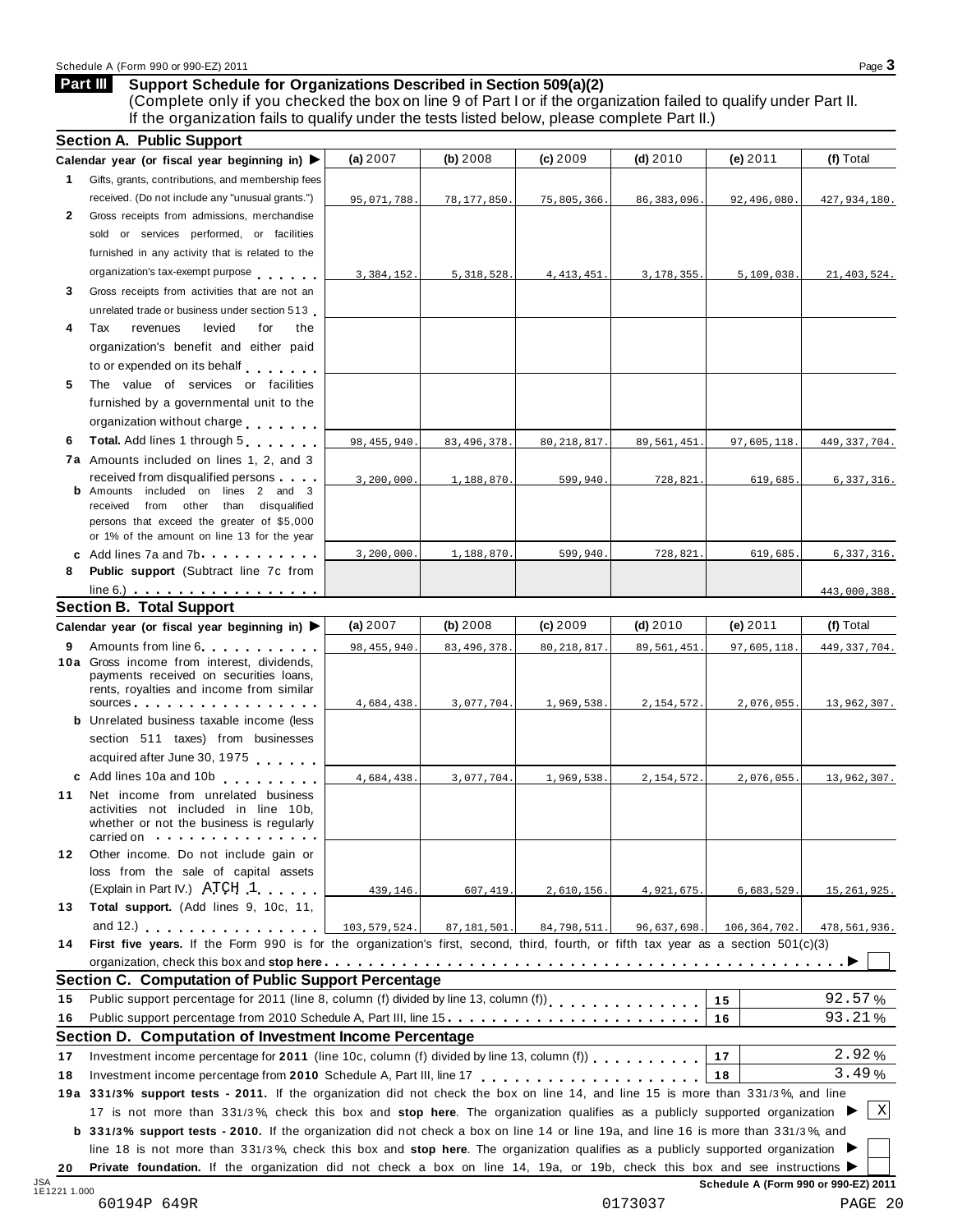Schedule A (Form 990 or 990-EZ) 2011

**Part III** **Support Schedule for Organizations Described in Section 509(a)(2)**
(Complete only if you checked the box on line 9 of Part I or if the organization failed to qualify under Part II. If the organization fails to qualify under the tests listed below, please complete Part II.)

## Section A. Public Support

| Calendar year (or fiscal year beginning in) ▶ | (a) 2007 | (b) 2008 | (c) 2009 | (d) 2010 | (e) 2011 | (f) Total |
|---|---|---|---|---|---|---|
| **1** Gifts, grants, contributions, and membership fees received. (Do not include any "unusual grants.") | 95,071,788. | 78,177,850. | 75,805,366. | 86,383,096. | 92,496,080. | 427,934,180. |
| **2** Gross receipts from admissions, merchandise sold or services performed, or facilities furnished in any activity that is related to the organization's tax-exempt purpose | 3,384,152. | 5,318,528. | 4,413,451. | 3,178,355. | 5,109,038. | 21,403,524. |
| **3** Gross receipts from activities that are not an unrelated trade or business under section 513 | | | | | | |
| **4** Tax revenues levied for the organization's benefit and either paid to or expended on its behalf | | | | | | |
| **5** The value of services or facilities furnished by a governmental unit to the organization without charge | | | | | | |
| **6** **Total.** Add lines 1 through 5 | 98,455,940. | 83,496,378. | 80,218,817. | 89,561,451. | 97,605,118. | 449,337,704. |
| **7a** Amounts included on lines 1, 2, and 3 received from disqualified persons | 3,200,000. | 1,188,870. | 599,940. | 728,821. | 619,685. | 6,337,316. |
| **b** Amounts included on lines 2 and 3 received from other than disqualified persons that exceed the greater of $5,000 or 1% of the amount on line 13 for the year | | | | | | |
| **c** Add lines 7a and 7b | 3,200,000. | 1,188,870. | 599,940. | 728,821. | 619,685. | 6,337,316. |
| **8** **Public support** (Subtract line 7c from line 6.) | | | | | | 443,000,388. |

## Section B. Total Support

| Calendar year (or fiscal year beginning in) ▶ | (a) 2007 | (b) 2008 | (c) 2009 | (d) 2010 | (e) 2011 | (f) Total |
|---|---|---|---|---|---|---|
| **9** Amounts from line 6 | 98,455,940. | 83,496,378. | 80,218,817. | 89,561,451. | 97,605,118. | 449,337,704. |
| **10a** Gross income from interest, dividends, payments received on securities loans, rents, royalties and income from similar sources | 4,684,438. | 3,077,704. | 1,969,538. | 2,154,572. | 2,076,055. | 13,962,307. |
| **b** Unrelated business taxable income (less section 511 taxes) from businesses acquired after June 30, 1975 | | | | | | |
| **c** Add lines 10a and 10b | 4,684,438. | 3,077,704. | 1,969,538. | 2,154,572. | 2,076,055. | 13,962,307. |
| **11** Net income from unrelated business activities not included in line 10b, whether or not the business is regularly carried on | | | | | | |
| **12** Other income. Do not include gain or loss from the sale of capital assets (Explain in Part IV.) ATCH 1 | 439,146. | 607,419. | 2,610,156. | 4,921,675. | 6,683,529. | 15,261,925. |
| **13** **Total support.** (Add lines 9, 10c, 11, and 12.) | 103,579,524. | 87,181,501. | 84,798,511. | 96,637,698. | 106,364,702. | 478,561,936. |

**14** **First five years.** If the Form 990 is for the organization's first, second, third, fourth, or fifth tax year as a section 501(c)(3) organization, check this box and **stop here** ▶ ☐

## Section C. Computation of Public Support Percentage

| | | | |
|---|---|---|---|
| **15** | Public support percentage for 2011 (line 8, column (f) divided by line 13, column (f)) | 15 | 92.57 % |
| **16** | Public support percentage from 2010 Schedule A, Part III, line 15 | 16 | 93.21 % |

## Section D. Computation of Investment Income Percentage

| | | | |
|---|---|---|---|
| **17** | Investment income percentage for **2011** (line 10c, column (f) divided by line 13, column (f)) | 17 | 2.92 % |
| **18** | Investment income percentage from **2010** Schedule A, Part III, line 17 | 18 | 3.49 % |

**19a** **33 1/3% support tests - 2011.** If the organization did not check the box on line 14, and line 15 is more than 33 1/3%, and line 17 is not more than 33 1/3%, check this box and **stop here**. The organization qualifies as a publicly supported organization ▶ ☒

**b** **33 1/3% support tests - 2010.** If the organization did not check a box on line 14 or line 19a, and line 16 is more than 33 1/3%, and line 18 is not more than 33 1/3%, check this box and **stop here**. The organization qualifies as a publicly supported organization ▶ ☐

**20** **Private foundation.** If the organization did not check a box on line 14, 19a, or 19b, check this box and see instructions ▶ ☐

JSA 1E1221 1.000 — **Schedule A (Form 990 or 990-EZ) 2011**

60194P 649R — 0173037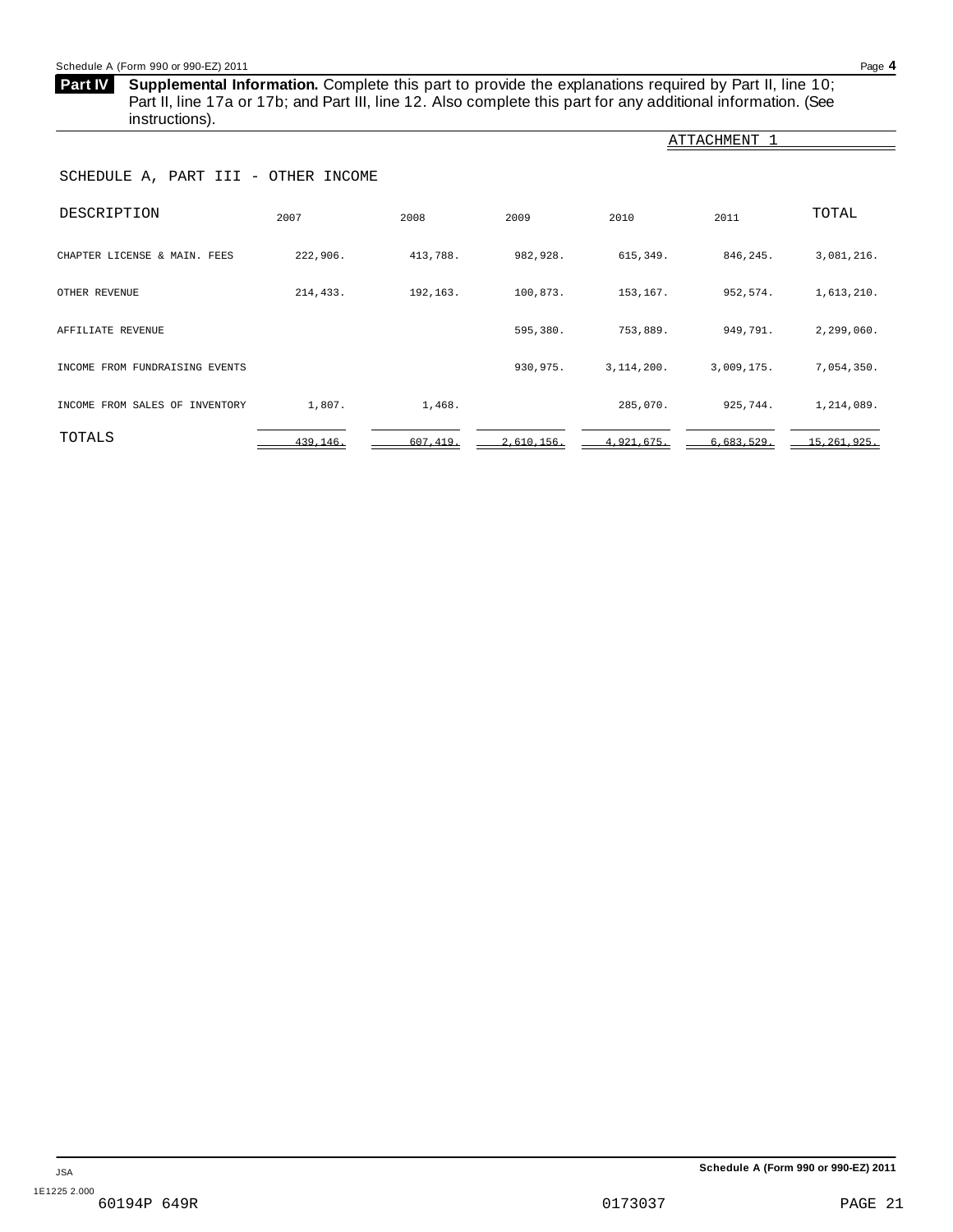**Part IV Supplemental Information.** Complete this part to provide the explanations required by Part II, line 10; Part II, line 17a or 17b; and Part III, line 12. Also complete this part for any additional information. (See instructions).

ATTACHMENT 1

SCHEDULE A, PART III - OTHER INCOME

| DESCRIPTION | 2007 | 2008 | 2009 | 2010 | 2011 | TOTAL |
|---|---|---|---|---|---|---|
| CHAPTER LICENSE & MAIN. FEES | 222,906. | 413,788. | 982,928. | 615,349. | 846,245. | 3,081,216. |
| OTHER REVENUE | 214,433. | 192,163. | 100,873. | 153,167. | 952,574. | 1,613,210. |
| AFFILIATE REVENUE | | | 595,380. | 753,889. | 949,791. | 2,299,060. |
| INCOME FROM FUNDRAISING EVENTS | | | 930,975. | 3,114,200. | 3,009,175. | 7,054,350. |
| INCOME FROM SALES OF INVENTORY | 1,807. | 1,468. | | 285,070. | 925,744. | 1,214,089. |
| TOTALS | 439,146. | 607,419. | 2,610,156. | 4,921,675. | 6,683,529. | 15,261,925. |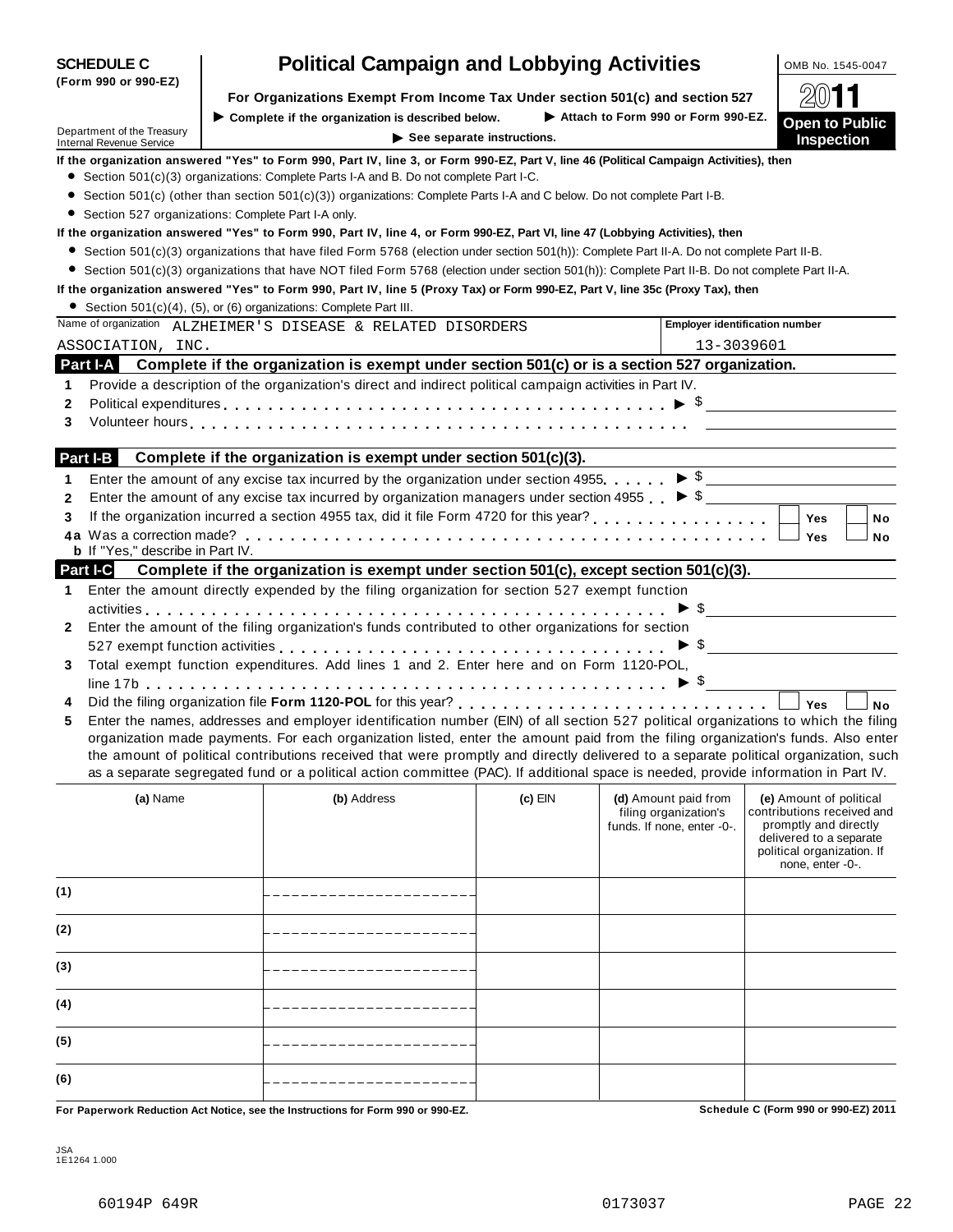**SCHEDULE C (Form 990 or 990-EZ)**

# Political Campaign and Lobbying Activities

OMB No. 1545-0047

**2011**

**Open to Public Inspection**

**For Organizations Exempt From Income Tax Under section 501(c) and section 527**

▶ Complete if the organization is described below. ▶ Attach to Form 990 or Form 990-EZ.

▶ See separate instructions.

Department of the Treasury
Internal Revenue Service

**If the organization answered "Yes" to Form 990, Part IV, line 3, or Form 990-EZ, Part V, line 46 (Political Campaign Activities), then**

- Section 501(c)(3) organizations: Complete Parts I-A and B. Do not complete Part I-C.
- Section 501(c) (other than section 501(c)(3)) organizations: Complete Parts I-A and C below. Do not complete Part I-B.
- Section 527 organizations: Complete Part I-A only.

**If the organization answered "Yes" to Form 990, Part IV, line 4, or Form 990-EZ, Part VI, line 47 (Lobbying Activities), then**

- Section 501(c)(3) organizations that have filed Form 5768 (election under section 501(h)): Complete Part II-A. Do not complete Part II-B.
- Section 501(c)(3) organizations that have NOT filed Form 5768 (election under section 501(h)): Complete Part II-B. Do not complete Part II-A.

**If the organization answered "Yes" to Form 990, Part IV, line 5 (Proxy Tax) or Form 990-EZ, Part V, line 35c (Proxy Tax), then**

- Section 501(c)(4), (5), or (6) organizations: Complete Part III.

Name of organization: ALZHEIMER'S DISEASE & RELATED DISORDERS ASSOCIATION, INC.

**Employer identification number:** 13-3039601

## Part I-A Complete if the organization is exempt under section 501(c) or is a section 527 organization.

1 Provide a description of the organization's direct and indirect political campaign activities in Part IV.

2 Political expenditures ▶ $

3 Volunteer hours

## Part I-B Complete if the organization is exempt under section 501(c)(3).

1 Enter the amount of any excise tax incurred by the organization under section 4955 ▶ $

2 Enter the amount of any excise tax incurred by organization managers under section 4955 ▶ $

3 If the organization incurred a section 4955 tax, did it file Form 4720 for this year? ☐ Yes ☐ No

4a Was a correction made? ☐ Yes ☐ No

b If "Yes," describe in Part IV.

## Part I-C Complete if the organization is exempt under section 501(c), except section 501(c)(3).

1 Enter the amount directly expended by the filing organization for section 527 exempt function activities ▶ $

2 Enter the amount of the filing organization's funds contributed to other organizations for section 527 exempt function activities ▶ $

3 Total exempt function expenditures. Add lines 1 and 2. Enter here and on Form 1120-POL, line 17b ▶ $

4 Did the filing organization file **Form 1120-POL** for this year? ☐ Yes ☐ No

5 Enter the names, addresses and employer identification number (EIN) of all section 527 political organizations to which the filing organization made payments. For each organization listed, enter the amount paid from the filing organization's funds. Also enter the amount of political contributions received that were promptly and directly delivered to a separate political organization, such as a separate segregated fund or a political action committee (PAC). If additional space is needed, provide information in Part IV.

| | (a) Name | (b) Address | (c) EIN | (d) Amount paid from filing organization's funds. If none, enter -0-. | (e) Amount of political contributions received and promptly and directly delivered to a separate political organization. If none, enter -0-. |
|---|---|---|---|---|---|
| (1) | | | | | |
| (2) | | | | | |
| (3) | | | | | |
| (4) | | | | | |
| (5) | | | | | |
| (6) | | | | | |

**For Paperwork Reduction Act Notice, see the Instructions for Form 990 or 990-EZ.** Schedule C (Form 990 or 990-EZ) 2011

JSA
1E1264 1.000

60194P 649R 0173037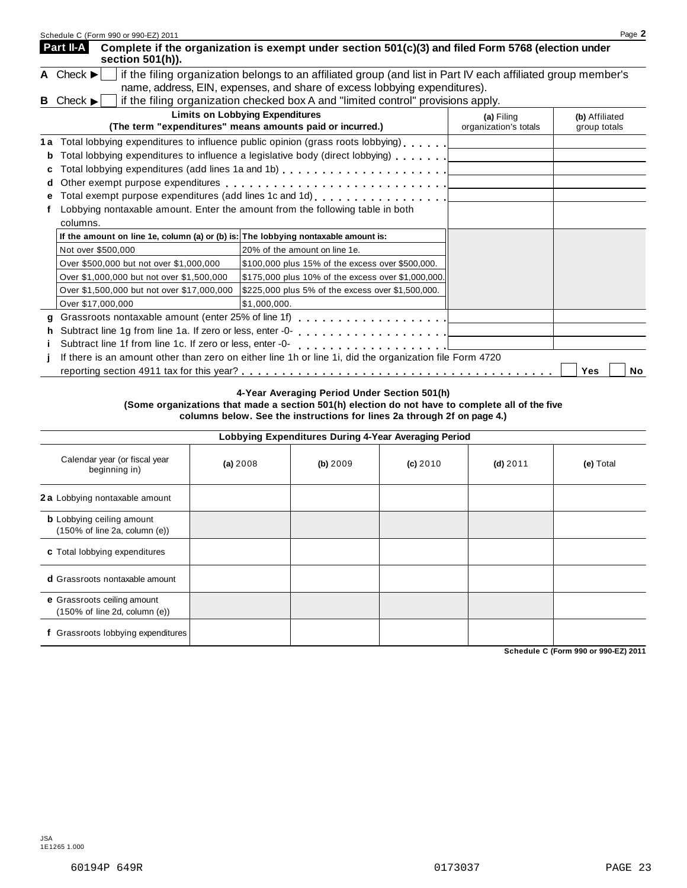## Part II-A Complete if the organization is exempt under section 501(c)(3) and filed Form 5768 (election under section 501(h)).

**A** Check ▶ ☐ if the filing organization belongs to an affiliated group (and list in Part IV each affiliated group member's name, address, EIN, expenses, and share of excess lobbying expenditures).

**B** Check ▶ ☐ if the filing organization checked box A and "limited control" provisions apply.

| Limits on Lobbying Expenditures (The term "expenditures" means amounts paid or incurred.) | (a) Filing organization's totals | (b) Affiliated group totals |
|---|---|---|
| **1a** Total lobbying expenditures to influence public opinion (grass roots lobbying) | | |
| **b** Total lobbying expenditures to influence a legislative body (direct lobbying) | | |
| **c** Total lobbying expenditures (add lines 1a and 1b) | | |
| **d** Other exempt purpose expenditures | | |
| **e** Total exempt purpose expenditures (add lines 1c and 1d) | | |
| **f** Lobbying nontaxable amount. Enter the amount from the following table in both columns. | | |

| If the amount on line 1e, column (a) or (b) is: | The lobbying nontaxable amount is: |
|---|---|
| Not over $500,000 | 20% of the amount on line 1e. |
| Over $500,000 but not over $1,000,000 | $100,000 plus 15% of the excess over $500,000. |
| Over $1,000,000 but not over $1,500,000 | $175,000 plus 10% of the excess over $1,000,000. |
| Over $1,500,000 but not over $17,000,000 | $225,000 plus 5% of the excess over $1,500,000. |
| Over $17,000,000 | $1,000,000. |

| | (a) Filing organization's totals | (b) Affiliated group totals |
|---|---|---|
| **g** Grassroots nontaxable amount (enter 25% of line 1f) | | |
| **h** Subtract line 1g from line 1a. If zero or less, enter -0- | | |
| **i** Subtract line 1f from line 1c. If zero or less, enter -0- | | |

**j** If there is an amount other than zero on either line 1h or line 1i, did the organization file Form 4720 reporting section 4911 tax for this year? ☐ Yes ☐ No

### 4-Year Averaging Period Under Section 501(h)

**(Some organizations that made a section 501(h) election do not have to complete all of the five columns below. See the instructions for lines 2a through 2f on page 4.)**

| Lobbying Expenditures During 4-Year Averaging Period | | | | | |
|---|---|---|---|---|---|
| Calendar year (or fiscal year beginning in) | (a) 2008 | (b) 2009 | (c) 2010 | (d) 2011 | (e) Total |
| **2a** Lobbying nontaxable amount | | | | | |
| **b** Lobbying ceiling amount (150% of line 2a, column (e)) | | | | | |
| **c** Total lobbying expenditures | | | | | |
| **d** Grassroots nontaxable amount | | | | | |
| **e** Grassroots ceiling amount (150% of line 2d, column (e)) | | | | | |
| **f** Grassroots lobbying expenditures | | | | | |

Schedule C (Form 990 or 990-EZ) 2011

JSA
1E1265 1.000

60194P 649R 0173037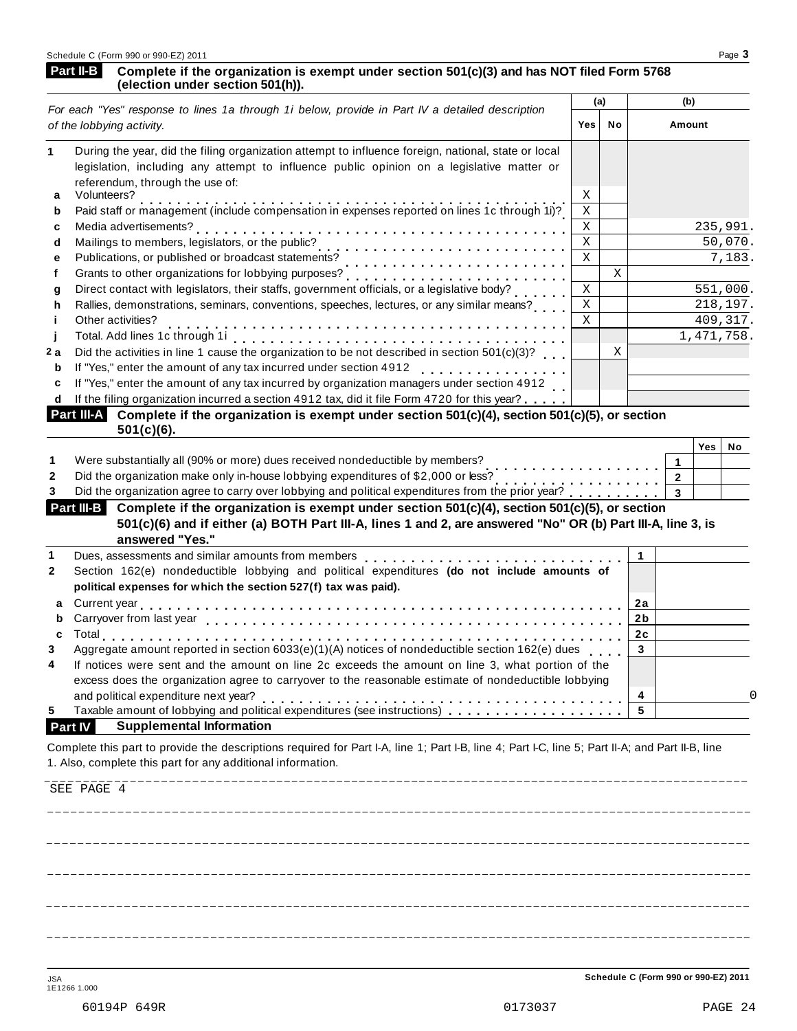## Part II-B Complete if the organization is exempt under section 501(c)(3) and has NOT filed Form 5768 (election under section 501(h)).

| *For each "Yes" response to lines 1a through 1i below, provide in Part IV a detailed description of the lobbying activity.* | (a) Yes | (a) No | (b) Amount |
|---|---|---|---|
| **1** During the year, did the filing organization attempt to influence foreign, national, state or local legislation, including any attempt to influence public opinion on a legislative matter or referendum, through the use of: | | | |
| **a** Volunteers? | X | | |
| **b** Paid staff or management (include compensation in expenses reported on lines 1c through 1i)? | X | | |
| **c** Media advertisements? | X | | 235,991. |
| **d** Mailings to members, legislators, or the public? | X | | 50,070. |
| **e** Publications, or published or broadcast statements? | X | | 7,183. |
| **f** Grants to other organizations for lobbying purposes? | | X | |
| **g** Direct contact with legislators, their staffs, government officials, or a legislative body? | X | | 551,000. |
| **h** Rallies, demonstrations, seminars, conventions, speeches, lectures, or any similar means? | X | | 218,197. |
| **i** Other activities? | X | | 409,317. |
| **j** Total. Add lines 1c through 1i | | | 1,471,758. |
| **2 a** Did the activities in line 1 cause the organization to be not described in section 501(c)(3)? | | X | |
| **b** If "Yes," enter the amount of any tax incurred under section 4912 | | | |
| **c** If "Yes," enter the amount of any tax incurred by organization managers under section 4912 | | | |
| **d** If the filing organization incurred a section 4912 tax, did it file Form 4720 for this year? | | | |

## Part III-A Complete if the organization is exempt under section 501(c)(4), section 501(c)(5), or section 501(c)(6).

| | | Yes | No |
|---|---|---|---|
| **1** Were substantially all (90% or more) dues received nondeductible by members? | 1 | | |
| **2** Did the organization make only in-house lobbying expenditures of $2,000 or less? | 2 | | |
| **3** Did the organization agree to carry over lobbying and political expenditures from the prior year? | 3 | | |

## Part III-B Complete if the organization is exempt under section 501(c)(4), section 501(c)(5), or section 501(c)(6) and if either (a) BOTH Part III-A, lines 1 and 2, are answered "No" OR (b) Part III-A, line 3, is answered "Yes."

| | | |
|---|---|---|
| **1** Dues, assessments and similar amounts from members | 1 | |
| **2** Section 162(e) nondeductible lobbying and political expenditures **(do not include amounts of political expenses for which the section 527(f) tax was paid).** | | |
| **a** Current year | 2a | |
| **b** Carryover from last year | 2b | |
| **c** Total | 2c | |
| **3** Aggregate amount reported in section 6033(e)(1)(A) notices of nondeductible section 162(e) dues | 3 | |
| **4** If notices were sent and the amount on line 2c exceeds the amount on line 3, what portion of the excess does the organization agree to carryover to the reasonable estimate of nondeductible lobbying and political expenditure next year? | 4 | 0 |
| **5** Taxable amount of lobbying and political expenditures (see instructions) | 5 | |

## Part IV Supplemental Information

Complete this part to provide the descriptions required for Part I-A, line 1; Part I-B, line 4; Part I-C, line 5; Part II-A; and Part II-B, line 1. Also, complete this part for any additional information.

SEE PAGE 4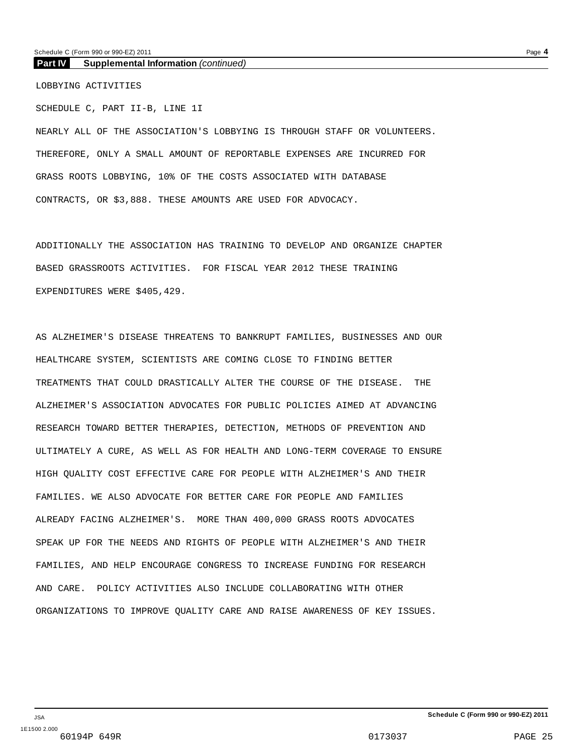**Part IV** **Supplemental Information** *(continued)*

LOBBYING ACTIVITIES

SCHEDULE C, PART II-B, LINE 1I

NEARLY ALL OF THE ASSOCIATION'S LOBBYING IS THROUGH STAFF OR VOLUNTEERS. THEREFORE, ONLY A SMALL AMOUNT OF REPORTABLE EXPENSES ARE INCURRED FOR GRASS ROOTS LOBBYING, 10% OF THE COSTS ASSOCIATED WITH DATABASE CONTRACTS, OR $3,888. THESE AMOUNTS ARE USED FOR ADVOCACY.

ADDITIONALLY THE ASSOCIATION HAS TRAINING TO DEVELOP AND ORGANIZE CHAPTER BASED GRASSROOTS ACTIVITIES. FOR FISCAL YEAR 2012 THESE TRAINING EXPENDITURES WERE $405,429.

AS ALZHEIMER'S DISEASE THREATENS TO BANKRUPT FAMILIES, BUSINESSES AND OUR HEALTHCARE SYSTEM, SCIENTISTS ARE COMING CLOSE TO FINDING BETTER TREATMENTS THAT COULD DRASTICALLY ALTER THE COURSE OF THE DISEASE. THE ALZHEIMER'S ASSOCIATION ADVOCATES FOR PUBLIC POLICIES AIMED AT ADVANCING RESEARCH TOWARD BETTER THERAPIES, DETECTION, METHODS OF PREVENTION AND ULTIMATELY A CURE, AS WELL AS FOR HEALTH AND LONG-TERM COVERAGE TO ENSURE HIGH QUALITY COST EFFECTIVE CARE FOR PEOPLE WITH ALZHEIMER'S AND THEIR FAMILIES. WE ALSO ADVOCATE FOR BETTER CARE FOR PEOPLE AND FAMILIES ALREADY FACING ALZHEIMER'S. MORE THAN 400,000 GRASS ROOTS ADVOCATES SPEAK UP FOR THE NEEDS AND RIGHTS OF PEOPLE WITH ALZHEIMER'S AND THEIR FAMILIES, AND HELP ENCOURAGE CONGRESS TO INCREASE FUNDING FOR RESEARCH AND CARE. POLICY ACTIVITIES ALSO INCLUDE COLLABORATING WITH OTHER ORGANIZATIONS TO IMPROVE QUALITY CARE AND RAISE AWARENESS OF KEY ISSUES.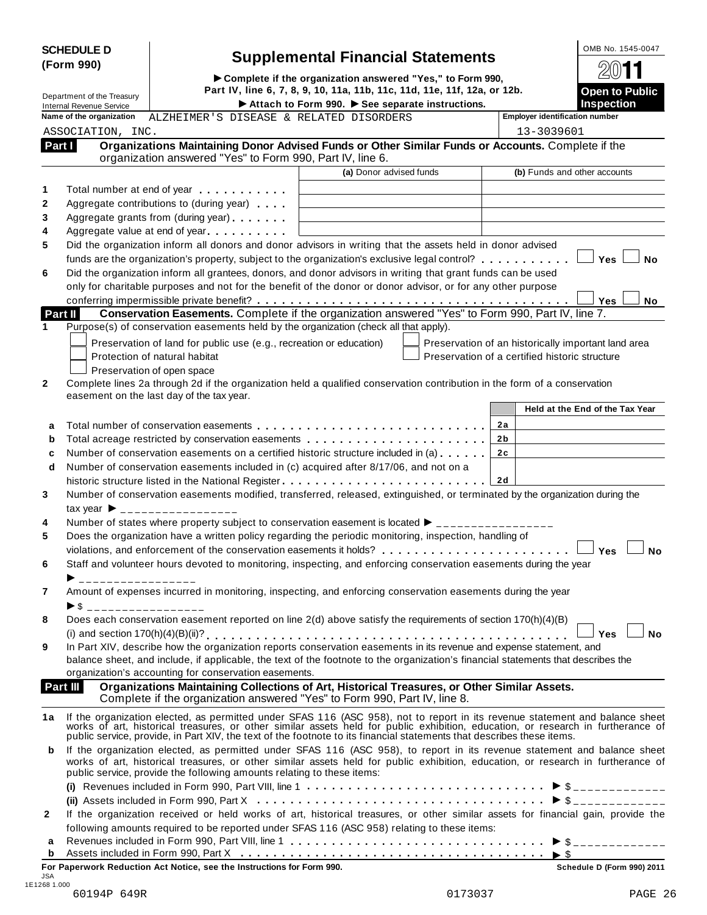**SCHEDULE D (Form 990)**

Department of the Treasury
Internal Revenue Service

# Supplemental Financial Statements

▶ Complete if the organization answered "Yes," to Form 990, Part IV, line 6, 7, 8, 9, 10, 11a, 11b, 11c, 11d, 11e, 11f, 12a, or 12b.

▶ Attach to Form 990. ▶ See separate instructions.

OMB No. 1545-0047

**2011**

**Open to Public Inspection**

**Name of the organization** ALZHEIMER'S DISEASE & RELATED DISORDERS ASSOCIATION, INC.

**Employer identification number** 13-3039601

## Part I Organizations Maintaining Donor Advised Funds or Other Similar Funds or Accounts. Complete if the organization answered "Yes" to Form 990, Part IV, line 6.

| | | (a) Donor advised funds | (b) Funds and other accounts |
|---|---|---|---|
| 1 | Total number at end of year | | |
| 2 | Aggregate contributions to (during year) | | |
| 3 | Aggregate grants from (during year) | | |
| 4 | Aggregate value at end of year | | |

5 Did the organization inform all donors and donor advisors in writing that the assets held in donor advised funds are the organization's property, subject to the organization's exclusive legal control? ☐ Yes ☐ No

6 Did the organization inform all grantees, donors, and donor advisors in writing that grant funds can be used only for charitable purposes and not for the benefit of the donor or donor advisor, or for any other purpose conferring impermissible private benefit? ☐ Yes ☐ No

## Part II Conservation Easements. Complete if the organization answered "Yes" to Form 990, Part IV, line 7.

1 Purpose(s) of conservation easements held by the organization (check all that apply).

- ☐ Preservation of land for public use (e.g., recreation or education)
- ☐ Protection of natural habitat
- ☐ Preservation of open space
- ☐ Preservation of an historically important land area
- ☐ Preservation of a certified historic structure

2 Complete lines 2a through 2d if the organization held a qualified conservation contribution in the form of a conservation easement on the last day of the tax year.

| | | | Held at the End of the Tax Year |
|---|---|---|---|
| a | Total number of conservation easements | 2a | |
| b | Total acreage restricted by conservation easements | 2b | |
| c | Number of conservation easements on a certified historic structure included in (a) | 2c | |
| d | Number of conservation easements included in (c) acquired after 8/17/06, and not on a historic structure listed in the National Register | 2d | |

3 Number of conservation easements modified, transferred, released, extinguished, or terminated by the organization during the tax year ▶ ________________

4 Number of states where property subject to conservation easement is located ▶ ________________

5 Does the organization have a written policy regarding the periodic monitoring, inspection, handling of violations, and enforcement of the conservation easements it holds? ☐ Yes ☐ No

6 Staff and volunteer hours devoted to monitoring, inspecting, and enforcing conservation easements during the year ▶ ________________

7 Amount of expenses incurred in monitoring, inspecting, and enforcing conservation easements during the year ▶ $ ________________

8 Does each conservation easement reported on line 2(d) above satisfy the requirements of section 170(h)(4)(B)(i) and section 170(h)(4)(B)(ii)? ☐ Yes ☐ No

9 In Part XIV, describe how the organization reports conservation easements in its revenue and expense statement, and balance sheet, and include, if applicable, the text of the footnote to the organization's financial statements that describes the organization's accounting for conservation easements.

## Part III Organizations Maintaining Collections of Art, Historical Treasures, or Other Similar Assets. Complete if the organization answered "Yes" to Form 990, Part IV, line 8.

1a If the organization elected, as permitted under SFAS 116 (ASC 958), not to report in its revenue statement and balance sheet works of art, historical treasures, or other similar assets held for public exhibition, education, or research in furtherance of public service, provide, in Part XIV, the text of the footnote to its financial statements that describes these items.

b If the organization elected, as permitted under SFAS 116 (ASC 958), to report in its revenue statement and balance sheet works of art, historical treasures, or other similar assets held for public exhibition, education, or research in furtherance of public service, provide the following amounts relating to these items:

(i) Revenues included in Form 990, Part VIII, line 1 ▶ $ ____________

(ii) Assets included in Form 990, Part X ▶ $ ____________

2 If the organization received or held works of art, historical treasures, or other similar assets for financial gain, provide the following amounts required to be reported under SFAS 116 (ASC 958) relating to these items:

a Revenues included in Form 990, Part VIII, line 1 ▶ $ ____________

b Assets included in Form 990, Part X ▶ $

**For Paperwork Reduction Act Notice, see the Instructions for Form 990.** **Schedule D (Form 990) 2011**

JSA
1E1268 1.000
60194P 649R 0173037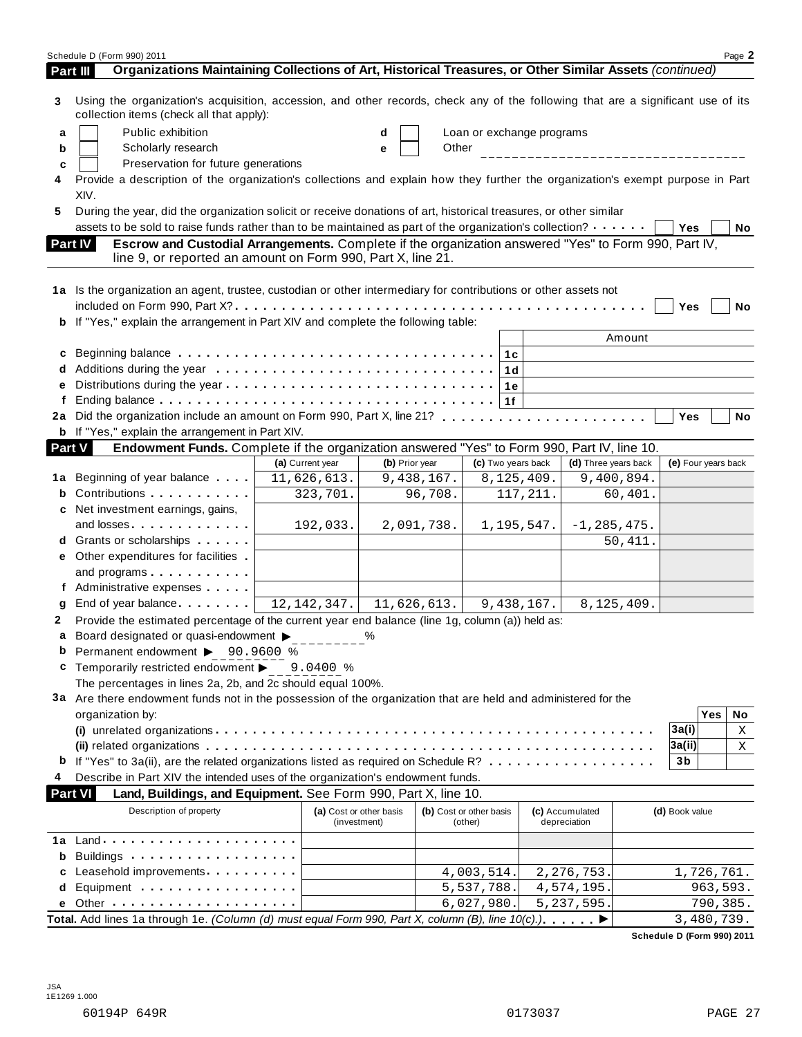Schedule D (Form 990) 2011 Page **2**

## Part III Organizations Maintaining Collections of Art, Historical Treasures, or Other Similar Assets *(continued)*

**3** Using the organization's acquisition, accession, and other records, check any of the following that are a significant use of its collection items (check all that apply):

- **a** ☐ Public exhibition
- **b** ☐ Scholarly research
- **c** ☐ Preservation for future generations
- **d** ☐ Loan or exchange programs
- **e** ☐ Other ______________________________

**4** Provide a description of the organization's collections and explain how they further the organization's exempt purpose in Part XIV.

**5** During the year, did the organization solicit or receive donations of art, historical treasures, or other similar assets to be sold to raise funds rather than to be maintained as part of the organization's collection? ☐ Yes ☐ No

## Part IV Escrow and Custodial Arrangements.

Complete if the organization answered "Yes" to Form 990, Part IV, line 9, or reported an amount on Form 990, Part X, line 21.

**1a** Is the organization an agent, trustee, custodian or other intermediary for contributions or other assets not included on Form 990, Part X? ☐ Yes ☐ No

**b** If "Yes," explain the arrangement in Part XIV and complete the following table:

| | | | Amount |
|---|---|---|---|
| **c** | Beginning balance | 1c | |
| **d** | Additions during the year | 1d | |
| **e** | Distributions during the year | 1e | |
| **f** | Ending balance | 1f | |

**2a** Did the organization include an amount on Form 990, Part X, line 21? ☐ Yes ☐ No

**b** If "Yes," explain the arrangement in Part XIV.

## Part V Endowment Funds.

Complete if the organization answered "Yes" to Form 990, Part IV, line 10.

| | | (a) Current year | (b) Prior year | (c) Two years back | (d) Three years back | (e) Four years back |
|---|---|---|---|---|---|---|
| **1a** | Beginning of year balance | 11,626,613. | 9,438,167. | 8,125,409. | 9,400,894. | |
| **b** | Contributions | 323,701. | 96,708. | 117,211. | 60,401. | |
| **c** | Net investment earnings, gains, and losses | 192,033. | 2,091,738. | 1,195,547. | -1,285,475. | |
| **d** | Grants or scholarships | | | | 50,411. | |
| **e** | Other expenditures for facilities and programs | | | | | |
| **f** | Administrative expenses | | | | | |
| **g** | End of year balance | 12,142,347. | 11,626,613. | 9,438,167. | 8,125,409. | |

**2** Provide the estimated percentage of the current year end balance (line 1g, column (a)) held as:

- **a** Board designated or quasi-endowment ▶ ________ %
- **b** Permanent endowment ▶ 90.9600 %
- **c** Temporarily restricted endowment ▶ 9.0400 %

The percentages in lines 2a, 2b, and 2c should equal 100%.

**3a** Are there endowment funds not in the possession of the organization that are held and administered for the organization by:

| | | | Yes | No |
|---|---|---|---|---|
| | **(i)** unrelated organizations | 3a(i) | | X |
| | **(ii)** related organizations | 3a(ii) | | X |
| **b** | If "Yes" to 3a(ii), are the related organizations listed as required on Schedule R? | 3b | | |

**4** Describe in Part XIV the intended uses of the organization's endowment funds.

## Part VI Land, Buildings, and Equipment.

See Form 990, Part X, line 10.

| | Description of property | (a) Cost or other basis (investment) | (b) Cost or other basis (other) | (c) Accumulated depreciation | (d) Book value |
|---|---|---|---|---|---|
| **1a** | Land | | | | |
| **b** | Buildings | | | | |
| **c** | Leasehold improvements | | 4,003,514. | 2,276,753. | 1,726,761. |
| **d** | Equipment | | 5,537,788. | 4,574,195. | 963,593. |
| **e** | Other | | 6,027,980. | 5,237,595. | 790,385. |

**Total.** Add lines 1a through 1e. *(Column (d) must equal Form 990, Part X, column (B), line 10(c).)* ▶ 3,480,739.

**Schedule D (Form 990) 2011**

JSA
1E1269 1.000

60194P 649R 0173037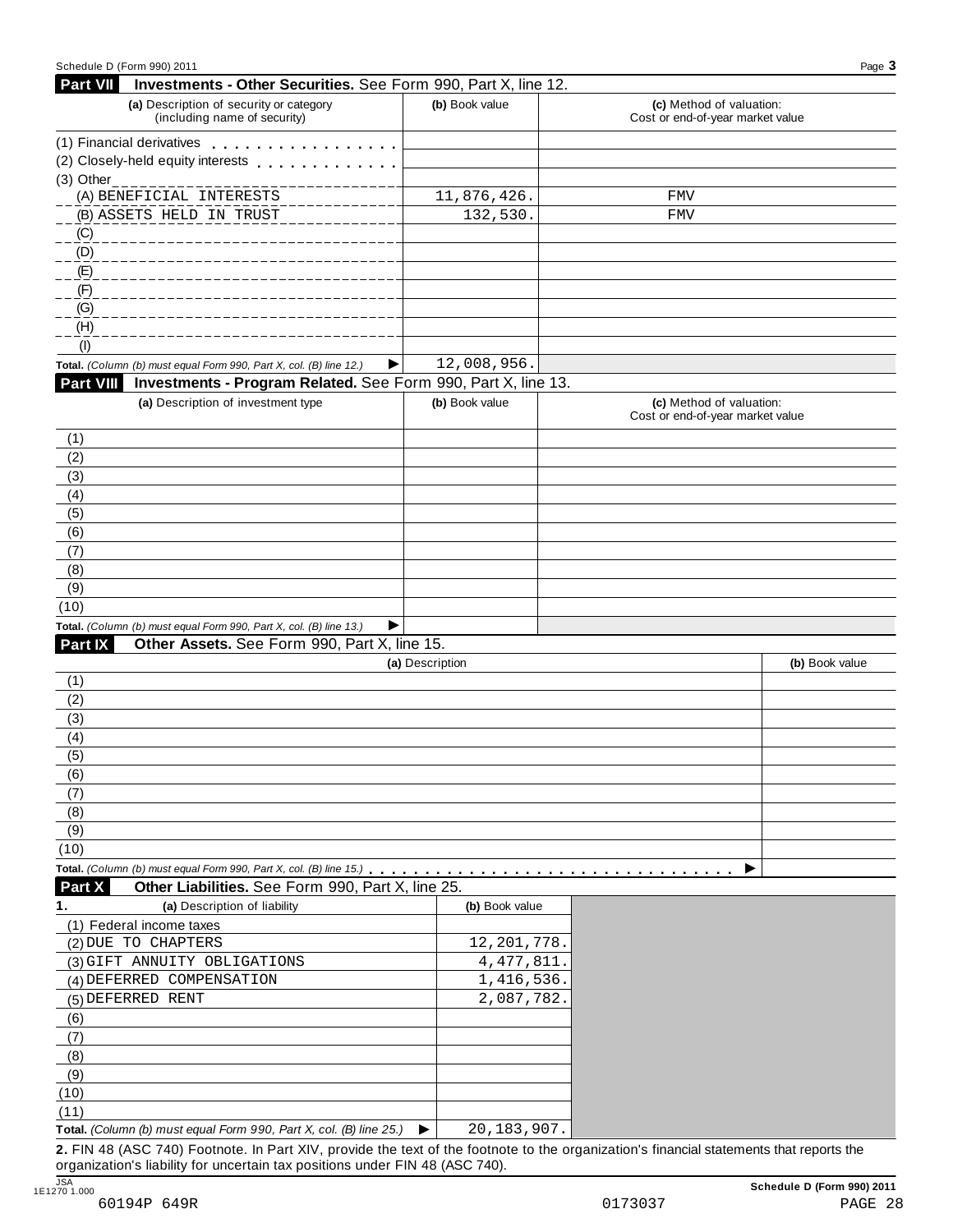## Part VII Investments - Other Securities. See Form 990, Part X, line 12.

| (a) Description of security or category (including name of security) | (b) Book value | (c) Method of valuation: Cost or end-of-year market value |
|---|---|---|
| (1) Financial derivatives | | |
| (2) Closely-held equity interests | | |
| (3) Other | | |
| (A) BENEFICIAL INTERESTS | 11,876,426. | FMV |
| (B) ASSETS HELD IN TRUST | 132,530. | FMV |
| (C) | | |
| (D) | | |
| (E) | | |
| (F) | | |
| (G) | | |
| (H) | | |
| (I) | | |
| **Total.** *(Column (b) must equal Form 990, Part X, col. (B) line 12.)* ▶ | 12,008,956. | |

## Part VIII Investments - Program Related. See Form 990, Part X, line 13.

| (a) Description of investment type | (b) Book value | (c) Method of valuation: Cost or end-of-year market value |
|---|---|---|
| (1) | | |
| (2) | | |
| (3) | | |
| (4) | | |
| (5) | | |
| (6) | | |
| (7) | | |
| (8) | | |
| (9) | | |
| (10) | | |
| **Total.** *(Column (b) must equal Form 990, Part X, col. (B) line 13.)* ▶ | | |

## Part IX Other Assets. See Form 990, Part X, line 15.

| (a) Description | (b) Book value |
|---|---|
| (1) | |
| (2) | |
| (3) | |
| (4) | |
| (5) | |
| (6) | |
| (7) | |
| (8) | |
| (9) | |
| (10) | |
| **Total.** *(Column (b) must equal Form 990, Part X, col. (B) line 15.)* ▶ | |

## Part X Other Liabilities. See Form 990, Part X, line 25.

| 1. (a) Description of liability | (b) Book value |
|---|---|
| (1) Federal income taxes | |
| (2) DUE TO CHAPTERS | 12,201,778. |
| (3) GIFT ANNUITY OBLIGATIONS | 4,477,811. |
| (4) DEFERRED COMPENSATION | 1,416,536. |
| (5) DEFERRED RENT | 2,087,782. |
| (6) | |
| (7) | |
| (8) | |
| (9) | |
| (10) | |
| (11) | |
| **Total.** *(Column (b) must equal Form 990, Part X, col. (B) line 25.)* ▶ | 20,183,907. |

**2.** FIN 48 (ASC 740) Footnote. In Part XIV, provide the text of the footnote to the organization's financial statements that reports the organization's liability for uncertain tax positions under FIN 48 (ASC 740).

**Schedule D (Form 990) 2011**

60194P 649R 0173037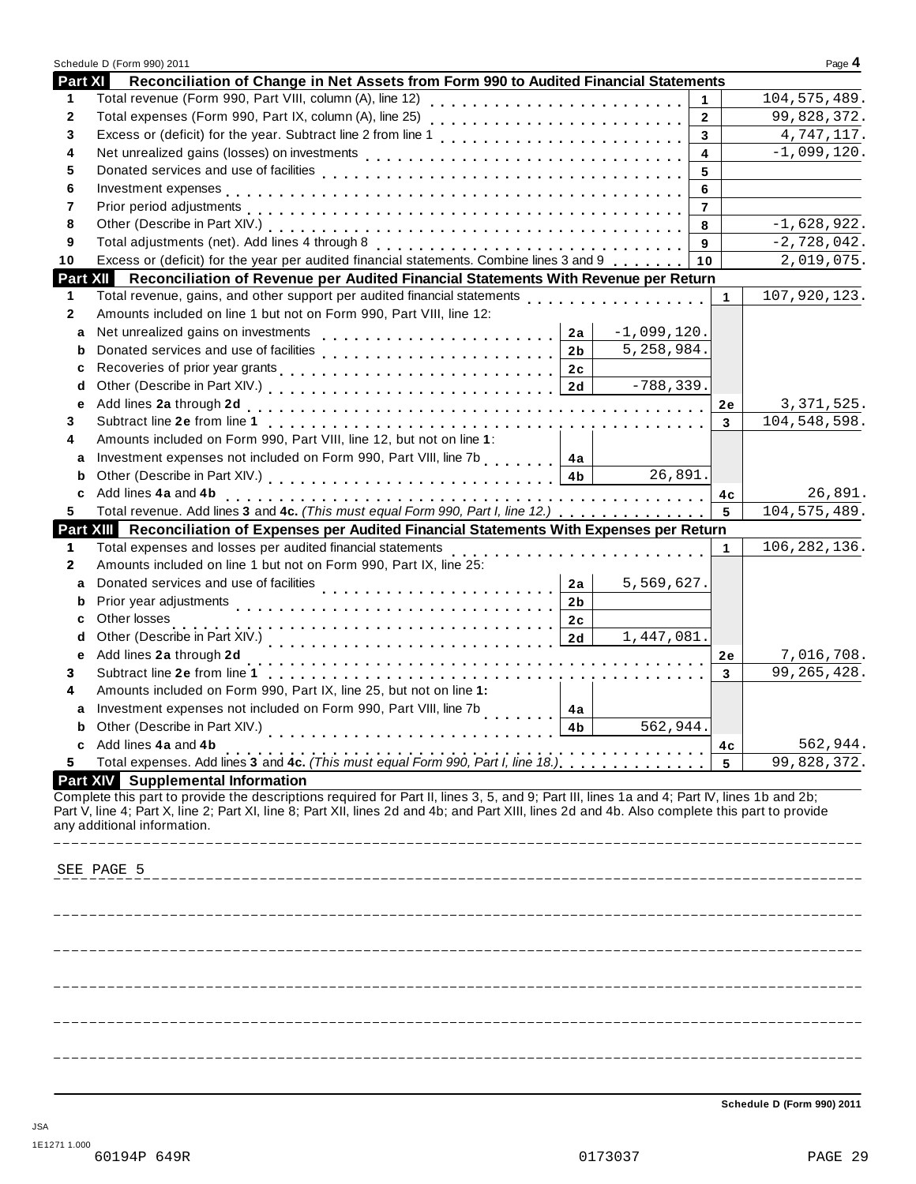Schedule D (Form 990) 2011 Page **4**

## Part XI Reconciliation of Change in Net Assets from Form 990 to Audited Financial Statements

| | | | |
|---|---|---|---|
| 1 | Total revenue (Form 990, Part VIII, column (A), line 12) | 1 | 104,575,489. |
| 2 | Total expenses (Form 990, Part IX, column (A), line 25) | 2 | 99,828,372. |
| 3 | Excess or (deficit) for the year. Subtract line 2 from line 1 | 3 | 4,747,117. |
| 4 | Net unrealized gains (losses) on investments | 4 | -1,099,120. |
| 5 | Donated services and use of facilities | 5 | |
| 6 | Investment expenses | 6 | |
| 7 | Prior period adjustments | 7 | |
| 8 | Other (Describe in Part XIV.) | 8 | -1,628,922. |
| 9 | Total adjustments (net). Add lines 4 through 8 | 9 | -2,728,042. |
| 10 | Excess or (deficit) for the year per audited financial statements. Combine lines 3 and 9 | 10 | 2,019,075. |

## Part XII Reconciliation of Revenue per Audited Financial Statements With Revenue per Return

| | | | | | |
|---|---|---|---|---|---|
| 1 | Total revenue, gains, and other support per audited financial statements | | | 1 | 107,920,123. |
| 2 | Amounts included on line 1 but not on Form 990, Part VIII, line 12: | | | | |
| a | Net unrealized gains on investments | 2a | -1,099,120. | | |
| b | Donated services and use of facilities | 2b | 5,258,984. | | |
| c | Recoveries of prior year grants | 2c | | | |
| d | Other (Describe in Part XIV.) | 2d | -788,339. | | |
| e | Add lines **2a** through **2d** | | | 2e | 3,371,525. |
| 3 | Subtract line **2e** from line **1** | | | 3 | 104,548,598. |
| 4 | Amounts included on Form 990, Part VIII, line 12, but not on line **1**: | | | | |
| a | Investment expenses not included on Form 990, Part VIII, line 7b | 4a | | | |
| b | Other (Describe in Part XIV.) | 4b | 26,891. | | |
| c | Add lines **4a** and **4b** | | | 4c | 26,891. |
| 5 | Total revenue. Add lines **3** and **4c.** *(This must equal Form 990, Part I, line 12.)* | | | 5 | 104,575,489. |

## Part XIII Reconciliation of Expenses per Audited Financial Statements With Expenses per Return

| | | | | | |
|---|---|---|---|---|---|
| 1 | Total expenses and losses per audited financial statements | | | 1 | 106,282,136. |
| 2 | Amounts included on line 1 but not on Form 990, Part IX, line 25: | | | | |
| a | Donated services and use of facilities | 2a | 5,569,627. | | |
| b | Prior year adjustments | 2b | | | |
| c | Other losses | 2c | | | |
| d | Other (Describe in Part XIV.) | 2d | 1,447,081. | | |
| e | Add lines **2a** through **2d** | | | 2e | 7,016,708. |
| 3 | Subtract line **2e** from line **1** | | | 3 | 99,265,428. |
| 4 | Amounts included on Form 990, Part IX, line 25, but not on line **1:** | | | | |
| a | Investment expenses not included on Form 990, Part VIII, line 7b | 4a | | | |
| b | Other (Describe in Part XIV.) | 4b | 562,944. | | |
| c | Add lines **4a** and **4b** | | | 4c | 562,944. |
| 5 | Total expenses. Add lines **3** and **4c.** *(This must equal Form 990, Part I, line 18.)* | | | 5 | 99,828,372. |

## Part XIV Supplemental Information

Complete this part to provide the descriptions required for Part II, lines 3, 5, and 9; Part III, lines 1a and 4; Part IV, lines 1b and 2b; Part V, line 4; Part X, line 2; Part XI, line 8; Part XII, lines 2d and 4b; and Part XIII, lines 2d and 4b. Also complete this part to provide any additional information.

SEE PAGE 5

**Schedule D (Form 990) 2011**

JSA
1E1271 1.000
60194P 649R 0173037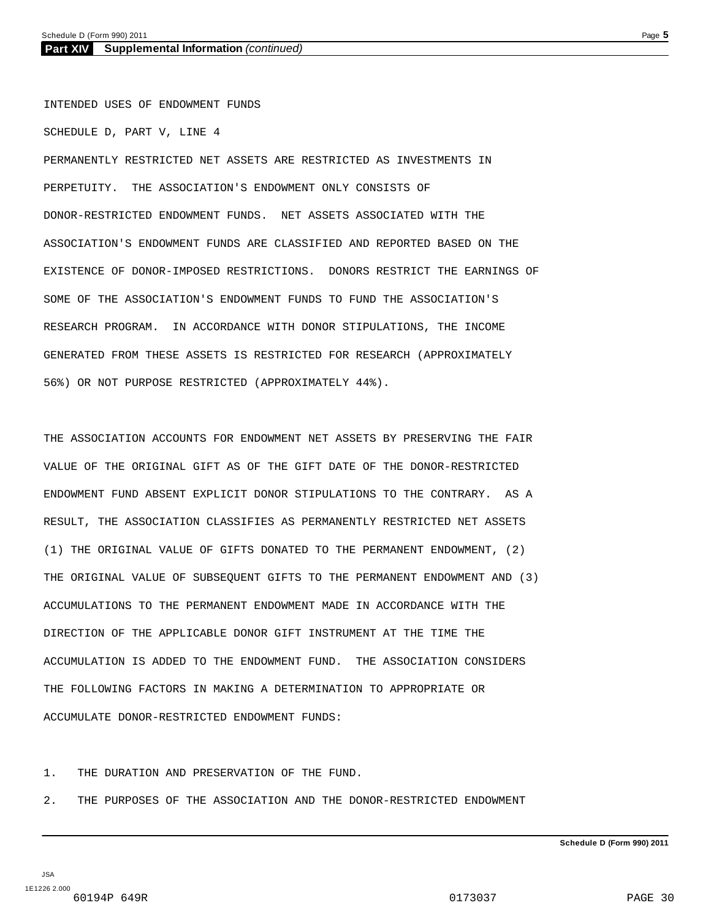## Part XIV Supplemental Information *(continued)*

INTENDED USES OF ENDOWMENT FUNDS

SCHEDULE D, PART V, LINE 4

PERMANENTLY RESTRICTED NET ASSETS ARE RESTRICTED AS INVESTMENTS IN PERPETUITY. THE ASSOCIATION'S ENDOWMENT ONLY CONSISTS OF DONOR-RESTRICTED ENDOWMENT FUNDS. NET ASSETS ASSOCIATED WITH THE ASSOCIATION'S ENDOWMENT FUNDS ARE CLASSIFIED AND REPORTED BASED ON THE EXISTENCE OF DONOR-IMPOSED RESTRICTIONS. DONORS RESTRICT THE EARNINGS OF SOME OF THE ASSOCIATION'S ENDOWMENT FUNDS TO FUND THE ASSOCIATION'S RESEARCH PROGRAM. IN ACCORDANCE WITH DONOR STIPULATIONS, THE INCOME GENERATED FROM THESE ASSETS IS RESTRICTED FOR RESEARCH (APPROXIMATELY 56%) OR NOT PURPOSE RESTRICTED (APPROXIMATELY 44%).

THE ASSOCIATION ACCOUNTS FOR ENDOWMENT NET ASSETS BY PRESERVING THE FAIR VALUE OF THE ORIGINAL GIFT AS OF THE GIFT DATE OF THE DONOR-RESTRICTED ENDOWMENT FUND ABSENT EXPLICIT DONOR STIPULATIONS TO THE CONTRARY. AS A RESULT, THE ASSOCIATION CLASSIFIES AS PERMANENTLY RESTRICTED NET ASSETS (1) THE ORIGINAL VALUE OF GIFTS DONATED TO THE PERMANENT ENDOWMENT, (2) THE ORIGINAL VALUE OF SUBSEQUENT GIFTS TO THE PERMANENT ENDOWMENT AND (3) ACCUMULATIONS TO THE PERMANENT ENDOWMENT MADE IN ACCORDANCE WITH THE DIRECTION OF THE APPLICABLE DONOR GIFT INSTRUMENT AT THE TIME THE ACCUMULATION IS ADDED TO THE ENDOWMENT FUND. THE ASSOCIATION CONSIDERS THE FOLLOWING FACTORS IN MAKING A DETERMINATION TO APPROPRIATE OR ACCUMULATE DONOR-RESTRICTED ENDOWMENT FUNDS:

1. THE DURATION AND PRESERVATION OF THE FUND.
2. THE PURPOSES OF THE ASSOCIATION AND THE DONOR-RESTRICTED ENDOWMENT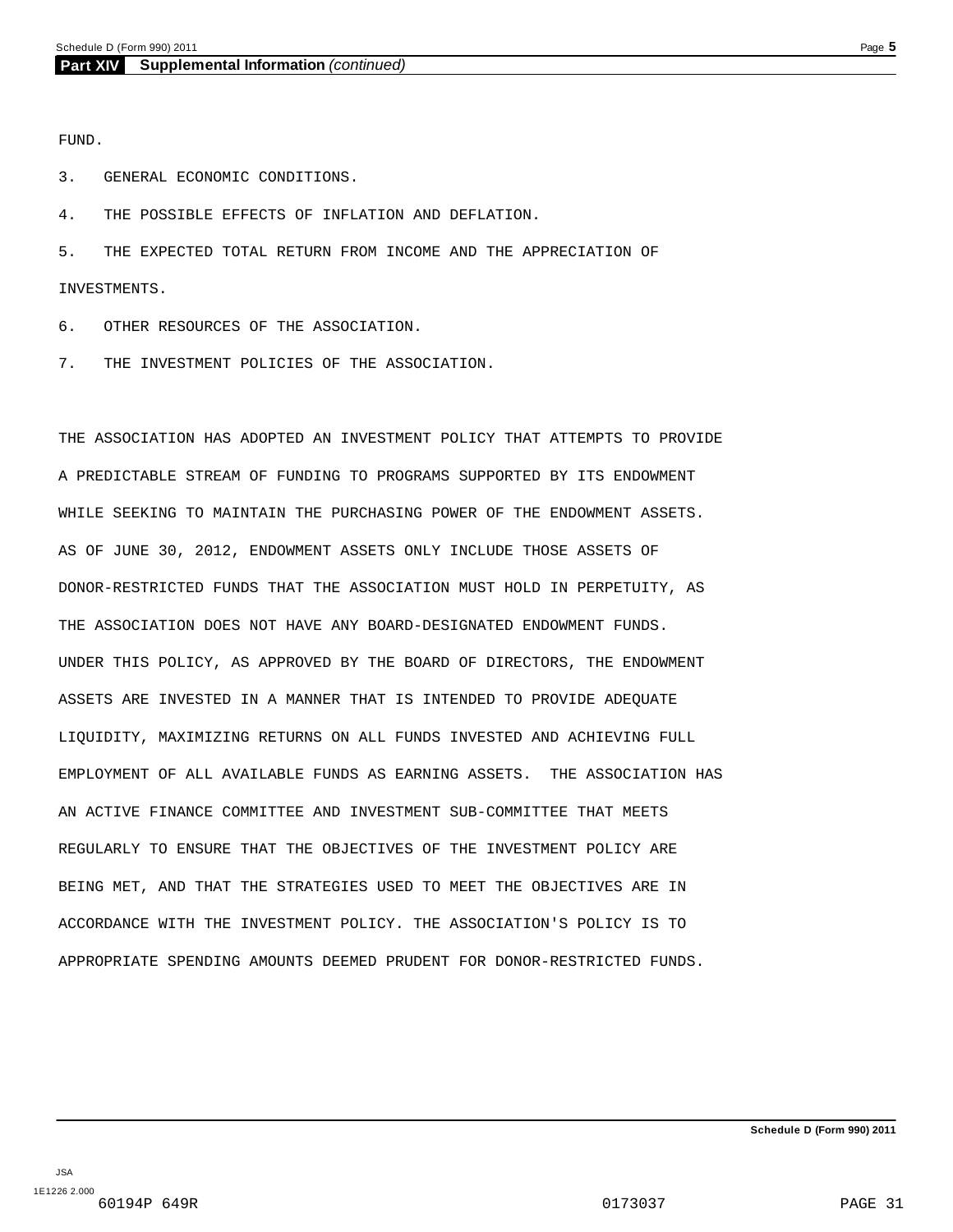## Part XIV Supplemental Information *(continued)*

FUND.

3. GENERAL ECONOMIC CONDITIONS.

4. THE POSSIBLE EFFECTS OF INFLATION AND DEFLATION.

5. THE EXPECTED TOTAL RETURN FROM INCOME AND THE APPRECIATION OF INVESTMENTS.

6. OTHER RESOURCES OF THE ASSOCIATION.

7. THE INVESTMENT POLICIES OF THE ASSOCIATION.

THE ASSOCIATION HAS ADOPTED AN INVESTMENT POLICY THAT ATTEMPTS TO PROVIDE A PREDICTABLE STREAM OF FUNDING TO PROGRAMS SUPPORTED BY ITS ENDOWMENT WHILE SEEKING TO MAINTAIN THE PURCHASING POWER OF THE ENDOWMENT ASSETS. AS OF JUNE 30, 2012, ENDOWMENT ASSETS ONLY INCLUDE THOSE ASSETS OF DONOR-RESTRICTED FUNDS THAT THE ASSOCIATION MUST HOLD IN PERPETUITY, AS THE ASSOCIATION DOES NOT HAVE ANY BOARD-DESIGNATED ENDOWMENT FUNDS. UNDER THIS POLICY, AS APPROVED BY THE BOARD OF DIRECTORS, THE ENDOWMENT ASSETS ARE INVESTED IN A MANNER THAT IS INTENDED TO PROVIDE ADEQUATE LIQUIDITY, MAXIMIZING RETURNS ON ALL FUNDS INVESTED AND ACHIEVING FULL EMPLOYMENT OF ALL AVAILABLE FUNDS AS EARNING ASSETS. THE ASSOCIATION HAS AN ACTIVE FINANCE COMMITTEE AND INVESTMENT SUB-COMMITTEE THAT MEETS REGULARLY TO ENSURE THAT THE OBJECTIVES OF THE INVESTMENT POLICY ARE BEING MET, AND THAT THE STRATEGIES USED TO MEET THE OBJECTIVES ARE IN ACCORDANCE WITH THE INVESTMENT POLICY. THE ASSOCIATION'S POLICY IS TO APPROPRIATE SPENDING AMOUNTS DEEMED PRUDENT FOR DONOR-RESTRICTED FUNDS.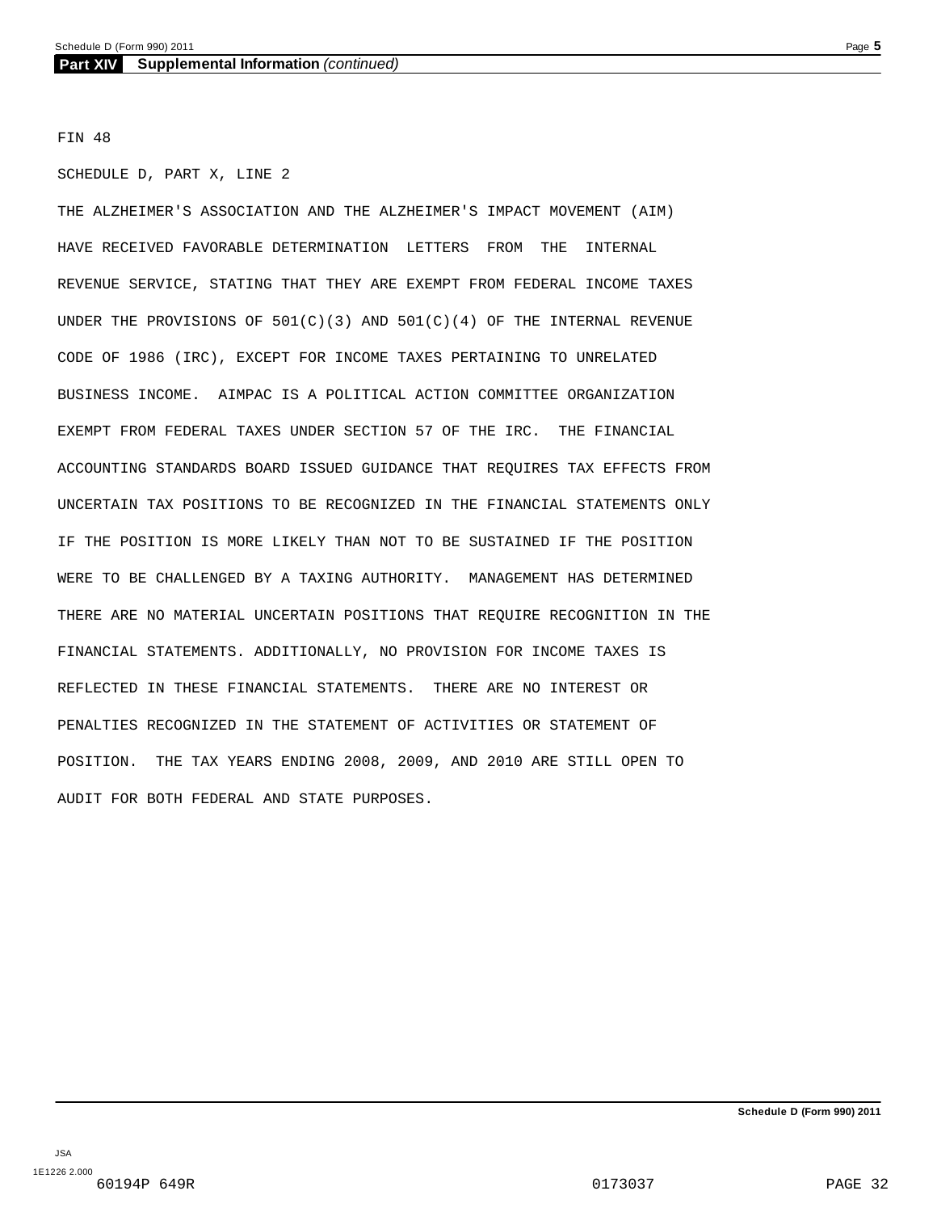## Part XIV Supplemental Information *(continued)*

FIN 48

SCHEDULE D, PART X, LINE 2

THE ALZHEIMER'S ASSOCIATION AND THE ALZHEIMER'S IMPACT MOVEMENT (AIM) HAVE RECEIVED FAVORABLE DETERMINATION LETTERS FROM THE INTERNAL REVENUE SERVICE, STATING THAT THEY ARE EXEMPT FROM FEDERAL INCOME TAXES UNDER THE PROVISIONS OF 501(C)(3) AND 501(C)(4) OF THE INTERNAL REVENUE CODE OF 1986 (IRC), EXCEPT FOR INCOME TAXES PERTAINING TO UNRELATED BUSINESS INCOME. AIMPAC IS A POLITICAL ACTION COMMITTEE ORGANIZATION EXEMPT FROM FEDERAL TAXES UNDER SECTION 57 OF THE IRC. THE FINANCIAL ACCOUNTING STANDARDS BOARD ISSUED GUIDANCE THAT REQUIRES TAX EFFECTS FROM UNCERTAIN TAX POSITIONS TO BE RECOGNIZED IN THE FINANCIAL STATEMENTS ONLY IF THE POSITION IS MORE LIKELY THAN NOT TO BE SUSTAINED IF THE POSITION WERE TO BE CHALLENGED BY A TAXING AUTHORITY. MANAGEMENT HAS DETERMINED THERE ARE NO MATERIAL UNCERTAIN POSITIONS THAT REQUIRE RECOGNITION IN THE FINANCIAL STATEMENTS. ADDITIONALLY, NO PROVISION FOR INCOME TAXES IS REFLECTED IN THESE FINANCIAL STATEMENTS. THERE ARE NO INTEREST OR PENALTIES RECOGNIZED IN THE STATEMENT OF ACTIVITIES OR STATEMENT OF POSITION. THE TAX YEARS ENDING 2008, 2009, AND 2010 ARE STILL OPEN TO AUDIT FOR BOTH FEDERAL AND STATE PURPOSES.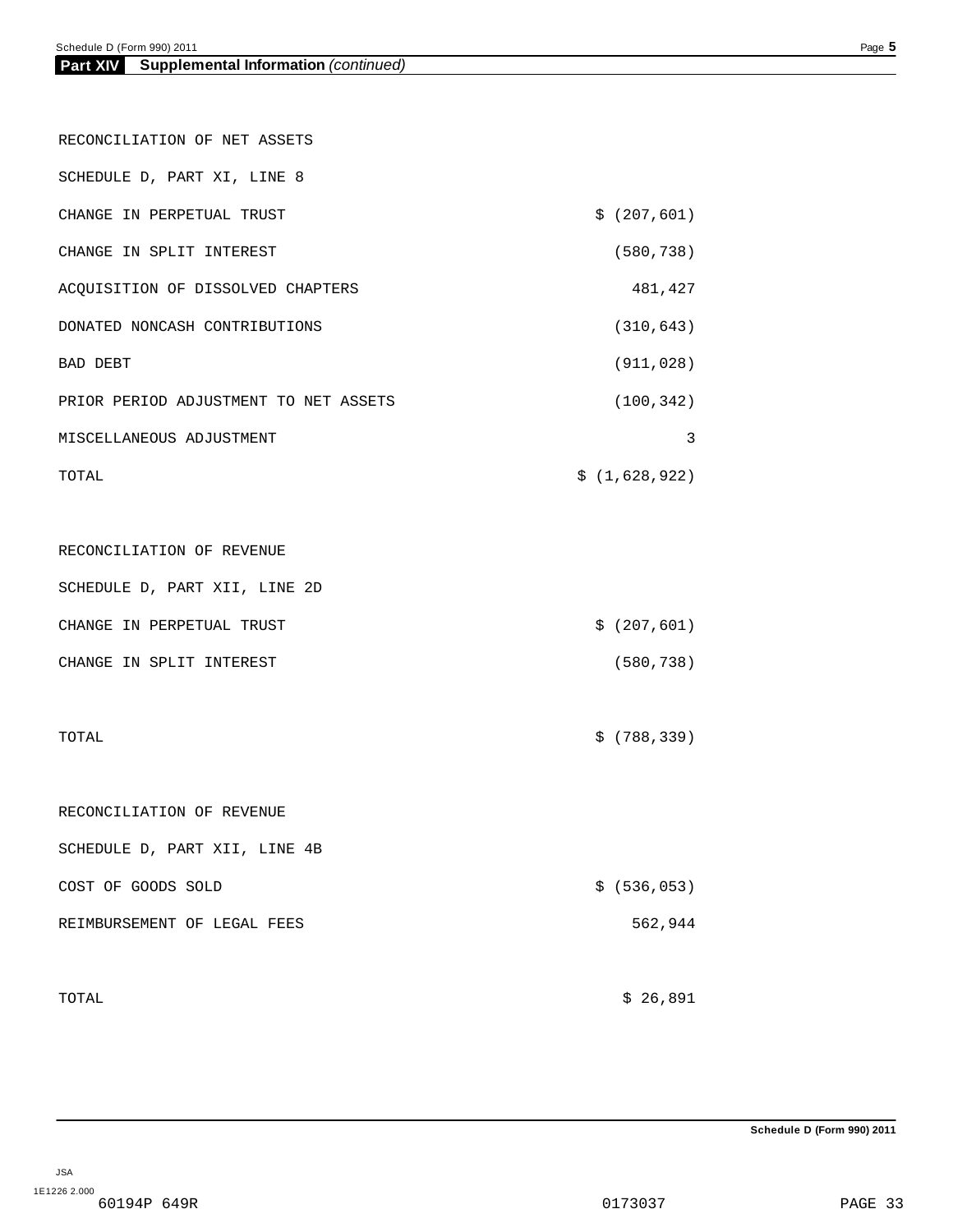## Part XIV Supplemental Information *(continued)*

RECONCILIATION OF NET ASSETS

SCHEDULE D, PART XI, LINE 8

| | |
|---|---|
| CHANGE IN PERPETUAL TRUST | $ (207,601) |
| CHANGE IN SPLIT INTEREST | (580,738) |
| ACQUISITION OF DISSOLVED CHAPTERS | 481,427 |
| DONATED NONCASH CONTRIBUTIONS | (310,643) |
| BAD DEBT | (911,028) |
| PRIOR PERIOD ADJUSTMENT TO NET ASSETS | (100,342) |
| MISCELLANEOUS ADJUSTMENT | 3 |
| TOTAL | $ (1,628,922) |

RECONCILIATION OF REVENUE

SCHEDULE D, PART XII, LINE 2D

| | |
|---|---|
| CHANGE IN PERPETUAL TRUST | $ (207,601) |
| CHANGE IN SPLIT INTEREST | (580,738) |
| TOTAL | $ (788,339) |

RECONCILIATION OF REVENUE

SCHEDULE D, PART XII, LINE 4B

| | |
|---|---|
| COST OF GOODS SOLD | $ (536,053) |
| REIMBURSEMENT OF LEGAL FEES | 562,944 |
| TOTAL | $ 26,891 |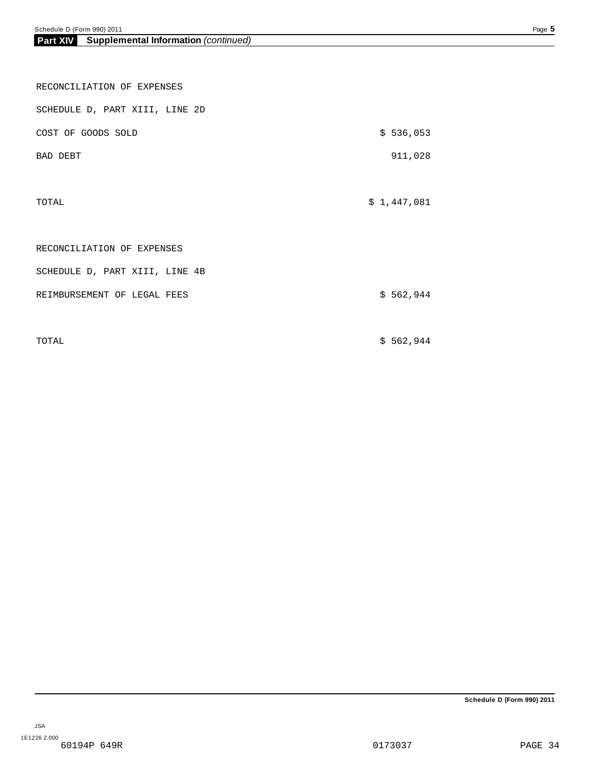## Part XIV Supplemental Information *(continued)*

RECONCILIATION OF EXPENSES

SCHEDULE D, PART XIII, LINE 2D

| | |
|---|---|
| COST OF GOODS SOLD | $ 536,053 |
| BAD DEBT | 911,028 |
| TOTAL | $ 1,447,081 |

RECONCILIATION OF EXPENSES

SCHEDULE D, PART XIII, LINE 4B

| | |
|---|---|
| REIMBURSEMENT OF LEGAL FEES | $ 562,944 |
| TOTAL | $ 562,944 |

JSA
1E1226 2.000
60194P 649R 0173037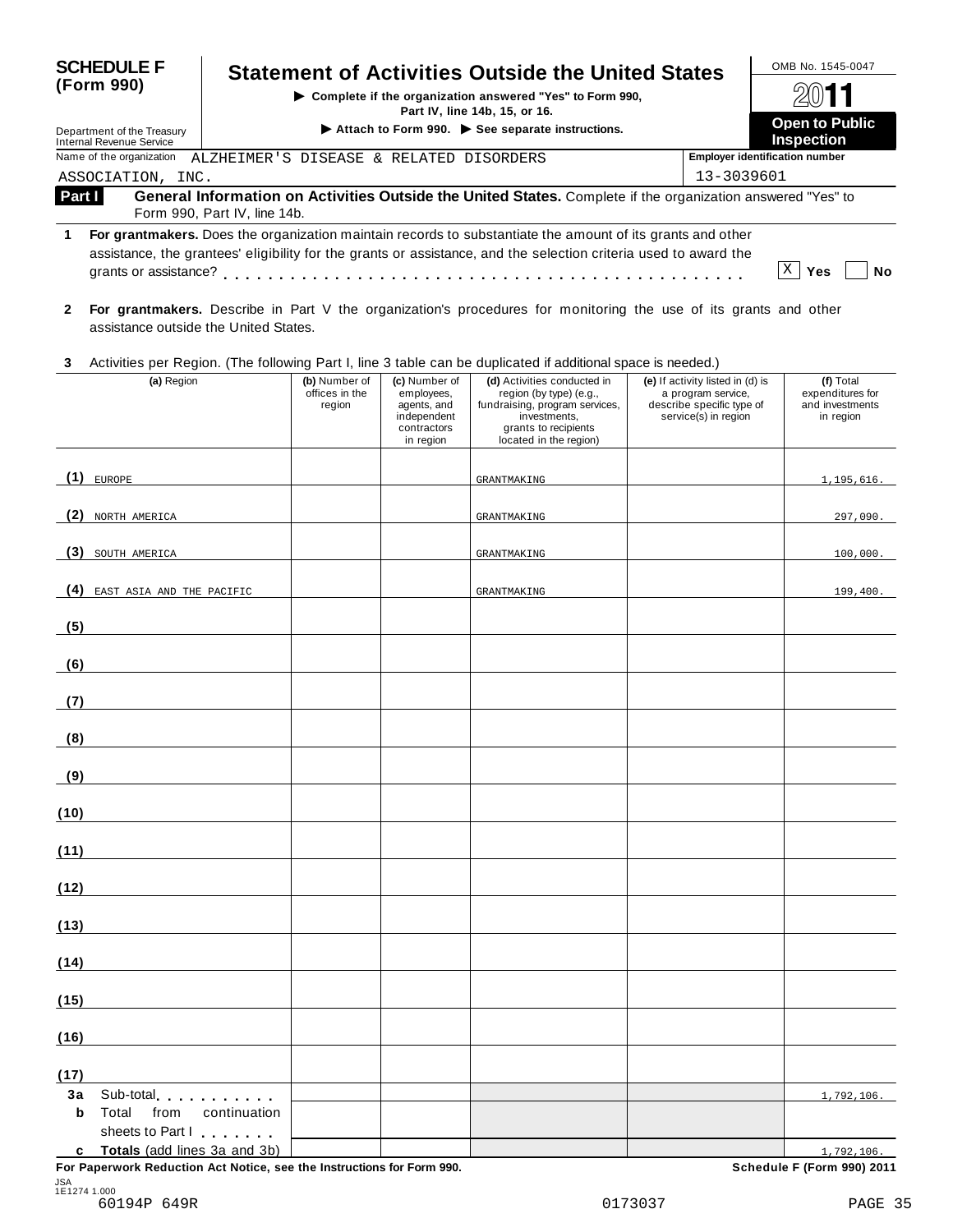# SCHEDULE F (Form 990)

## Statement of Activities Outside the United States

▶ Complete if the organization answered "Yes" to Form 990, Part IV, line 14b, 15, or 16.

▶ Attach to Form 990. ▶ See separate instructions.

Department of the Treasury
Internal Revenue Service

OMB No. 1545-0047

2011

**Open to Public Inspection**

Name of the organization: ALZHEIMER'S DISEASE & RELATED DISORDERS ASSOCIATION, INC.

Employer identification number: 13-3039601

**Part I** **General Information on Activities Outside the United States.** Complete if the organization answered "Yes" to Form 990, Part IV, line 14b.

**1** **For grantmakers.** Does the organization maintain records to substantiate the amount of its grants and other assistance, the grantees' eligibility for the grants or assistance, and the selection criteria used to award the grants or assistance? . . . . . . . . . . . . . . . . . . . . . . . . . . . . . . . . . . . . . . . . . . [X] **Yes** [ ] **No**

**2** **For grantmakers.** Describe in Part V the organization's procedures for monitoring the use of its grants and other assistance outside the United States.

**3** Activities per Region. (The following Part I, line 3 table can be duplicated if additional space is needed.)

| | (a) Region | (b) Number of offices in the region | (c) Number of employees, agents, and independent contractors in region | (d) Activities conducted in region (by type) (e.g., fundraising, program services, investments, grants to recipients located in the region) | (e) If activity listed in (d) is a program service, describe specific type of service(s) in region | (f) Total expenditures for and investments in region |
|---|---|---|---|---|---|---|
| (1) | EUROPE | | | GRANTMAKING | | 1,195,616. |
| (2) | NORTH AMERICA | | | GRANTMAKING | | 297,090. |
| (3) | SOUTH AMERICA | | | GRANTMAKING | | 100,000. |
| (4) | EAST ASIA AND THE PACIFIC | | | GRANTMAKING | | 199,400. |
| (5) | | | | | | |
| (6) | | | | | | |
| (7) | | | | | | |
| (8) | | | | | | |
| (9) | | | | | | |
| (10) | | | | | | |
| (11) | | | | | | |
| (12) | | | | | | |
| (13) | | | | | | |
| (14) | | | | | | |
| (15) | | | | | | |
| (16) | | | | | | |
| (17) | | | | | | |
| 3a | Sub-total . . . . . . . . . . | | | | | 1,792,106. |
| b | Total from continuation sheets to Part I . . . . . . . | | | | | |
| c | **Totals** (add lines 3a and 3b) | | | | | 1,792,106. |

**For Paperwork Reduction Act Notice, see the Instructions for Form 990.** **Schedule F (Form 990) 2011**

JSA
1E1274 1.000
60194P 649R 0173037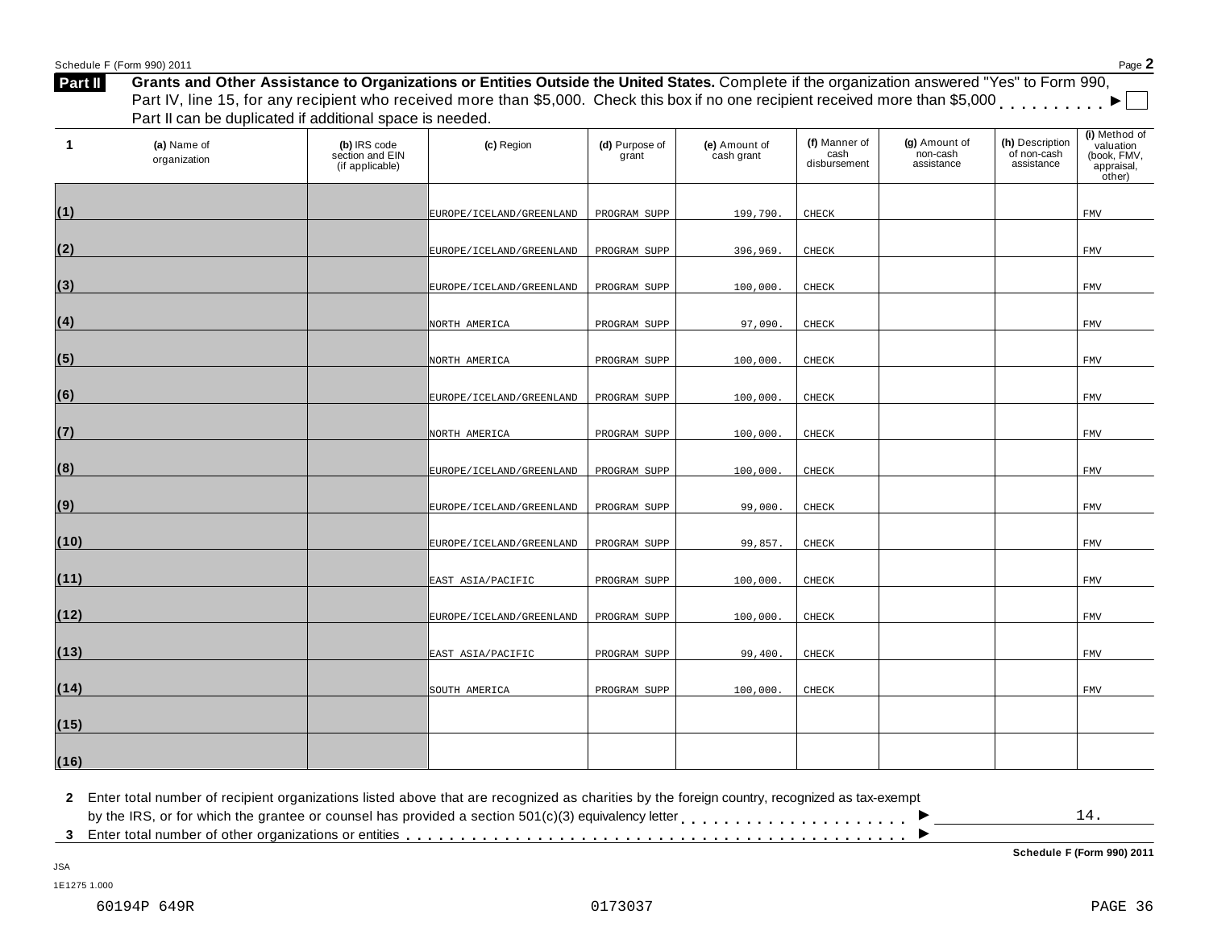Schedule F (Form 990) 2011

## Part II Grants and Other Assistance to Organizations or Entities Outside the United States.

**Grants and Other Assistance to Organizations or Entities Outside the United States.** Complete if the organization answered "Yes" to Form 990, Part IV, line 15, for any recipient who received more than $5,000. Check this box if no one recipient received more than $5,000 . . . . . . . . . ► ☐

Part II can be duplicated if additional space is needed.

| 1 | (a) Name of organization | (b) IRS code section and EIN (if applicable) | (c) Region | (d) Purpose of grant | (e) Amount of cash grant | (f) Manner of cash disbursement | (g) Amount of non-cash assistance | (h) Description of non-cash assistance | (i) Method of valuation (book, FMV, appraisal, other) |
|---|---|---|---|---|---|---|---|---|---|
| (1) | | | EUROPE/ICELAND/GREENLAND | PROGRAM SUPP | 199,790. | CHECK | | | FMV |
| (2) | | | EUROPE/ICELAND/GREENLAND | PROGRAM SUPP | 396,969. | CHECK | | | FMV |
| (3) | | | EUROPE/ICELAND/GREENLAND | PROGRAM SUPP | 100,000. | CHECK | | | FMV |
| (4) | | | NORTH AMERICA | PROGRAM SUPP | 97,090. | CHECK | | | FMV |
| (5) | | | NORTH AMERICA | PROGRAM SUPP | 100,000. | CHECK | | | FMV |
| (6) | | | EUROPE/ICELAND/GREENLAND | PROGRAM SUPP | 100,000. | CHECK | | | FMV |
| (7) | | | NORTH AMERICA | PROGRAM SUPP | 100,000. | CHECK | | | FMV |
| (8) | | | EUROPE/ICELAND/GREENLAND | PROGRAM SUPP | 100,000. | CHECK | | | FMV |
| (9) | | | EUROPE/ICELAND/GREENLAND | PROGRAM SUPP | 99,000. | CHECK | | | FMV |
| (10) | | | EUROPE/ICELAND/GREENLAND | PROGRAM SUPP | 99,857. | CHECK | | | FMV |
| (11) | | | EAST ASIA/PACIFIC | PROGRAM SUPP | 100,000. | CHECK | | | FMV |
| (12) | | | EUROPE/ICELAND/GREENLAND | PROGRAM SUPP | 100,000. | CHECK | | | FMV |
| (13) | | | EAST ASIA/PACIFIC | PROGRAM SUPP | 99,400. | CHECK | | | FMV |
| (14) | | | SOUTH AMERICA | PROGRAM SUPP | 100,000. | CHECK | | | FMV |
| (15) | | | | | | | | | |
| (16) | | | | | | | | | |

**2** Enter total number of recipient organizations listed above that are recognized as charities by the foreign country, recognized as tax-exempt by the IRS, or for which the grantee or counsel has provided a section 501(c)(3) equivalency letter . . . . . . . . . . . . . . . . . . . . . ► 14.

**3** Enter total number of other organizations or entities . . . . . . . . . . . . . . . . . . . . . . . . . . . . . . . . . . . . . . . . . ►

**Schedule F (Form 990) 2011**

JSA
1E1275 1.000

60194P 649R 0173037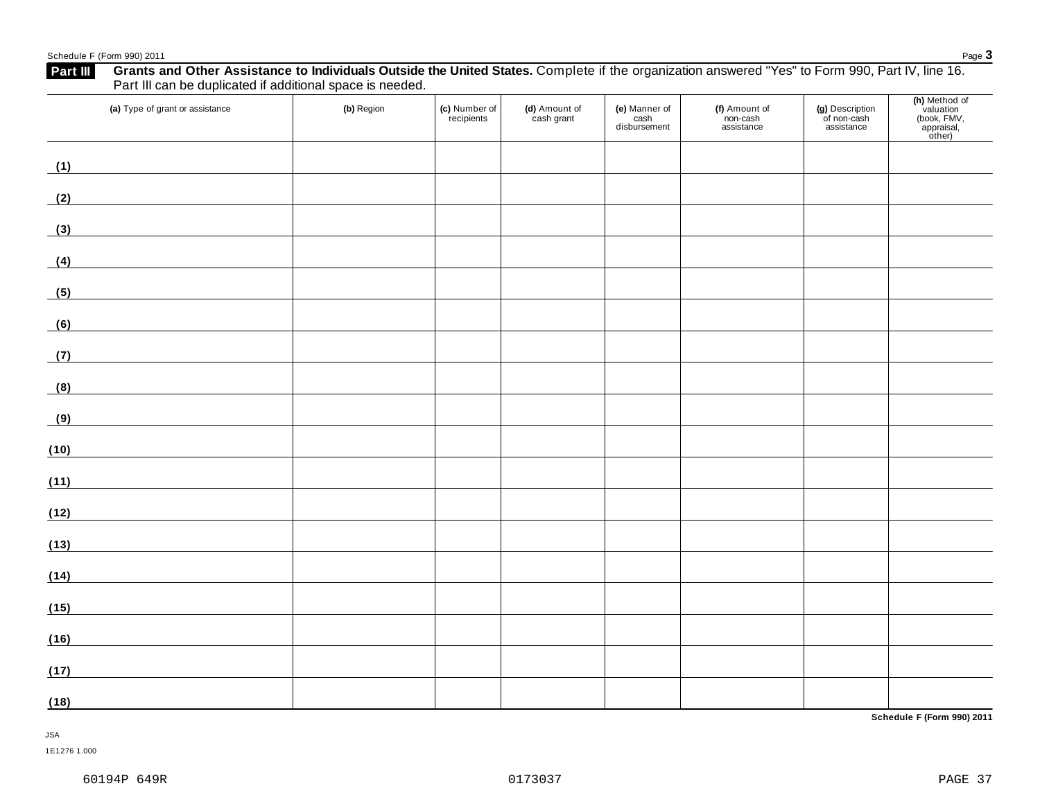## Part III Grants and Other Assistance to Individuals Outside the United States.

**Grants and Other Assistance to Individuals Outside the United States.** Complete if the organization answered "Yes" to Form 990, Part IV, line 16. Part III can be duplicated if additional space is needed.

| (a) Type of grant or assistance | (b) Region | (c) Number of recipients | (d) Amount of cash grant | (e) Manner of cash disbursement | (f) Amount of non-cash assistance | (g) Description of non-cash assistance | (h) Method of valuation (book, FMV, appraisal, other) |
|---|---|---|---|---|---|---|---|
| (1) | | | | | | | |
| (2) | | | | | | | |
| (3) | | | | | | | |
| (4) | | | | | | | |
| (5) | | | | | | | |
| (6) | | | | | | | |
| (7) | | | | | | | |
| (8) | | | | | | | |
| (9) | | | | | | | |
| (10) | | | | | | | |
| (11) | | | | | | | |
| (12) | | | | | | | |
| (13) | | | | | | | |
| (14) | | | | | | | |
| (15) | | | | | | | |
| (16) | | | | | | | |
| (17) | | | | | | | |
| (18) | | | | | | | |

**Schedule F (Form 990) 2011**

JSA
1E1276 1.000

60194P 649R 0173037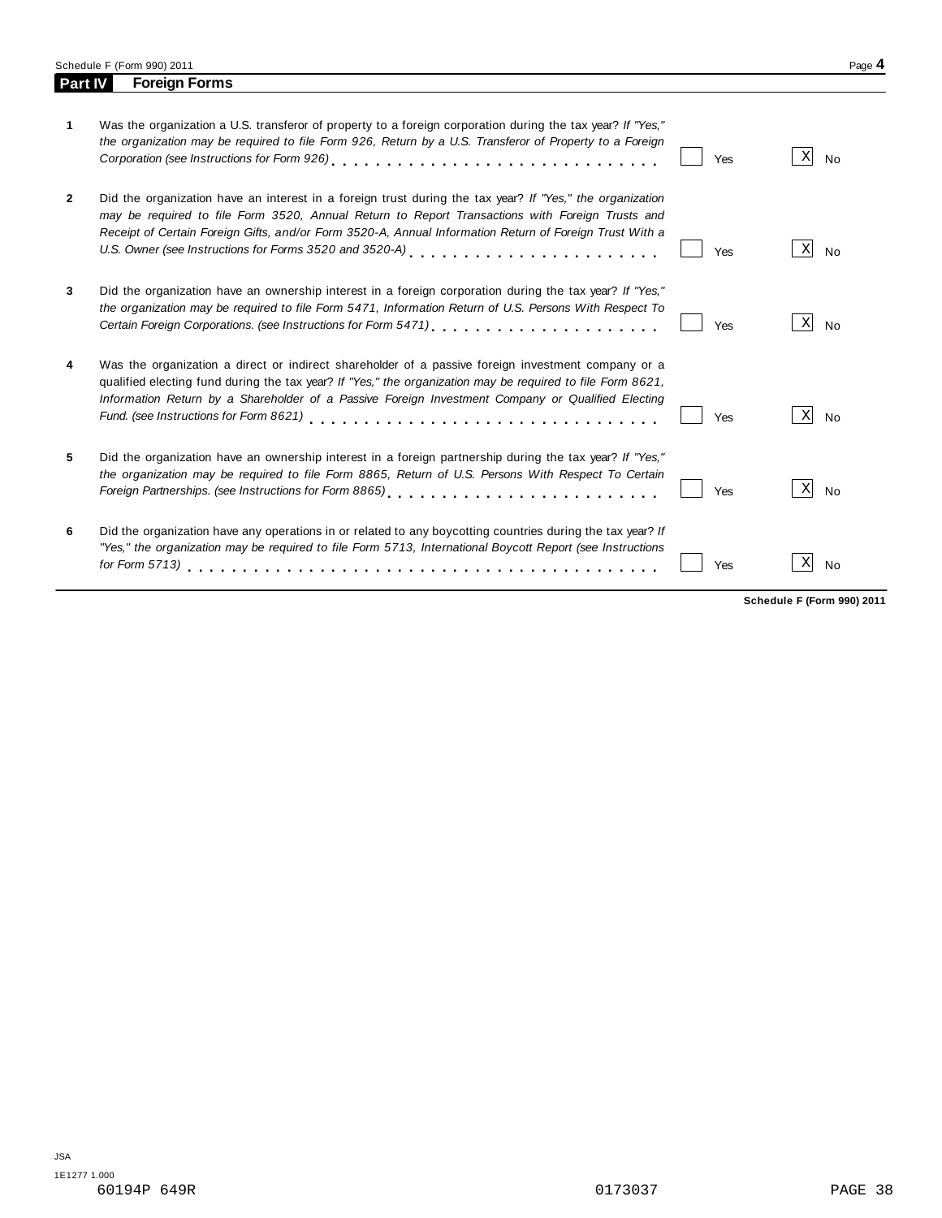## Part IV Foreign Forms

| | | Yes | No |
|---|---|---|---|
| **1** | Was the organization a U.S. transferor of property to a foreign corporation during the tax year? *If "Yes," the organization may be required to file Form 926, Return by a U.S. Transferor of Property to a Foreign Corporation (see Instructions for Form 926)* | | X |
| **2** | Did the organization have an interest in a foreign trust during the tax year? *If "Yes," the organization may be required to file Form 3520, Annual Return to Report Transactions with Foreign Trusts and Receipt of Certain Foreign Gifts, and/or Form 3520-A, Annual Information Return of Foreign Trust With a U.S. Owner (see Instructions for Forms 3520 and 3520-A)* | | X |
| **3** | Did the organization have an ownership interest in a foreign corporation during the tax year? *If "Yes," the organization may be required to file Form 5471, Information Return of U.S. Persons With Respect To Certain Foreign Corporations. (see Instructions for Form 5471)* | | X |
| **4** | Was the organization a direct or indirect shareholder of a passive foreign investment company or a qualified electing fund during the tax year? *If "Yes," the organization may be required to file Form 8621, Information Return by a Shareholder of a Passive Foreign Investment Company or Qualified Electing Fund. (see Instructions for Form 8621)* | | X |
| **5** | Did the organization have an ownership interest in a foreign partnership during the tax year? *If "Yes," the organization may be required to file Form 8865, Return of U.S. Persons With Respect To Certain Foreign Partnerships. (see Instructions for Form 8865)* | | X |
| **6** | Did the organization have any operations in or related to any boycotting countries during the tax year? *If "Yes," the organization may be required to file Form 5713, International Boycott Report (see Instructions for Form 5713)* | | X |

**Schedule F (Form 990) 2011**

JSA
1E1277 1.000
60194P 649R 0173037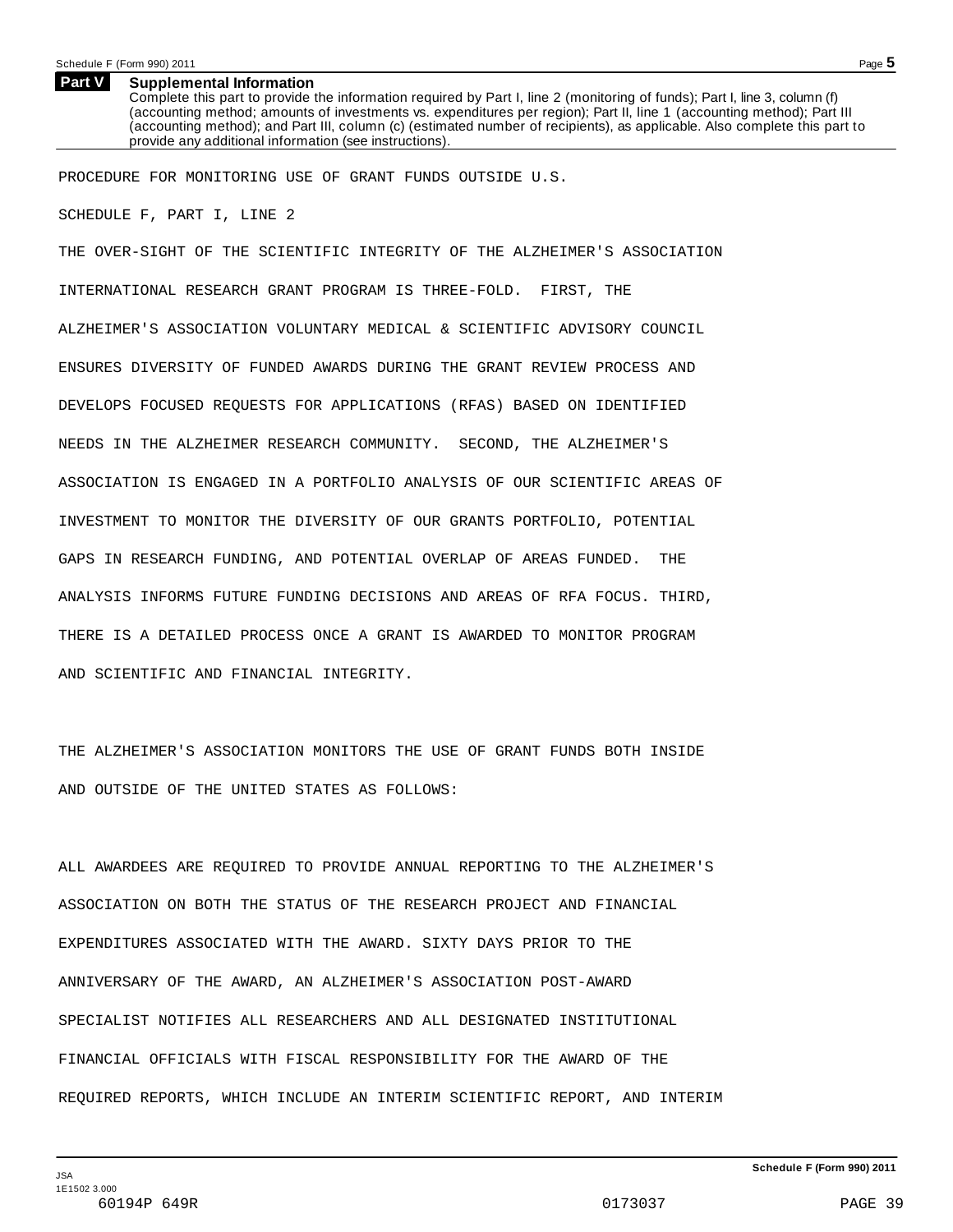## Part V Supplemental Information

Complete this part to provide the information required by Part I, line 2 (monitoring of funds); Part I, line 3, column (f) (accounting method; amounts of investments vs. expenditures per region); Part II, line 1 (accounting method); Part III (accounting method); and Part III, column (c) (estimated number of recipients), as applicable. Also complete this part to provide any additional information (see instructions).

PROCEDURE FOR MONITORING USE OF GRANT FUNDS OUTSIDE U.S.

SCHEDULE F, PART I, LINE 2

THE OVER-SIGHT OF THE SCIENTIFIC INTEGRITY OF THE ALZHEIMER'S ASSOCIATION INTERNATIONAL RESEARCH GRANT PROGRAM IS THREE-FOLD. FIRST, THE ALZHEIMER'S ASSOCIATION VOLUNTARY MEDICAL & SCIENTIFIC ADVISORY COUNCIL ENSURES DIVERSITY OF FUNDED AWARDS DURING THE GRANT REVIEW PROCESS AND DEVELOPS FOCUSED REQUESTS FOR APPLICATIONS (RFAS) BASED ON IDENTIFIED NEEDS IN THE ALZHEIMER RESEARCH COMMUNITY. SECOND, THE ALZHEIMER'S ASSOCIATION IS ENGAGED IN A PORTFOLIO ANALYSIS OF OUR SCIENTIFIC AREAS OF INVESTMENT TO MONITOR THE DIVERSITY OF OUR GRANTS PORTFOLIO, POTENTIAL GAPS IN RESEARCH FUNDING, AND POTENTIAL OVERLAP OF AREAS FUNDED. THE ANALYSIS INFORMS FUTURE FUNDING DECISIONS AND AREAS OF RFA FOCUS. THIRD, THERE IS A DETAILED PROCESS ONCE A GRANT IS AWARDED TO MONITOR PROGRAM AND SCIENTIFIC AND FINANCIAL INTEGRITY.

THE ALZHEIMER'S ASSOCIATION MONITORS THE USE OF GRANT FUNDS BOTH INSIDE AND OUTSIDE OF THE UNITED STATES AS FOLLOWS:

ALL AWARDEES ARE REQUIRED TO PROVIDE ANNUAL REPORTING TO THE ALZHEIMER'S ASSOCIATION ON BOTH THE STATUS OF THE RESEARCH PROJECT AND FINANCIAL EXPENDITURES ASSOCIATED WITH THE AWARD. SIXTY DAYS PRIOR TO THE ANNIVERSARY OF THE AWARD, AN ALZHEIMER'S ASSOCIATION POST-AWARD SPECIALIST NOTIFIES ALL RESEARCHERS AND ALL DESIGNATED INSTITUTIONAL FINANCIAL OFFICIALS WITH FISCAL RESPONSIBILITY FOR THE AWARD OF THE REQUIRED REPORTS, WHICH INCLUDE AN INTERIM SCIENTIFIC REPORT, AND INTERIM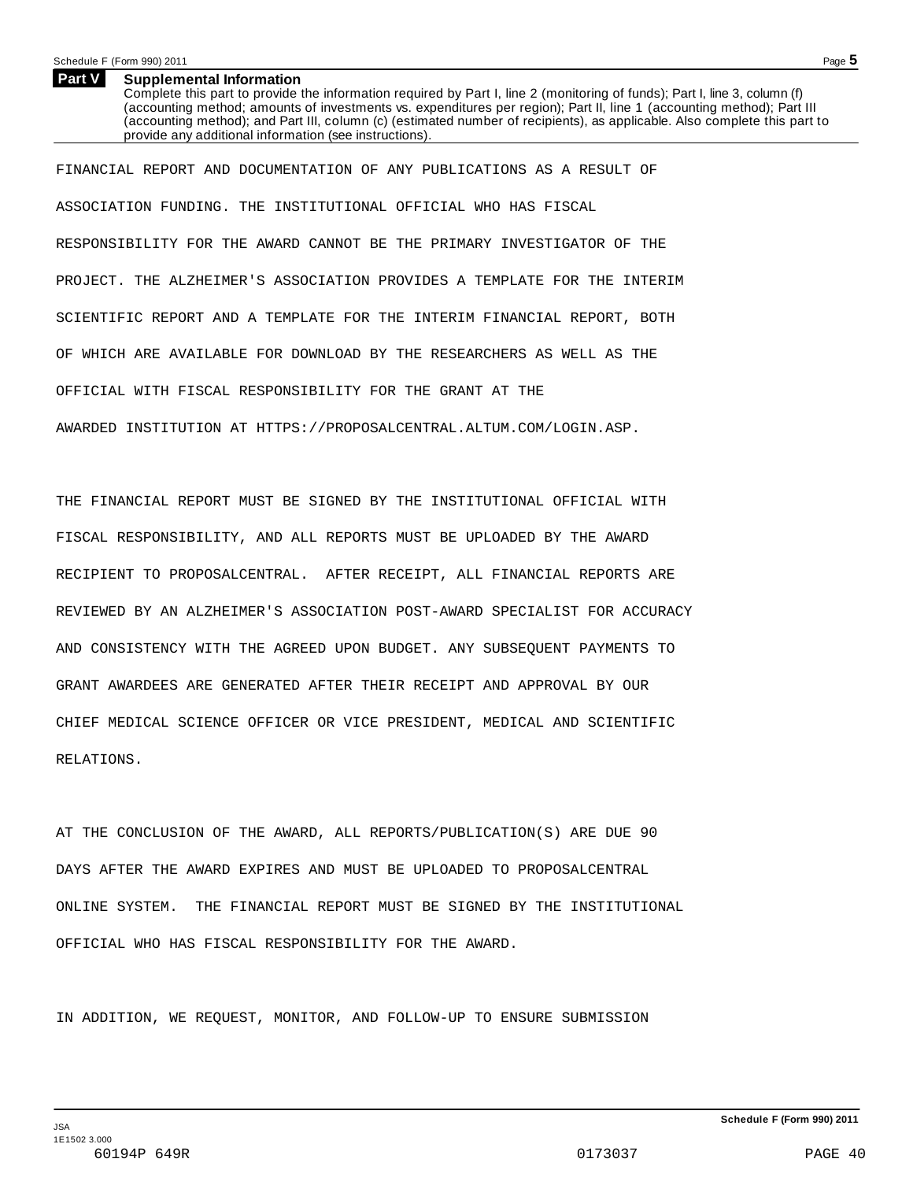## Part V Supplemental Information

Complete this part to provide the information required by Part I, line 2 (monitoring of funds); Part I, line 3, column (f) (accounting method; amounts of investments vs. expenditures per region); Part II, line 1 (accounting method); Part III (accounting method); and Part III, column (c) (estimated number of recipients), as applicable. Also complete this part to provide any additional information (see instructions).

FINANCIAL REPORT AND DOCUMENTATION OF ANY PUBLICATIONS AS A RESULT OF ASSOCIATION FUNDING. THE INSTITUTIONAL OFFICIAL WHO HAS FISCAL RESPONSIBILITY FOR THE AWARD CANNOT BE THE PRIMARY INVESTIGATOR OF THE PROJECT. THE ALZHEIMER'S ASSOCIATION PROVIDES A TEMPLATE FOR THE INTERIM SCIENTIFIC REPORT AND A TEMPLATE FOR THE INTERIM FINANCIAL REPORT, BOTH OF WHICH ARE AVAILABLE FOR DOWNLOAD BY THE RESEARCHERS AS WELL AS THE OFFICIAL WITH FISCAL RESPONSIBILITY FOR THE GRANT AT THE AWARDED INSTITUTION AT HTTPS://PROPOSALCENTRAL.ALTUM.COM/LOGIN.ASP.

THE FINANCIAL REPORT MUST BE SIGNED BY THE INSTITUTIONAL OFFICIAL WITH FISCAL RESPONSIBILITY, AND ALL REPORTS MUST BE UPLOADED BY THE AWARD RECIPIENT TO PROPOSALCENTRAL. AFTER RECEIPT, ALL FINANCIAL REPORTS ARE REVIEWED BY AN ALZHEIMER'S ASSOCIATION POST-AWARD SPECIALIST FOR ACCURACY AND CONSISTENCY WITH THE AGREED UPON BUDGET. ANY SUBSEQUENT PAYMENTS TO GRANT AWARDEES ARE GENERATED AFTER THEIR RECEIPT AND APPROVAL BY OUR CHIEF MEDICAL SCIENCE OFFICER OR VICE PRESIDENT, MEDICAL AND SCIENTIFIC RELATIONS.

AT THE CONCLUSION OF THE AWARD, ALL REPORTS/PUBLICATION(S) ARE DUE 90 DAYS AFTER THE AWARD EXPIRES AND MUST BE UPLOADED TO PROPOSALCENTRAL ONLINE SYSTEM. THE FINANCIAL REPORT MUST BE SIGNED BY THE INSTITUTIONAL OFFICIAL WHO HAS FISCAL RESPONSIBILITY FOR THE AWARD.

IN ADDITION, WE REQUEST, MONITOR, AND FOLLOW-UP TO ENSURE SUBMISSION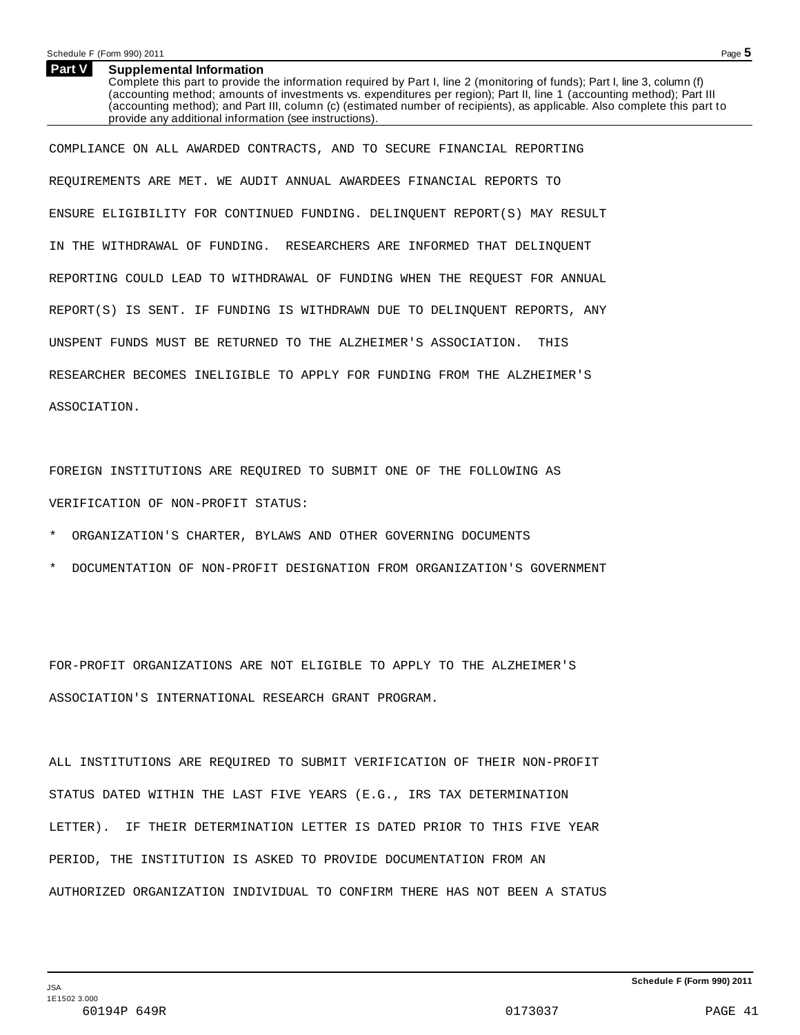## Part V Supplemental Information

Complete this part to provide the information required by Part I, line 2 (monitoring of funds); Part I, line 3, column (f) (accounting method; amounts of investments vs. expenditures per region); Part II, line 1 (accounting method); Part III (accounting method); and Part III, column (c) (estimated number of recipients), as applicable. Also complete this part to provide any additional information (see instructions).

COMPLIANCE ON ALL AWARDED CONTRACTS, AND TO SECURE FINANCIAL REPORTING REQUIREMENTS ARE MET. WE AUDIT ANNUAL AWARDEES FINANCIAL REPORTS TO ENSURE ELIGIBILITY FOR CONTINUED FUNDING. DELINQUENT REPORT(S) MAY RESULT IN THE WITHDRAWAL OF FUNDING. RESEARCHERS ARE INFORMED THAT DELINQUENT REPORTING COULD LEAD TO WITHDRAWAL OF FUNDING WHEN THE REQUEST FOR ANNUAL REPORT(S) IS SENT. IF FUNDING IS WITHDRAWN DUE TO DELINQUENT REPORTS, ANY UNSPENT FUNDS MUST BE RETURNED TO THE ALZHEIMER'S ASSOCIATION. THIS RESEARCHER BECOMES INELIGIBLE TO APPLY FOR FUNDING FROM THE ALZHEIMER'S ASSOCIATION.

FOREIGN INSTITUTIONS ARE REQUIRED TO SUBMIT ONE OF THE FOLLOWING AS VERIFICATION OF NON-PROFIT STATUS:

* ORGANIZATION'S CHARTER, BYLAWS AND OTHER GOVERNING DOCUMENTS
* DOCUMENTATION OF NON-PROFIT DESIGNATION FROM ORGANIZATION'S GOVERNMENT

FOR-PROFIT ORGANIZATIONS ARE NOT ELIGIBLE TO APPLY TO THE ALZHEIMER'S ASSOCIATION'S INTERNATIONAL RESEARCH GRANT PROGRAM.

ALL INSTITUTIONS ARE REQUIRED TO SUBMIT VERIFICATION OF THEIR NON-PROFIT STATUS DATED WITHIN THE LAST FIVE YEARS (E.G., IRS TAX DETERMINATION LETTER). IF THEIR DETERMINATION LETTER IS DATED PRIOR TO THIS FIVE YEAR PERIOD, THE INSTITUTION IS ASKED TO PROVIDE DOCUMENTATION FROM AN AUTHORIZED ORGANIZATION INDIVIDUAL TO CONFIRM THERE HAS NOT BEEN A STATUS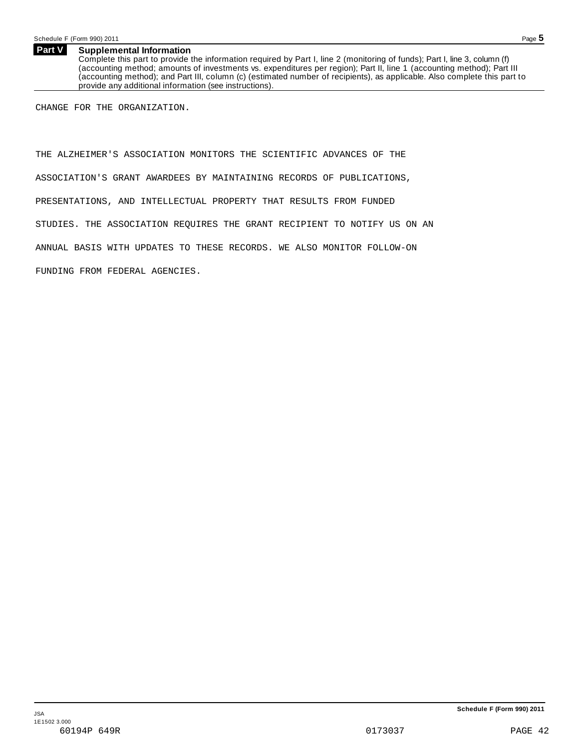## Part V Supplemental Information

Complete this part to provide the information required by Part I, line 2 (monitoring of funds); Part I, line 3, column (f) (accounting method; amounts of investments vs. expenditures per region); Part II, line 1 (accounting method); Part III (accounting method); and Part III, column (c) (estimated number of recipients), as applicable. Also complete this part to provide any additional information (see instructions).

CHANGE FOR THE ORGANIZATION.

THE ALZHEIMER'S ASSOCIATION MONITORS THE SCIENTIFIC ADVANCES OF THE ASSOCIATION'S GRANT AWARDEES BY MAINTAINING RECORDS OF PUBLICATIONS, PRESENTATIONS, AND INTELLECTUAL PROPERTY THAT RESULTS FROM FUNDED STUDIES. THE ASSOCIATION REQUIRES THE GRANT RECIPIENT TO NOTIFY US ON AN ANNUAL BASIS WITH UPDATES TO THESE RECORDS. WE ALSO MONITOR FOLLOW-ON FUNDING FROM FEDERAL AGENCIES.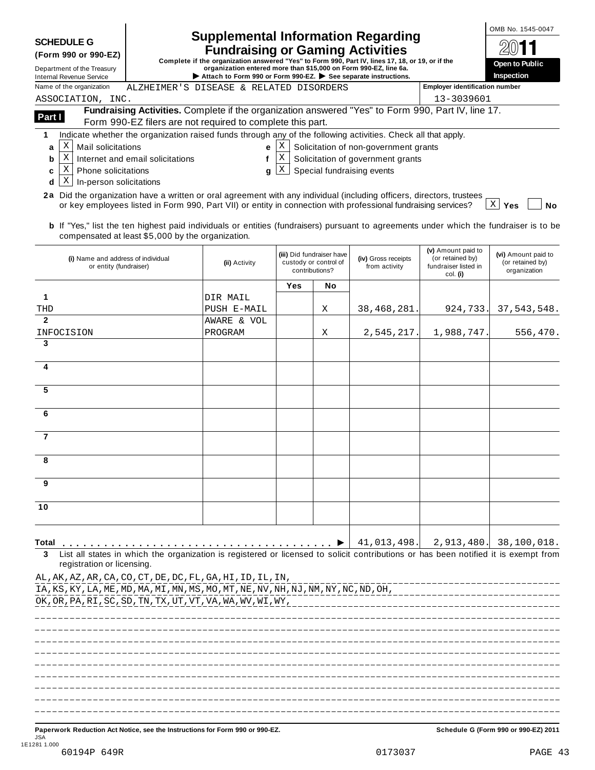**SCHEDULE G (Form 990 or 990-EZ)**

Department of the Treasury
Internal Revenue Service

# Supplemental Information Regarding Fundraising or Gaming Activities

**Complete if the organization answered "Yes" to Form 990, Part IV, lines 17, 18, or 19, or if the organization entered more than $15,000 on Form 990-EZ, line 6a.**

**▶ Attach to Form 990 or Form 990-EZ. ▶ See separate instructions.**

OMB No. 1545-0047

**2011**

**Open to Public Inspection**

Name of the organization: ALZHEIMER'S DISEASE & RELATED DISORDERS ASSOCIATION, INC.

Employer identification number: 13-3039601

**Part I** **Fundraising Activities.** Complete if the organization answered "Yes" to Form 990, Part IV, line 17. Form 990-EZ filers are not required to complete this part.

**1** Indicate whether the organization raised funds through any of the following activities. Check all that apply.

- **a** [X] Mail solicitations
- **b** [X] Internet and email solicitations
- **c** [X] Phone solicitations
- **d** [X] In-person solicitations
- **e** [X] Solicitation of non-government grants
- **f** [X] Solicitation of government grants
- **g** [X] Special fundraising events

**2a** Did the organization have a written or oral agreement with any individual (including officers, directors, trustees or key employees listed in Form 990, Part VII) or entity in connection with professional fundraising services? [X] **Yes** [ ] **No**

**b** If "Yes," list the ten highest paid individuals or entities (fundraisers) pursuant to agreements under which the fundraiser is to be compensated at least $5,000 by the organization.

| | (i) Name and address of individual or entity (fundraiser) | (ii) Activity | (iii) Did fundraiser have custody or control of contributions? Yes | No | (iv) Gross receipts from activity | (v) Amount paid to (or retained by) fundraiser listed in col. (i) | (vi) Amount paid to (or retained by) organization |
|---|---|---|---|---|---|---|---|
| 1 | THD | DIR MAIL PUSH E-MAIL | | X | 38,468,281. | 924,733. | 37,543,548. |
| 2 | INFOCISION | AWARE & VOL PROGRAM | | X | 2,545,217. | 1,988,747. | 556,470. |
| 3 | | | | | | | |
| 4 | | | | | | | |
| 5 | | | | | | | |
| 6 | | | | | | | |
| 7 | | | | | | | |
| 8 | | | | | | | |
| 9 | | | | | | | |
| 10 | | | | | | | |
| **Total** ▶ | | | | | 41,013,498. | 2,913,480. | 38,100,018. |

**3** List all states in which the organization is registered or licensed to solicit contributions or has been notified it is exempt from registration or licensing.

AL,AK,AZ,AR,CA,CO,CT,DE,DC,FL,GA,HI,ID,IL,IN,
IA,KS,KY,LA,ME,MD,MA,MI,MN,MS,MO,MT,NE,NV,NH,NJ,NM,NY,NC,ND,OH,
OK,OR,PA,RI,SC,SD,TN,TX,UT,VT,VA,WA,WV,WI,WY,

**Paperwork Reduction Act Notice, see the Instructions for Form 990 or 990-EZ.** **Schedule G (Form 990 or 990-EZ) 2011**

JSA
1E1281 1.000
60194P 649R 0173037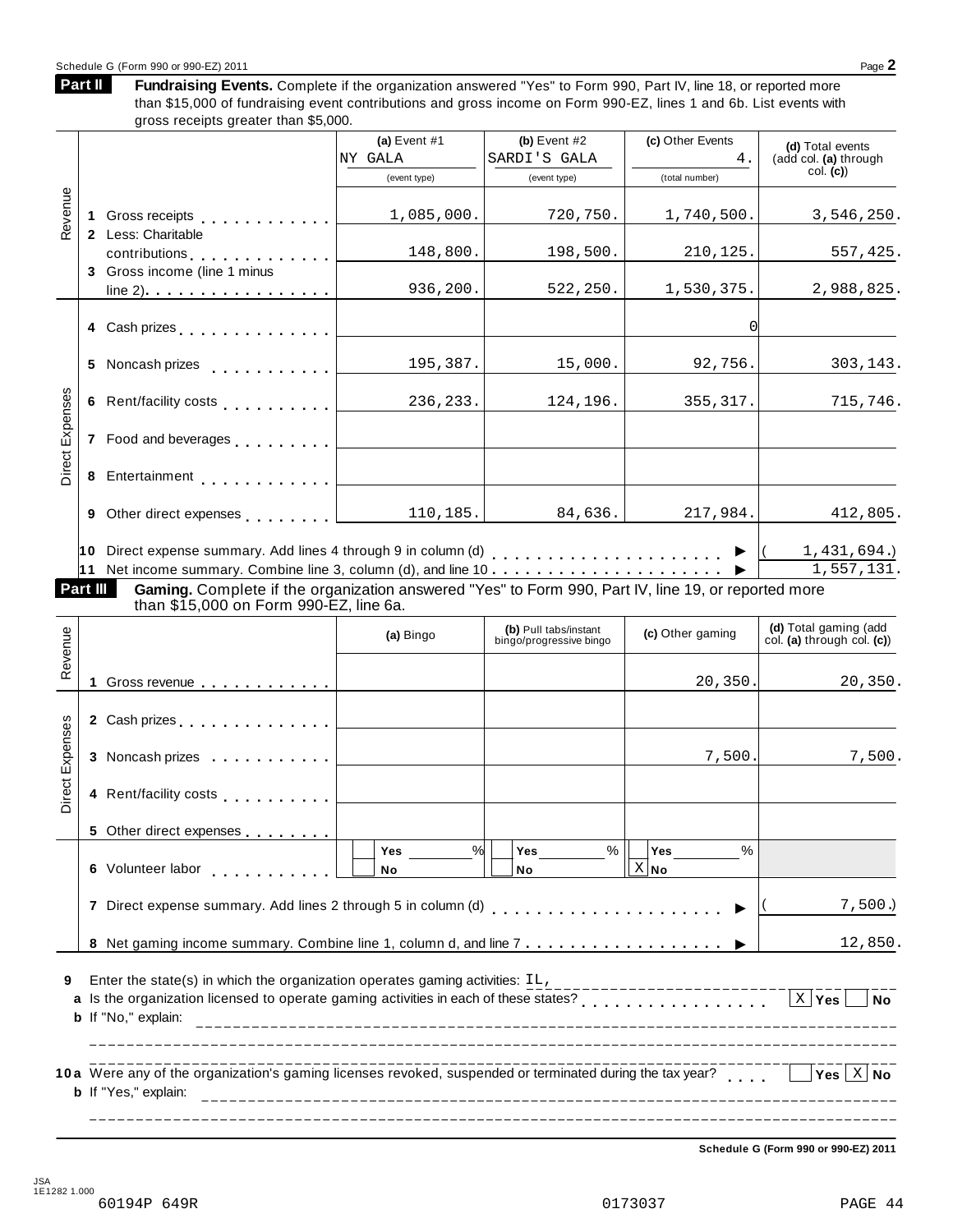Schedule G (Form 990 or 990-EZ) 2011

## Part II — Fundraising Events.

Complete if the organization answered "Yes" to Form 990, Part IV, line 18, or reported more than $15,000 of fundraising event contributions and gross income on Form 990-EZ, lines 1 and 6b. List events with gross receipts greater than $5,000.

| | | (a) Event #1<br>NY GALA<br>(event type) | (b) Event #2<br>SARDI'S GALA<br>(event type) | (c) Other Events<br>4.<br>(total number) | (d) Total events (add col. (a) through col. (c)) |
|---|---|---|---|---|---|
| Revenue | 1 Gross receipts | 1,085,000. | 720,750. | 1,740,500. | 3,546,250. |
| | 2 Less: Charitable contributions | 148,800. | 198,500. | 210,125. | 557,425. |
| | 3 Gross income (line 1 minus line 2) | 936,200. | 522,250. | 1,530,375. | 2,988,825. |
| Direct Expenses | 4 Cash prizes | | | 0 | |
| | 5 Noncash prizes | 195,387. | 15,000. | 92,756. | 303,143. |
| | 6 Rent/facility costs | 236,233. | 124,196. | 355,317. | 715,746. |
| | 7 Food and beverages | | | | |
| | 8 Entertainment | | | | |
| | 9 Other direct expenses | 110,185. | 84,636. | 217,984. | 412,805. |

10 Direct expense summary. Add lines 4 through 9 in column (d) ▶ (1,431,694.)

11 Net income summary. Combine line 3, column (d), and line 10 ▶ 1,557,131.

## Part III — Gaming.

Complete if the organization answered "Yes" to Form 990, Part IV, line 19, or reported more than $15,000 on Form 990-EZ, line 6a.

| | | (a) Bingo | (b) Pull tabs/instant bingo/progressive bingo | (c) Other gaming | (d) Total gaming (add col. (a) through col. (c)) |
|---|---|---|---|---|---|
| Revenue | 1 Gross revenue | | | 20,350. | 20,350. |
| Direct Expenses | 2 Cash prizes | | | | |
| | 3 Noncash prizes | | | 7,500. | 7,500. |
| | 4 Rent/facility costs | | | | |
| | 5 Other direct expenses | | | | |
| | 6 Volunteer labor | [ ] Yes ____ %<br>[ ] No | [ ] Yes ____ %<br>[ ] No | [ ] Yes ____ %<br>[X] No | |

7 Direct expense summary. Add lines 2 through 5 in column (d) ▶ (7,500.)

8 Net gaming income summary. Combine line 1, column d, and line 7 ▶ 12,850.

9 Enter the state(s) in which the organization operates gaming activities: IL,

a Is the organization licensed to operate gaming activities in each of these states? [X] Yes [ ] No

b If "No," explain:

10a Were any of the organization's gaming licenses revoked, suspended or terminated during the tax year? [ ] Yes [X] No

b If "Yes," explain:

Schedule G (Form 990 or 990-EZ) 2011

JSA 1E1282 1.000

60194P 649R 0173037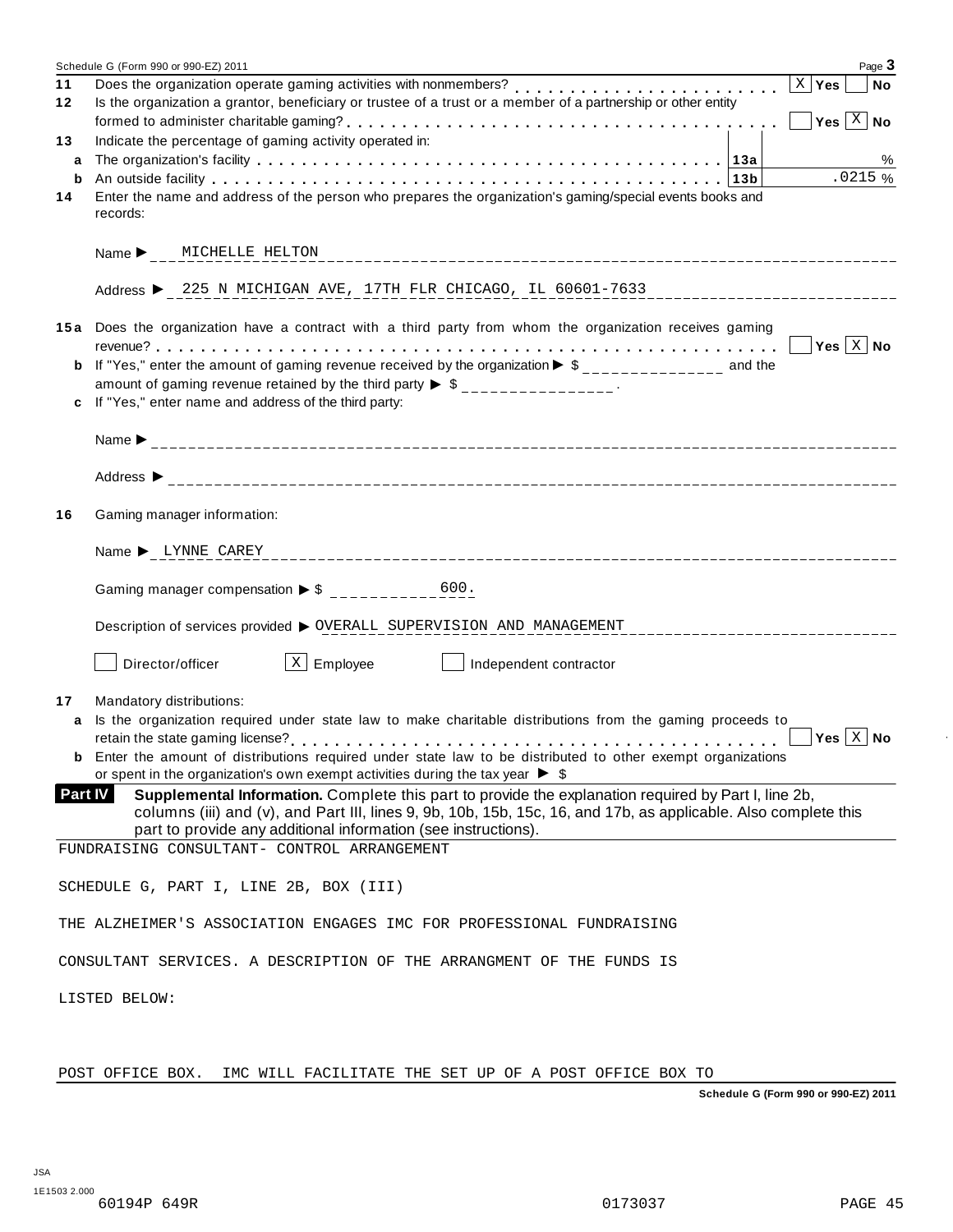**11** Does the organization operate gaming activities with nonmembers? . . . . . . . . . . . . . . . . . . . . . . . . [X] **Yes** [ ] **No**

**12** Is the organization a grantor, beneficiary or trustee of a trust or a member of a partnership or other entity formed to administer charitable gaming? . . . . . . . . . . . . . . . . . . . . . . . . . . . . . . . . . . . . [ ] **Yes** [X] **No**

**13** Indicate the percentage of gaming activity operated in:

| | | | |
|---|---|---|---|
| **a** | The organization's facility . . . . . . . . . . . . . . . . . . . . . . . . . . . . . . . . . . . . . | **13a** | % |
| **b** | An outside facility . . . . . . . . . . . . . . . . . . . . . . . . . . . . . . . . . . . . . . . . . . . | **13b** | .0215 % |

**14** Enter the name and address of the person who prepares the organization's gaming/special events books and records:

Name ▶ MICHELLE HELTON

Address ▶ 225 N MICHIGAN AVE, 17TH FLR CHICAGO, IL 60601-7633

**15a** Does the organization have a contract with a third party from whom the organization receives gaming revenue? . . . . . . . . . . . . . . . . . . . . . . . . . . . . . . . . . . . . . . . . . . . . . . . . . . . . . . . . . [ ] **Yes** [X] **No**

**b** If "Yes," enter the amount of gaming revenue received by the organization ▶ $ ______________ and the amount of gaming revenue retained by the third party ▶ $ ______________ .

**c** If "Yes," enter name and address of the third party:

Name ▶

Address ▶

**16** Gaming manager information:

Name ▶ LYNNE CAREY

Gaming manager compensation ▶ $ 600.

Description of services provided ▶ OVERALL SUPERVISION AND MANAGEMENT

[ ] Director/officer [X] Employee [ ] Independent contractor

**17** Mandatory distributions:

**a** Is the organization required under state law to make charitable distributions from the gaming proceeds to retain the state gaming license? . . . . . . . . . . . . . . . . . . . . . . . . . . . . . . . . . . . . . . . . . . . . [ ] **Yes** [X] **No**

**b** Enter the amount of distributions required under state law to be distributed to other exempt organizations or spent in the organization's own exempt activities during the tax year ▶ $

**Part IV** **Supplemental Information.** Complete this part to provide the explanation required by Part I, line 2b, columns (iii) and (v), and Part III, lines 9, 9b, 10b, 15b, 15c, 16, and 17b, as applicable. Also complete this part to provide any additional information (see instructions).

FUNDRAISING CONSULTANT- CONTROL ARRANGEMENT

SCHEDULE G, PART I, LINE 2B, BOX (III)

THE ALZHEIMER'S ASSOCIATION ENGAGES IMC FOR PROFESSIONAL FUNDRAISING

CONSULTANT SERVICES. A DESCRIPTION OF THE ARRANGMENT OF THE FUNDS IS

LISTED BELOW:

POST OFFICE BOX. IMC WILL FACILITATE THE SET UP OF A POST OFFICE BOX TO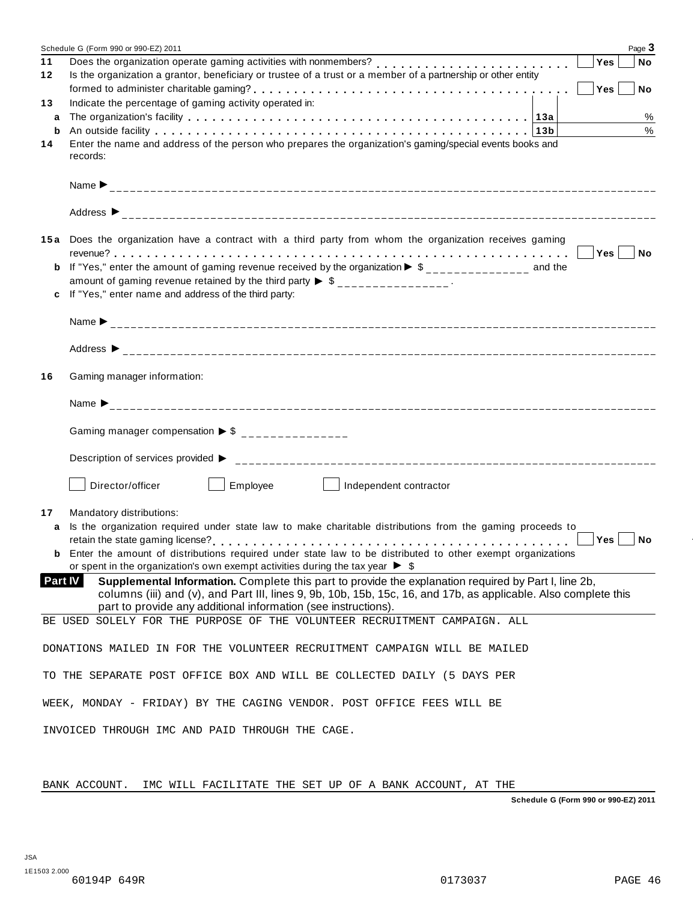11 Does the organization operate gaming activities with nonmembers? . . . . . . . . . . . . . . . . . . . . . . . . Yes No

12 Is the organization a grantor, beneficiary or trustee of a trust or a member of a partnership or other entity formed to administer charitable gaming? . . . . . . . . . . . . . . . . . . . . . . . . . . . . . . . . . . . . . . . . . Yes No

13 Indicate the percentage of gaming activity operated in:

a The organization's facility . . . . . . . . . . . . . . . . . . . . . . . . . . . . . . . . . . . . . . . . . 13a %

b An outside facility . . . . . . . . . . . . . . . . . . . . . . . . . . . . . . . . . . . . . . . . . . . . . 13b %

14 Enter the name and address of the person who prepares the organization's gaming/special events books and records:

Name ▶ ______________________

Address ▶ ______________________

15a Does the organization have a contract with a third party from whom the organization receives gaming revenue? . . . . . . . . . . . . . . . . . . . . . . . . . . . . . . . . . . . . . . . . . . . . . . . . . . . . . Yes No

b If "Yes," enter the amount of gaming revenue received by the organization ▶ $ _______________ and the amount of gaming revenue retained by the third party ▶ $ _______________ .

c If "Yes," enter name and address of the third party:

Name ▶ ______________________

Address ▶ ______________________

16 Gaming manager information:

Name ▶ ______________________

Gaming manager compensation ▶ $ _______________

Description of services provided ▶ ______________________

☐ Director/officer ☐ Employee ☐ Independent contractor

17 Mandatory distributions:

a Is the organization required under state law to make charitable distributions from the gaming proceeds to retain the state gaming license? . . . . . . . . . . . . . . . . . . . . . . . . . . . . . . . . . . . . . . . . . . . . Yes No

b Enter the amount of distributions required under state law to be distributed to other exempt organizations or spent in the organization's own exempt activities during the tax year ▶ $

**Part IV** **Supplemental Information.** Complete this part to provide the explanation required by Part I, line 2b, columns (iii) and (v), and Part III, lines 9, 9b, 10b, 15b, 15c, 16, and 17b, as applicable. Also complete this part to provide any additional information (see instructions).

BE USED SOLELY FOR THE PURPOSE OF THE VOLUNTEER RECRUITMENT CAMPAIGN. ALL

DONATIONS MAILED IN FOR THE VOLUNTEER RECRUITMENT CAMPAIGN WILL BE MAILED

TO THE SEPARATE POST OFFICE BOX AND WILL BE COLLECTED DAILY (5 DAYS PER

WEEK, MONDAY - FRIDAY) BY THE CAGING VENDOR. POST OFFICE FEES WILL BE

INVOICED THROUGH IMC AND PAID THROUGH THE CAGE.

BANK ACCOUNT. IMC WILL FACILITATE THE SET UP OF A BANK ACCOUNT, AT THE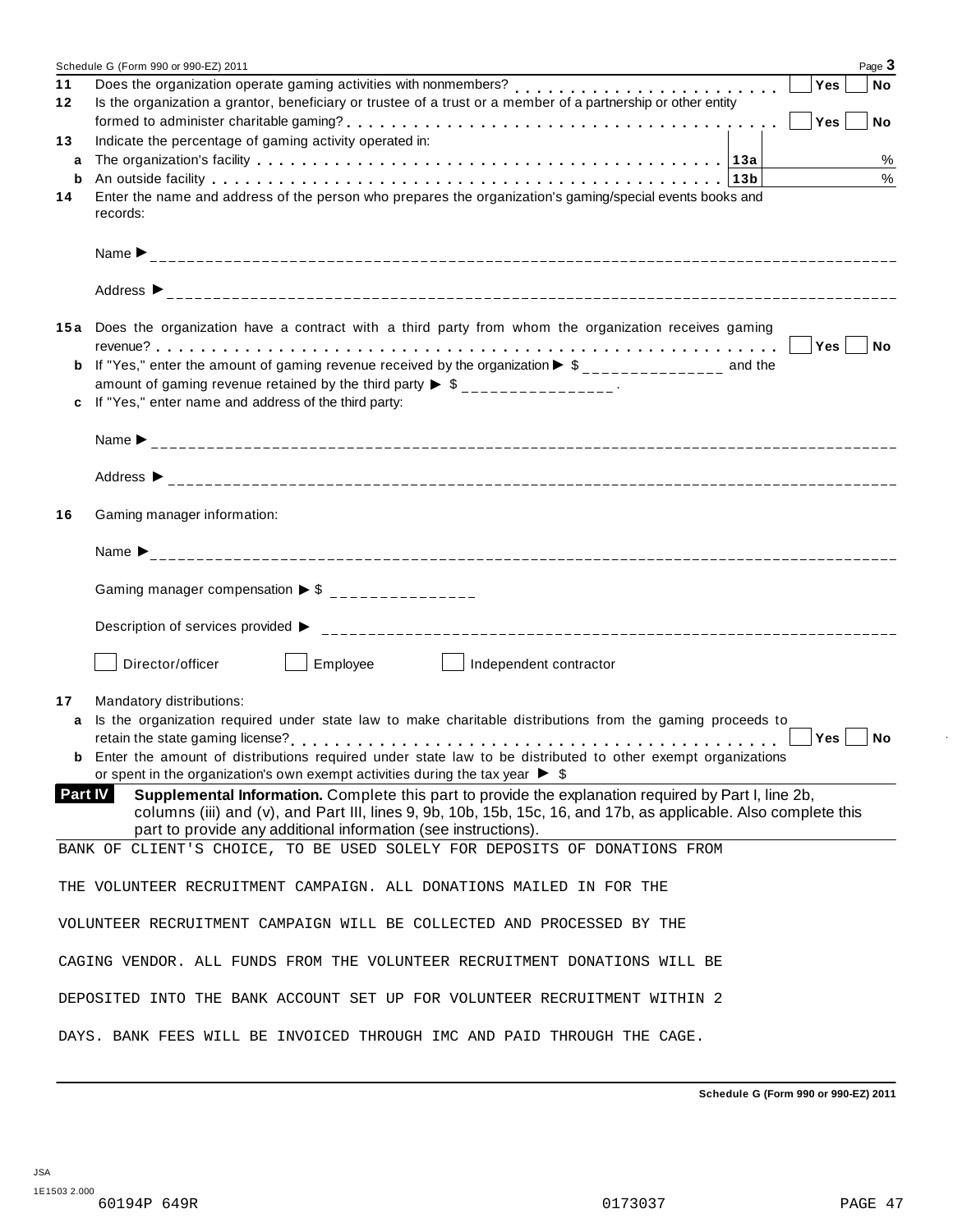Schedule G (Form 990 or 990-EZ) 2011

**11** Does the organization operate gaming activities with nonmembers? . . . . . . . . . . . . . . . . . . . . . . . . Yes No

**12** Is the organization a grantor, beneficiary or trustee of a trust or a member of a partnership or other entity formed to administer charitable gaming? . . . . . . . . . . . . . . . . . . . . . . . . . . . . . . . . . . . . . Yes No

**13** Indicate the percentage of gaming activity operated in:

**a** The organization's facility . . . . . . . . . . . . . . . . . . . . . . . . . . . . . . . . . . . . . . . . **13a** %

**b** An outside facility . . . . . . . . . . . . . . . . . . . . . . . . . . . . . . . . . . . . . . . . . . . . . **13b** %

**14** Enter the name and address of the person who prepares the organization's gaming/special events books and records:

Name ▶ ______________________________

Address ▶ ______________________________

**15a** Does the organization have a contract with a third party from whom the organization receives gaming revenue? . . . . . . . . . . . . . . . . . . . . . . . . . . . . . . . . . . . . . . . . . . . . . . . . . . . Yes No

**b** If "Yes," enter the amount of gaming revenue received by the organization ▶ $ _______________ and the amount of gaming revenue retained by the third party ▶ $ _______________.

**c** If "Yes," enter name and address of the third party:

Name ▶ ______________________________

Address ▶ ______________________________

**16** Gaming manager information:

Name ▶ ______________________________

Gaming manager compensation ▶ $ _______________

Description of services provided ▶ ______________________________

☐ Director/officer ☐ Employee ☐ Independent contractor

**17** Mandatory distributions:

**a** Is the organization required under state law to make charitable distributions from the gaming proceeds to retain the state gaming license? . . . . . . . . . . . . . . . . . . . . . . . . . . . . . . . . . . . . . . . Yes No

**b** Enter the amount of distributions required under state law to be distributed to other exempt organizations or spent in the organization's own exempt activities during the tax year ▶ $

**Part IV** **Supplemental Information.** Complete this part to provide the explanation required by Part I, line 2b, columns (iii) and (v), and Part III, lines 9, 9b, 10b, 15b, 15c, 16, and 17b, as applicable. Also complete this part to provide any additional information (see instructions).

BANK OF CLIENT'S CHOICE, TO BE USED SOLELY FOR DEPOSITS OF DONATIONS FROM THE VOLUNTEER RECRUITMENT CAMPAIGN. ALL DONATIONS MAILED IN FOR THE VOLUNTEER RECRUITMENT CAMPAIGN WILL BE COLLECTED AND PROCESSED BY THE CAGING VENDOR. ALL FUNDS FROM THE VOLUNTEER RECRUITMENT DONATIONS WILL BE DEPOSITED INTO THE BANK ACCOUNT SET UP FOR VOLUNTEER RECRUITMENT WITHIN 2 DAYS. BANK FEES WILL BE INVOICED THROUGH IMC AND PAID THROUGH THE CAGE.

Schedule G (Form 990 or 990-EZ) 2011

JSA
1E1503 2.000
60194P 649R 0173037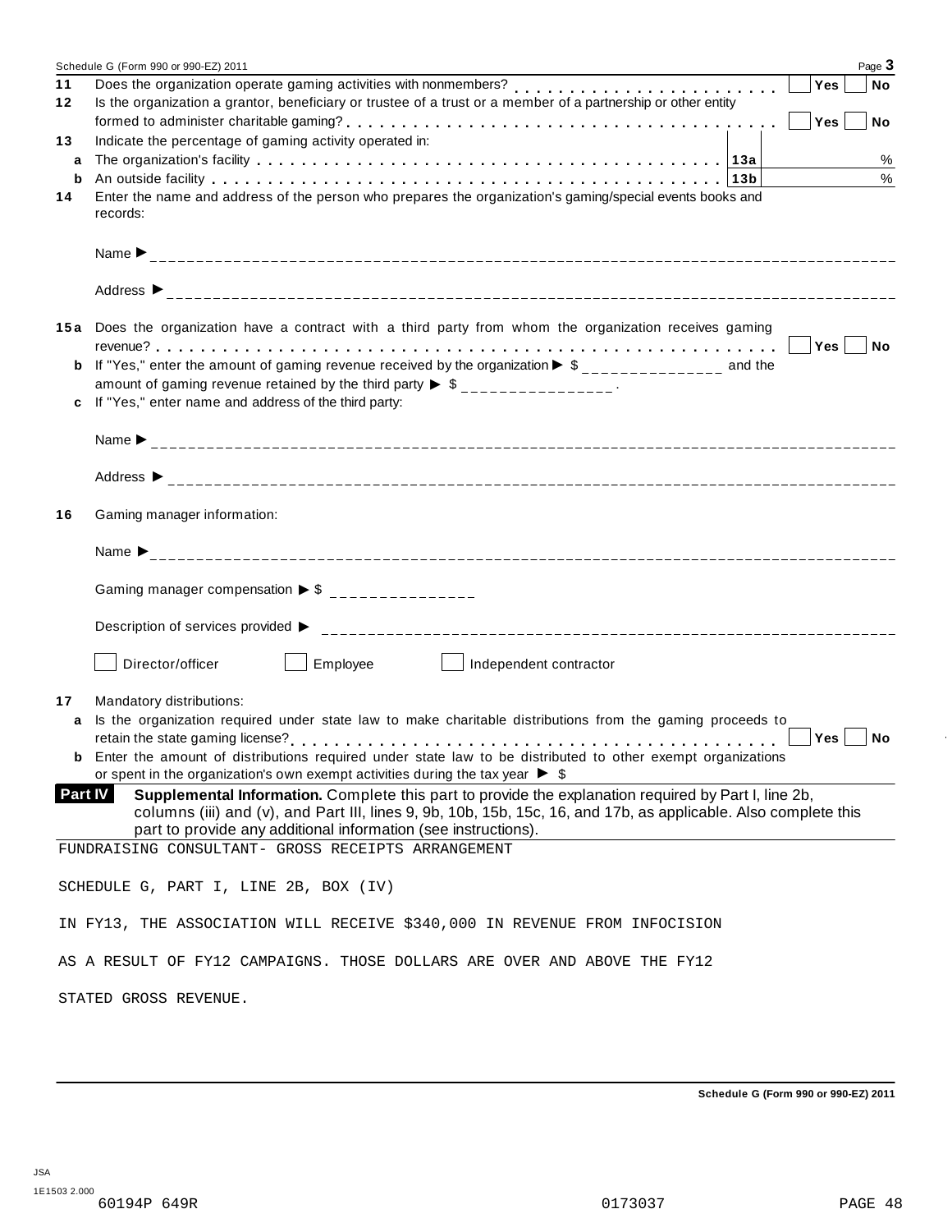**11** Does the organization operate gaming activities with nonmembers? . . . . . . . . . . . . . . . . . . . . . . . . ☐ Yes ☐ No

**12** Is the organization a grantor, beneficiary or trustee of a trust or a member of a partnership or other entity formed to administer charitable gaming? . . . . . . . . . . . . . . . . . . . . . . . . . . . . . . . . . . . . ☐ Yes ☐ No

**13** Indicate the percentage of gaming activity operated in:

| | | | |
|---|---|---|---|
| **a** | The organization's facility . . . . . . . . . . . . . . . . . . . . . . . . . . . . . . . . . . . . . . . . | 13a | % |
| **b** | An outside facility . . . . . . . . . . . . . . . . . . . . . . . . . . . . . . . . . . . . . . . . . . . . | 13b | % |

**14** Enter the name and address of the person who prepares the organization's gaming/special events books and records:

Name ▶ ______________________________

Address ▶ ______________________________

**15a** Does the organization have a contract with a third party from whom the organization receives gaming revenue? . . . . . . . . . . . . . . . . . . . . . . . . . . . . . . . . . . . . . . . . . . . . . . . . . . . . . . ☐ Yes ☐ No

**b** If "Yes," enter the amount of gaming revenue received by the organization ▶ $ _______________ and the amount of gaming revenue retained by the third party ▶ $ _______________ .

**c** If "Yes," enter name and address of the third party:

Name ▶ ______________________________

Address ▶ ______________________________

**16** Gaming manager information:

Name ▶ ______________________________

Gaming manager compensation ▶ $ _______________

Description of services provided ▶ ______________________________

☐ Director/officer ☐ Employee ☐ Independent contractor

**17** Mandatory distributions:

**a** Is the organization required under state law to make charitable distributions from the gaming proceeds to retain the state gaming license? . . . . . . . . . . . . . . . . . . . . . . . . . . . . . . . . . . . . . . . . . ☐ Yes ☐ No

**b** Enter the amount of distributions required under state law to be distributed to other exempt organizations or spent in the organization's own exempt activities during the tax year ▶ $

**Part IV** **Supplemental Information.** Complete this part to provide the explanation required by Part I, line 2b, columns (iii) and (v), and Part III, lines 9, 9b, 10b, 15b, 15c, 16, and 17b, as applicable. Also complete this part to provide any additional information (see instructions).

FUNDRAISING CONSULTANT- GROSS RECEIPTS ARRANGEMENT

SCHEDULE G, PART I, LINE 2B, BOX (IV)

IN FY13, THE ASSOCIATION WILL RECEIVE $340,000 IN REVENUE FROM INFOCISION

AS A RESULT OF FY12 CAMPAIGNS. THOSE DOLLARS ARE OVER AND ABOVE THE FY12

STATED GROSS REVENUE.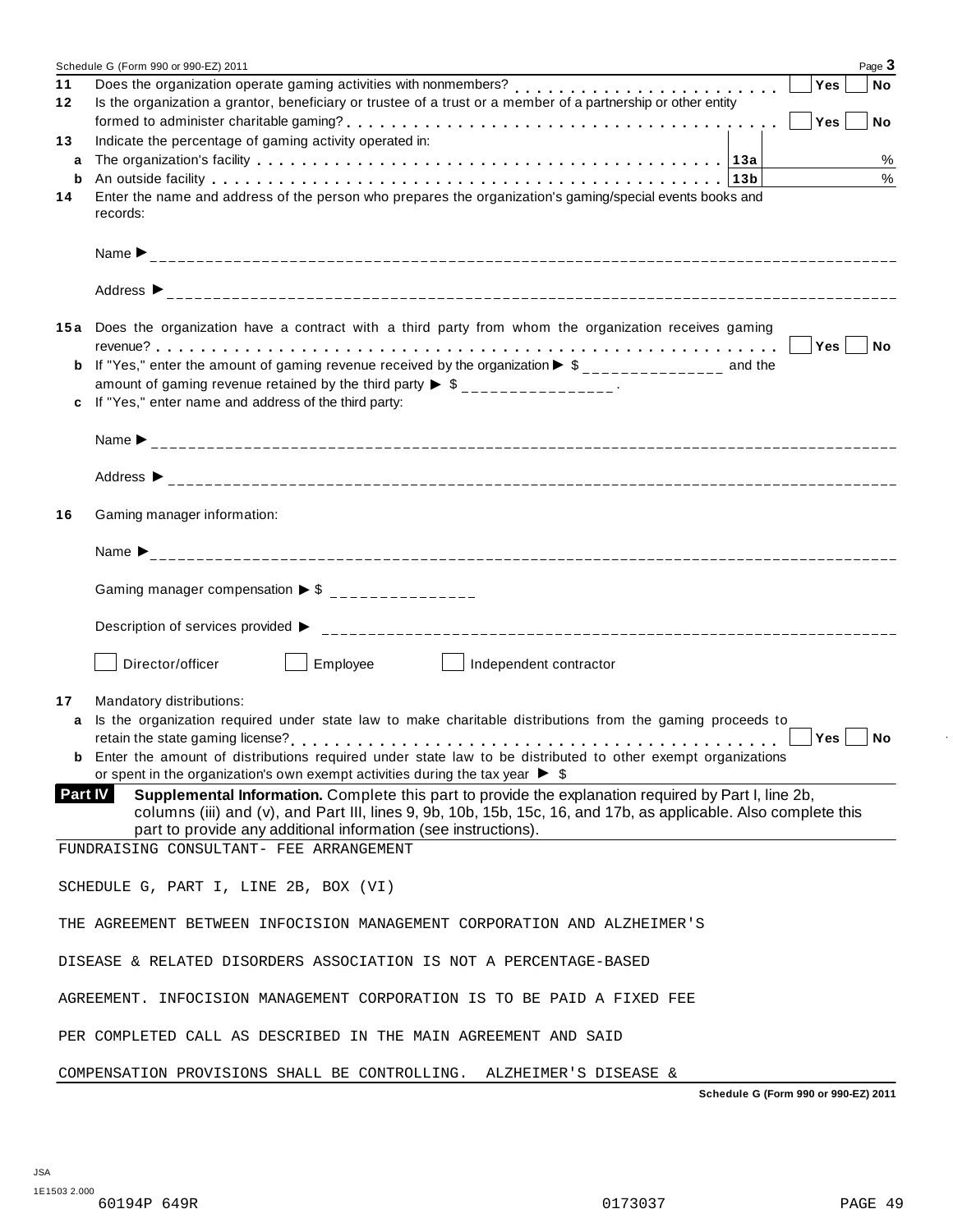**11** Does the organization operate gaming activities with nonmembers? . . . . . . . . . . . . . . . . . . . . . . . . Yes No

**12** Is the organization a grantor, beneficiary or trustee of a trust or a member of a partnership or other entity formed to administer charitable gaming? . . . . . . . . . . . . . . . . . . . . . . . . . . . . . . . . . . . . . Yes No

**13** Indicate the percentage of gaming activity operated in:

| | | | |
|---|---|---|---|
| **a** | The organization's facility | **13a** | % |
| **b** | An outside facility | **13b** | % |

**14** Enter the name and address of the person who prepares the organization's gaming/special events books and records:

Name ▶ ___

Address ▶ ___

**15a** Does the organization have a contract with a third party from whom the organization receives gaming revenue? . . . . . . . . . . . . . . . . . . . . . . . . . . . . . . . . . . . . . . . . . . . . . . . . . . . . . . . . . . Yes No

**b** If "Yes," enter the amount of gaming revenue received by the organization ▶ $ ___ and the amount of gaming revenue retained by the third party ▶ $ ___.

**c** If "Yes," enter name and address of the third party:

Name ▶ ___

Address ▶ ___

**16** Gaming manager information:

Name ▶ ___

Gaming manager compensation ▶ $ ___

Description of services provided ▶ ___

☐ Director/officer ☐ Employee ☐ Independent contractor

**17** Mandatory distributions:

**a** Is the organization required under state law to make charitable distributions from the gaming proceeds to retain the state gaming license? . . . . . . . . . . . . . . . . . . . . . . . . . . . . . . . . . . . . . . . . . . . . Yes No

**b** Enter the amount of distributions required under state law to be distributed to other exempt organizations or spent in the organization's own exempt activities during the tax year ▶ $

**Part IV** **Supplemental Information.** Complete this part to provide the explanation required by Part I, line 2b, columns (iii) and (v), and Part III, lines 9, 9b, 10b, 15b, 15c, 16, and 17b, as applicable. Also complete this part to provide any additional information (see instructions).

FUNDRAISING CONSULTANT- FEE ARRANGEMENT

SCHEDULE G, PART I, LINE 2B, BOX (VI)

THE AGREEMENT BETWEEN INFOCISION MANAGEMENT CORPORATION AND ALZHEIMER'S DISEASE & RELATED DISORDERS ASSOCIATION IS NOT A PERCENTAGE-BASED AGREEMENT. INFOCISION MANAGEMENT CORPORATION IS TO BE PAID A FIXED FEE PER COMPLETED CALL AS DESCRIBED IN THE MAIN AGREEMENT AND SAID COMPENSATION PROVISIONS SHALL BE CONTROLLING. ALZHEIMER'S DISEASE &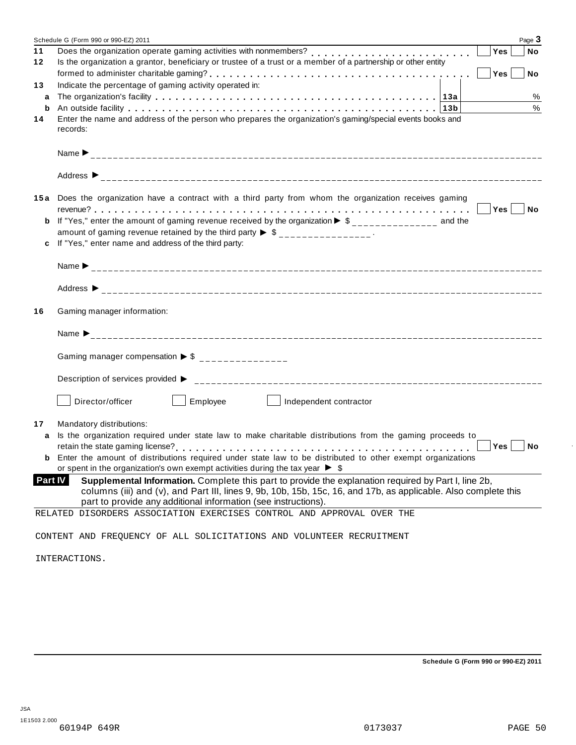| | | | | |
|---|---|---|---|---|
| **11** | Does the organization operate gaming activities with nonmembers? | | | Yes No |
| **12** | Is the organization a grantor, beneficiary or trustee of a trust or a member of a partnership or other entity formed to administer charitable gaming? | | | Yes No |
| **13** | Indicate the percentage of gaming activity operated in: | | | |
| **a** | The organization's facility | **13a** | % | |
| **b** | An outside facility | **13b** | % | |

**14** Enter the name and address of the person who prepares the organization's gaming/special events books and records:

Name ▶

Address ▶

**15a** Does the organization have a contract with a third party from whom the organization receives gaming revenue? Yes No

**b** If "Yes," enter the amount of gaming revenue received by the organization ▶ $ ______________ and the amount of gaming revenue retained by the third party ▶ $ ______________ .

**c** If "Yes," enter name and address of the third party:

Name ▶

Address ▶

**16** Gaming manager information:

Name ▶

Gaming manager compensation ▶ $ ______________

Description of services provided ▶

☐ Director/officer ☐ Employee ☐ Independent contractor

**17** Mandatory distributions:

**a** Is the organization required under state law to make charitable distributions from the gaming proceeds to retain the state gaming license? Yes No

**b** Enter the amount of distributions required under state law to be distributed to other exempt organizations or spent in the organization's own exempt activities during the tax year ▶ $

**Part IV** **Supplemental Information.** Complete this part to provide the explanation required by Part I, line 2b, columns (iii) and (v), and Part III, lines 9, 9b, 10b, 15b, 15c, 16, and 17b, as applicable. Also complete this part to provide any additional information (see instructions).

RELATED DISORDERS ASSOCIATION EXERCISES CONTROL AND APPROVAL OVER THE

CONTENT AND FREQUENCY OF ALL SOLICITATIONS AND VOLUNTEER RECRUITMENT

INTERACTIONS.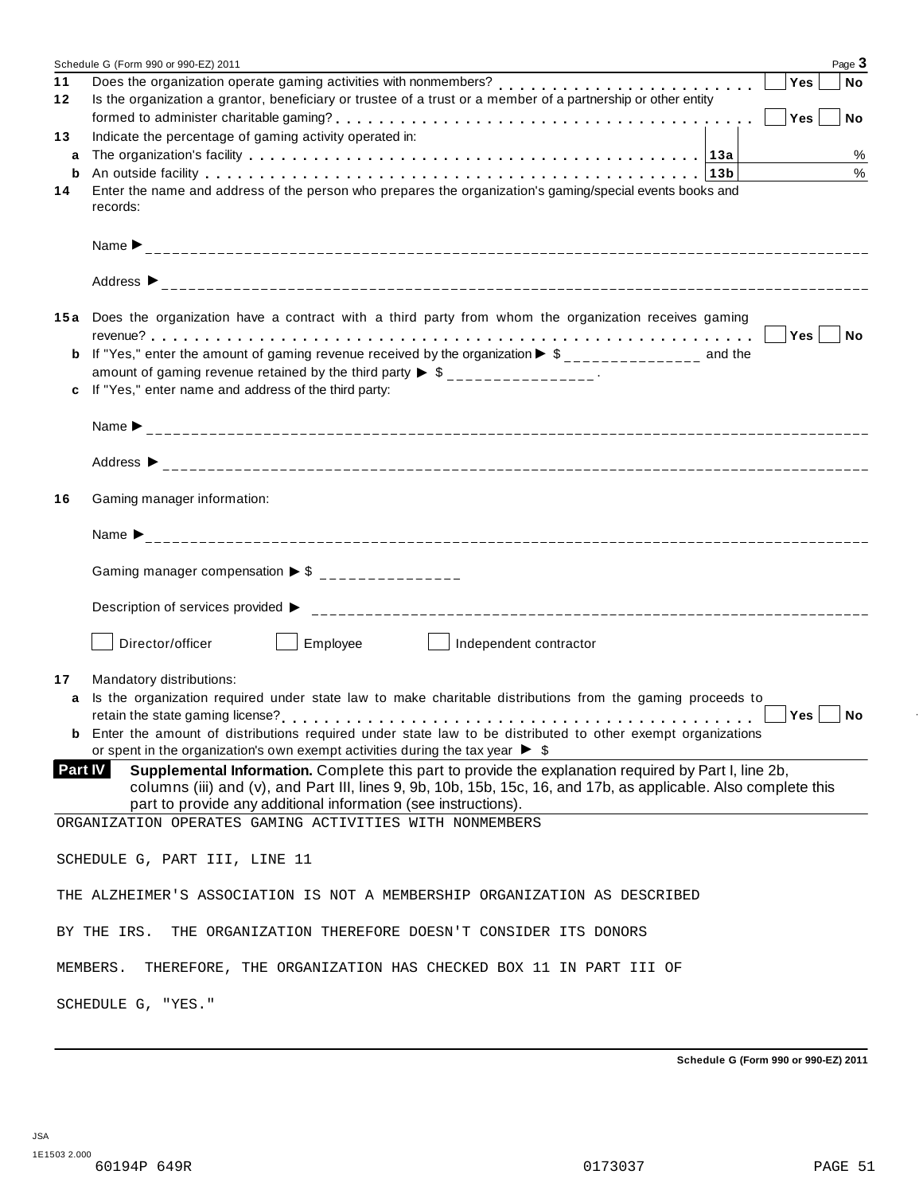| | | | |
|---|---|---|---|
| **11** | Does the organization operate gaming activities with nonmembers? | | Yes ☐ No ☐ |
| **12** | Is the organization a grantor, beneficiary or trustee of a trust or a member of a partnership or other entity formed to administer charitable gaming? | | Yes ☐ No ☐ |
| **13** | Indicate the percentage of gaming activity operated in: | | |
| **a** | The organization's facility | **13a** | % |
| **b** | An outside facility | **13b** | % |

**14** Enter the name and address of the person who prepares the organization's gaming/special events books and records:

Name ▶ ______________________

Address ▶ ______________________

**15a** Does the organization have a contract with a third party from whom the organization receives gaming revenue? ☐ Yes ☐ No

**b** If "Yes," enter the amount of gaming revenue received by the organization ▶ $ ______________ and the amount of gaming revenue retained by the third party ▶ $ ______________.

**c** If "Yes," enter name and address of the third party:

Name ▶ ______________________

Address ▶ ______________________

**16** Gaming manager information:

Name ▶ ______________________

Gaming manager compensation ▶ $ ______________

Description of services provided ▶ ______________________

☐ Director/officer ☐ Employee ☐ Independent contractor

**17** Mandatory distributions:

**a** Is the organization required under state law to make charitable distributions from the gaming proceeds to retain the state gaming license? ☐ Yes ☐ No

**b** Enter the amount of distributions required under state law to be distributed to other exempt organizations or spent in the organization's own exempt activities during the tax year ▶ $

**Part IV** **Supplemental Information.** Complete this part to provide the explanation required by Part I, line 2b, columns (iii) and (v), and Part III, lines 9, 9b, 10b, 15b, 15c, 16, and 17b, as applicable. Also complete this part to provide any additional information (see instructions).

ORGANIZATION OPERATES GAMING ACTIVITIES WITH NONMEMBERS

SCHEDULE G, PART III, LINE 11

THE ALZHEIMER'S ASSOCIATION IS NOT A MEMBERSHIP ORGANIZATION AS DESCRIBED BY THE IRS. THE ORGANIZATION THEREFORE DOESN'T CONSIDER ITS DONORS MEMBERS. THEREFORE, THE ORGANIZATION HAS CHECKED BOX 11 IN PART III OF SCHEDULE G, "YES."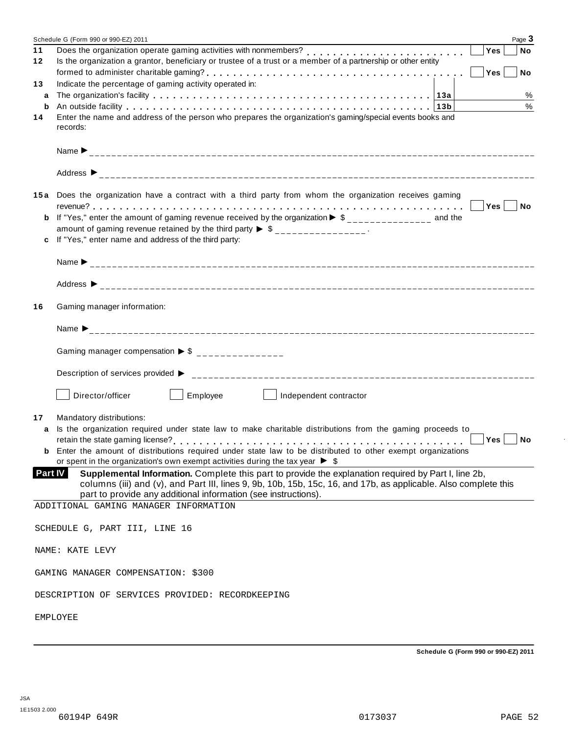Schedule G (Form 990 or 990-EZ) 2011

**11** Does the organization operate gaming activities with nonmembers? . . . . . . . . . . . . . . . . . . . . . . . . Yes No

**12** Is the organization a grantor, beneficiary or trustee of a trust or a member of a partnership or other entity formed to administer charitable gaming? . . . . . . . . . . . . . . . . . . . . . . . . . . . . . . . . . . . . . . . Yes No

**13** Indicate the percentage of gaming activity operated in:

**a** The organization's facility . . . . . . . . . . . . . . . . . . . . . . . . . . . . . . . . . . . . . . . . **13a** %

**b** An outside facility . . . . . . . . . . . . . . . . . . . . . . . . . . . . . . . . . . . . . . . . . . . . **13b** %

**14** Enter the name and address of the person who prepares the organization's gaming/special events books and records:

Name ▶

Address ▶

**15a** Does the organization have a contract with a third party from whom the organization receives gaming revenue? . . . . . . . . . . . . . . . . . . . . . . . . . . . . . . . . . . . . . . . . . . . . . . . . . . . . . . . Yes No

**b** If "Yes," enter the amount of gaming revenue received by the organization ▶ $ ______________ and the amount of gaming revenue retained by the third party ▶ $ ______________.

**c** If "Yes," enter name and address of the third party:

Name ▶

Address ▶

**16** Gaming manager information:

Name ▶

Gaming manager compensation ▶ $

Description of services provided ▶

☐ Director/officer ☐ Employee ☐ Independent contractor

**17** Mandatory distributions:

**a** Is the organization required under state law to make charitable distributions from the gaming proceeds to retain the state gaming license? . . . . . . . . . . . . . . . . . . . . . . . . . . . . . . . . . . . . . . . . Yes No

**b** Enter the amount of distributions required under state law to be distributed to other exempt organizations or spent in the organization's own exempt activities during the tax year ▶ $

**Part IV** **Supplemental Information.** Complete this part to provide the explanation required by Part I, line 2b, columns (iii) and (v), and Part III, lines 9, 9b, 10b, 15b, 15c, 16, and 17b, as applicable. Also complete this part to provide any additional information (see instructions).

ADDITIONAL GAMING MANAGER INFORMATION

SCHEDULE G, PART III, LINE 16

NAME: KATE LEVY

GAMING MANAGER COMPENSATION: $300

DESCRIPTION OF SERVICES PROVIDED: RECORDKEEPING

EMPLOYEE

Schedule G (Form 990 or 990-EZ) 2011

JSA 1E1503 2.000

60194P 649R 0173037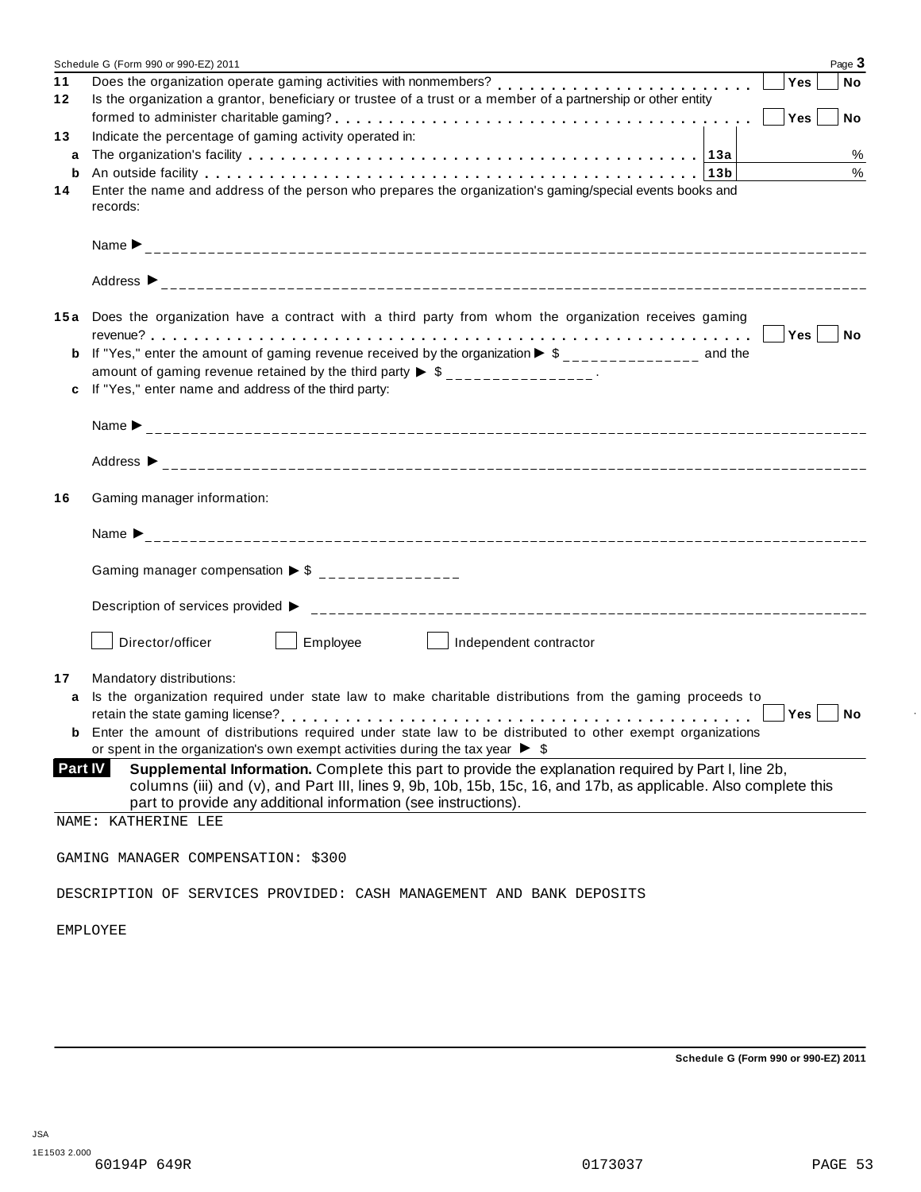Schedule G (Form 990 or 990-EZ) 2011 Page **3**

**11** Does the organization operate gaming activities with nonmembers? . . . . . . . . . . . . . . . . . . . . . . . . ☐ **Yes** ☐ **No**

**12** Is the organization a grantor, beneficiary or trustee of a trust or a member of a partnership or other entity formed to administer charitable gaming? . . . . . . . . . . . . . . . . . . . . . . . . . . . . . . . . . . . . ☐ **Yes** ☐ **No**

**13** Indicate the percentage of gaming activity operated in:

**a** The organization's facility . . . . . . . . . . . . . . . . . . . . . . . . . . . . . . . . . . . . . . . . **13a** %

**b** An outside facility . . . . . . . . . . . . . . . . . . . . . . . . . . . . . . . . . . . . . . . . . . . . . . **13b** %

**14** Enter the name and address of the person who prepares the organization's gaming/special events books and records:

Name ▶

Address ▶

**15a** Does the organization have a contract with a third party from whom the organization receives gaming revenue? . . . . . . . . . . . . . . . . . . . . . . . . . . . . . . . . . . . . . . . . . . . . . . . . . . . . . . ☐ **Yes** ☐ **No**

**b** If "Yes," enter the amount of gaming revenue received by the organization ▶ $ ______________ and the amount of gaming revenue retained by the third party ▶ $ ______________ .

**c** If "Yes," enter name and address of the third party:

Name ▶

Address ▶

**16** Gaming manager information:

Name ▶

Gaming manager compensation ▶ $ ______________

Description of services provided ▶

☐ Director/officer ☐ Employee ☐ Independent contractor

**17** Mandatory distributions:

**a** Is the organization required under state law to make charitable distributions from the gaming proceeds to retain the state gaming license? . . . . . . . . . . . . . . . . . . . . . . . . . . . . . . . . . . . . . . . . . . ☐ **Yes** ☐ **No**

**b** Enter the amount of distributions required under state law to be distributed to other exempt organizations or spent in the organization's own exempt activities during the tax year ▶ $

**Part IV** **Supplemental Information.** Complete this part to provide the explanation required by Part I, line 2b, columns (iii) and (v), and Part III, lines 9, 9b, 10b, 15b, 15c, 16, and 17b, as applicable. Also complete this part to provide any additional information (see instructions).

NAME: KATHERINE LEE

GAMING MANAGER COMPENSATION: $300

DESCRIPTION OF SERVICES PROVIDED: CASH MANAGEMENT AND BANK DEPOSITS

EMPLOYEE

Schedule G (Form 990 or 990-EZ) 2011

JSA
1E1503 2.000
60194P 649R 0173037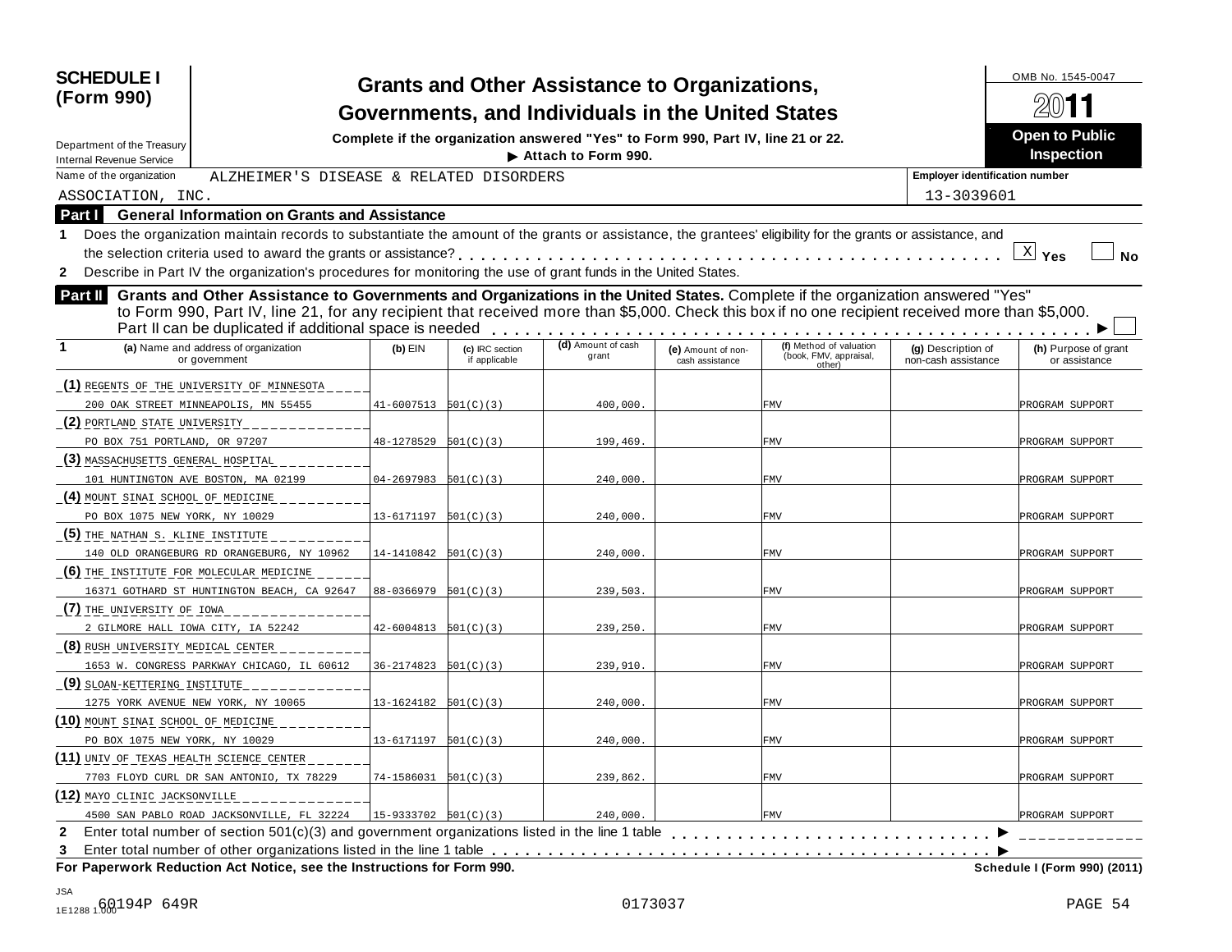**SCHEDULE I (Form 990)**

Department of the Treasury
Internal Revenue Service

# Grants and Other Assistance to Organizations, Governments, and Individuals in the United States

**Complete if the organization answered "Yes" to Form 990, Part IV, line 21 or 22.**
**▶ Attach to Form 990.**

OMB No. 1545-0047

**2011**

**Open to Public Inspection**

Name of the organization: ALZHEIMER'S DISEASE & RELATED DISORDERS ASSOCIATION, INC.

Employer identification number: 13-3039601

## Part I General Information on Grants and Assistance

1 Does the organization maintain records to substantiate the amount of the grants or assistance, the grantees' eligibility for the grants or assistance, and the selection criteria used to award the grants or assistance? . . . . . [X] Yes [ ] No

2 Describe in Part IV the organization's procedures for monitoring the use of grant funds in the United States.

## Part II Grants and Other Assistance to Governments and Organizations in the United States.

Complete if the organization answered "Yes" to Form 990, Part IV, line 21, for any recipient that received more than $5,000. Check this box if no one recipient received more than $5,000. Part II can be duplicated if additional space is needed . . . . . ▶ [ ]

| 1 (a) Name and address of organization or government | (b) EIN | (c) IRC section if applicable | (d) Amount of cash grant | (e) Amount of non-cash assistance | (f) Method of valuation (book, FMV, appraisal, other) | (g) Description of non-cash assistance | (h) Purpose of grant or assistance |
|---|---|---|---|---|---|---|---|
| (1) REGENTS OF THE UNIVERSITY OF MINNESOTA<br>200 OAK STREET MINNEAPOLIS, MN 55455 | 41-6007513 | 501(C)(3) | 400,000. | | FMV | | PROGRAM SUPPORT |
| (2) PORTLAND STATE UNIVERSITY<br>PO BOX 751 PORTLAND, OR 97207 | 48-1278529 | 501(C)(3) | 199,469. | | FMV | | PROGRAM SUPPORT |
| (3) MASSACHUSETTS GENERAL HOSPITAL<br>101 HUNTINGTON AVE BOSTON, MA 02199 | 04-2697983 | 501(C)(3) | 240,000. | | FMV | | PROGRAM SUPPORT |
| (4) MOUNT SINAI SCHOOL OF MEDICINE<br>PO BOX 1075 NEW YORK, NY 10029 | 13-6171197 | 501(C)(3) | 240,000. | | FMV | | PROGRAM SUPPORT |
| (5) THE NATHAN S. KLINE INSTITUTE<br>140 OLD ORANGEBURG RD ORANGEBURG, NY 10962 | 14-1410842 | 501(C)(3) | 240,000. | | FMV | | PROGRAM SUPPORT |
| (6) THE INSTITUTE FOR MOLECULAR MEDICINE<br>16371 GOTHARD ST HUNTINGTON BEACH, CA 92647 | 88-0366979 | 501(C)(3) | 239,503. | | FMV | | PROGRAM SUPPORT |
| (7) THE UNIVERSITY OF IOWA<br>2 GILMORE HALL IOWA CITY, IA 52242 | 42-6004813 | 501(C)(3) | 239,250. | | FMV | | PROGRAM SUPPORT |
| (8) RUSH UNIVERSITY MEDICAL CENTER<br>1653 W. CONGRESS PARKWAY CHICAGO, IL 60612 | 36-2174823 | 501(C)(3) | 239,910. | | FMV | | PROGRAM SUPPORT |
| (9) SLOAN-KETTERING INSTITUTE<br>1275 YORK AVENUE NEW YORK, NY 10065 | 13-1624182 | 501(C)(3) | 240,000. | | FMV | | PROGRAM SUPPORT |
| (10) MOUNT SINAI SCHOOL OF MEDICINE<br>PO BOX 1075 NEW YORK, NY 10029 | 13-6171197 | 501(C)(3) | 240,000. | | FMV | | PROGRAM SUPPORT |
| (11) UNIV OF TEXAS HEALTH SCIENCE CENTER<br>7703 FLOYD CURL DR SAN ANTONIO, TX 78229 | 74-1586031 | 501(C)(3) | 239,862. | | FMV | | PROGRAM SUPPORT |
| (12) MAYO CLINIC JACKSONVILLE<br>4500 SAN PABLO ROAD JACKSONVILLE, FL 32224 | 15-9333702 | 501(C)(3) | 240,000. | | FMV | | PROGRAM SUPPORT |

2 Enter total number of section 501(c)(3) and government organizations listed in the line 1 table . . . . . ▶ ____________

3 Enter total number of other organizations listed in the line 1 table . . . . . ▶

**For Paperwork Reduction Act Notice, see the Instructions for Form 990.** **Schedule I (Form 990) (2011)**

JSA
1E1288 1.000 60194P 649R 0173037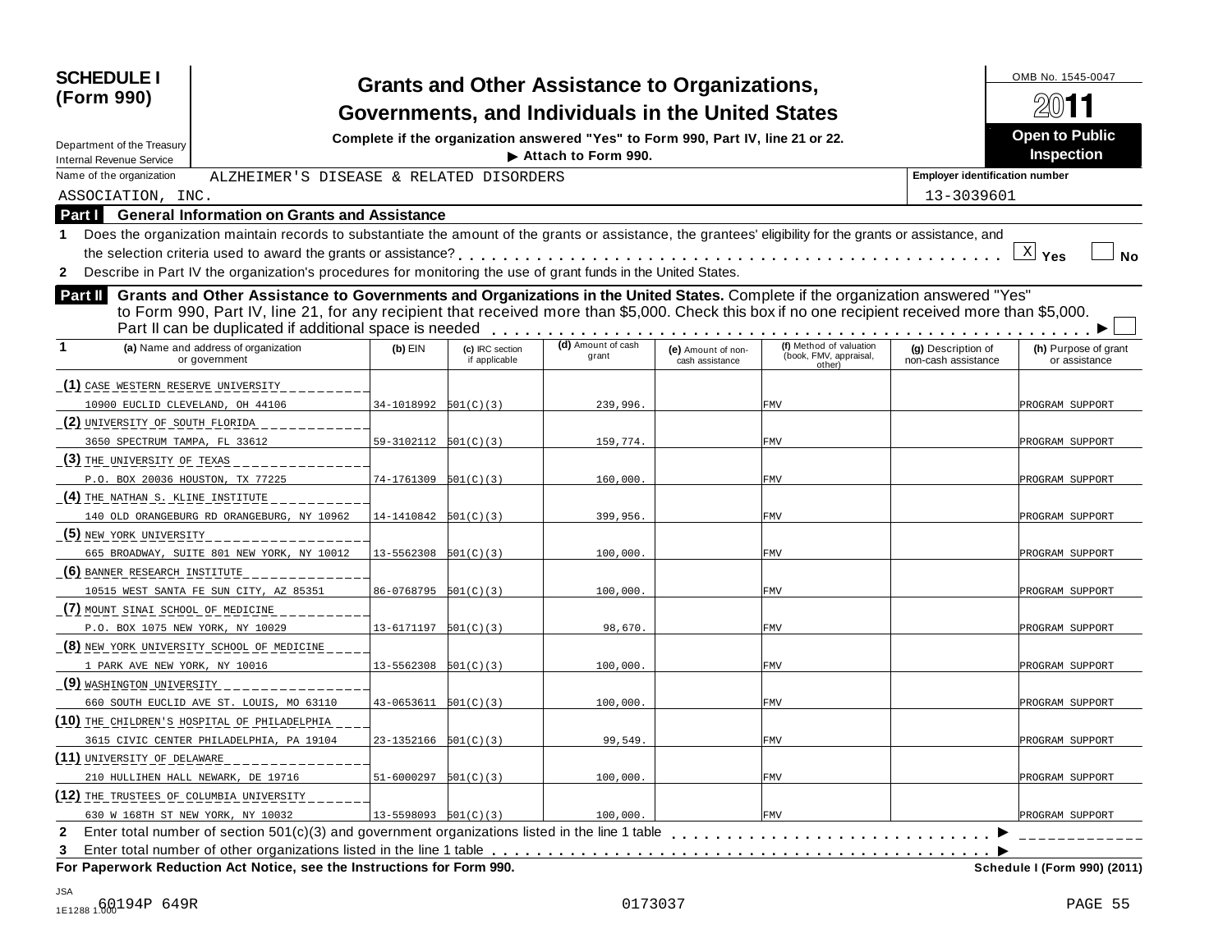# SCHEDULE I (Form 990)

Department of the Treasury
Internal Revenue Service

## Grants and Other Assistance to Organizations, Governments, and Individuals in the United States

**Complete if the organization answered "Yes" to Form 990, Part IV, line 21 or 22.**
▶ **Attach to Form 990.**

OMB No. 1545-0047
2011
**Open to Public Inspection**

Name of the organization: ALZHEIMER'S DISEASE & RELATED DISORDERS ASSOCIATION, INC.

Employer identification number: 13-3039601

**Part I General Information on Grants and Assistance**

1 Does the organization maintain records to substantiate the amount of the grants or assistance, the grantees' eligibility for the grants or assistance, and the selection criteria used to award the grants or assistance? . . . . . [X] Yes [ ] No

2 Describe in Part IV the organization's procedures for monitoring the use of grant funds in the United States.

**Part II Grants and Other Assistance to Governments and Organizations in the United States.** Complete if the organization answered "Yes" to Form 990, Part IV, line 21, for any recipient that received more than $5,000. Check this box if no one recipient received more than $5,000. Part II can be duplicated if additional space is needed . . . . . ▶ [ ]

| 1 (a) Name and address of organization or government | (b) EIN | (c) IRC section if applicable | (d) Amount of cash grant | (e) Amount of non-cash assistance | (f) Method of valuation (book, FMV, appraisal, other) | (g) Description of non-cash assistance | (h) Purpose of grant or assistance |
|---|---|---|---|---|---|---|---|
| (1) CASE WESTERN RESERVE UNIVERSITY<br>10900 EUCLID CLEVELAND, OH 44106 | 34-1018992 | 501(C)(3) | 239,996. | | FMV | | PROGRAM SUPPORT |
| (2) UNIVERSITY OF SOUTH FLORIDA<br>3650 SPECTRUM TAMPA, FL 33612 | 59-3102112 | 501(C)(3) | 159,774. | | FMV | | PROGRAM SUPPORT |
| (3) THE UNIVERSITY OF TEXAS<br>P.O. BOX 20036 HOUSTON, TX 77225 | 74-1761309 | 501(C)(3) | 160,000. | | FMV | | PROGRAM SUPPORT |
| (4) THE NATHAN S. KLINE INSTITUTE<br>140 OLD ORANGEBURG RD ORANGEBURG, NY 10962 | 14-1410842 | 501(C)(3) | 399,956. | | FMV | | PROGRAM SUPPORT |
| (5) NEW YORK UNIVERSITY<br>665 BROADWAY, SUITE 801 NEW YORK, NY 10012 | 13-5562308 | 501(C)(3) | 100,000. | | FMV | | PROGRAM SUPPORT |
| (6) BANNER RESEARCH INSTITUTE<br>10515 WEST SANTA FE SUN CITY, AZ 85351 | 86-0768795 | 501(C)(3) | 100,000. | | FMV | | PROGRAM SUPPORT |
| (7) MOUNT SINAI SCHOOL OF MEDICINE<br>P.O. BOX 1075 NEW YORK, NY 10029 | 13-6171197 | 501(C)(3) | 98,670. | | FMV | | PROGRAM SUPPORT |
| (8) NEW YORK UNIVERSITY SCHOOL OF MEDICINE<br>1 PARK AVE NEW YORK, NY 10016 | 13-5562308 | 501(C)(3) | 100,000. | | FMV | | PROGRAM SUPPORT |
| (9) WASHINGTON UNIVERSITY<br>660 SOUTH EUCLID AVE ST. LOUIS, MO 63110 | 43-0653611 | 501(C)(3) | 100,000. | | FMV | | PROGRAM SUPPORT |
| (10) THE CHILDREN'S HOSPITAL OF PHILADELPHIA<br>3615 CIVIC CENTER PHILADELPHIA, PA 19104 | 23-1352166 | 501(C)(3) | 99,549. | | FMV | | PROGRAM SUPPORT |
| (11) UNIVERSITY OF DELAWARE<br>210 HULLIHEN HALL NEWARK, DE 19716 | 51-6000297 | 501(C)(3) | 100,000. | | FMV | | PROGRAM SUPPORT |
| (12) THE TRUSTEES OF COLUMBIA UNIVERSITY<br>630 W 168TH ST NEW YORK, NY 10032 | 13-5598093 | 501(C)(3) | 100,000. | | FMV | | PROGRAM SUPPORT |

2 Enter total number of section 501(c)(3) and government organizations listed in the line 1 table . . . . . ▶

3 Enter total number of other organizations listed in the line 1 table . . . . . ▶

**For Paperwork Reduction Act Notice, see the Instructions for Form 990.** **Schedule I (Form 990) (2011)**

JSA 1E1288 1.000
60194P 649R 0173037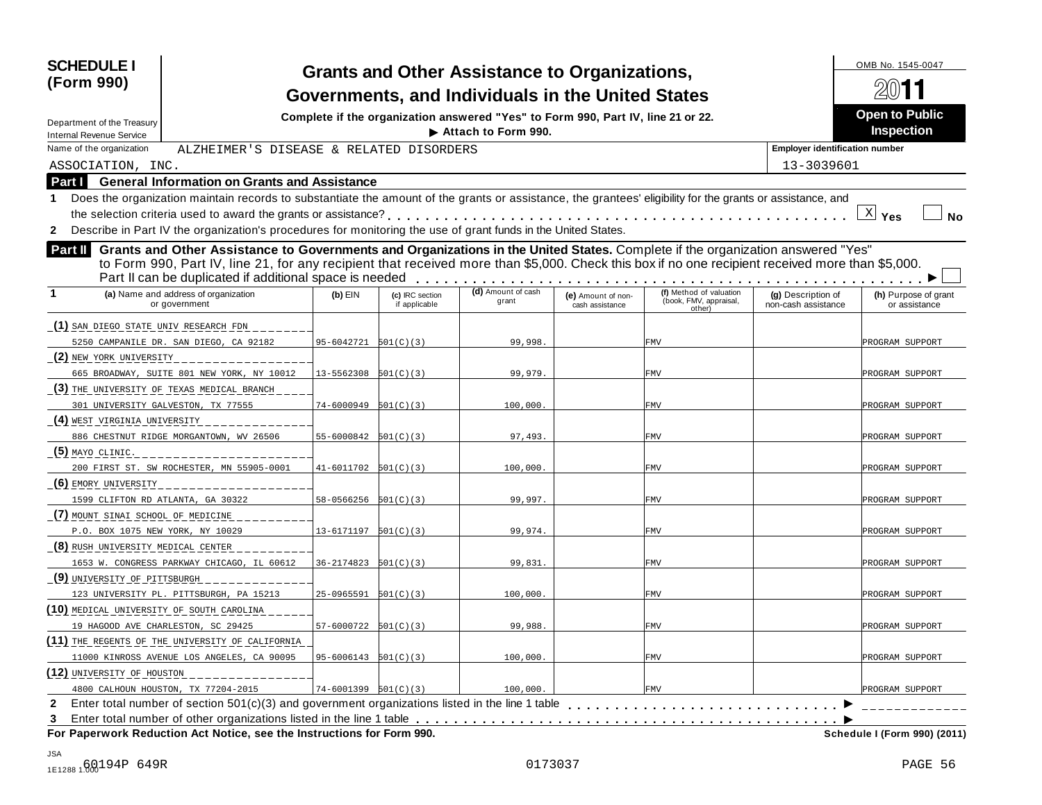# SCHEDULE I (Form 990)

## Grants and Other Assistance to Organizations, Governments, and Individuals in the United States

**Complete if the organization answered "Yes" to Form 990, Part IV, line 21 or 22.**

▶ **Attach to Form 990.**

Department of the Treasury
Internal Revenue Service

OMB No. 1545-0047

**2011**

**Open to Public Inspection**

Name of the organization: ALZHEIMER'S DISEASE & RELATED DISORDERS ASSOCIATION, INC.

Employer identification number: 13-3039601

**Part I — General Information on Grants and Assistance**

1. Does the organization maintain records to substantiate the amount of the grants or assistance, the grantees' eligibility for the grants or assistance, and the selection criteria used to award the grants or assistance? [X] Yes [ ] No
2. Describe in Part IV the organization's procedures for monitoring the use of grant funds in the United States.

**Part II — Grants and Other Assistance to Governments and Organizations in the United States.** Complete if the organization answered "Yes" to Form 990, Part IV, line 21, for any recipient that received more than $5,000. Check this box if no one recipient received more than $5,000. Part II can be duplicated if additional space is needed ▶ [ ]

| 1 (a) Name and address of organization or government | (b) EIN | (c) IRC section if applicable | (d) Amount of cash grant | (e) Amount of non-cash assistance | (f) Method of valuation (book, FMV, appraisal, other) | (g) Description of non-cash assistance | (h) Purpose of grant or assistance |
|---|---|---|---|---|---|---|---|
| (1) SAN DIEGO STATE UNIV RESEARCH FDN<br>5250 CAMPANILE DR. SAN DIEGO, CA 92182 | 95-6042721 | 501(C)(3) | 99,998. | | FMV | | PROGRAM SUPPORT |
| (2) NEW YORK UNIVERSITY<br>665 BROADWAY, SUITE 801 NEW YORK, NY 10012 | 13-5562308 | 501(C)(3) | 99,979. | | FMV | | PROGRAM SUPPORT |
| (3) THE UNIVERSITY OF TEXAS MEDICAL BRANCH<br>301 UNIVERSITY GALVESTON, TX 77555 | 74-6000949 | 501(C)(3) | 100,000. | | FMV | | PROGRAM SUPPORT |
| (4) WEST VIRGINIA UNIVERSITY<br>886 CHESTNUT RIDGE MORGANTOWN, WV 26506 | 55-6000842 | 501(C)(3) | 97,493. | | FMV | | PROGRAM SUPPORT |
| (5) MAYO CLINIC.<br>200 FIRST ST. SW ROCHESTER, MN 55905-0001 | 41-6011702 | 501(C)(3) | 100,000. | | FMV | | PROGRAM SUPPORT |
| (6) EMORY UNIVERSITY<br>1599 CLIFTON RD ATLANTA, GA 30322 | 58-0566256 | 501(C)(3) | 99,997. | | FMV | | PROGRAM SUPPORT |
| (7) MOUNT SINAI SCHOOL OF MEDICINE<br>P.O. BOX 1075 NEW YORK, NY 10029 | 13-6171197 | 501(C)(3) | 99,974. | | FMV | | PROGRAM SUPPORT |
| (8) RUSH UNIVERSITY MEDICAL CENTER<br>1653 W. CONGRESS PARKWAY CHICAGO, IL 60612 | 36-2174823 | 501(C)(3) | 99,831. | | FMV | | PROGRAM SUPPORT |
| (9) UNIVERSITY OF PITTSBURGH<br>123 UNIVERSITY PL. PITTSBURGH, PA 15213 | 25-0965591 | 501(C)(3) | 100,000. | | FMV | | PROGRAM SUPPORT |
| (10) MEDICAL UNIVERSITY OF SOUTH CAROLINA<br>19 HAGOOD AVE CHARLESTON, SC 29425 | 57-6000722 | 501(C)(3) | 99,988. | | FMV | | PROGRAM SUPPORT |
| (11) THE REGENTS OF THE UNIVERSITY OF CALIFORNIA<br>11000 KINROSS AVENUE LOS ANGELES, CA 90095 | 95-6006143 | 501(C)(3) | 100,000. | | FMV | | PROGRAM SUPPORT |
| (12) UNIVERSITY OF HOUSTON<br>4800 CALHOUN HOUSTON, TX 77204-2015 | 74-6001399 | 501(C)(3) | 100,000. | | FMV | | PROGRAM SUPPORT |

2. Enter total number of section 501(c)(3) and government organizations listed in the line 1 table ▶
3. Enter total number of other organizations listed in the line 1 table ▶

**For Paperwork Reduction Act Notice, see the Instructions for Form 990.** **Schedule I (Form 990) (2011)**

JSA 1E1288 1.000 60194P 649R 0173037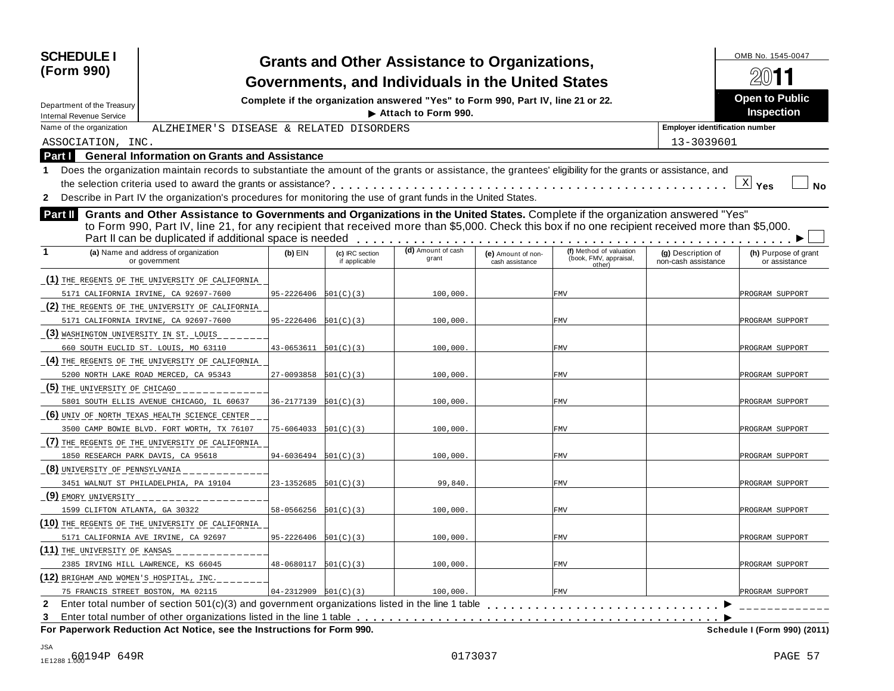**SCHEDULE I (Form 990)**

Department of the Treasury
Internal Revenue Service

# Grants and Other Assistance to Organizations, Governments, and Individuals in the United States

**Complete if the organization answered "Yes" to Form 990, Part IV, line 21 or 22.**
**▶ Attach to Form 990.**

OMB No. 1545-0047

**2011**

**Open to Public Inspection**

Name of the organization: ALZHEIMER'S DISEASE & RELATED DISORDERS ASSOCIATION, INC.

Employer identification number: 13-3039601

## Part I General Information on Grants and Assistance

1 Does the organization maintain records to substantiate the amount of the grants or assistance, the grantees' eligibility for the grants or assistance, and the selection criteria used to award the grants or assistance? [X] Yes [ ] No

2 Describe in Part IV the organization's procedures for monitoring the use of grant funds in the United States.

## Part II Grants and Other Assistance to Governments and Organizations in the United States.

Complete if the organization answered "Yes" to Form 990, Part IV, line 21, for any recipient that received more than $5,000. Check this box if no one recipient received more than $5,000. Part II can be duplicated if additional space is needed ▶ [ ]

| 1 | (a) Name and address of organization or government | (b) EIN | (c) IRC section if applicable | (d) Amount of cash grant | (e) Amount of non-cash assistance | (f) Method of valuation (book, FMV, appraisal, other) | (g) Description of non-cash assistance | (h) Purpose of grant or assistance |
|---|---|---|---|---|---|---|---|---|
| (1) | THE REGENTS OF THE UNIVERSITY OF CALIFORNIA 5171 CALIFORNIA IRVINE, CA 92697-7600 | 95-2226406 | 501(C)(3) | 100,000. | | FMV | | PROGRAM SUPPORT |
| (2) | THE REGENTS OF THE UNIVERSITY OF CALIFORNIA 5171 CALIFORNIA IRVINE, CA 92697-7600 | 95-2226406 | 501(C)(3) | 100,000. | | FMV | | PROGRAM SUPPORT |
| (3) | WASHINGTON UNIVERSITY IN ST. LOUIS 660 SOUTH EUCLID ST. LOUIS, MO 63110 | 43-0653611 | 501(C)(3) | 100,000. | | FMV | | PROGRAM SUPPORT |
| (4) | THE REGENTS OF THE UNIVERSITY OF CALIFORNIA 5200 NORTH LAKE ROAD MERCED, CA 95343 | 27-0093858 | 501(C)(3) | 100,000. | | FMV | | PROGRAM SUPPORT |
| (5) | THE UNIVERSITY OF CHICAGO 5801 SOUTH ELLIS AVENUE CHICAGO, IL 60637 | 36-2177139 | 501(C)(3) | 100,000. | | FMV | | PROGRAM SUPPORT |
| (6) | UNIV OF NORTH TEXAS HEALTH SCIENCE CENTER 3500 CAMP BOWIE BLVD. FORT WORTH, TX 76107 | 75-6064033 | 501(C)(3) | 100,000. | | FMV | | PROGRAM SUPPORT |
| (7) | THE REGENTS OF THE UNIVERSITY OF CALIFORNIA 1850 RESEARCH PARK DAVIS, CA 95618 | 94-6036494 | 501(C)(3) | 100,000. | | FMV | | PROGRAM SUPPORT |
| (8) | UNIVERSITY OF PENNSYLVANIA 3451 WALNUT ST PHILADELPHIA, PA 19104 | 23-1352685 | 501(C)(3) | 99,840. | | FMV | | PROGRAM SUPPORT |
| (9) | EMORY UNIVERSITY 1599 CLIFTON ATLANTA, GA 30322 | 58-0566256 | 501(C)(3) | 100,000. | | FMV | | PROGRAM SUPPORT |
| (10) | THE REGENTS OF THE UNIVERSITY OF CALIFORNIA 5171 CALIFORNIA AVE IRVINE, CA 92697 | 95-2226406 | 501(C)(3) | 100,000. | | FMV | | PROGRAM SUPPORT |
| (11) | THE UNIVERSITY OF KANSAS 2385 IRVING HILL LAWRENCE, KS 66045 | 48-0680117 | 501(C)(3) | 100,000. | | FMV | | PROGRAM SUPPORT |
| (12) | BRIGHAM AND WOMEN'S HOSPITAL, INC. 75 FRANCIS STREET BOSTON, MA 02115 | 04-2312909 | 501(C)(3) | 100,000. | | FMV | | PROGRAM SUPPORT |

2 Enter total number of section 501(c)(3) and government organizations listed in the line 1 table ▶

3 Enter total number of other organizations listed in the line 1 table ▶

**For Paperwork Reduction Act Notice, see the Instructions for Form 990.** **Schedule I (Form 990) (2011)**

JSA 1E1288 1.000 60194P 649R 0173037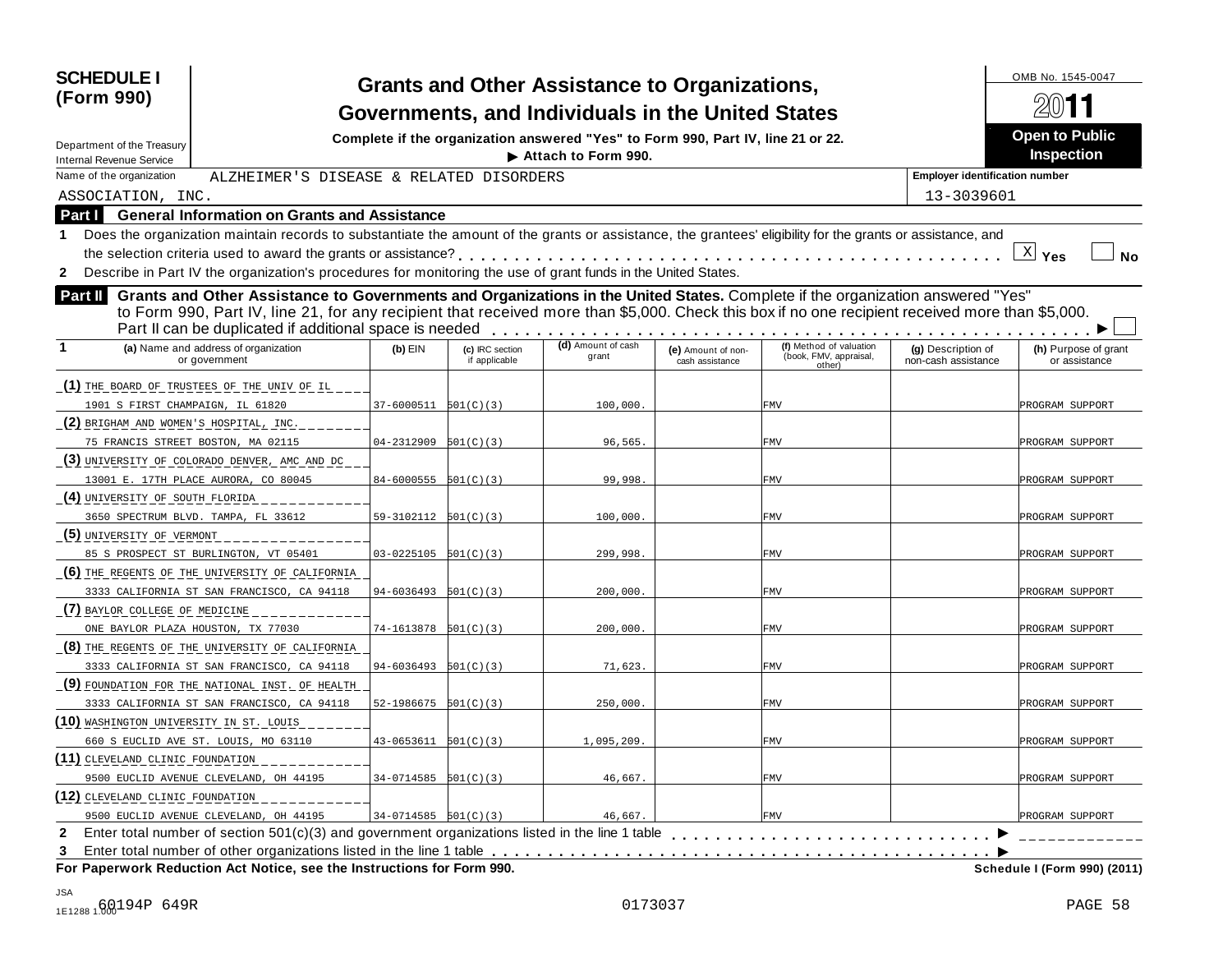**SCHEDULE I (Form 990)**

Department of the Treasury
Internal Revenue Service

# Grants and Other Assistance to Organizations, Governments, and Individuals in the United States

**Complete if the organization answered "Yes" to Form 990, Part IV, line 21 or 22.**
**▶ Attach to Form 990.**

OMB No. 1545-0047

**2011**

**Open to Public Inspection**

Name of the organization: ALZHEIMER'S DISEASE & RELATED DISORDERS ASSOCIATION, INC.

Employer identification number: 13-3039601

## Part I General Information on Grants and Assistance

1 Does the organization maintain records to substantiate the amount of the grants or assistance, the grantees' eligibility for the grants or assistance, and the selection criteria used to award the grants or assistance? . . . . . [X] Yes [ ] No

2 Describe in Part IV the organization's procedures for monitoring the use of grant funds in the United States.

## Part II Grants and Other Assistance to Governments and Organizations in the United States.

Complete if the organization answered "Yes" to Form 990, Part IV, line 21, for any recipient that received more than $5,000. Check this box if no one recipient received more than $5,000. Part II can be duplicated if additional space is needed . . . . . ▶ [ ]

| 1 (a) Name and address of organization or government | (b) EIN | (c) IRC section if applicable | (d) Amount of cash grant | (e) Amount of non-cash assistance | (f) Method of valuation (book, FMV, appraisal, other) | (g) Description of non-cash assistance | (h) Purpose of grant or assistance |
|---|---|---|---|---|---|---|---|
| (1) THE BOARD OF TRUSTEES OF THE UNIV OF IL<br>1901 S FIRST CHAMPAIGN, IL 61820 | 37-6000511 | 501(C)(3) | 100,000. | | FMV | | PROGRAM SUPPORT |
| (2) BRIGHAM AND WOMEN'S HOSPITAL, INC.<br>75 FRANCIS STREET BOSTON, MA 02115 | 04-2312909 | 501(C)(3) | 96,565. | | FMV | | PROGRAM SUPPORT |
| (3) UNIVERSITY OF COLORADO DENVER, AMC AND DC<br>13001 E. 17TH PLACE AURORA, CO 80045 | 84-6000555 | 501(C)(3) | 99,998. | | FMV | | PROGRAM SUPPORT |
| (4) UNIVERSITY OF SOUTH FLORIDA<br>3650 SPECTRUM BLVD. TAMPA, FL 33612 | 59-3102112 | 501(C)(3) | 100,000. | | FMV | | PROGRAM SUPPORT |
| (5) UNIVERSITY OF VERMONT<br>85 S PROSPECT ST BURLINGTON, VT 05401 | 03-0225105 | 501(C)(3) | 299,998. | | FMV | | PROGRAM SUPPORT |
| (6) THE REGENTS OF THE UNIVERSITY OF CALIFORNIA<br>3333 CALIFORNIA ST SAN FRANCISCO, CA 94118 | 94-6036493 | 501(C)(3) | 200,000. | | FMV | | PROGRAM SUPPORT |
| (7) BAYLOR COLLEGE OF MEDICINE<br>ONE BAYLOR PLAZA HOUSTON, TX 77030 | 74-1613878 | 501(C)(3) | 200,000. | | FMV | | PROGRAM SUPPORT |
| (8) THE REGENTS OF THE UNIVERSITY OF CALIFORNIA<br>3333 CALIFORNIA ST SAN FRANCISCO, CA 94118 | 94-6036493 | 501(C)(3) | 71,623. | | FMV | | PROGRAM SUPPORT |
| (9) FOUNDATION FOR THE NATIONAL INST. OF HEALTH<br>3333 CALIFORNIA ST SAN FRANCISCO, CA 94118 | 52-1986675 | 501(C)(3) | 250,000. | | FMV | | PROGRAM SUPPORT |
| (10) WASHINGTON UNIVERSITY IN ST. LOUIS<br>660 S EUCLID AVE ST. LOUIS, MO 63110 | 43-0653611 | 501(C)(3) | 1,095,209. | | FMV | | PROGRAM SUPPORT |
| (11) CLEVELAND CLINIC FOUNDATION<br>9500 EUCLID AVENUE CLEVELAND, OH 44195 | 34-0714585 | 501(C)(3) | 46,667. | | FMV | | PROGRAM SUPPORT |
| (12) CLEVELAND CLINIC FOUNDATION<br>9500 EUCLID AVENUE CLEVELAND, OH 44195 | 34-0714585 | 501(C)(3) | 46,667. | | FMV | | PROGRAM SUPPORT |

2 Enter total number of section 501(c)(3) and government organizations listed in the line 1 table . . . . . ▶

3 Enter total number of other organizations listed in the line 1 table . . . . . ▶

**For Paperwork Reduction Act Notice, see the Instructions for Form 990.** **Schedule I (Form 990) (2011)**

JSA
1E1288 1.000 60194P 649R 0173037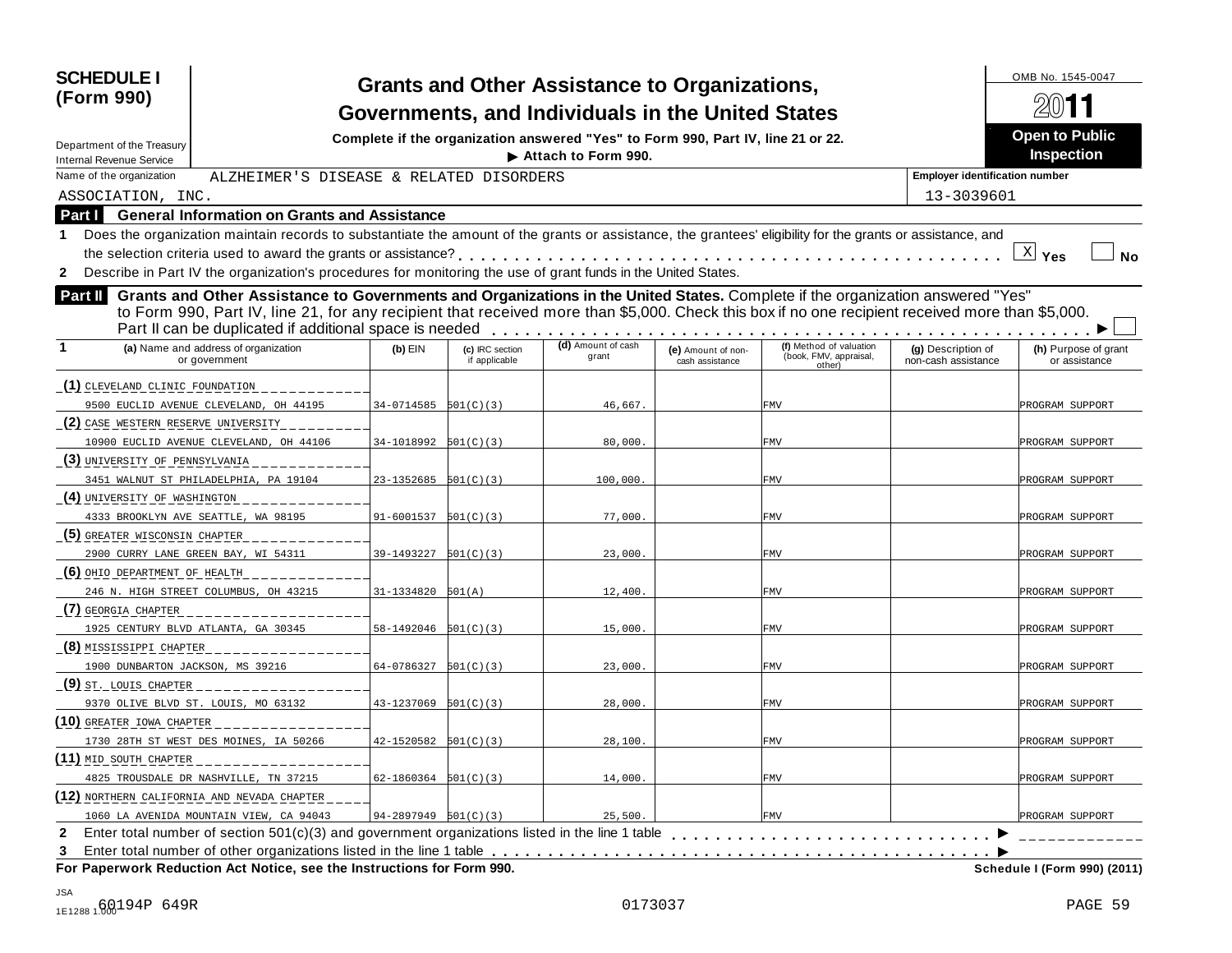**SCHEDULE I (Form 990)**

Department of the Treasury
Internal Revenue Service

# Grants and Other Assistance to Organizations, Governments, and Individuals in the United States

**Complete if the organization answered "Yes" to Form 990, Part IV, line 21 or 22.**
**▶ Attach to Form 990.**

OMB No. 1545-0047

**2011**

**Open to Public Inspection**

Name of the organization: ALZHEIMER'S DISEASE & RELATED DISORDERS ASSOCIATION, INC.

Employer identification number: 13-3039601

## Part I General Information on Grants and Assistance

1 Does the organization maintain records to substantiate the amount of the grants or assistance, the grantees' eligibility for the grants or assistance, and the selection criteria used to award the grants or assistance? [X] Yes [ ] No

2 Describe in Part IV the organization's procedures for monitoring the use of grant funds in the United States.

## Part II Grants and Other Assistance to Governments and Organizations in the United States.

Complete if the organization answered "Yes" to Form 990, Part IV, line 21, for any recipient that received more than $5,000. Check this box if no one recipient received more than $5,000. Part II can be duplicated if additional space is needed ▶ [ ]

| 1 (a) Name and address of organization or government | (b) EIN | (c) IRC section if applicable | (d) Amount of cash grant | (e) Amount of non-cash assistance | (f) Method of valuation (book, FMV, appraisal, other) | (g) Description of non-cash assistance | (h) Purpose of grant or assistance |
|---|---|---|---|---|---|---|---|
| (1) CLEVELAND CLINIC FOUNDATION 9500 EUCLID AVENUE CLEVELAND, OH 44195 | 34-0714585 | 501(C)(3) | 46,667. | | FMV | | PROGRAM SUPPORT |
| (2) CASE WESTERN RESERVE UNIVERSITY 10900 EUCLID AVENUE CLEVELAND, OH 44106 | 34-1018992 | 501(C)(3) | 80,000. | | FMV | | PROGRAM SUPPORT |
| (3) UNIVERSITY OF PENNSYLVANIA 3451 WALNUT ST PHILADELPHIA, PA 19104 | 23-1352685 | 501(C)(3) | 100,000. | | FMV | | PROGRAM SUPPORT |
| (4) UNIVERSITY OF WASHINGTON 4333 BROOKLYN AVE SEATTLE, WA 98195 | 91-6001537 | 501(C)(3) | 77,000. | | FMV | | PROGRAM SUPPORT |
| (5) GREATER WISCONSIN CHAPTER 2900 CURRY LANE GREEN BAY, WI 54311 | 39-1493227 | 501(C)(3) | 23,000. | | FMV | | PROGRAM SUPPORT |
| (6) OHIO DEPARTMENT OF HEALTH 246 N. HIGH STREET COLUMBUS, OH 43215 | 31-1334820 | 501(A) | 12,400. | | FMV | | PROGRAM SUPPORT |
| (7) GEORGIA CHAPTER 1925 CENTURY BLVD ATLANTA, GA 30345 | 58-1492046 | 501(C)(3) | 15,000. | | FMV | | PROGRAM SUPPORT |
| (8) MISSISSIPPI CHAPTER 1900 DUNBARTON JACKSON, MS 39216 | 64-0786327 | 501(C)(3) | 23,000. | | FMV | | PROGRAM SUPPORT |
| (9) ST. LOUIS CHAPTER 9370 OLIVE BLVD ST. LOUIS, MO 63132 | 43-1237069 | 501(C)(3) | 28,000. | | FMV | | PROGRAM SUPPORT |
| (10) GREATER IOWA CHAPTER 1730 28TH ST WEST DES MOINES, IA 50266 | 42-1520582 | 501(C)(3) | 28,100. | | FMV | | PROGRAM SUPPORT |
| (11) MID SOUTH CHAPTER 4825 TROUSDALE DR NASHVILLE, TN 37215 | 62-1860364 | 501(C)(3) | 14,000. | | FMV | | PROGRAM SUPPORT |
| (12) NORTHERN CALIFORNIA AND NEVADA CHAPTER 1060 LA AVENIDA MOUNTAIN VIEW, CA 94043 | 94-2897949 | 501(C)(3) | 25,500. | | FMV | | PROGRAM SUPPORT |

2 Enter total number of section 501(c)(3) and government organizations listed in the line 1 table ▶

3 Enter total number of other organizations listed in the line 1 table ▶

**For Paperwork Reduction Act Notice, see the Instructions for Form 990.** **Schedule I (Form 990) (2011)**

JSA 1E1288 1.000 60194P 649R 0173037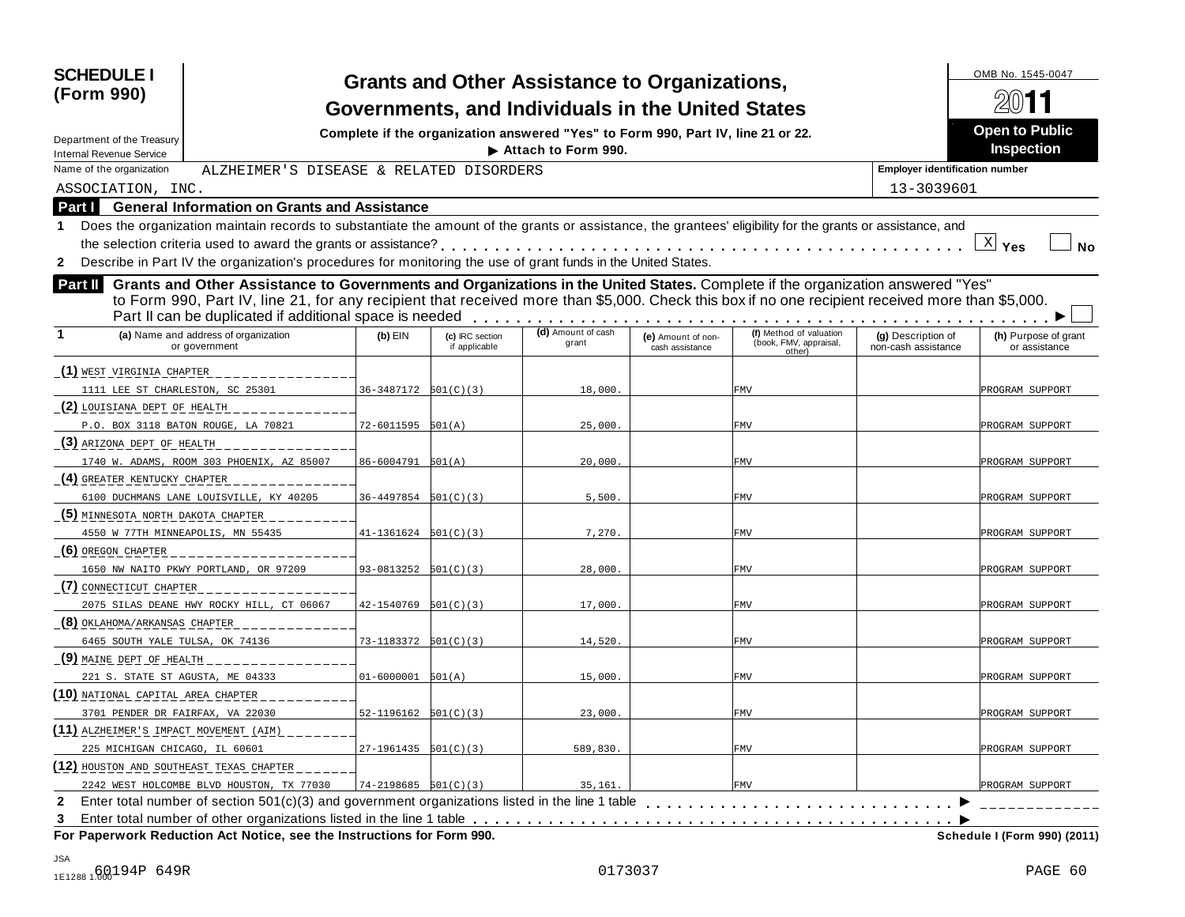# SCHEDULE I (Form 990)

Department of the Treasury
Internal Revenue Service

## Grants and Other Assistance to Organizations, Governments, and Individuals in the United States

**Complete if the organization answered "Yes" to Form 990, Part IV, line 21 or 22.**
▶ **Attach to Form 990.**

OMB No. 1545-0047

**2011**

**Open to Public Inspection**

Name of the organization: ALZHEIMER'S DISEASE & RELATED DISORDERS ASSOCIATION, INC.

Employer identification number: 13-3039601

### Part I General Information on Grants and Assistance

1 Does the organization maintain records to substantiate the amount of the grants or assistance, the grantees' eligibility for the grants or assistance, and the selection criteria used to award the grants or assistance? . . . . . . . . . . [X] Yes [ ] No

2 Describe in Part IV the organization's procedures for monitoring the use of grant funds in the United States.

### Part II Grants and Other Assistance to Governments and Organizations in the United States.

Complete if the organization answered "Yes" to Form 990, Part IV, line 21, for any recipient that received more than $5,000. Check this box if no one recipient received more than $5,000. Part II can be duplicated if additional space is needed . . . . . . ▶ [ ]

| 1 (a) Name and address of organization or government | (b) EIN | (c) IRC section if applicable | (d) Amount of cash grant | (e) Amount of non-cash assistance | (f) Method of valuation (book, FMV, appraisal, other) | (g) Description of non-cash assistance | (h) Purpose of grant or assistance |
|---|---|---|---|---|---|---|---|
| (1) WEST VIRGINIA CHAPTER<br>1111 LEE ST CHARLESTON, SC 25301 | 36-3487172 | 501(C)(3) | 18,000. | | FMV | | PROGRAM SUPPORT |
| (2) LOUISIANA DEPT OF HEALTH<br>P.O. BOX 3118 BATON ROUGE, LA 70821 | 72-6011595 | 501(A) | 25,000. | | FMV | | PROGRAM SUPPORT |
| (3) ARIZONA DEPT OF HEALTH<br>1740 W. ADAMS, ROOM 303 PHOENIX, AZ 85007 | 86-6004791 | 501(A) | 20,000. | | FMV | | PROGRAM SUPPORT |
| (4) GREATER KENTUCKY CHAPTER<br>6100 DUCHMANS LANE LOUISVILLE, KY 40205 | 36-4497854 | 501(C)(3) | 5,500. | | FMV | | PROGRAM SUPPORT |
| (5) MINNESOTA NORTH DAKOTA CHAPTER<br>4550 W 77TH MINNEAPOLIS, MN 55435 | 41-1361624 | 501(C)(3) | 7,270. | | FMV | | PROGRAM SUPPORT |
| (6) OREGON CHAPTER<br>1650 NW NAITO PKWY PORTLAND, OR 97209 | 93-0813252 | 501(C)(3) | 28,000. | | FMV | | PROGRAM SUPPORT |
| (7) CONNECTICUT CHAPTER<br>2075 SILAS DEANE HWY ROCKY HILL, CT 06067 | 42-1540769 | 501(C)(3) | 17,000. | | FMV | | PROGRAM SUPPORT |
| (8) OKLAHOMA/ARKANSAS CHAPTER<br>6465 SOUTH YALE TULSA, OK 74136 | 73-1183372 | 501(C)(3) | 14,520. | | FMV | | PROGRAM SUPPORT |
| (9) MAINE DEPT OF HEALTH<br>221 S. STATE ST AGUSTA, ME 04333 | 01-6000001 | 501(A) | 15,000. | | FMV | | PROGRAM SUPPORT |
| (10) NATIONAL CAPITAL AREA CHAPTER<br>3701 PENDER DR FAIRFAX, VA 22030 | 52-1196162 | 501(C)(3) | 23,000. | | FMV | | PROGRAM SUPPORT |
| (11) ALZHEIMER'S IMPACT MOVEMENT (AIM)<br>225 MICHIGAN CHICAGO, IL 60601 | 27-1961435 | 501(C)(3) | 589,830. | | FMV | | PROGRAM SUPPORT |
| (12) HOUSTON AND SOUTHEAST TEXAS CHAPTER<br>2242 WEST HOLCOMBE BLVD HOUSTON, TX 77030 | 74-2198685 | 501(C)(3) | 35,161. | | FMV | | PROGRAM SUPPORT |

2 Enter total number of section 501(c)(3) and government organizations listed in the line 1 table . . . . . . ▶

3 Enter total number of other organizations listed in the line 1 table . . . . . . ▶

**For Paperwork Reduction Act Notice, see the Instructions for Form 990.** **Schedule I (Form 990) (2011)**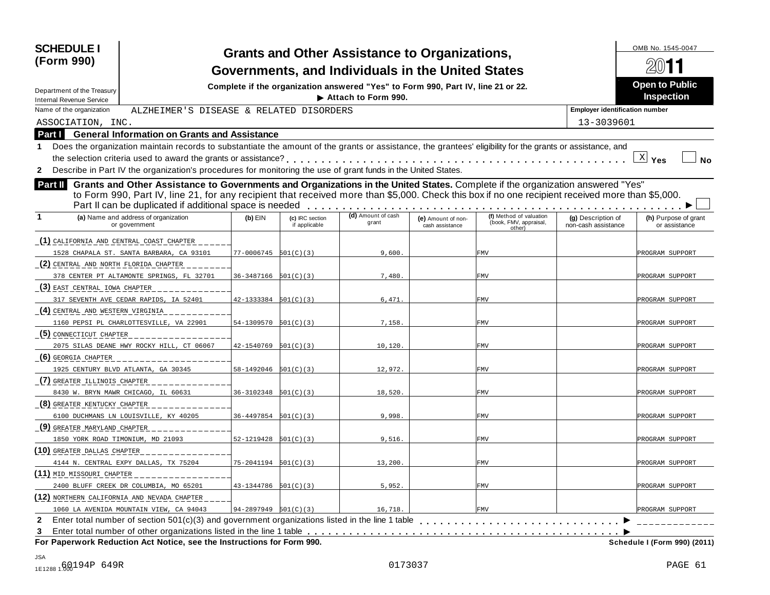# SCHEDULE I (Form 990)

Department of the Treasury
Internal Revenue Service

## Grants and Other Assistance to Organizations, Governments, and Individuals in the United States

**Complete if the organization answered "Yes" to Form 990, Part IV, line 21 or 22.**

▶ **Attach to Form 990.**

OMB No. 1545-0047

2011

**Open to Public Inspection**

Name of the organization: ALZHEIMER'S DISEASE & RELATED DISORDERS ASSOCIATION, INC.

Employer identification number: 13-3039601

**Part I General Information on Grants and Assistance**

1 Does the organization maintain records to substantiate the amount of the grants or assistance, the grantees' eligibility for the grants or assistance, and the selection criteria used to award the grants or assistance? [X] Yes [ ] No

2 Describe in Part IV the organization's procedures for monitoring the use of grant funds in the United States.

**Part II Grants and Other Assistance to Governments and Organizations in the United States.** Complete if the organization answered "Yes" to Form 990, Part IV, line 21, for any recipient that received more than $5,000. Check this box if no one recipient received more than $5,000. Part II can be duplicated if additional space is needed ▶ [ ]

| 1 (a) Name and address of organization or government | (b) EIN | (c) IRC section if applicable | (d) Amount of cash grant | (e) Amount of non-cash assistance | (f) Method of valuation (book, FMV, appraisal, other) | (g) Description of non-cash assistance | (h) Purpose of grant or assistance |
|---|---|---|---|---|---|---|---|
| (1) CALIFORNIA AND CENTRAL COAST CHAPTER 1528 CHAPALA ST. SANTA BARBARA, CA 93101 | 77-0006745 | 501(C)(3) | 9,600. | | FMV | | PROGRAM SUPPORT |
| (2) CENTRAL AND NORTH FLORIDA CHAPTER 378 CENTER PT ALTAMONTE SPRINGS, FL 32701 | 36-3487166 | 501(C)(3) | 7,480. | | FMV | | PROGRAM SUPPORT |
| (3) EAST CENTRAL IOWA CHAPTER 317 SEVENTH AVE CEDAR RAPIDS, IA 52401 | 42-1333384 | 501(C)(3) | 6,471. | | FMV | | PROGRAM SUPPORT |
| (4) CENTRAL AND WESTERN VIRGINIA 1160 PEPSI PL CHARLOTTESVILLE, VA 22901 | 54-1309570 | 501(C)(3) | 7,158. | | FMV | | PROGRAM SUPPORT |
| (5) CONNECTICUT CHAPTER 2075 SILAS DEANE HWY ROCKY HILL, CT 06067 | 42-1540769 | 501(C)(3) | 10,120. | | FMV | | PROGRAM SUPPORT |
| (6) GEORGIA CHAPTER 1925 CENTURY BLVD ATLANTA, GA 30345 | 58-1492046 | 501(C)(3) | 12,972. | | FMV | | PROGRAM SUPPORT |
| (7) GREATER ILLINOIS CHAPTER 8430 W. BRYN MAWR CHICAGO, IL 60631 | 36-3102348 | 501(C)(3) | 18,520. | | FMV | | PROGRAM SUPPORT |
| (8) GREATER KENTUCKY CHAPTER 6100 DUCHMANS LN LOUISVILLE, KY 40205 | 36-4497854 | 501(C)(3) | 9,998. | | FMV | | PROGRAM SUPPORT |
| (9) GREATER MARYLAND CHAPTER 1850 YORK ROAD TIMONIUM, MD 21093 | 52-1219428 | 501(C)(3) | 9,516. | | FMV | | PROGRAM SUPPORT |
| (10) GREATER DALLAS CHAPTER 4144 N. CENTRAL EXPY DALLAS, TX 75204 | 75-2041194 | 501(C)(3) | 13,200. | | FMV | | PROGRAM SUPPORT |
| (11) MID MISSOURI CHAPTER 2400 BLUFF CREEK DR COLUMBIA, MO 65201 | 43-1344786 | 501(C)(3) | 5,952. | | FMV | | PROGRAM SUPPORT |
| (12) NORTHERN CALIFORNIA AND NEVADA CHAPTER 1060 LA AVENIDA MOUNTAIN VIEW, CA 94043 | 94-2897949 | 501(C)(3) | 16,718. | | FMV | | PROGRAM SUPPORT |

2 Enter total number of section 501(c)(3) and government organizations listed in the line 1 table ▶

3 Enter total number of other organizations listed in the line 1 table ▶

**For Paperwork Reduction Act Notice, see the Instructions for Form 990.** **Schedule I (Form 990) (2011)**

JSA 1E1288 1.000 60194P 649R 0173037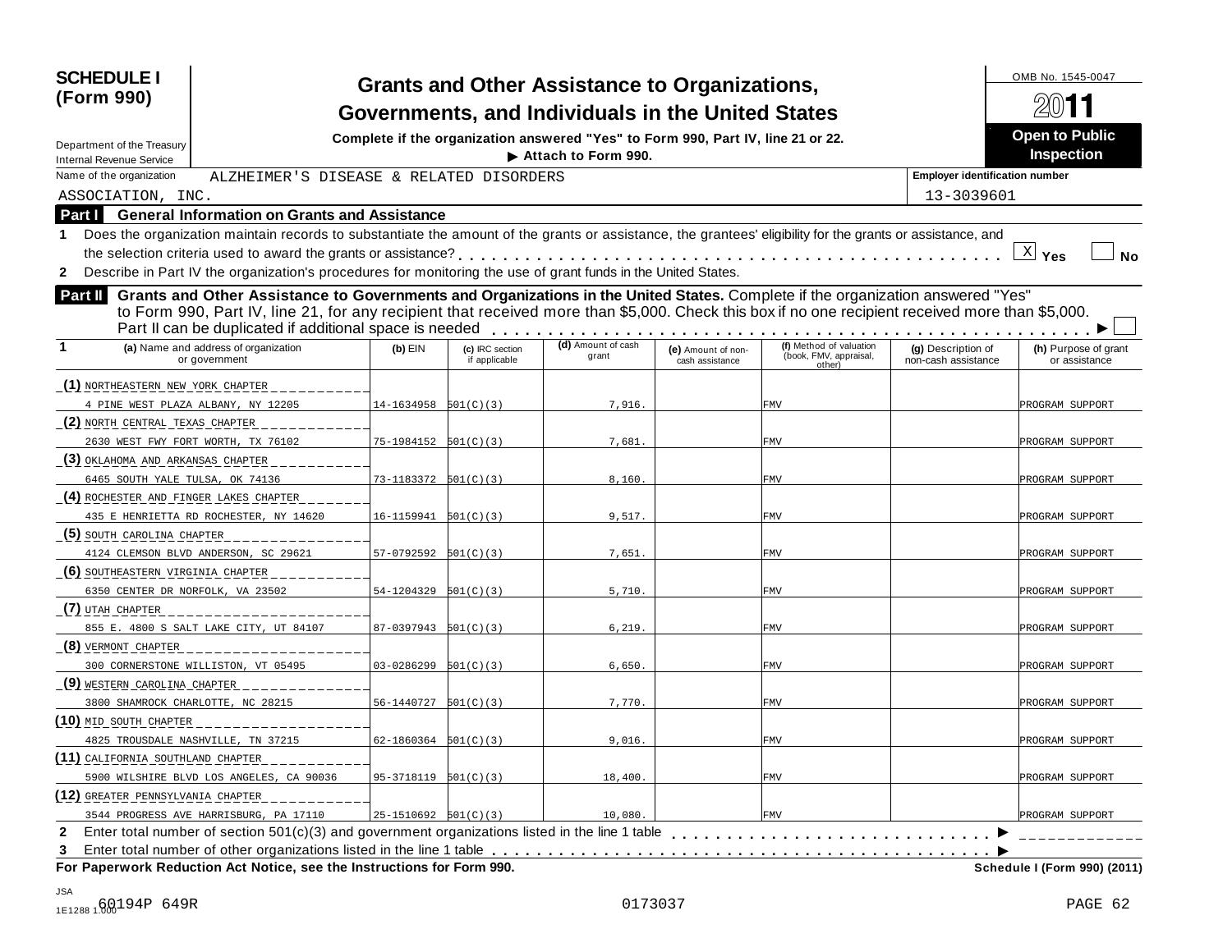**SCHEDULE I (Form 990)**

Department of the Treasury
Internal Revenue Service

# Grants and Other Assistance to Organizations, Governments, and Individuals in the United States

**Complete if the organization answered "Yes" to Form 990, Part IV, line 21 or 22.**
**▶ Attach to Form 990.**

OMB No. 1545-0047

**2011**

**Open to Public Inspection**

Name of the organization: ALZHEIMER'S DISEASE & RELATED DISORDERS ASSOCIATION, INC.

Employer identification number: 13-3039601

## Part I General Information on Grants and Assistance

1 Does the organization maintain records to substantiate the amount of the grants or assistance, the grantees' eligibility for the grants or assistance, and the selection criteria used to award the grants or assistance? . . . . . [X] Yes [ ] No

2 Describe in Part IV the organization's procedures for monitoring the use of grant funds in the United States.

## Part II Grants and Other Assistance to Governments and Organizations in the United States.

Complete if the organization answered "Yes" to Form 990, Part IV, line 21, for any recipient that received more than $5,000. Check this box if no one recipient received more than $5,000. Part II can be duplicated if additional space is needed . . . . . ▶ [ ]

| 1 (a) Name and address of organization or government | (b) EIN | (c) IRC section if applicable | (d) Amount of cash grant | (e) Amount of non-cash assistance | (f) Method of valuation (book, FMV, appraisal, other) | (g) Description of non-cash assistance | (h) Purpose of grant or assistance |
|---|---|---|---|---|---|---|---|
| (1) NORTHEASTERN NEW YORK CHAPTER<br>4 PINE WEST PLAZA ALBANY, NY 12205 | 14-1634958 | 501(C)(3) | 7,916. | | FMV | | PROGRAM SUPPORT |
| (2) NORTH CENTRAL TEXAS CHAPTER<br>2630 WEST FWY FORT WORTH, TX 76102 | 75-1984152 | 501(C)(3) | 7,681. | | FMV | | PROGRAM SUPPORT |
| (3) OKLAHOMA AND ARKANSAS CHAPTER<br>6465 SOUTH YALE TULSA, OK 74136 | 73-1183372 | 501(C)(3) | 8,160. | | FMV | | PROGRAM SUPPORT |
| (4) ROCHESTER AND FINGER LAKES CHAPTER<br>435 E HENRIETTA RD ROCHESTER, NY 14620 | 16-1159941 | 501(C)(3) | 9,517. | | FMV | | PROGRAM SUPPORT |
| (5) SOUTH CAROLINA CHAPTER<br>4124 CLEMSON BLVD ANDERSON, SC 29621 | 57-0792592 | 501(C)(3) | 7,651. | | FMV | | PROGRAM SUPPORT |
| (6) SOUTHEASTERN VIRGINIA CHAPTER<br>6350 CENTER DR NORFOLK, VA 23502 | 54-1204329 | 501(C)(3) | 5,710. | | FMV | | PROGRAM SUPPORT |
| (7) UTAH CHAPTER<br>855 E. 4800 S SALT LAKE CITY, UT 84107 | 87-0397943 | 501(C)(3) | 6,219. | | FMV | | PROGRAM SUPPORT |
| (8) VERMONT CHAPTER<br>300 CORNERSTONE WILLISTON, VT 05495 | 03-0286299 | 501(C)(3) | 6,650. | | FMV | | PROGRAM SUPPORT |
| (9) WESTERN CAROLINA CHAPTER<br>3800 SHAMROCK CHARLOTTE, NC 28215 | 56-1440727 | 501(C)(3) | 7,770. | | FMV | | PROGRAM SUPPORT |
| (10) MID SOUTH CHAPTER<br>4825 TROUSDALE NASHVILLE, TN 37215 | 62-1860364 | 501(C)(3) | 9,016. | | FMV | | PROGRAM SUPPORT |
| (11) CALIFORNIA SOUTHLAND CHAPTER<br>5900 WILSHIRE BLVD LOS ANGELES, CA 90036 | 95-3718119 | 501(C)(3) | 18,400. | | FMV | | PROGRAM SUPPORT |
| (12) GREATER PENNSYLVANIA CHAPTER<br>3544 PROGRESS AVE HARRISBURG, PA 17110 | 25-1510692 | 501(C)(3) | 10,080. | | FMV | | PROGRAM SUPPORT |

2 Enter total number of section 501(c)(3) and government organizations listed in the line 1 table . . . . . ▶

3 Enter total number of other organizations listed in the line 1 table . . . . . ▶

**For Paperwork Reduction Act Notice, see the Instructions for Form 990.** **Schedule I (Form 990) (2011)**

JSA
1E1288 1.000 60194P 649R 0173037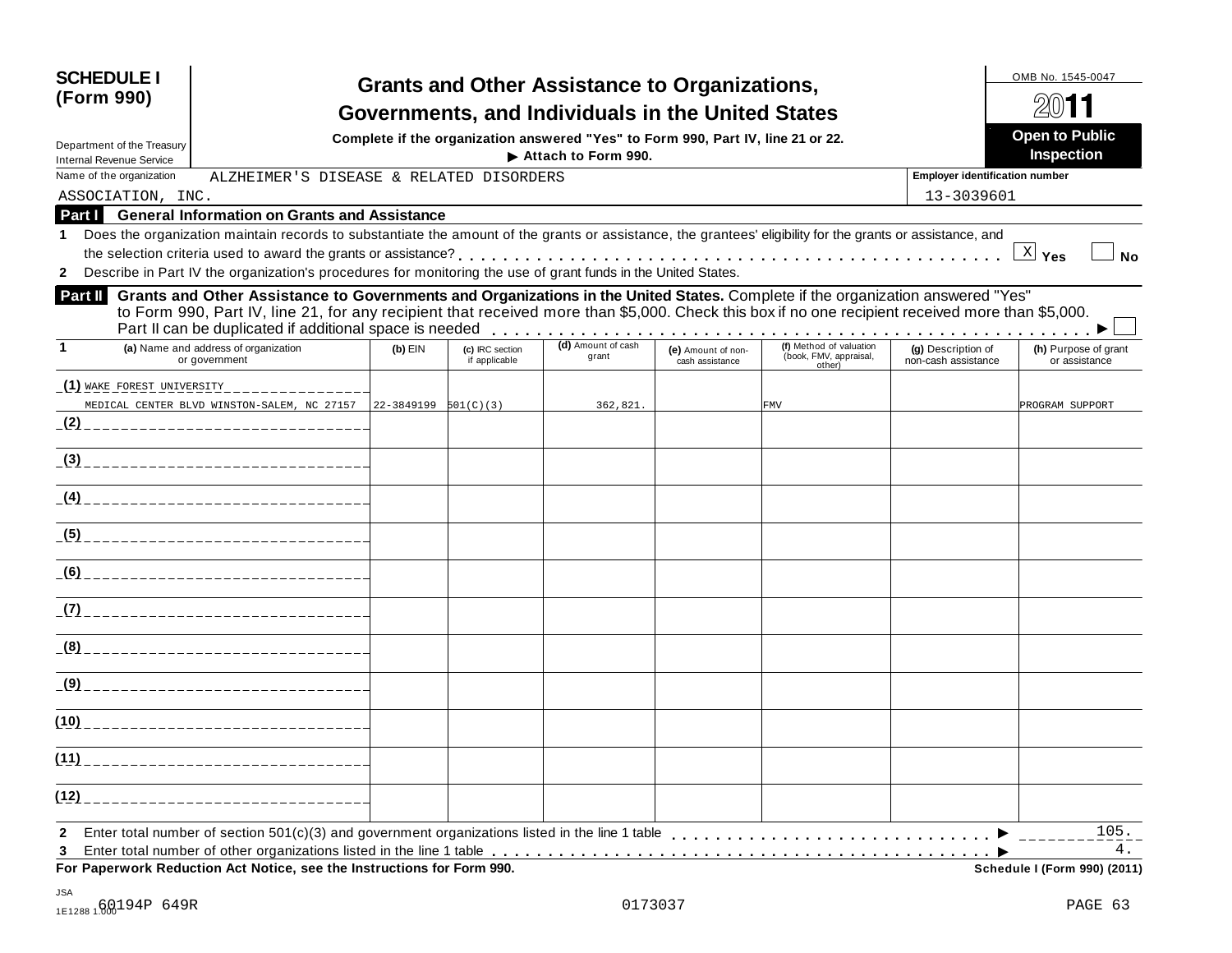**SCHEDULE I (Form 990)**

Department of the Treasury
Internal Revenue Service

# Grants and Other Assistance to Organizations, Governments, and Individuals in the United States

**Complete if the organization answered "Yes" to Form 990, Part IV, line 21 or 22.**
**▶ Attach to Form 990.**

OMB No. 1545-0047

**2011**

**Open to Public Inspection**

Name of the organization: ALZHEIMER'S DISEASE & RELATED DISORDERS ASSOCIATION, INC.

Employer identification number: 13-3039601

## Part I General Information on Grants and Assistance

**1** Does the organization maintain records to substantiate the amount of the grants or assistance, the grantees' eligibility for the grants or assistance, and the selection criteria used to award the grants or assistance? . . . [X] Yes [ ] No

**2** Describe in Part IV the organization's procedures for monitoring the use of grant funds in the United States.

## Part II Grants and Other Assistance to Governments and Organizations in the United States.

Complete if the organization answered "Yes" to Form 990, Part IV, line 21, for any recipient that received more than $5,000. Check this box if no one recipient received more than $5,000. Part II can be duplicated if additional space is needed . . . ▶ [ ]

| 1 (a) Name and address of organization or government | (b) EIN | (c) IRC section if applicable | (d) Amount of cash grant | (e) Amount of non-cash assistance | (f) Method of valuation (book, FMV, appraisal, other) | (g) Description of non-cash assistance | (h) Purpose of grant or assistance |
|---|---|---|---|---|---|---|---|
| (1) WAKE FOREST UNIVERSITY MEDICAL CENTER BLVD WINSTON-SALEM, NC 27157 | 22-3849199 | 501(C)(3) | 362,821. | | FMV | | PROGRAM SUPPORT |
| (2) | | | | | | | |
| (3) | | | | | | | |
| (4) | | | | | | | |
| (5) | | | | | | | |
| (6) | | | | | | | |
| (7) | | | | | | | |
| (8) | | | | | | | |
| (9) | | | | | | | |
| (10) | | | | | | | |
| (11) | | | | | | | |
| (12) | | | | | | | |

**2** Enter total number of section 501(c)(3) and government organizations listed in the line 1 table . . . ▶ 105.

**3** Enter total number of other organizations listed in the line 1 table . . . ▶ 4.

**For Paperwork Reduction Act Notice, see the Instructions for Form 990.** **Schedule I (Form 990) (2011)**

JSA 1E1288 1.000 60194P 649R 0173037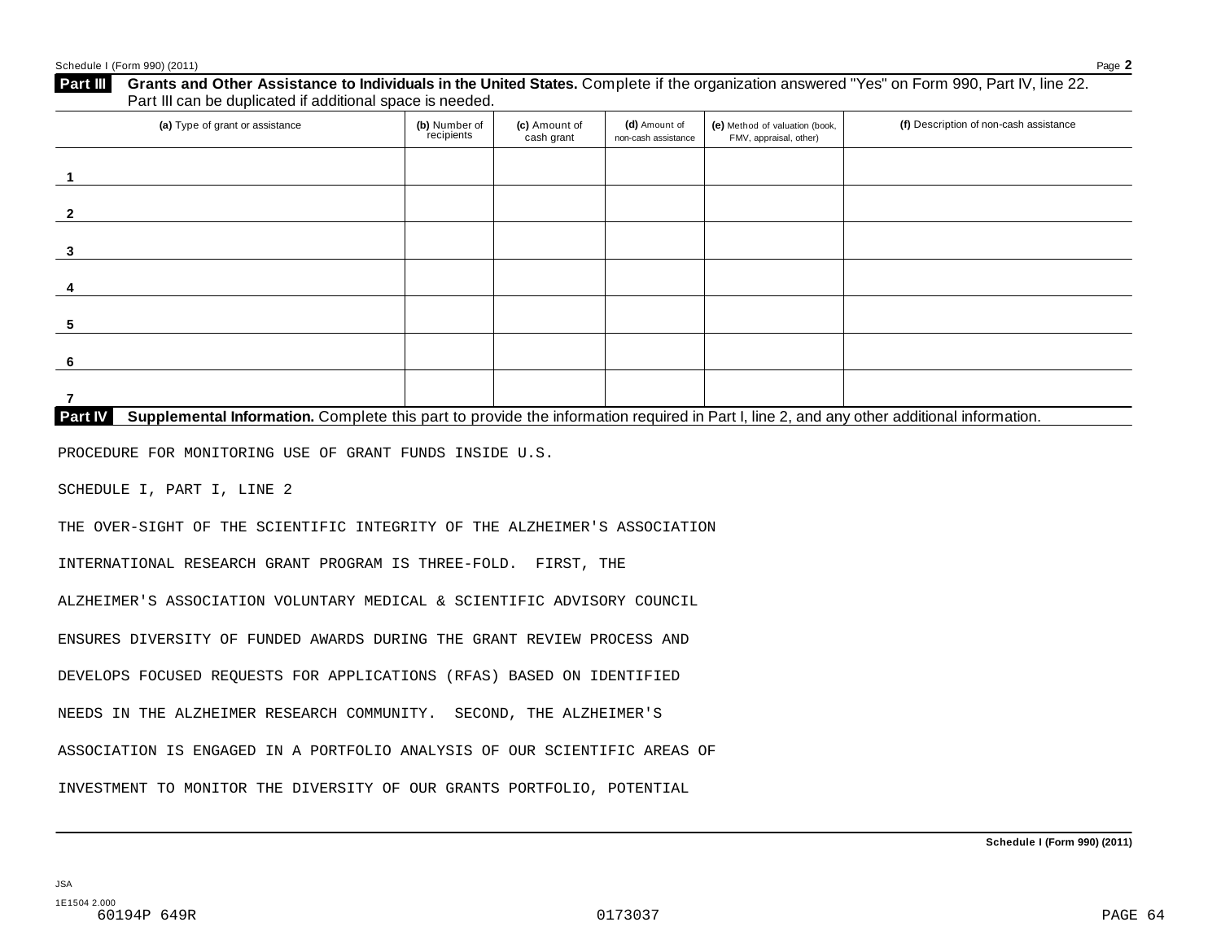## Part III Grants and Other Assistance to Individuals in the United States. Complete if the organization answered "Yes" on Form 990, Part IV, line 22. Part III can be duplicated if additional space is needed.

| (a) Type of grant or assistance | (b) Number of recipients | (c) Amount of cash grant | (d) Amount of non-cash assistance | (e) Method of valuation (book, FMV, appraisal, other) | (f) Description of non-cash assistance |
|---|---|---|---|---|---|
| 1 | | | | | |
| 2 | | | | | |
| 3 | | | | | |
| 4 | | | | | |
| 5 | | | | | |
| 6 | | | | | |
| 7 | | | | | |

## Part IV Supplemental Information. Complete this part to provide the information required in Part I, line 2, and any other additional information.

PROCEDURE FOR MONITORING USE OF GRANT FUNDS INSIDE U.S.

SCHEDULE I, PART I, LINE 2

THE OVER-SIGHT OF THE SCIENTIFIC INTEGRITY OF THE ALZHEIMER'S ASSOCIATION INTERNATIONAL RESEARCH GRANT PROGRAM IS THREE-FOLD. FIRST, THE ALZHEIMER'S ASSOCIATION VOLUNTARY MEDICAL & SCIENTIFIC ADVISORY COUNCIL ENSURES DIVERSITY OF FUNDED AWARDS DURING THE GRANT REVIEW PROCESS AND DEVELOPS FOCUSED REQUESTS FOR APPLICATIONS (RFAS) BASED ON IDENTIFIED NEEDS IN THE ALZHEIMER RESEARCH COMMUNITY. SECOND, THE ALZHEIMER'S ASSOCIATION IS ENGAGED IN A PORTFOLIO ANALYSIS OF OUR SCIENTIFIC AREAS OF INVESTMENT TO MONITOR THE DIVERSITY OF OUR GRANTS PORTFOLIO, POTENTIAL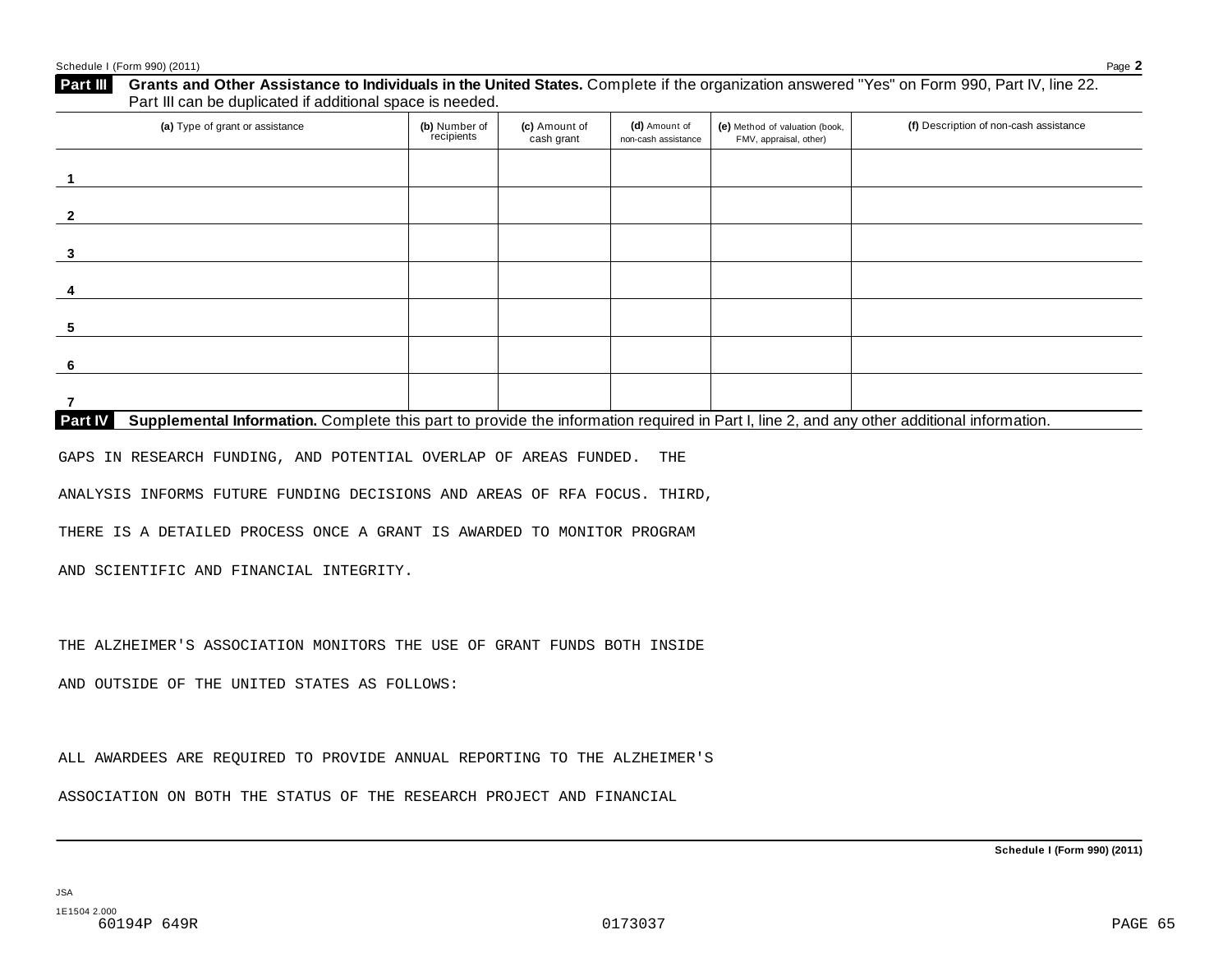## Part III Grants and Other Assistance to Individuals in the United States.

Complete if the organization answered "Yes" on Form 990, Part IV, line 22. Part III can be duplicated if additional space is needed.

| (a) Type of grant or assistance | (b) Number of recipients | (c) Amount of cash grant | (d) Amount of non-cash assistance | (e) Method of valuation (book, FMV, appraisal, other) | (f) Description of non-cash assistance |
|---|---|---|---|---|---|
| 1 | | | | | |
| 2 | | | | | |
| 3 | | | | | |
| 4 | | | | | |
| 5 | | | | | |
| 6 | | | | | |
| 7 | | | | | |

## Part IV Supplemental Information.

Complete this part to provide the information required in Part I, line 2, and any other additional information.

GAPS IN RESEARCH FUNDING, AND POTENTIAL OVERLAP OF AREAS FUNDED. THE ANALYSIS INFORMS FUTURE FUNDING DECISIONS AND AREAS OF RFA FOCUS. THIRD, THERE IS A DETAILED PROCESS ONCE A GRANT IS AWARDED TO MONITOR PROGRAM AND SCIENTIFIC AND FINANCIAL INTEGRITY.

THE ALZHEIMER'S ASSOCIATION MONITORS THE USE OF GRANT FUNDS BOTH INSIDE AND OUTSIDE OF THE UNITED STATES AS FOLLOWS:

ALL AWARDEES ARE REQUIRED TO PROVIDE ANNUAL REPORTING TO THE ALZHEIMER'S ASSOCIATION ON BOTH THE STATUS OF THE RESEARCH PROJECT AND FINANCIAL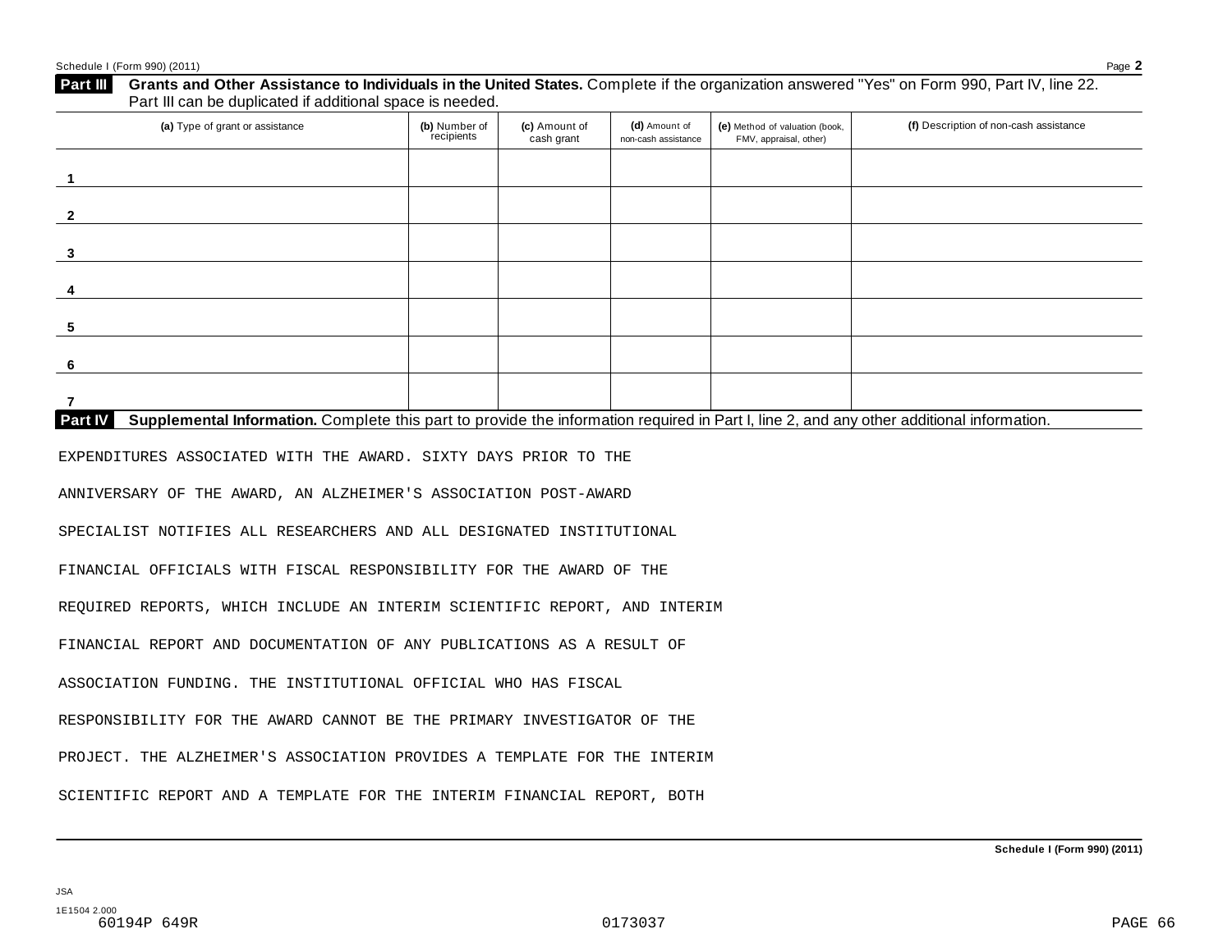## Part III Grants and Other Assistance to Individuals in the United States. Complete if the organization answered "Yes" on Form 990, Part IV, line 22. Part III can be duplicated if additional space is needed.

| (a) Type of grant or assistance | (b) Number of recipients | (c) Amount of cash grant | (d) Amount of non-cash assistance | (e) Method of valuation (book, FMV, appraisal, other) | (f) Description of non-cash assistance |
|---|---|---|---|---|---|
| 1 | | | | | |
| 2 | | | | | |
| 3 | | | | | |
| 4 | | | | | |
| 5 | | | | | |
| 6 | | | | | |
| 7 | | | | | |

## Part IV Supplemental Information. Complete this part to provide the information required in Part I, line 2, and any other additional information.

EXPENDITURES ASSOCIATED WITH THE AWARD. SIXTY DAYS PRIOR TO THE ANNIVERSARY OF THE AWARD, AN ALZHEIMER'S ASSOCIATION POST-AWARD SPECIALIST NOTIFIES ALL RESEARCHERS AND ALL DESIGNATED INSTITUTIONAL FINANCIAL OFFICIALS WITH FISCAL RESPONSIBILITY FOR THE AWARD OF THE REQUIRED REPORTS, WHICH INCLUDE AN INTERIM SCIENTIFIC REPORT, AND INTERIM FINANCIAL REPORT AND DOCUMENTATION OF ANY PUBLICATIONS AS A RESULT OF ASSOCIATION FUNDING. THE INSTITUTIONAL OFFICIAL WHO HAS FISCAL RESPONSIBILITY FOR THE AWARD CANNOT BE THE PRIMARY INVESTIGATOR OF THE PROJECT. THE ALZHEIMER'S ASSOCIATION PROVIDES A TEMPLATE FOR THE INTERIM SCIENTIFIC REPORT AND A TEMPLATE FOR THE INTERIM FINANCIAL REPORT, BOTH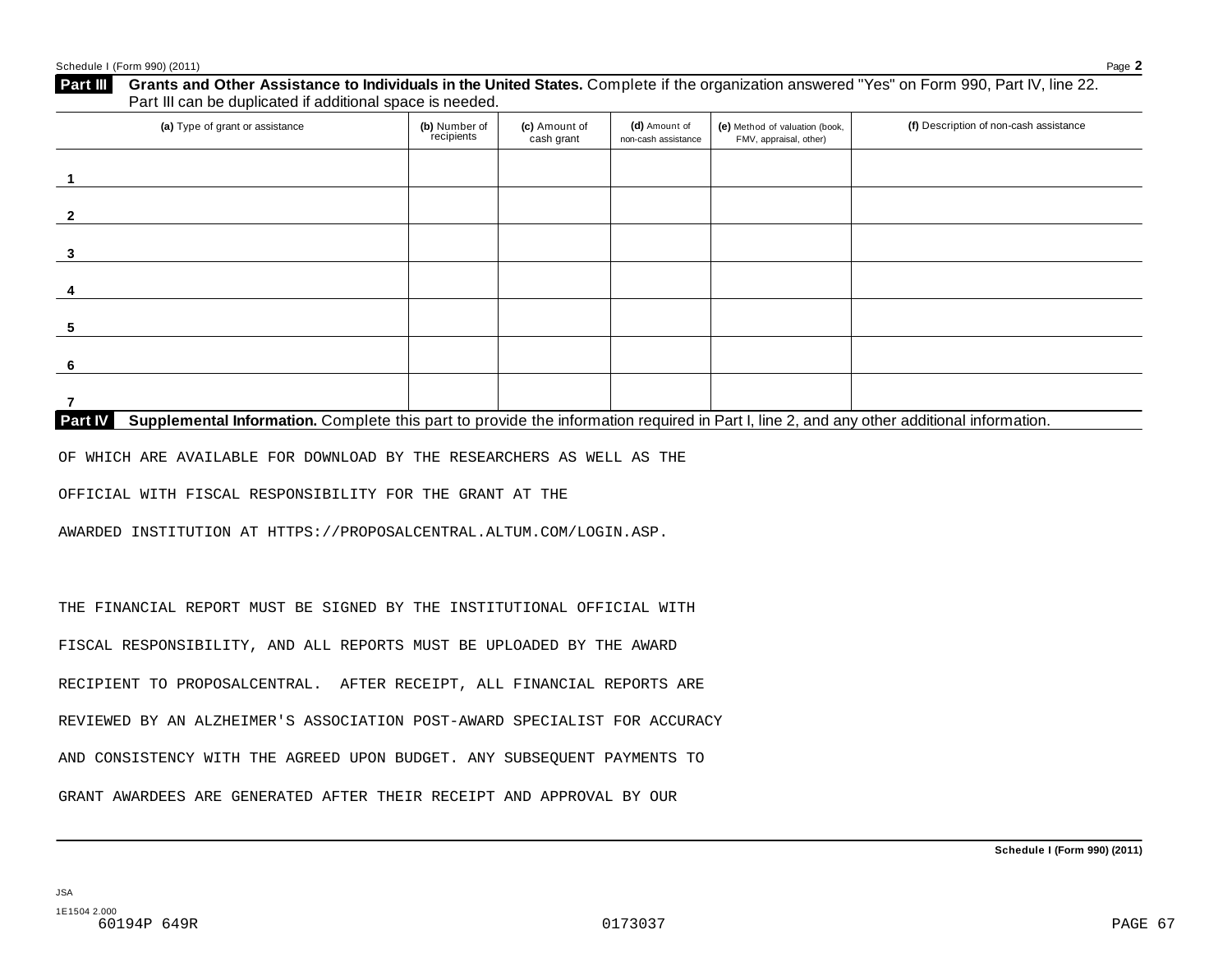## Part III Grants and Other Assistance to Individuals in the United States. Complete if the organization answered "Yes" on Form 990, Part IV, line 22. Part III can be duplicated if additional space is needed.

| (a) Type of grant or assistance | (b) Number of recipients | (c) Amount of cash grant | (d) Amount of non-cash assistance | (e) Method of valuation (book, FMV, appraisal, other) | (f) Description of non-cash assistance |
|---|---|---|---|---|---|
| 1 | | | | | |
| 2 | | | | | |
| 3 | | | | | |
| 4 | | | | | |
| 5 | | | | | |
| 6 | | | | | |
| 7 | | | | | |

## Part IV Supplemental Information. Complete this part to provide the information required in Part I, line 2, and any other additional information.

OF WHICH ARE AVAILABLE FOR DOWNLOAD BY THE RESEARCHERS AS WELL AS THE OFFICIAL WITH FISCAL RESPONSIBILITY FOR THE GRANT AT THE AWARDED INSTITUTION AT HTTPS://PROPOSALCENTRAL.ALTUM.COM/LOGIN.ASP.

THE FINANCIAL REPORT MUST BE SIGNED BY THE INSTITUTIONAL OFFICIAL WITH FISCAL RESPONSIBILITY, AND ALL REPORTS MUST BE UPLOADED BY THE AWARD RECIPIENT TO PROPOSALCENTRAL. AFTER RECEIPT, ALL FINANCIAL REPORTS ARE REVIEWED BY AN ALZHEIMER'S ASSOCIATION POST-AWARD SPECIALIST FOR ACCURACY AND CONSISTENCY WITH THE AGREED UPON BUDGET. ANY SUBSEQUENT PAYMENTS TO GRANT AWARDEES ARE GENERATED AFTER THEIR RECEIPT AND APPROVAL BY OUR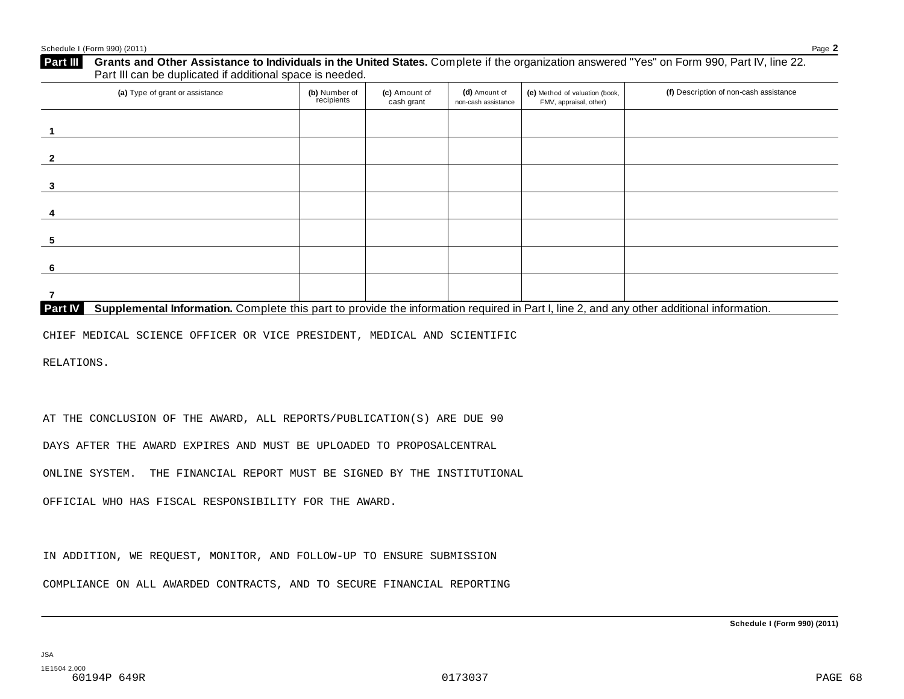**Part III** **Grants and Other Assistance to Individuals in the United States.** Complete if the organization answered "Yes" on Form 990, Part IV, line 22. Part III can be duplicated if additional space is needed.

| (a) Type of grant or assistance | (b) Number of recipients | (c) Amount of cash grant | (d) Amount of non-cash assistance | (e) Method of valuation (book, FMV, appraisal, other) | (f) Description of non-cash assistance |
|---|---|---|---|---|---|
| 1 | | | | | |
| 2 | | | | | |
| 3 | | | | | |
| 4 | | | | | |
| 5 | | | | | |
| 6 | | | | | |
| 7 | | | | | |

**Part IV** **Supplemental Information.** Complete this part to provide the information required in Part I, line 2, and any other additional information.

CHIEF MEDICAL SCIENCE OFFICER OR VICE PRESIDENT, MEDICAL AND SCIENTIFIC RELATIONS.

AT THE CONCLUSION OF THE AWARD, ALL REPORTS/PUBLICATION(S) ARE DUE 90 DAYS AFTER THE AWARD EXPIRES AND MUST BE UPLOADED TO PROPOSALCENTRAL ONLINE SYSTEM. THE FINANCIAL REPORT MUST BE SIGNED BY THE INSTITUTIONAL OFFICIAL WHO HAS FISCAL RESPONSIBILITY FOR THE AWARD.

IN ADDITION, WE REQUEST, MONITOR, AND FOLLOW-UP TO ENSURE SUBMISSION COMPLIANCE ON ALL AWARDED CONTRACTS, AND TO SECURE FINANCIAL REPORTING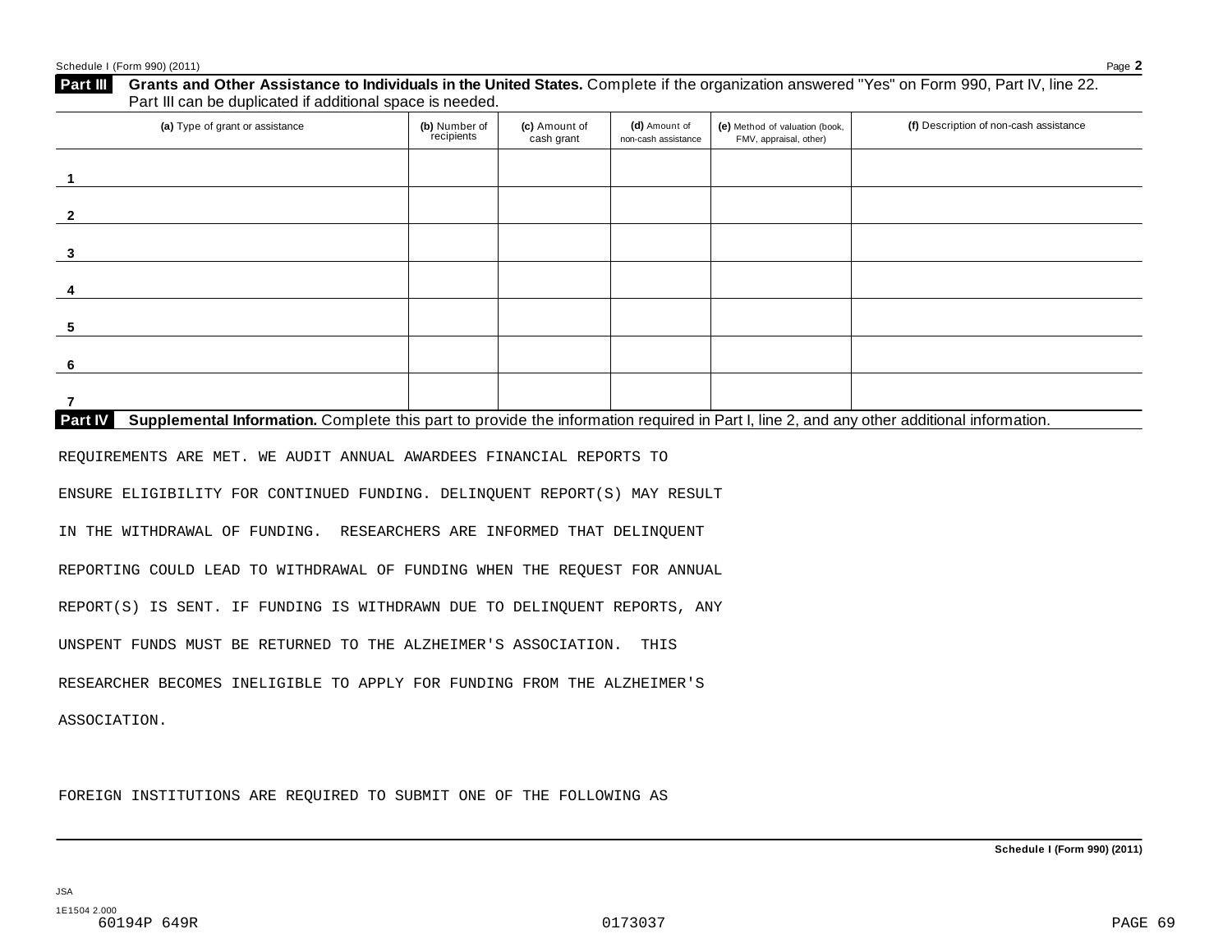**Part III** **Grants and Other Assistance to Individuals in the United States.** Complete if the organization answered "Yes" on Form 990, Part IV, line 22. Part III can be duplicated if additional space is needed.

| (a) Type of grant or assistance | (b) Number of recipients | (c) Amount of cash grant | (d) Amount of non-cash assistance | (e) Method of valuation (book, FMV, appraisal, other) | (f) Description of non-cash assistance |
|---|---|---|---|---|---|
| 1 | | | | | |
| 2 | | | | | |
| 3 | | | | | |
| 4 | | | | | |
| 5 | | | | | |
| 6 | | | | | |
| 7 | | | | | |

**Part IV** **Supplemental Information.** Complete this part to provide the information required in Part I, line 2, and any other additional information.

REQUIREMENTS ARE MET. WE AUDIT ANNUAL AWARDEES FINANCIAL REPORTS TO ENSURE ELIGIBILITY FOR CONTINUED FUNDING. DELINQUENT REPORT(S) MAY RESULT IN THE WITHDRAWAL OF FUNDING. RESEARCHERS ARE INFORMED THAT DELINQUENT REPORTING COULD LEAD TO WITHDRAWAL OF FUNDING WHEN THE REQUEST FOR ANNUAL REPORT(S) IS SENT. IF FUNDING IS WITHDRAWN DUE TO DELINQUENT REPORTS, ANY UNSPENT FUNDS MUST BE RETURNED TO THE ALZHEIMER'S ASSOCIATION. THIS RESEARCHER BECOMES INELIGIBLE TO APPLY FOR FUNDING FROM THE ALZHEIMER'S ASSOCIATION.

FOREIGN INSTITUTIONS ARE REQUIRED TO SUBMIT ONE OF THE FOLLOWING AS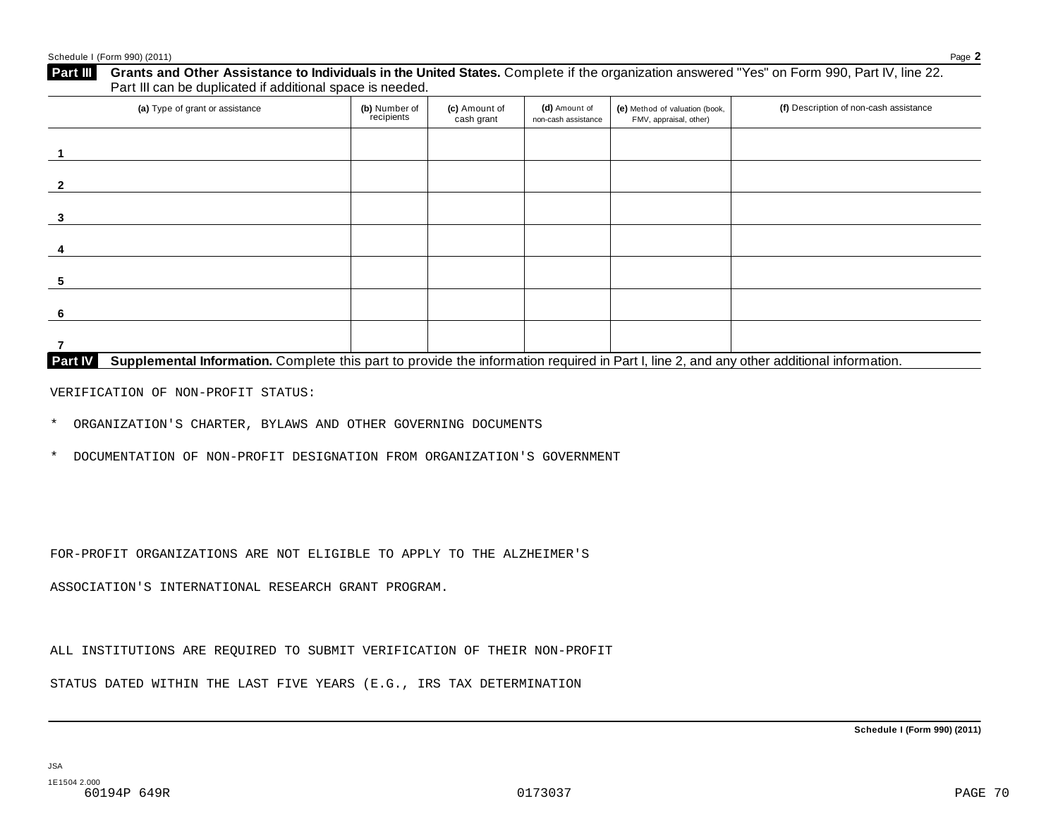## Part III Grants and Other Assistance to Individuals in the United States.

Complete if the organization answered "Yes" on Form 990, Part IV, line 22. Part III can be duplicated if additional space is needed.

| (a) Type of grant or assistance | (b) Number of recipients | (c) Amount of cash grant | (d) Amount of non-cash assistance | (e) Method of valuation (book, FMV, appraisal, other) | (f) Description of non-cash assistance |
|---|---|---|---|---|---|
| 1 | | | | | |
| 2 | | | | | |
| 3 | | | | | |
| 4 | | | | | |
| 5 | | | | | |
| 6 | | | | | |
| 7 | | | | | |

## Part IV Supplemental Information.

Complete this part to provide the information required in Part I, line 2, and any other additional information.

VERIFICATION OF NON-PROFIT STATUS:

* ORGANIZATION'S CHARTER, BYLAWS AND OTHER GOVERNING DOCUMENTS

* DOCUMENTATION OF NON-PROFIT DESIGNATION FROM ORGANIZATION'S GOVERNMENT

FOR-PROFIT ORGANIZATIONS ARE NOT ELIGIBLE TO APPLY TO THE ALZHEIMER'S

ASSOCIATION'S INTERNATIONAL RESEARCH GRANT PROGRAM.

ALL INSTITUTIONS ARE REQUIRED TO SUBMIT VERIFICATION OF THEIR NON-PROFIT

STATUS DATED WITHIN THE LAST FIVE YEARS (E.G., IRS TAX DETERMINATION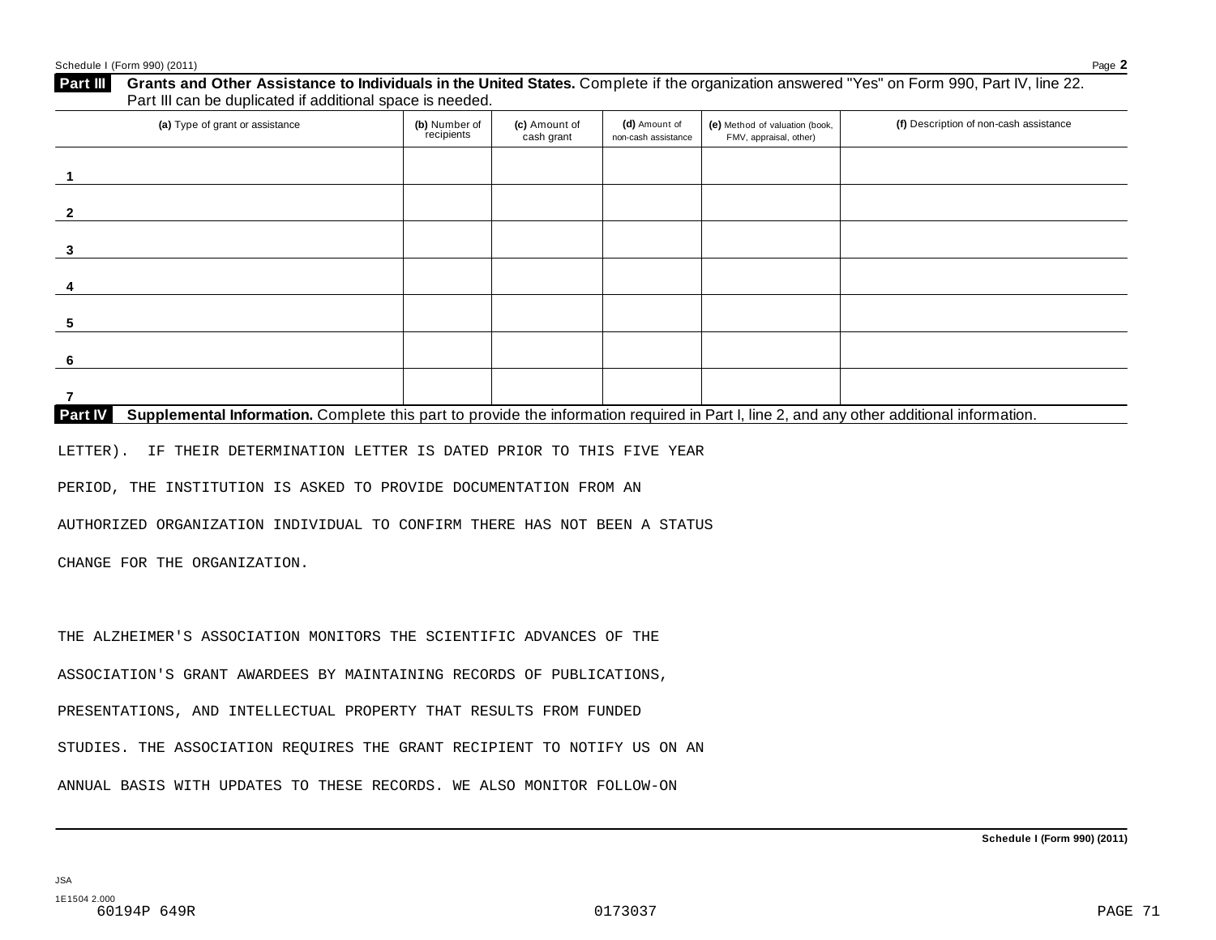## Part III Grants and Other Assistance to Individuals in the United States.

Complete if the organization answered "Yes" on Form 990, Part IV, line 22. Part III can be duplicated if additional space is needed.

| (a) Type of grant or assistance | (b) Number of recipients | (c) Amount of cash grant | (d) Amount of non-cash assistance | (e) Method of valuation (book, FMV, appraisal, other) | (f) Description of non-cash assistance |
|---|---|---|---|---|---|
| 1 | | | | | |
| 2 | | | | | |
| 3 | | | | | |
| 4 | | | | | |
| 5 | | | | | |
| 6 | | | | | |
| 7 | | | | | |

## Part IV Supplemental Information.

Complete this part to provide the information required in Part I, line 2, and any other additional information.

LETTER). IF THEIR DETERMINATION LETTER IS DATED PRIOR TO THIS FIVE YEAR PERIOD, THE INSTITUTION IS ASKED TO PROVIDE DOCUMENTATION FROM AN AUTHORIZED ORGANIZATION INDIVIDUAL TO CONFIRM THERE HAS NOT BEEN A STATUS CHANGE FOR THE ORGANIZATION.

THE ALZHEIMER'S ASSOCIATION MONITORS THE SCIENTIFIC ADVANCES OF THE ASSOCIATION'S GRANT AWARDEES BY MAINTAINING RECORDS OF PUBLICATIONS, PRESENTATIONS, AND INTELLECTUAL PROPERTY THAT RESULTS FROM FUNDED STUDIES. THE ASSOCIATION REQUIRES THE GRANT RECIPIENT TO NOTIFY US ON AN ANNUAL BASIS WITH UPDATES TO THESE RECORDS. WE ALSO MONITOR FOLLOW-ON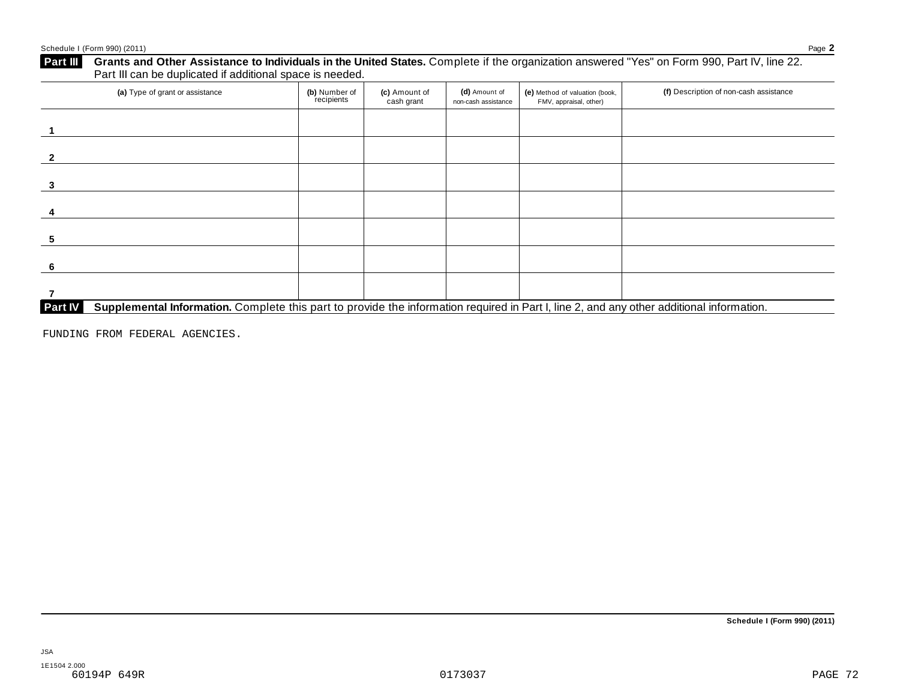## Part III Grants and Other Assistance to Individuals in the United States.

Complete if the organization answered "Yes" on Form 990, Part IV, line 22. Part III can be duplicated if additional space is needed.

| (a) Type of grant or assistance | (b) Number of recipients | (c) Amount of cash grant | (d) Amount of non-cash assistance | (e) Method of valuation (book, FMV, appraisal, other) | (f) Description of non-cash assistance |
|---|---|---|---|---|---|
| 1 | | | | | |
| 2 | | | | | |
| 3 | | | | | |
| 4 | | | | | |
| 5 | | | | | |
| 6 | | | | | |
| 7 | | | | | |

## Part IV Supplemental Information.

Complete this part to provide the information required in Part I, line 2, and any other additional information.

FUNDING FROM FEDERAL AGENCIES.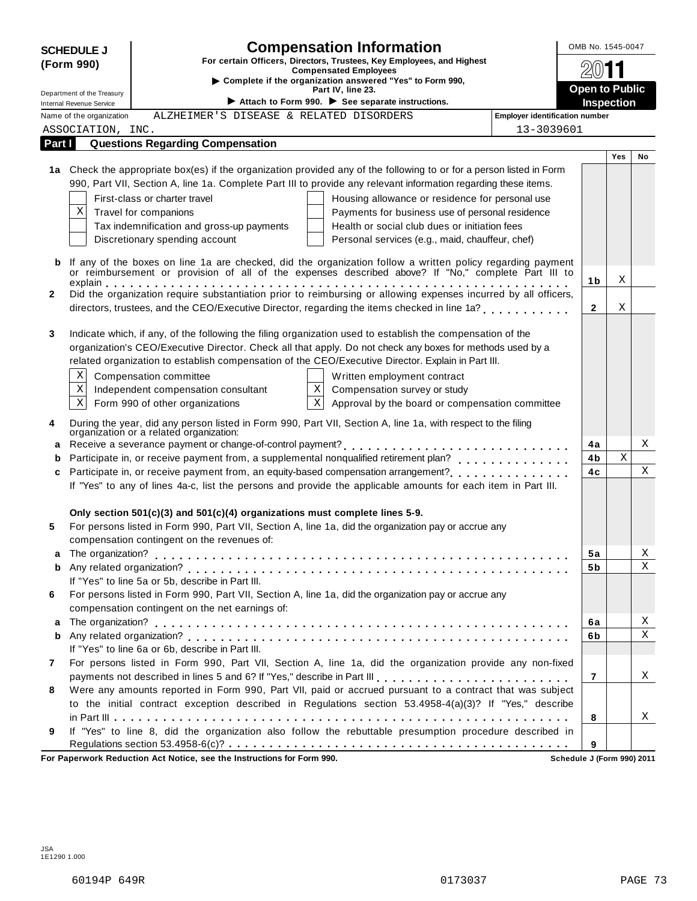**SCHEDULE J (Form 990)**

Department of the Treasury
Internal Revenue Service

# Compensation Information

**For certain Officers, Directors, Trustees, Key Employees, and Highest Compensated Employees**

▶ **Complete if the organization answered "Yes" to Form 990, Part IV, line 23.**

▶ **Attach to Form 990.** ▶ **See separate instructions.**

OMB No. 1545-0047

2011

**Open to Public Inspection**

Name of the organization: ALZHEIMER'S DISEASE & RELATED DISORDERS ASSOCIATION, INC.

Employer identification number: 13-3039601

## Part I Questions Regarding Compensation

| | | | Yes | No |
|---|---|---|---|---|
| **1a** | Check the appropriate box(es) if the organization provided any of the following to or for a person listed in Form 990, Part VII, Section A, line 1a. Complete Part III to provide any relevant information regarding these items.<br>☐ First-class or charter travel ☐ Housing allowance or residence for personal use<br>☒ Travel for companions ☐ Payments for business use of personal residence<br>☐ Tax indemnification and gross-up payments ☐ Health or social club dues or initiation fees<br>☐ Discretionary spending account ☐ Personal services (e.g., maid, chauffeur, chef) | | | |
| **b** | If any of the boxes on line 1a are checked, did the organization follow a written policy regarding payment or reimbursement or provision of all of the expenses described above? If "No," complete Part III to explain | 1b | X | |
| **2** | Did the organization require substantiation prior to reimbursing or allowing expenses incurred by all officers, directors, trustees, and the CEO/Executive Director, regarding the items checked in line 1a? | 2 | X | |
| **3** | Indicate which, if any, of the following the filing organization used to establish the compensation of the organization's CEO/Executive Director. Check all that apply. Do not check any boxes for methods used by a related organization to establish compensation of the CEO/Executive Director. Explain in Part III.<br>☒ Compensation committee ☐ Written employment contract<br>☒ Independent compensation consultant ☒ Compensation survey or study<br>☒ Form 990 of other organizations ☒ Approval by the board or compensation committee | | | |
| **4** | During the year, did any person listed in Form 990, Part VII, Section A, line 1a, with respect to the filing organization or a related organization: | | | |
| **a** | Receive a severance payment or change-of-control payment? | 4a | | X |
| **b** | Participate in, or receive payment from, a supplemental nonqualified retirement plan? | 4b | X | |
| **c** | Participate in, or receive payment from, an equity-based compensation arrangement? | 4c | | X |
| | If "Yes" to any of lines 4a-c, list the persons and provide the applicable amounts for each item in Part III. | | | |
| | **Only section 501(c)(3) and 501(c)(4) organizations must complete lines 5-9.** | | | |
| **5** | For persons listed in Form 990, Part VII, Section A, line 1a, did the organization pay or accrue any compensation contingent on the revenues of: | | | |
| **a** | The organization? | 5a | | X |
| **b** | Any related organization? | 5b | | X |
| | If "Yes" to line 5a or 5b, describe in Part III. | | | |
| **6** | For persons listed in Form 990, Part VII, Section A, line 1a, did the organization pay or accrue any compensation contingent on the net earnings of: | | | |
| **a** | The organization? | 6a | | X |
| **b** | Any related organization? | 6b | | X |
| | If "Yes" to line 6a or 6b, describe in Part III. | | | |
| **7** | For persons listed in Form 990, Part VII, Section A, line 1a, did the organization provide any non-fixed payments not described in lines 5 and 6? If "Yes," describe in Part III | 7 | | X |
| **8** | Were any amounts reported in Form 990, Part VII, paid or accrued pursuant to a contract that was subject to the initial contract exception described in Regulations section 53.4958-4(a)(3)? If "Yes," describe in Part III | 8 | | X |
| **9** | If "Yes" to line 8, did the organization also follow the rebuttable presumption procedure described in Regulations section 53.4958-6(c)? | 9 | | |

**For Paperwork Reduction Act Notice, see the Instructions for Form 990.** **Schedule J (Form 990) 2011**

JSA
1E1290 1.000

60194P 649R 0173037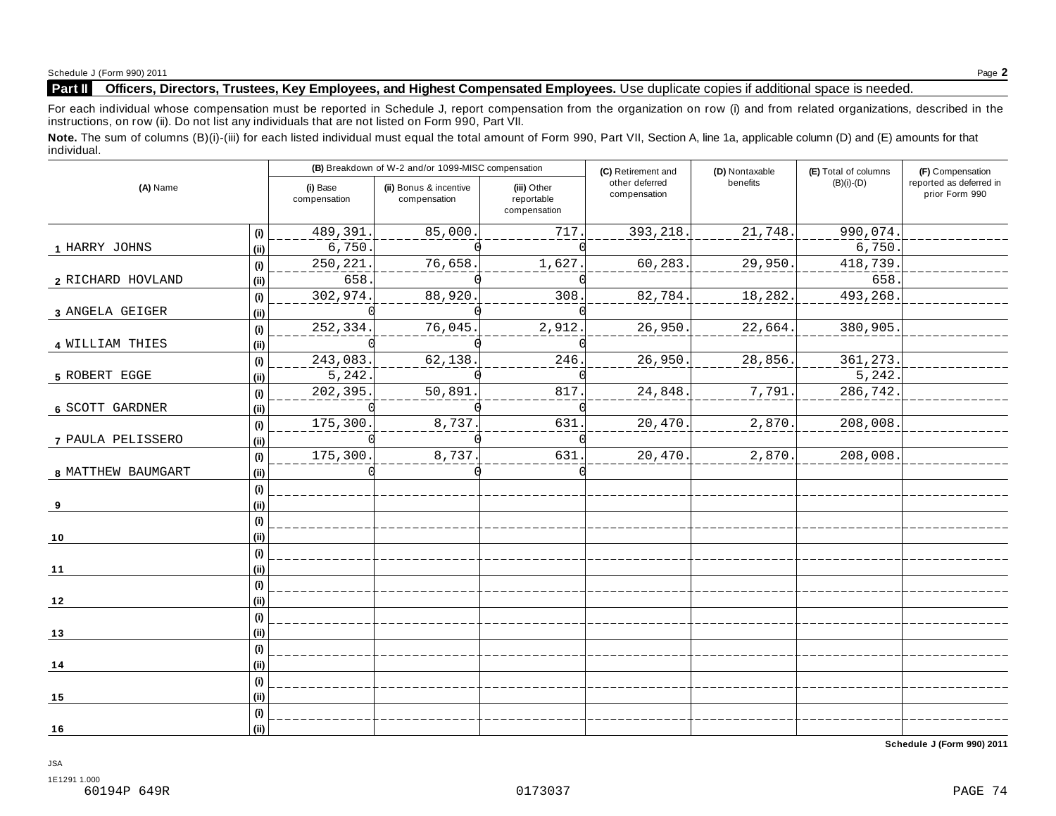Schedule J (Form 990) 2011 Page **2**

## Part II Officers, Directors, Trustees, Key Employees, and Highest Compensated Employees. Use duplicate copies if additional space is needed.

For each individual whose compensation must be reported in Schedule J, report compensation from the organization on row (i) and from related organizations, described in the instructions, on row (ii). Do not list any individuals that are not listed on Form 990, Part VII.

**Note.** The sum of columns (B)(i)-(iii) for each listed individual must equal the total amount of Form 990, Part VII, Section A, line 1a, applicable column (D) and (E) amounts for that individual.

| (A) Name | | (B) Breakdown of W-2 and/or 1099-MISC compensation | | | (C) Retirement and other deferred compensation | (D) Nontaxable benefits | (E) Total of columns (B)(i)-(D) | (F) Compensation reported as deferred in prior Form 990 |
|---|---|---|---|---|---|---|---|---|
| | | (i) Base compensation | (ii) Bonus & incentive compensation | (iii) Other reportable compensation | | | | |
| 1 HARRY JOHNS | (i) | 489,391. | 85,000. | 717. | 393,218. | 21,748. | 990,074. | |
| | (ii) | 6,750. | 0 | 0 | | | 6,750. | |
| 2 RICHARD HOVLAND | (i) | 250,221. | 76,658. | 1,627. | 60,283. | 29,950. | 418,739. | |
| | (ii) | 658. | 0 | 0 | | | 658. | |
| 3 ANGELA GEIGER | (i) | 302,974. | 88,920. | 308. | 82,784. | 18,282. | 493,268. | |
| | (ii) | 0 | 0 | 0 | | | | |
| 4 WILLIAM THIES | (i) | 252,334. | 76,045. | 2,912. | 26,950. | 22,664. | 380,905. | |
| | (ii) | 0 | 0 | 0 | | | | |
| 5 ROBERT EGGE | (i) | 243,083. | 62,138. | 246. | 26,950. | 28,856. | 361,273. | |
| | (ii) | 5,242. | 0 | 0 | | | 5,242. | |
| 6 SCOTT GARDNER | (i) | 202,395. | 50,891. | 817. | 24,848. | 7,791. | 286,742. | |
| | (ii) | 0 | 0 | 0 | | | | |
| 7 PAULA PELISSERO | (i) | 175,300. | 8,737. | 631. | 20,470. | 2,870. | 208,008. | |
| | (ii) | 0 | 0 | 0 | | | | |
| 8 MATTHEW BAUMGART | (i) | 175,300. | 8,737. | 631. | 20,470. | 2,870. | 208,008. | |
| | (ii) | 0 | 0 | 0 | | | | |
| 9 | (i) | | | | | | | |
| | (ii) | | | | | | | |
| 10 | (i) | | | | | | | |
| | (ii) | | | | | | | |
| 11 | (i) | | | | | | | |
| | (ii) | | | | | | | |
| 12 | (i) | | | | | | | |
| | (ii) | | | | | | | |
| 13 | (i) | | | | | | | |
| | (ii) | | | | | | | |
| 14 | (i) | | | | | | | |
| | (ii) | | | | | | | |
| 15 | (i) | | | | | | | |
| | (ii) | | | | | | | |
| 16 | (i) | | | | | | | |
| | (ii) | | | | | | | |

**Schedule J (Form 990) 2011**

JSA
1E1291 1.000
60194P 649R 0173037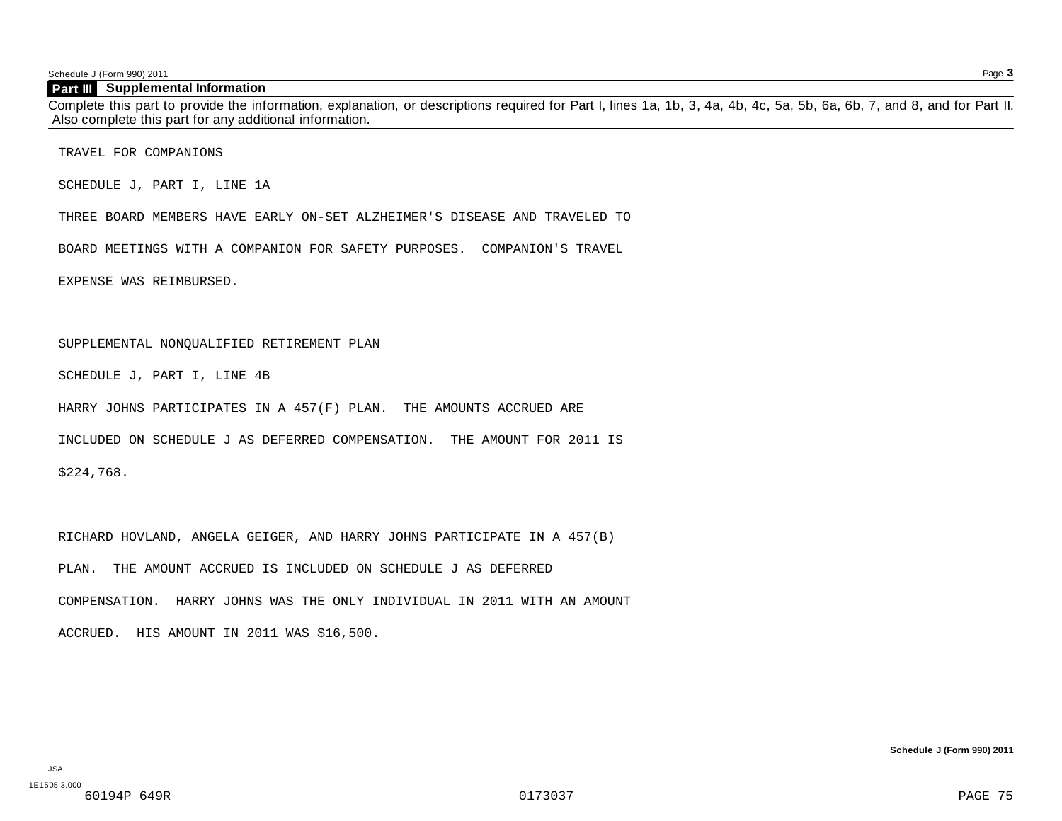## Part III Supplemental Information

Complete this part to provide the information, explanation, or descriptions required for Part I, lines 1a, 1b, 3, 4a, 4b, 4c, 5a, 5b, 6a, 6b, 7, and 8, and for Part II. Also complete this part for any additional information.

TRAVEL FOR COMPANIONS

SCHEDULE J, PART I, LINE 1A

THREE BOARD MEMBERS HAVE EARLY ON-SET ALZHEIMER'S DISEASE AND TRAVELED TO BOARD MEETINGS WITH A COMPANION FOR SAFETY PURPOSES. COMPANION'S TRAVEL EXPENSE WAS REIMBURSED.

SUPPLEMENTAL NONQUALIFIED RETIREMENT PLAN

SCHEDULE J, PART I, LINE 4B

HARRY JOHNS PARTICIPATES IN A 457(F) PLAN. THE AMOUNTS ACCRUED ARE INCLUDED ON SCHEDULE J AS DEFERRED COMPENSATION. THE AMOUNT FOR 2011 IS $224,768.

RICHARD HOVLAND, ANGELA GEIGER, AND HARRY JOHNS PARTICIPATE IN A 457(B) PLAN. THE AMOUNT ACCRUED IS INCLUDED ON SCHEDULE J AS DEFERRED COMPENSATION. HARRY JOHNS WAS THE ONLY INDIVIDUAL IN 2011 WITH AN AMOUNT ACCRUED. HIS AMOUNT IN 2011 WAS $16,500.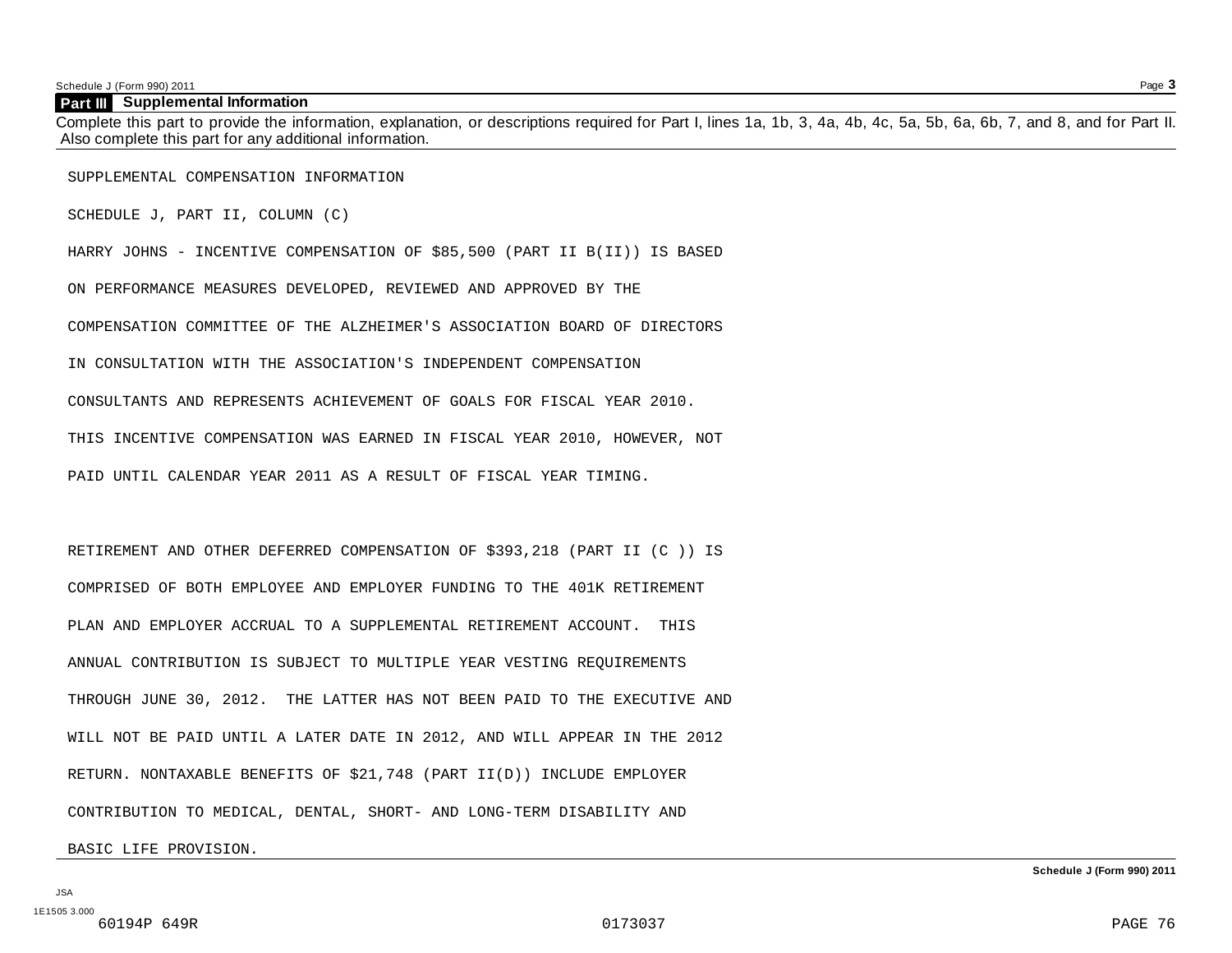## Part III Supplemental Information

Complete this part to provide the information, explanation, or descriptions required for Part I, lines 1a, 1b, 3, 4a, 4b, 4c, 5a, 5b, 6a, 6b, 7, and 8, and for Part II. Also complete this part for any additional information.

SUPPLEMENTAL COMPENSATION INFORMATION

SCHEDULE J, PART II, COLUMN (C)

HARRY JOHNS - INCENTIVE COMPENSATION OF $85,500 (PART II B(II)) IS BASED ON PERFORMANCE MEASURES DEVELOPED, REVIEWED AND APPROVED BY THE COMPENSATION COMMITTEE OF THE ALZHEIMER'S ASSOCIATION BOARD OF DIRECTORS IN CONSULTATION WITH THE ASSOCIATION'S INDEPENDENT COMPENSATION CONSULTANTS AND REPRESENTS ACHIEVEMENT OF GOALS FOR FISCAL YEAR 2010. THIS INCENTIVE COMPENSATION WAS EARNED IN FISCAL YEAR 2010, HOWEVER, NOT PAID UNTIL CALENDAR YEAR 2011 AS A RESULT OF FISCAL YEAR TIMING.

RETIREMENT AND OTHER DEFERRED COMPENSATION OF $393,218 (PART II (C )) IS COMPRISED OF BOTH EMPLOYEE AND EMPLOYER FUNDING TO THE 401K RETIREMENT PLAN AND EMPLOYER ACCRUAL TO A SUPPLEMENTAL RETIREMENT ACCOUNT. THIS ANNUAL CONTRIBUTION IS SUBJECT TO MULTIPLE YEAR VESTING REQUIREMENTS THROUGH JUNE 30, 2012. THE LATTER HAS NOT BEEN PAID TO THE EXECUTIVE AND WILL NOT BE PAID UNTIL A LATER DATE IN 2012, AND WILL APPEAR IN THE 2012 RETURN. NONTAXABLE BENEFITS OF $21,748 (PART II(D)) INCLUDE EMPLOYER CONTRIBUTION TO MEDICAL, DENTAL, SHORT- AND LONG-TERM DISABILITY AND BASIC LIFE PROVISION.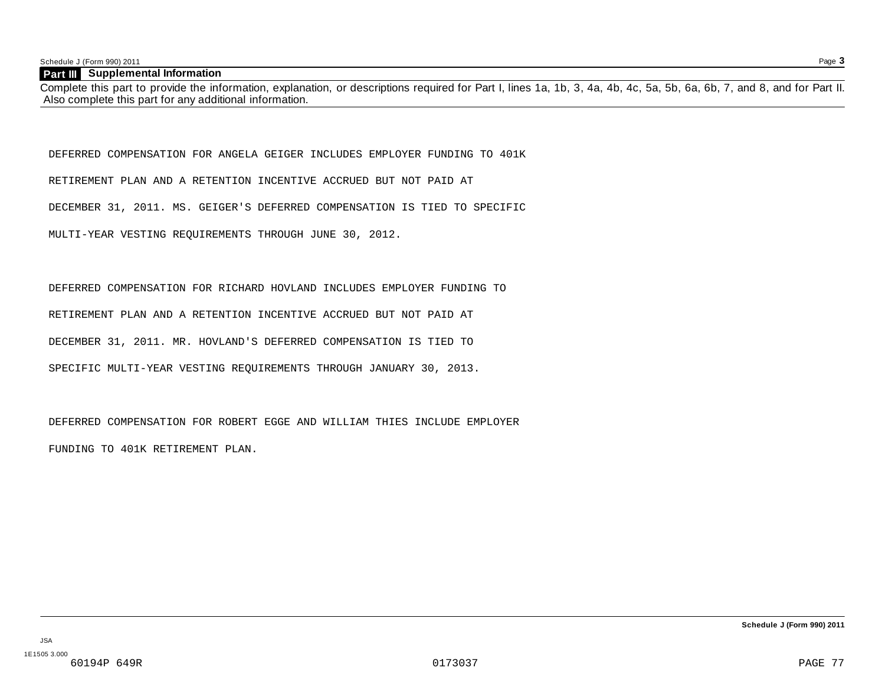## Part III Supplemental Information

Complete this part to provide the information, explanation, or descriptions required for Part I, lines 1a, 1b, 3, 4a, 4b, 4c, 5a, 5b, 6a, 6b, 7, and 8, and for Part II. Also complete this part for any additional information.

DEFERRED COMPENSATION FOR ANGELA GEIGER INCLUDES EMPLOYER FUNDING TO 401K RETIREMENT PLAN AND A RETENTION INCENTIVE ACCRUED BUT NOT PAID AT DECEMBER 31, 2011. MS. GEIGER'S DEFERRED COMPENSATION IS TIED TO SPECIFIC MULTI-YEAR VESTING REQUIREMENTS THROUGH JUNE 30, 2012.

DEFERRED COMPENSATION FOR RICHARD HOVLAND INCLUDES EMPLOYER FUNDING TO RETIREMENT PLAN AND A RETENTION INCENTIVE ACCRUED BUT NOT PAID AT DECEMBER 31, 2011. MR. HOVLAND'S DEFERRED COMPENSATION IS TIED TO SPECIFIC MULTI-YEAR VESTING REQUIREMENTS THROUGH JANUARY 30, 2013.

DEFERRED COMPENSATION FOR ROBERT EGGE AND WILLIAM THIES INCLUDE EMPLOYER FUNDING TO 401K RETIREMENT PLAN.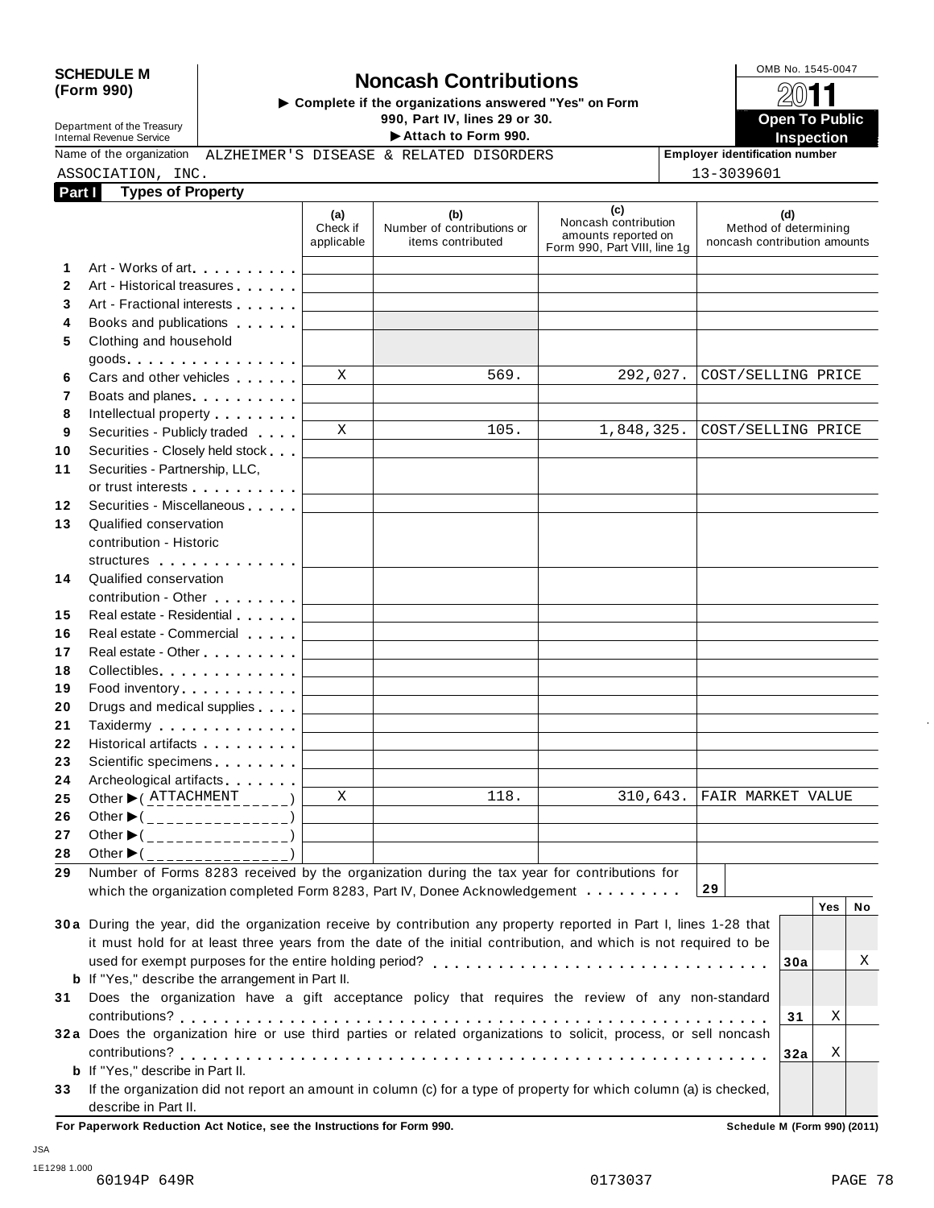**SCHEDULE M (Form 990)**

Department of the Treasury
Internal Revenue Service

# Noncash Contributions

▶ Complete if the organizations answered "Yes" on Form 990, Part IV, lines 29 or 30.
▶ Attach to Form 990.

OMB No. 1545-0047

**2011**

**Open To Public Inspection**

Name of the organization: ALZHEIMER'S DISEASE & RELATED DISORDERS ASSOCIATION, INC.

Employer identification number: 13-3039601

## Part I Types of Property

| | | (a) Check if applicable | (b) Number of contributions or items contributed | (c) Noncash contribution amounts reported on Form 990, Part VIII, line 1g | (d) Method of determining noncash contribution amounts |
|---|---|---|---|---|---|
| 1 | Art - Works of art | | | | |
| 2 | Art - Historical treasures | | | | |
| 3 | Art - Fractional interests | | | | |
| 4 | Books and publications | | | | |
| 5 | Clothing and household goods | | | | |
| 6 | Cars and other vehicles | X | 569. | 292,027. | COST/SELLING PRICE |
| 7 | Boats and planes | | | | |
| 8 | Intellectual property | | | | |
| 9 | Securities - Publicly traded | X | 105. | 1,848,325. | COST/SELLING PRICE |
| 10 | Securities - Closely held stock | | | | |
| 11 | Securities - Partnership, LLC, or trust interests | | | | |
| 12 | Securities - Miscellaneous | | | | |
| 13 | Qualified conservation contribution - Historic structures | | | | |
| 14 | Qualified conservation contribution - Other | | | | |
| 15 | Real estate - Residential | | | | |
| 16 | Real estate - Commercial | | | | |
| 17 | Real estate - Other | | | | |
| 18 | Collectibles | | | | |
| 19 | Food inventory | | | | |
| 20 | Drugs and medical supplies | | | | |
| 21 | Taxidermy | | | | |
| 22 | Historical artifacts | | | | |
| 23 | Scientific specimens | | | | |
| 24 | Archeological artifacts | | | | |
| 25 | Other ▶ ( ATTACHMENT ) | X | 118. | 310,643. | FAIR MARKET VALUE |
| 26 | Other ▶ ( ) | | | | |
| 27 | Other ▶ ( ) | | | | |
| 28 | Other ▶ ( ) | | | | |

29 Number of Forms 8283 received by the organization during the tax year for contributions for which the organization completed Form 8283, Part IV, Donee Acknowledgement . . . . . . . . . **29**

| | | | Yes | No |
|---|---|---|---|---|
| 30a | During the year, did the organization receive by contribution any property reported in Part I, lines 1-28 that it must hold for at least three years from the date of the initial contribution, and which is not required to be used for exempt purposes for the entire holding period? | 30a | | X |
| b | If "Yes," describe the arrangement in Part II. | | | |
| 31 | Does the organization have a gift acceptance policy that requires the review of any non-standard contributions? | 31 | X | |
| 32a | Does the organization hire or use third parties or related organizations to solicit, process, or sell noncash contributions? | 32a | X | |
| b | If "Yes," describe in Part II. | | | |
| 33 | If the organization did not report an amount in column (c) for a type of property for which column (a) is checked, describe in Part II. | | | |

**For Paperwork Reduction Act Notice, see the Instructions for Form 990.** **Schedule M (Form 990) (2011)**

JSA
1E1298 1.000
60194P 649R 0173037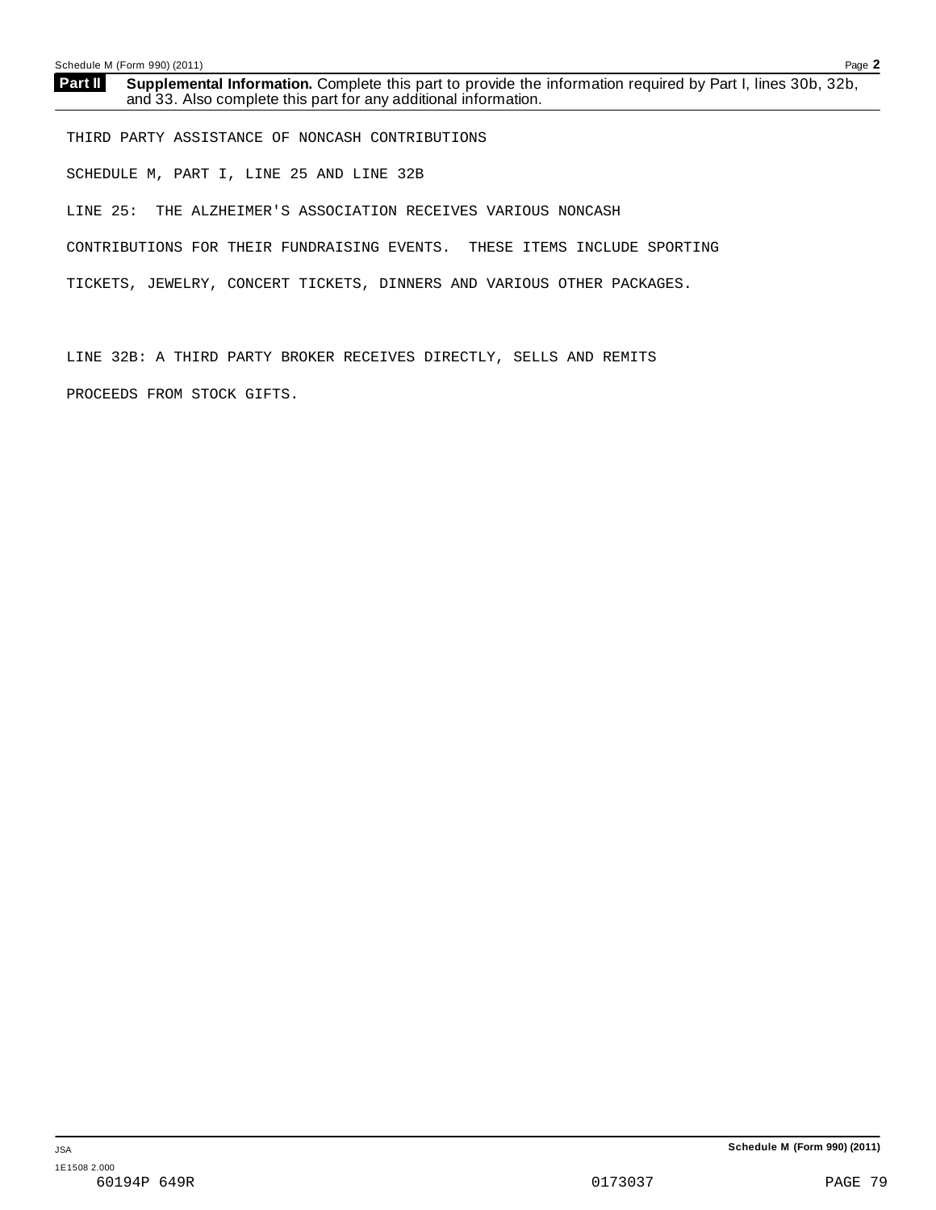**Part II** **Supplemental Information.** Complete this part to provide the information required by Part I, lines 30b, 32b, and 33. Also complete this part for any additional information.

THIRD PARTY ASSISTANCE OF NONCASH CONTRIBUTIONS

SCHEDULE M, PART I, LINE 25 AND LINE 32B

LINE 25: THE ALZHEIMER'S ASSOCIATION RECEIVES VARIOUS NONCASH CONTRIBUTIONS FOR THEIR FUNDRAISING EVENTS. THESE ITEMS INCLUDE SPORTING TICKETS, JEWELRY, CONCERT TICKETS, DINNERS AND VARIOUS OTHER PACKAGES.

LINE 32B: A THIRD PARTY BROKER RECEIVES DIRECTLY, SELLS AND REMITS PROCEEDS FROM STOCK GIFTS.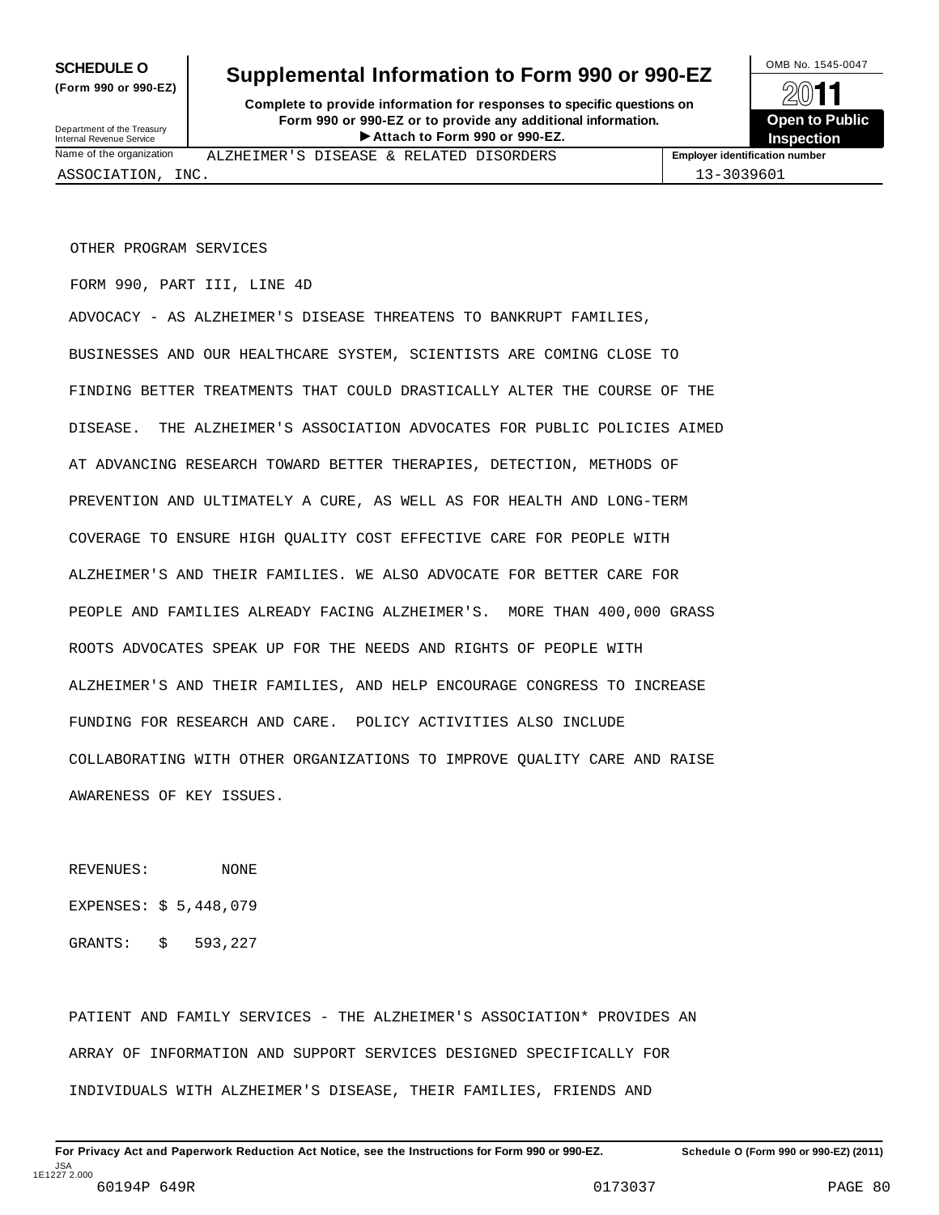**SCHEDULE O** (Form 990 or 990-EZ)

# Supplemental Information to Form 990 or 990-EZ

**Complete to provide information for responses to specific questions on Form 990 or 990-EZ or to provide any additional information.**
**▶ Attach to Form 990 or 990-EZ.**

OMB No. 1545-0047

2011

**Open to Public Inspection**

Department of the Treasury
Internal Revenue Service

| Name of the organization | Employer identification number |
|---|---|
| ALZHEIMER'S DISEASE & RELATED DISORDERS ASSOCIATION, INC. | 13-3039601 |

OTHER PROGRAM SERVICES

FORM 990, PART III, LINE 4D

ADVOCACY - AS ALZHEIMER'S DISEASE THREATENS TO BANKRUPT FAMILIES, BUSINESSES AND OUR HEALTHCARE SYSTEM, SCIENTISTS ARE COMING CLOSE TO FINDING BETTER TREATMENTS THAT COULD DRASTICALLY ALTER THE COURSE OF THE DISEASE. THE ALZHEIMER'S ASSOCIATION ADVOCATES FOR PUBLIC POLICIES AIMED AT ADVANCING RESEARCH TOWARD BETTER THERAPIES, DETECTION, METHODS OF PREVENTION AND ULTIMATELY A CURE, AS WELL AS FOR HEALTH AND LONG-TERM COVERAGE TO ENSURE HIGH QUALITY COST EFFECTIVE CARE FOR PEOPLE WITH ALZHEIMER'S AND THEIR FAMILIES. WE ALSO ADVOCATE FOR BETTER CARE FOR PEOPLE AND FAMILIES ALREADY FACING ALZHEIMER'S. MORE THAN 400,000 GRASS ROOTS ADVOCATES SPEAK UP FOR THE NEEDS AND RIGHTS OF PEOPLE WITH ALZHEIMER'S AND THEIR FAMILIES, AND HELP ENCOURAGE CONGRESS TO INCREASE FUNDING FOR RESEARCH AND CARE. POLICY ACTIVITIES ALSO INCLUDE COLLABORATING WITH OTHER ORGANIZATIONS TO IMPROVE QUALITY CARE AND RAISE AWARENESS OF KEY ISSUES.

REVENUES: NONE

EXPENSES: $ 5,448,079

GRANTS: $ 593,227

PATIENT AND FAMILY SERVICES - THE ALZHEIMER'S ASSOCIATION* PROVIDES AN ARRAY OF INFORMATION AND SUPPORT SERVICES DESIGNED SPECIFICALLY FOR INDIVIDUALS WITH ALZHEIMER'S DISEASE, THEIR FAMILIES, FRIENDS AND

**For Privacy Act and Paperwork Reduction Act Notice, see the Instructions for Form 990 or 990-EZ.** **Schedule O (Form 990 or 990-EZ) (2011)**

JSA 1E1227 2.000
60194P 649R 0173037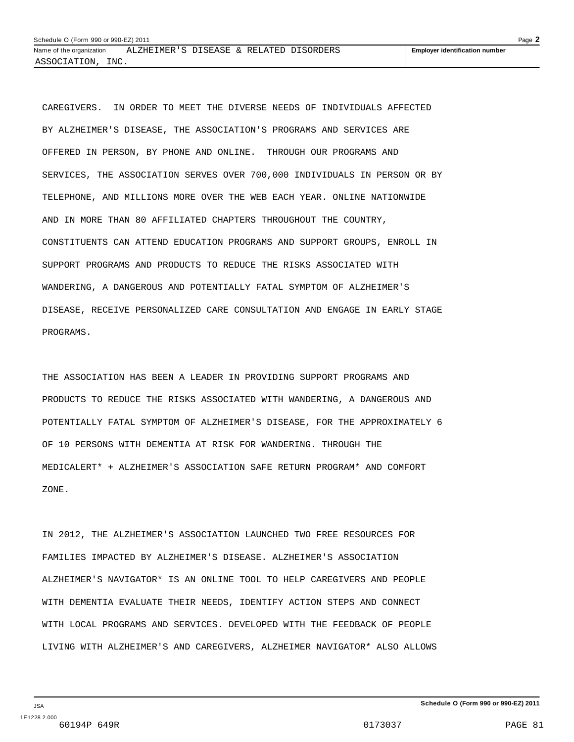CAREGIVERS. IN ORDER TO MEET THE DIVERSE NEEDS OF INDIVIDUALS AFFECTED BY ALZHEIMER'S DISEASE, THE ASSOCIATION'S PROGRAMS AND SERVICES ARE OFFERED IN PERSON, BY PHONE AND ONLINE. THROUGH OUR PROGRAMS AND SERVICES, THE ASSOCIATION SERVES OVER 700,000 INDIVIDUALS IN PERSON OR BY TELEPHONE, AND MILLIONS MORE OVER THE WEB EACH YEAR. ONLINE NATIONWIDE AND IN MORE THAN 80 AFFILIATED CHAPTERS THROUGHOUT THE COUNTRY, CONSTITUENTS CAN ATTEND EDUCATION PROGRAMS AND SUPPORT GROUPS, ENROLL IN SUPPORT PROGRAMS AND PRODUCTS TO REDUCE THE RISKS ASSOCIATED WITH WANDERING, A DANGEROUS AND POTENTIALLY FATAL SYMPTOM OF ALZHEIMER'S DISEASE, RECEIVE PERSONALIZED CARE CONSULTATION AND ENGAGE IN EARLY STAGE PROGRAMS.

THE ASSOCIATION HAS BEEN A LEADER IN PROVIDING SUPPORT PROGRAMS AND PRODUCTS TO REDUCE THE RISKS ASSOCIATED WITH WANDERING, A DANGEROUS AND POTENTIALLY FATAL SYMPTOM OF ALZHEIMER'S DISEASE, FOR THE APPROXIMATELY 6 OF 10 PERSONS WITH DEMENTIA AT RISK FOR WANDERING. THROUGH THE MEDICALERT* + ALZHEIMER'S ASSOCIATION SAFE RETURN PROGRAM* AND COMFORT ZONE.

IN 2012, THE ALZHEIMER'S ASSOCIATION LAUNCHED TWO FREE RESOURCES FOR FAMILIES IMPACTED BY ALZHEIMER'S DISEASE. ALZHEIMER'S ASSOCIATION ALZHEIMER'S NAVIGATOR* IS AN ONLINE TOOL TO HELP CAREGIVERS AND PEOPLE WITH DEMENTIA EVALUATE THEIR NEEDS, IDENTIFY ACTION STEPS AND CONNECT WITH LOCAL PROGRAMS AND SERVICES. DEVELOPED WITH THE FEEDBACK OF PEOPLE LIVING WITH ALZHEIMER'S AND CAREGIVERS, ALZHEIMER NAVIGATOR* ALSO ALLOWS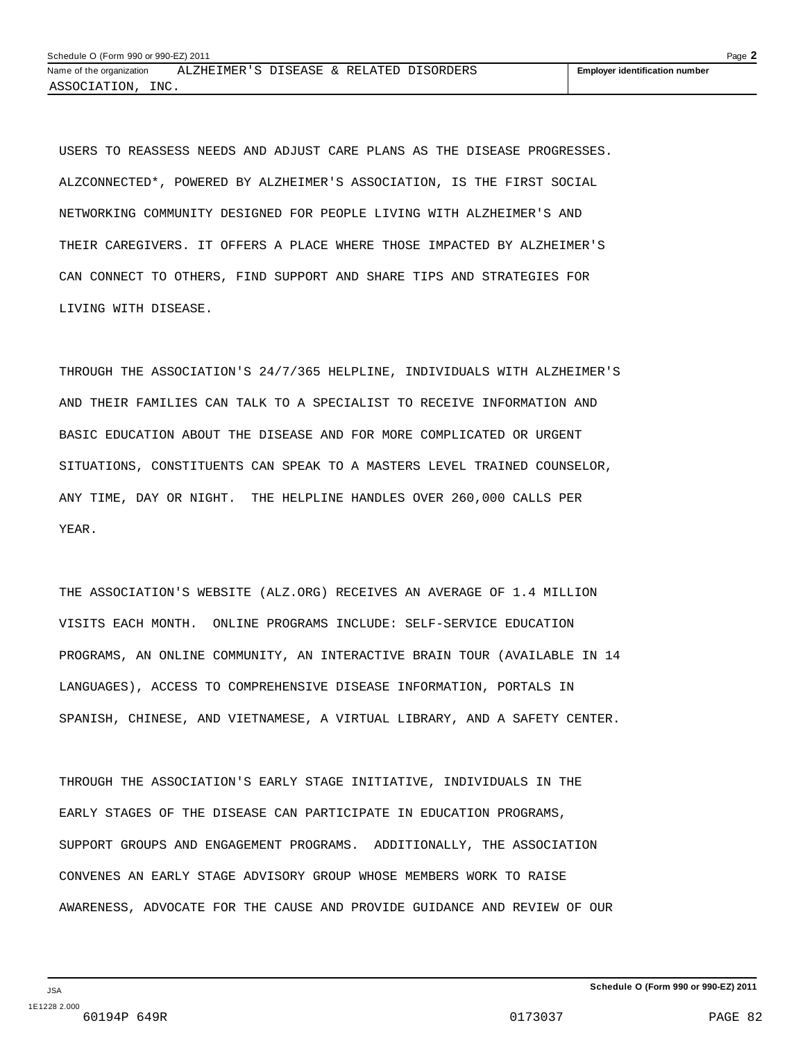USERS TO REASSESS NEEDS AND ADJUST CARE PLANS AS THE DISEASE PROGRESSES. ALZCONNECTED*, POWERED BY ALZHEIMER'S ASSOCIATION, IS THE FIRST SOCIAL NETWORKING COMMUNITY DESIGNED FOR PEOPLE LIVING WITH ALZHEIMER'S AND THEIR CAREGIVERS. IT OFFERS A PLACE WHERE THOSE IMPACTED BY ALZHEIMER'S CAN CONNECT TO OTHERS, FIND SUPPORT AND SHARE TIPS AND STRATEGIES FOR LIVING WITH DISEASE.

THROUGH THE ASSOCIATION'S 24/7/365 HELPLINE, INDIVIDUALS WITH ALZHEIMER'S AND THEIR FAMILIES CAN TALK TO A SPECIALIST TO RECEIVE INFORMATION AND BASIC EDUCATION ABOUT THE DISEASE AND FOR MORE COMPLICATED OR URGENT SITUATIONS, CONSTITUENTS CAN SPEAK TO A MASTERS LEVEL TRAINED COUNSELOR, ANY TIME, DAY OR NIGHT. THE HELPLINE HANDLES OVER 260,000 CALLS PER YEAR.

THE ASSOCIATION'S WEBSITE (ALZ.ORG) RECEIVES AN AVERAGE OF 1.4 MILLION VISITS EACH MONTH. ONLINE PROGRAMS INCLUDE: SELF-SERVICE EDUCATION PROGRAMS, AN ONLINE COMMUNITY, AN INTERACTIVE BRAIN TOUR (AVAILABLE IN 14 LANGUAGES), ACCESS TO COMPREHENSIVE DISEASE INFORMATION, PORTALS IN SPANISH, CHINESE, AND VIETNAMESE, A VIRTUAL LIBRARY, AND A SAFETY CENTER.

THROUGH THE ASSOCIATION'S EARLY STAGE INITIATIVE, INDIVIDUALS IN THE EARLY STAGES OF THE DISEASE CAN PARTICIPATE IN EDUCATION PROGRAMS, SUPPORT GROUPS AND ENGAGEMENT PROGRAMS. ADDITIONALLY, THE ASSOCIATION CONVENES AN EARLY STAGE ADVISORY GROUP WHOSE MEMBERS WORK TO RAISE AWARENESS, ADVOCATE FOR THE CAUSE AND PROVIDE GUIDANCE AND REVIEW OF OUR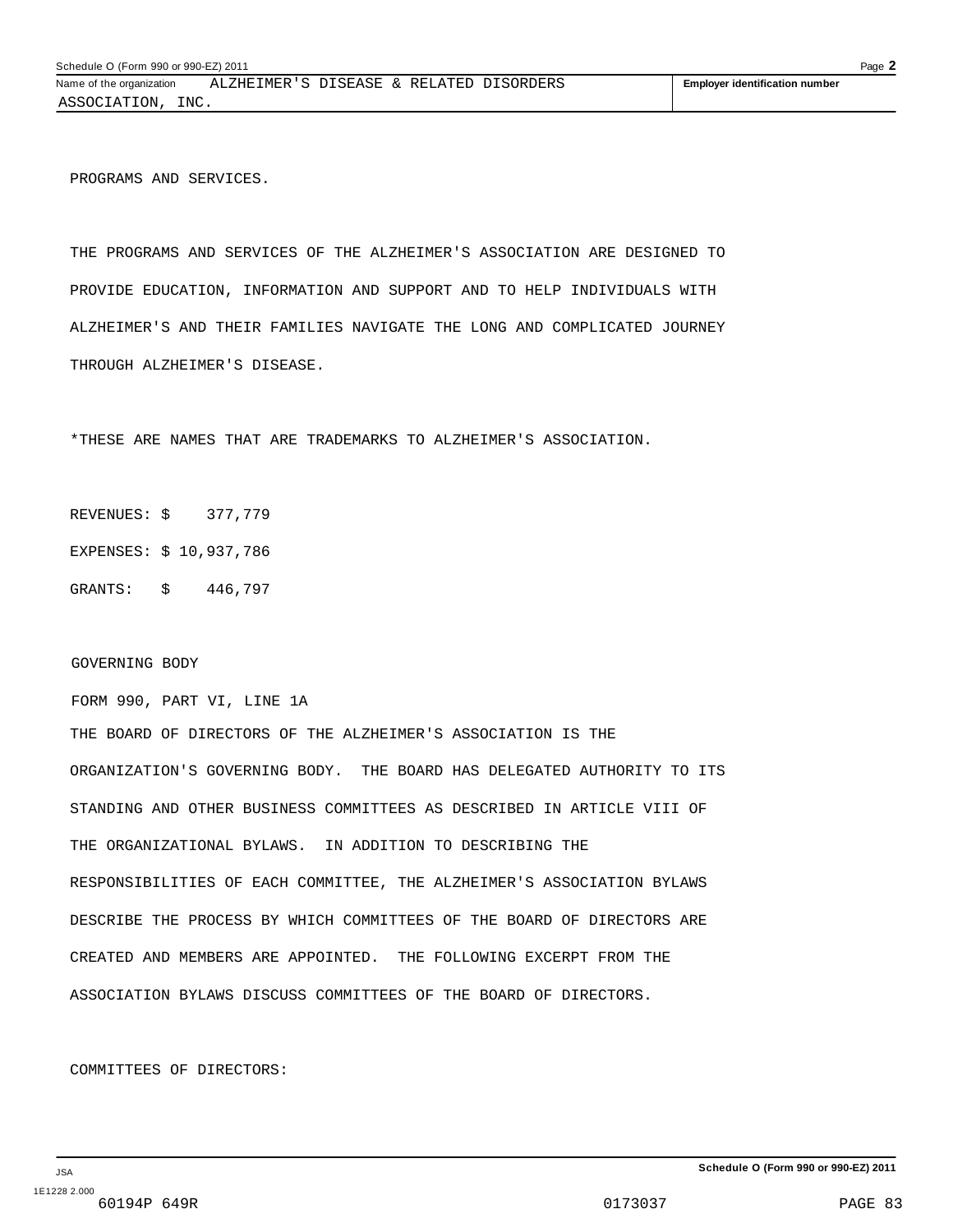PROGRAMS AND SERVICES.

THE PROGRAMS AND SERVICES OF THE ALZHEIMER'S ASSOCIATION ARE DESIGNED TO PROVIDE EDUCATION, INFORMATION AND SUPPORT AND TO HELP INDIVIDUALS WITH ALZHEIMER'S AND THEIR FAMILIES NAVIGATE THE LONG AND COMPLICATED JOURNEY THROUGH ALZHEIMER'S DISEASE.

*THESE ARE NAMES THAT ARE TRADEMARKS TO ALZHEIMER'S ASSOCIATION.

REVENUES: $ 377,779

EXPENSES: $ 10,937,786

GRANTS: $ 446,797

GOVERNING BODY

FORM 990, PART VI, LINE 1A

THE BOARD OF DIRECTORS OF THE ALZHEIMER'S ASSOCIATION IS THE ORGANIZATION'S GOVERNING BODY. THE BOARD HAS DELEGATED AUTHORITY TO ITS STANDING AND OTHER BUSINESS COMMITTEES AS DESCRIBED IN ARTICLE VIII OF THE ORGANIZATIONAL BYLAWS. IN ADDITION TO DESCRIBING THE RESPONSIBILITIES OF EACH COMMITTEE, THE ALZHEIMER'S ASSOCIATION BYLAWS DESCRIBE THE PROCESS BY WHICH COMMITTEES OF THE BOARD OF DIRECTORS ARE CREATED AND MEMBERS ARE APPOINTED. THE FOLLOWING EXCERPT FROM THE ASSOCIATION BYLAWS DISCUSS COMMITTEES OF THE BOARD OF DIRECTORS.

COMMITTEES OF DIRECTORS: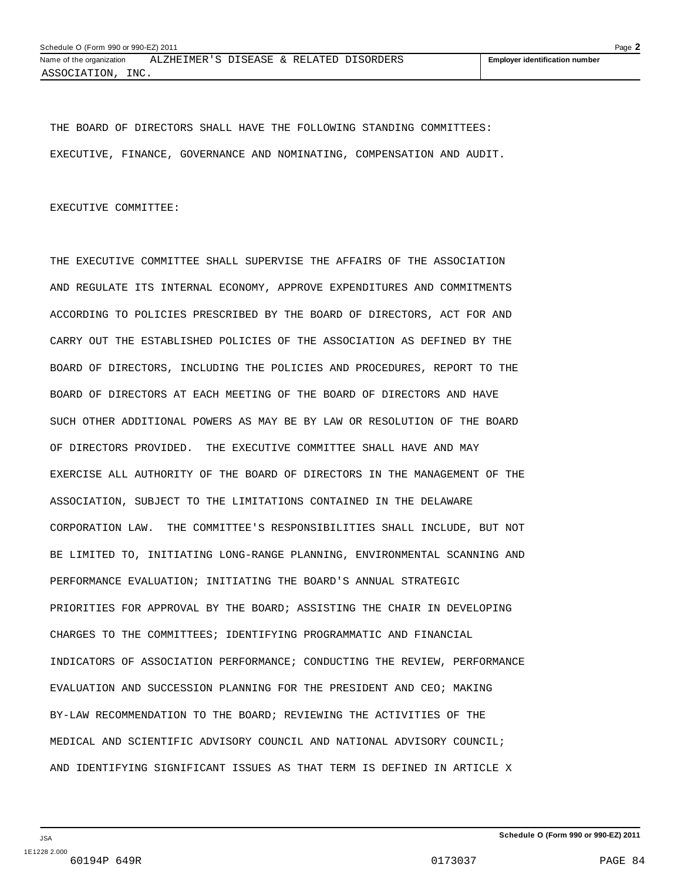THE BOARD OF DIRECTORS SHALL HAVE THE FOLLOWING STANDING COMMITTEES: EXECUTIVE, FINANCE, GOVERNANCE AND NOMINATING, COMPENSATION AND AUDIT.

EXECUTIVE COMMITTEE:

THE EXECUTIVE COMMITTEE SHALL SUPERVISE THE AFFAIRS OF THE ASSOCIATION AND REGULATE ITS INTERNAL ECONOMY, APPROVE EXPENDITURES AND COMMITMENTS ACCORDING TO POLICIES PRESCRIBED BY THE BOARD OF DIRECTORS, ACT FOR AND CARRY OUT THE ESTABLISHED POLICIES OF THE ASSOCIATION AS DEFINED BY THE BOARD OF DIRECTORS, INCLUDING THE POLICIES AND PROCEDURES, REPORT TO THE BOARD OF DIRECTORS AT EACH MEETING OF THE BOARD OF DIRECTORS AND HAVE SUCH OTHER ADDITIONAL POWERS AS MAY BE BY LAW OR RESOLUTION OF THE BOARD OF DIRECTORS PROVIDED. THE EXECUTIVE COMMITTEE SHALL HAVE AND MAY EXERCISE ALL AUTHORITY OF THE BOARD OF DIRECTORS IN THE MANAGEMENT OF THE ASSOCIATION, SUBJECT TO THE LIMITATIONS CONTAINED IN THE DELAWARE CORPORATION LAW. THE COMMITTEE'S RESPONSIBILITIES SHALL INCLUDE, BUT NOT BE LIMITED TO, INITIATING LONG-RANGE PLANNING, ENVIRONMENTAL SCANNING AND PERFORMANCE EVALUATION; INITIATING THE BOARD'S ANNUAL STRATEGIC PRIORITIES FOR APPROVAL BY THE BOARD; ASSISTING THE CHAIR IN DEVELOPING CHARGES TO THE COMMITTEES; IDENTIFYING PROGRAMMATIC AND FINANCIAL INDICATORS OF ASSOCIATION PERFORMANCE; CONDUCTING THE REVIEW, PERFORMANCE EVALUATION AND SUCCESSION PLANNING FOR THE PRESIDENT AND CEO; MAKING BY-LAW RECOMMENDATION TO THE BOARD; REVIEWING THE ACTIVITIES OF THE MEDICAL AND SCIENTIFIC ADVISORY COUNCIL AND NATIONAL ADVISORY COUNCIL; AND IDENTIFYING SIGNIFICANT ISSUES AS THAT TERM IS DEFINED IN ARTICLE X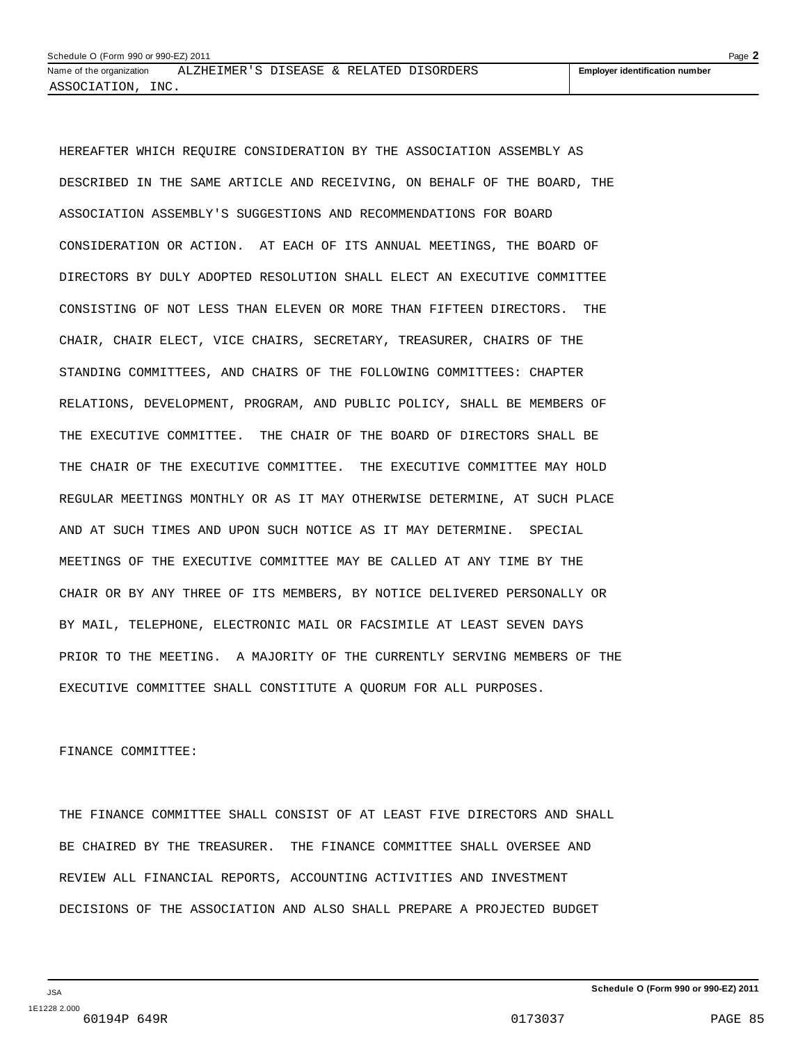HEREAFTER WHICH REQUIRE CONSIDERATION BY THE ASSOCIATION ASSEMBLY AS DESCRIBED IN THE SAME ARTICLE AND RECEIVING, ON BEHALF OF THE BOARD, THE ASSOCIATION ASSEMBLY'S SUGGESTIONS AND RECOMMENDATIONS FOR BOARD CONSIDERATION OR ACTION. AT EACH OF ITS ANNUAL MEETINGS, THE BOARD OF DIRECTORS BY DULY ADOPTED RESOLUTION SHALL ELECT AN EXECUTIVE COMMITTEE CONSISTING OF NOT LESS THAN ELEVEN OR MORE THAN FIFTEEN DIRECTORS. THE CHAIR, CHAIR ELECT, VICE CHAIRS, SECRETARY, TREASURER, CHAIRS OF THE STANDING COMMITTEES, AND CHAIRS OF THE FOLLOWING COMMITTEES: CHAPTER RELATIONS, DEVELOPMENT, PROGRAM, AND PUBLIC POLICY, SHALL BE MEMBERS OF THE EXECUTIVE COMMITTEE. THE CHAIR OF THE BOARD OF DIRECTORS SHALL BE THE CHAIR OF THE EXECUTIVE COMMITTEE. THE EXECUTIVE COMMITTEE MAY HOLD REGULAR MEETINGS MONTHLY OR AS IT MAY OTHERWISE DETERMINE, AT SUCH PLACE AND AT SUCH TIMES AND UPON SUCH NOTICE AS IT MAY DETERMINE. SPECIAL MEETINGS OF THE EXECUTIVE COMMITTEE MAY BE CALLED AT ANY TIME BY THE CHAIR OR BY ANY THREE OF ITS MEMBERS, BY NOTICE DELIVERED PERSONALLY OR BY MAIL, TELEPHONE, ELECTRONIC MAIL OR FACSIMILE AT LEAST SEVEN DAYS PRIOR TO THE MEETING. A MAJORITY OF THE CURRENTLY SERVING MEMBERS OF THE EXECUTIVE COMMITTEE SHALL CONSTITUTE A QUORUM FOR ALL PURPOSES.

FINANCE COMMITTEE:

THE FINANCE COMMITTEE SHALL CONSIST OF AT LEAST FIVE DIRECTORS AND SHALL BE CHAIRED BY THE TREASURER. THE FINANCE COMMITTEE SHALL OVERSEE AND REVIEW ALL FINANCIAL REPORTS, ACCOUNTING ACTIVITIES AND INVESTMENT DECISIONS OF THE ASSOCIATION AND ALSO SHALL PREPARE A PROJECTED BUDGET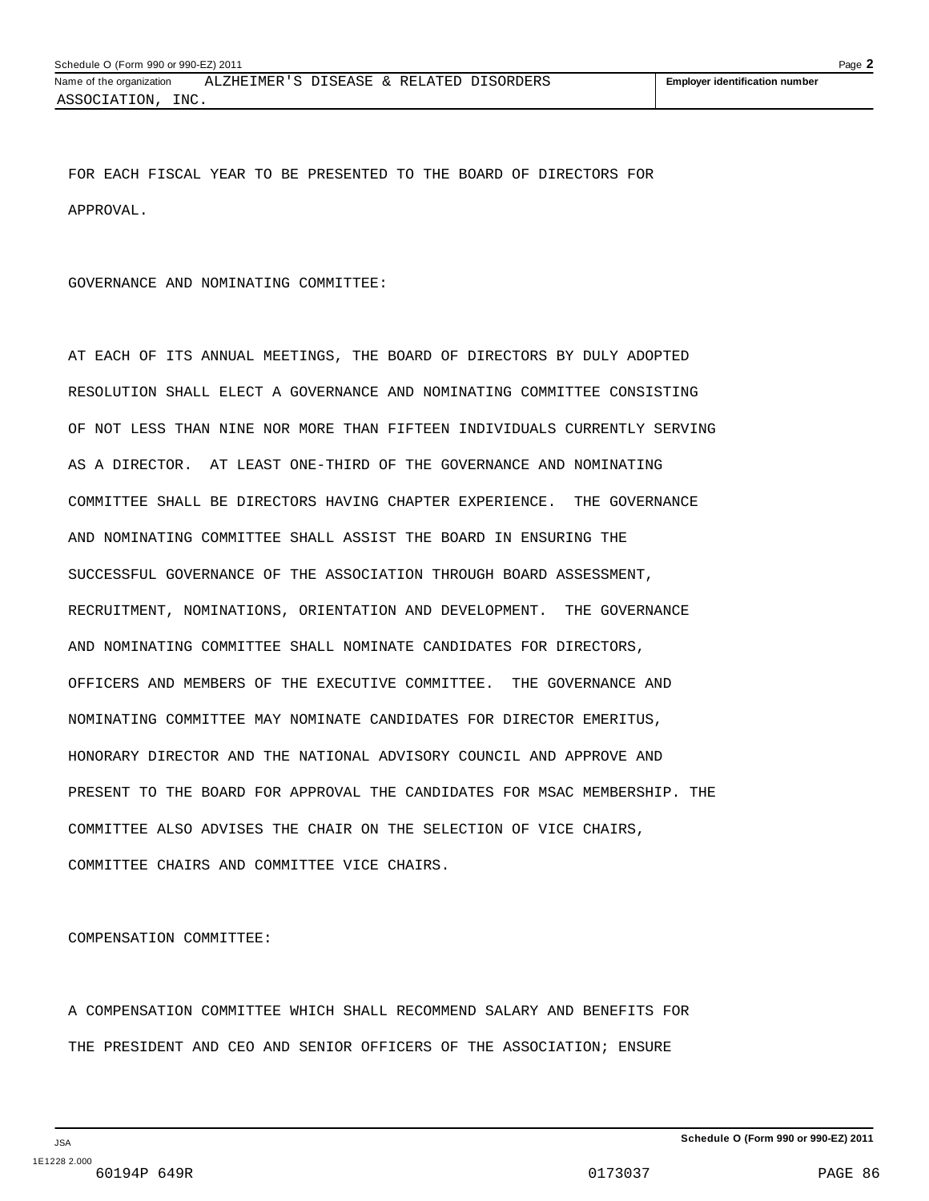FOR EACH FISCAL YEAR TO BE PRESENTED TO THE BOARD OF DIRECTORS FOR APPROVAL.

GOVERNANCE AND NOMINATING COMMITTEE:

AT EACH OF ITS ANNUAL MEETINGS, THE BOARD OF DIRECTORS BY DULY ADOPTED RESOLUTION SHALL ELECT A GOVERNANCE AND NOMINATING COMMITTEE CONSISTING OF NOT LESS THAN NINE NOR MORE THAN FIFTEEN INDIVIDUALS CURRENTLY SERVING AS A DIRECTOR. AT LEAST ONE-THIRD OF THE GOVERNANCE AND NOMINATING COMMITTEE SHALL BE DIRECTORS HAVING CHAPTER EXPERIENCE. THE GOVERNANCE AND NOMINATING COMMITTEE SHALL ASSIST THE BOARD IN ENSURING THE SUCCESSFUL GOVERNANCE OF THE ASSOCIATION THROUGH BOARD ASSESSMENT, RECRUITMENT, NOMINATIONS, ORIENTATION AND DEVELOPMENT. THE GOVERNANCE AND NOMINATING COMMITTEE SHALL NOMINATE CANDIDATES FOR DIRECTORS, OFFICERS AND MEMBERS OF THE EXECUTIVE COMMITTEE. THE GOVERNANCE AND NOMINATING COMMITTEE MAY NOMINATE CANDIDATES FOR DIRECTOR EMERITUS, HONORARY DIRECTOR AND THE NATIONAL ADVISORY COUNCIL AND APPROVE AND PRESENT TO THE BOARD FOR APPROVAL THE CANDIDATES FOR MSAC MEMBERSHIP. THE COMMITTEE ALSO ADVISES THE CHAIR ON THE SELECTION OF VICE CHAIRS, COMMITTEE CHAIRS AND COMMITTEE VICE CHAIRS.

COMPENSATION COMMITTEE:

A COMPENSATION COMMITTEE WHICH SHALL RECOMMEND SALARY AND BENEFITS FOR THE PRESIDENT AND CEO AND SENIOR OFFICERS OF THE ASSOCIATION; ENSURE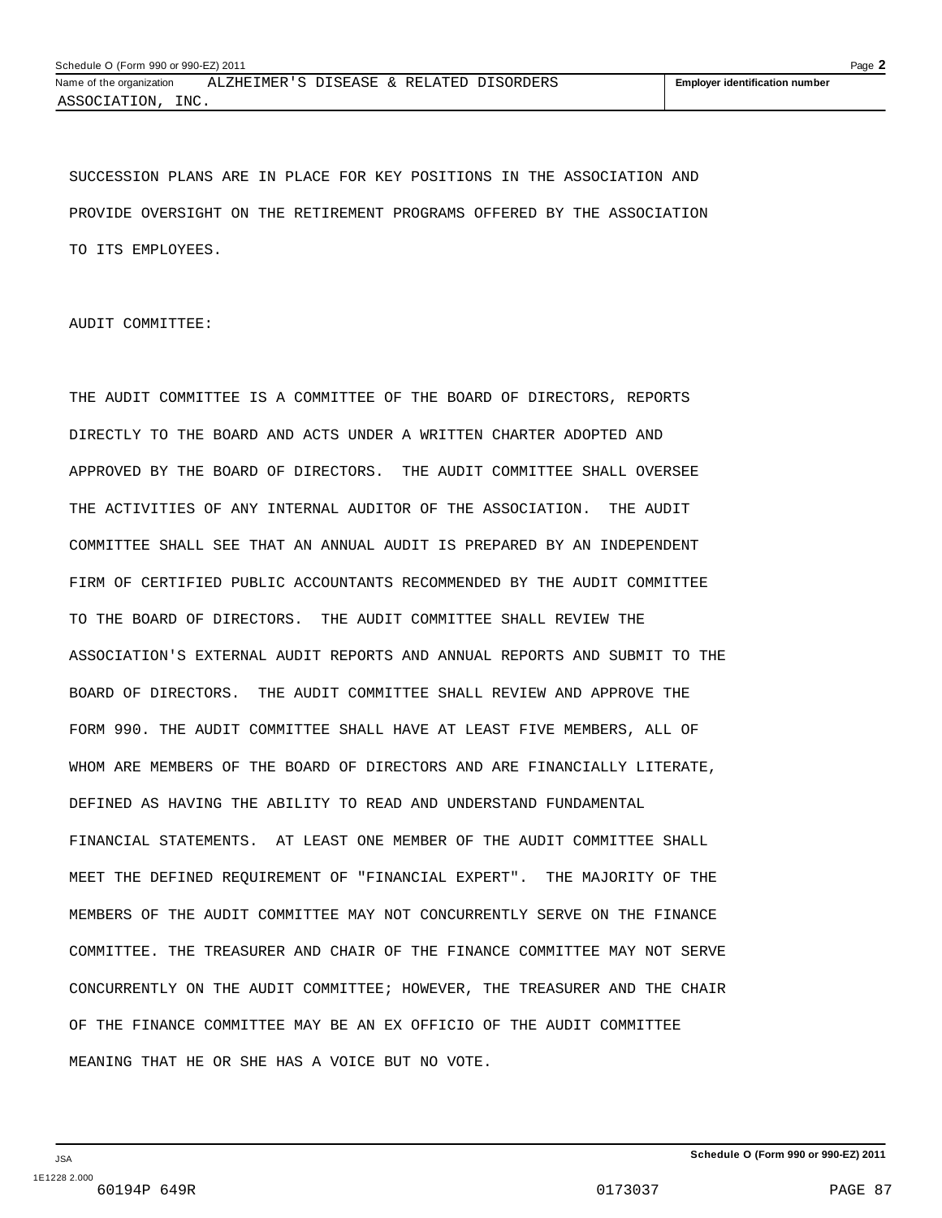SUCCESSION PLANS ARE IN PLACE FOR KEY POSITIONS IN THE ASSOCIATION AND PROVIDE OVERSIGHT ON THE RETIREMENT PROGRAMS OFFERED BY THE ASSOCIATION TO ITS EMPLOYEES.

AUDIT COMMITTEE:

THE AUDIT COMMITTEE IS A COMMITTEE OF THE BOARD OF DIRECTORS, REPORTS DIRECTLY TO THE BOARD AND ACTS UNDER A WRITTEN CHARTER ADOPTED AND APPROVED BY THE BOARD OF DIRECTORS. THE AUDIT COMMITTEE SHALL OVERSEE THE ACTIVITIES OF ANY INTERNAL AUDITOR OF THE ASSOCIATION. THE AUDIT COMMITTEE SHALL SEE THAT AN ANNUAL AUDIT IS PREPARED BY AN INDEPENDENT FIRM OF CERTIFIED PUBLIC ACCOUNTANTS RECOMMENDED BY THE AUDIT COMMITTEE TO THE BOARD OF DIRECTORS. THE AUDIT COMMITTEE SHALL REVIEW THE ASSOCIATION'S EXTERNAL AUDIT REPORTS AND ANNUAL REPORTS AND SUBMIT TO THE BOARD OF DIRECTORS. THE AUDIT COMMITTEE SHALL REVIEW AND APPROVE THE FORM 990. THE AUDIT COMMITTEE SHALL HAVE AT LEAST FIVE MEMBERS, ALL OF WHOM ARE MEMBERS OF THE BOARD OF DIRECTORS AND ARE FINANCIALLY LITERATE, DEFINED AS HAVING THE ABILITY TO READ AND UNDERSTAND FUNDAMENTAL FINANCIAL STATEMENTS. AT LEAST ONE MEMBER OF THE AUDIT COMMITTEE SHALL MEET THE DEFINED REQUIREMENT OF "FINANCIAL EXPERT". THE MAJORITY OF THE MEMBERS OF THE AUDIT COMMITTEE MAY NOT CONCURRENTLY SERVE ON THE FINANCE COMMITTEE. THE TREASURER AND CHAIR OF THE FINANCE COMMITTEE MAY NOT SERVE CONCURRENTLY ON THE AUDIT COMMITTEE; HOWEVER, THE TREASURER AND THE CHAIR OF THE FINANCE COMMITTEE MAY BE AN EX OFFICIO OF THE AUDIT COMMITTEE MEANING THAT HE OR SHE HAS A VOICE BUT NO VOTE.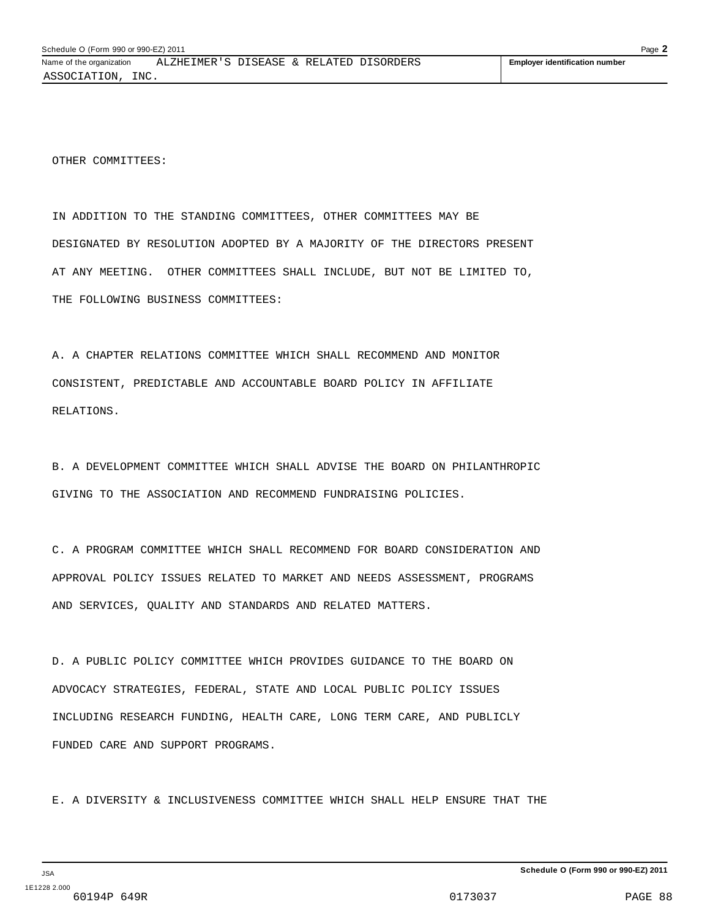OTHER COMMITTEES:

IN ADDITION TO THE STANDING COMMITTEES, OTHER COMMITTEES MAY BE DESIGNATED BY RESOLUTION ADOPTED BY A MAJORITY OF THE DIRECTORS PRESENT AT ANY MEETING. OTHER COMMITTEES SHALL INCLUDE, BUT NOT BE LIMITED TO, THE FOLLOWING BUSINESS COMMITTEES:

A. A CHAPTER RELATIONS COMMITTEE WHICH SHALL RECOMMEND AND MONITOR CONSISTENT, PREDICTABLE AND ACCOUNTABLE BOARD POLICY IN AFFILIATE RELATIONS.

B. A DEVELOPMENT COMMITTEE WHICH SHALL ADVISE THE BOARD ON PHILANTHROPIC GIVING TO THE ASSOCIATION AND RECOMMEND FUNDRAISING POLICIES.

C. A PROGRAM COMMITTEE WHICH SHALL RECOMMEND FOR BOARD CONSIDERATION AND APPROVAL POLICY ISSUES RELATED TO MARKET AND NEEDS ASSESSMENT, PROGRAMS AND SERVICES, QUALITY AND STANDARDS AND RELATED MATTERS.

D. A PUBLIC POLICY COMMITTEE WHICH PROVIDES GUIDANCE TO THE BOARD ON ADVOCACY STRATEGIES, FEDERAL, STATE AND LOCAL PUBLIC POLICY ISSUES INCLUDING RESEARCH FUNDING, HEALTH CARE, LONG TERM CARE, AND PUBLICLY FUNDED CARE AND SUPPORT PROGRAMS.

E. A DIVERSITY & INCLUSIVENESS COMMITTEE WHICH SHALL HELP ENSURE THAT THE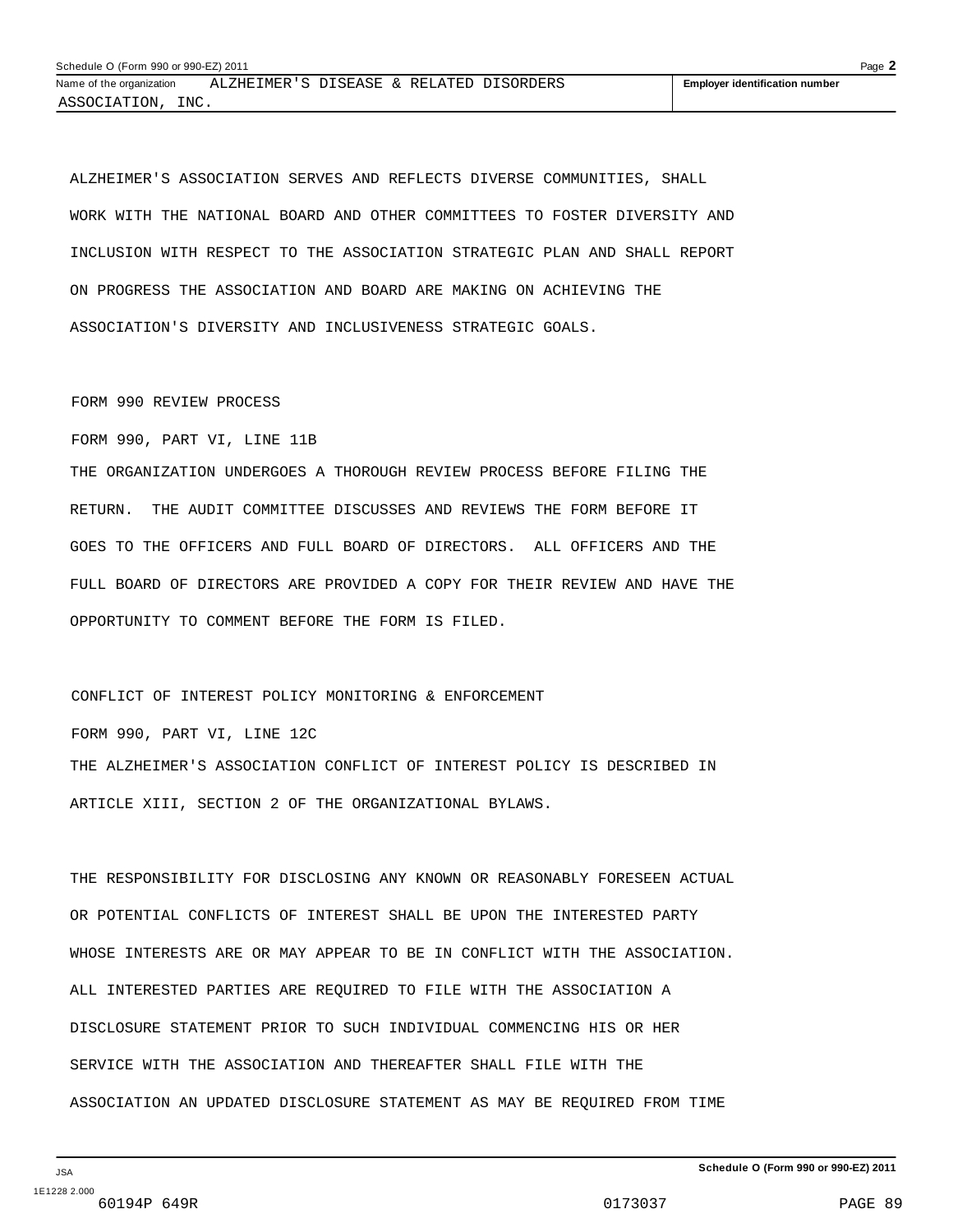ALZHEIMER'S ASSOCIATION SERVES AND REFLECTS DIVERSE COMMUNITIES, SHALL WORK WITH THE NATIONAL BOARD AND OTHER COMMITTEES TO FOSTER DIVERSITY AND INCLUSION WITH RESPECT TO THE ASSOCIATION STRATEGIC PLAN AND SHALL REPORT ON PROGRESS THE ASSOCIATION AND BOARD ARE MAKING ON ACHIEVING THE ASSOCIATION'S DIVERSITY AND INCLUSIVENESS STRATEGIC GOALS.

FORM 990 REVIEW PROCESS

FORM 990, PART VI, LINE 11B

THE ORGANIZATION UNDERGOES A THOROUGH REVIEW PROCESS BEFORE FILING THE RETURN. THE AUDIT COMMITTEE DISCUSSES AND REVIEWS THE FORM BEFORE IT GOES TO THE OFFICERS AND FULL BOARD OF DIRECTORS. ALL OFFICERS AND THE FULL BOARD OF DIRECTORS ARE PROVIDED A COPY FOR THEIR REVIEW AND HAVE THE OPPORTUNITY TO COMMENT BEFORE THE FORM IS FILED.

CONFLICT OF INTEREST POLICY MONITORING & ENFORCEMENT

FORM 990, PART VI, LINE 12C

THE ALZHEIMER'S ASSOCIATION CONFLICT OF INTEREST POLICY IS DESCRIBED IN ARTICLE XIII, SECTION 2 OF THE ORGANIZATIONAL BYLAWS.

THE RESPONSIBILITY FOR DISCLOSING ANY KNOWN OR REASONABLY FORESEEN ACTUAL OR POTENTIAL CONFLICTS OF INTEREST SHALL BE UPON THE INTERESTED PARTY WHOSE INTERESTS ARE OR MAY APPEAR TO BE IN CONFLICT WITH THE ASSOCIATION. ALL INTERESTED PARTIES ARE REQUIRED TO FILE WITH THE ASSOCIATION A DISCLOSURE STATEMENT PRIOR TO SUCH INDIVIDUAL COMMENCING HIS OR HER SERVICE WITH THE ASSOCIATION AND THEREAFTER SHALL FILE WITH THE ASSOCIATION AN UPDATED DISCLOSURE STATEMENT AS MAY BE REQUIRED FROM TIME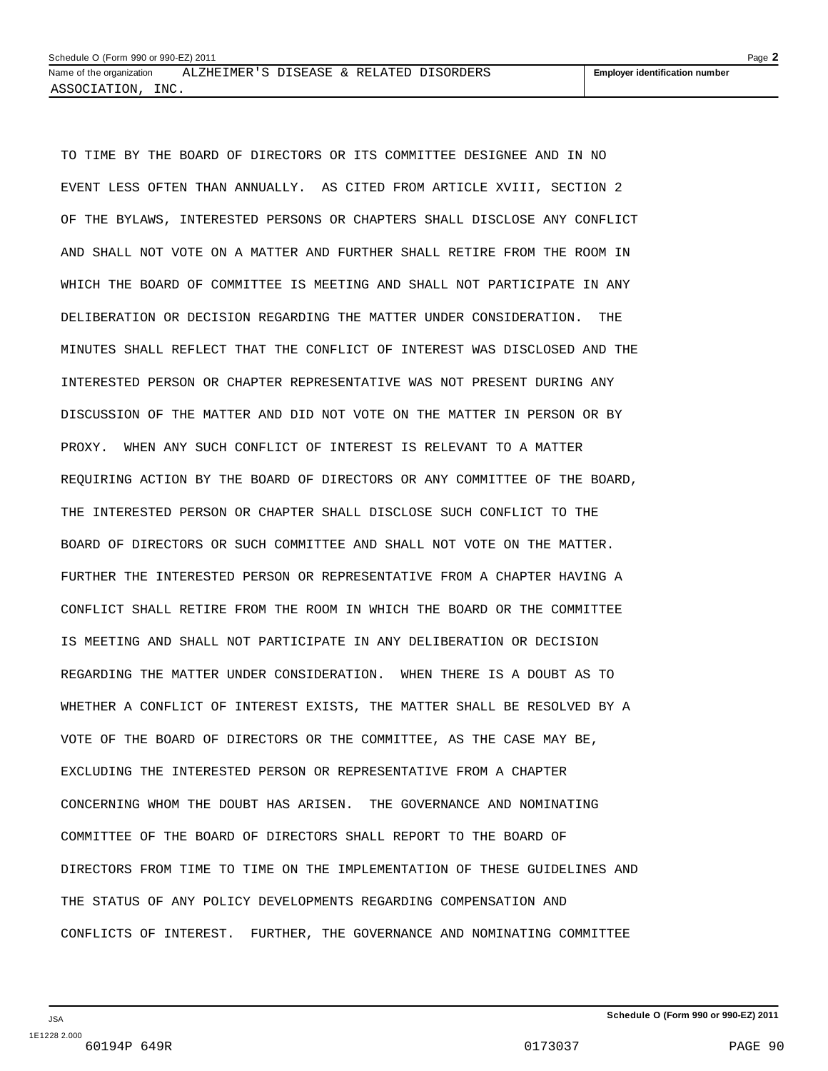TO TIME BY THE BOARD OF DIRECTORS OR ITS COMMITTEE DESIGNEE AND IN NO EVENT LESS OFTEN THAN ANNUALLY. AS CITED FROM ARTICLE XVIII, SECTION 2 OF THE BYLAWS, INTERESTED PERSONS OR CHAPTERS SHALL DISCLOSE ANY CONFLICT AND SHALL NOT VOTE ON A MATTER AND FURTHER SHALL RETIRE FROM THE ROOM IN WHICH THE BOARD OF COMMITTEE IS MEETING AND SHALL NOT PARTICIPATE IN ANY DELIBERATION OR DECISION REGARDING THE MATTER UNDER CONSIDERATION. THE MINUTES SHALL REFLECT THAT THE CONFLICT OF INTEREST WAS DISCLOSED AND THE INTERESTED PERSON OR CHAPTER REPRESENTATIVE WAS NOT PRESENT DURING ANY DISCUSSION OF THE MATTER AND DID NOT VOTE ON THE MATTER IN PERSON OR BY PROXY. WHEN ANY SUCH CONFLICT OF INTEREST IS RELEVANT TO A MATTER REQUIRING ACTION BY THE BOARD OF DIRECTORS OR ANY COMMITTEE OF THE BOARD, THE INTERESTED PERSON OR CHAPTER SHALL DISCLOSE SUCH CONFLICT TO THE BOARD OF DIRECTORS OR SUCH COMMITTEE AND SHALL NOT VOTE ON THE MATTER. FURTHER THE INTERESTED PERSON OR REPRESENTATIVE FROM A CHAPTER HAVING A CONFLICT SHALL RETIRE FROM THE ROOM IN WHICH THE BOARD OR THE COMMITTEE IS MEETING AND SHALL NOT PARTICIPATE IN ANY DELIBERATION OR DECISION REGARDING THE MATTER UNDER CONSIDERATION. WHEN THERE IS A DOUBT AS TO WHETHER A CONFLICT OF INTEREST EXISTS, THE MATTER SHALL BE RESOLVED BY A VOTE OF THE BOARD OF DIRECTORS OR THE COMMITTEE, AS THE CASE MAY BE, EXCLUDING THE INTERESTED PERSON OR REPRESENTATIVE FROM A CHAPTER CONCERNING WHOM THE DOUBT HAS ARISEN. THE GOVERNANCE AND NOMINATING COMMITTEE OF THE BOARD OF DIRECTORS SHALL REPORT TO THE BOARD OF DIRECTORS FROM TIME TO TIME ON THE IMPLEMENTATION OF THESE GUIDELINES AND THE STATUS OF ANY POLICY DEVELOPMENTS REGARDING COMPENSATION AND CONFLICTS OF INTEREST. FURTHER, THE GOVERNANCE AND NOMINATING COMMITTEE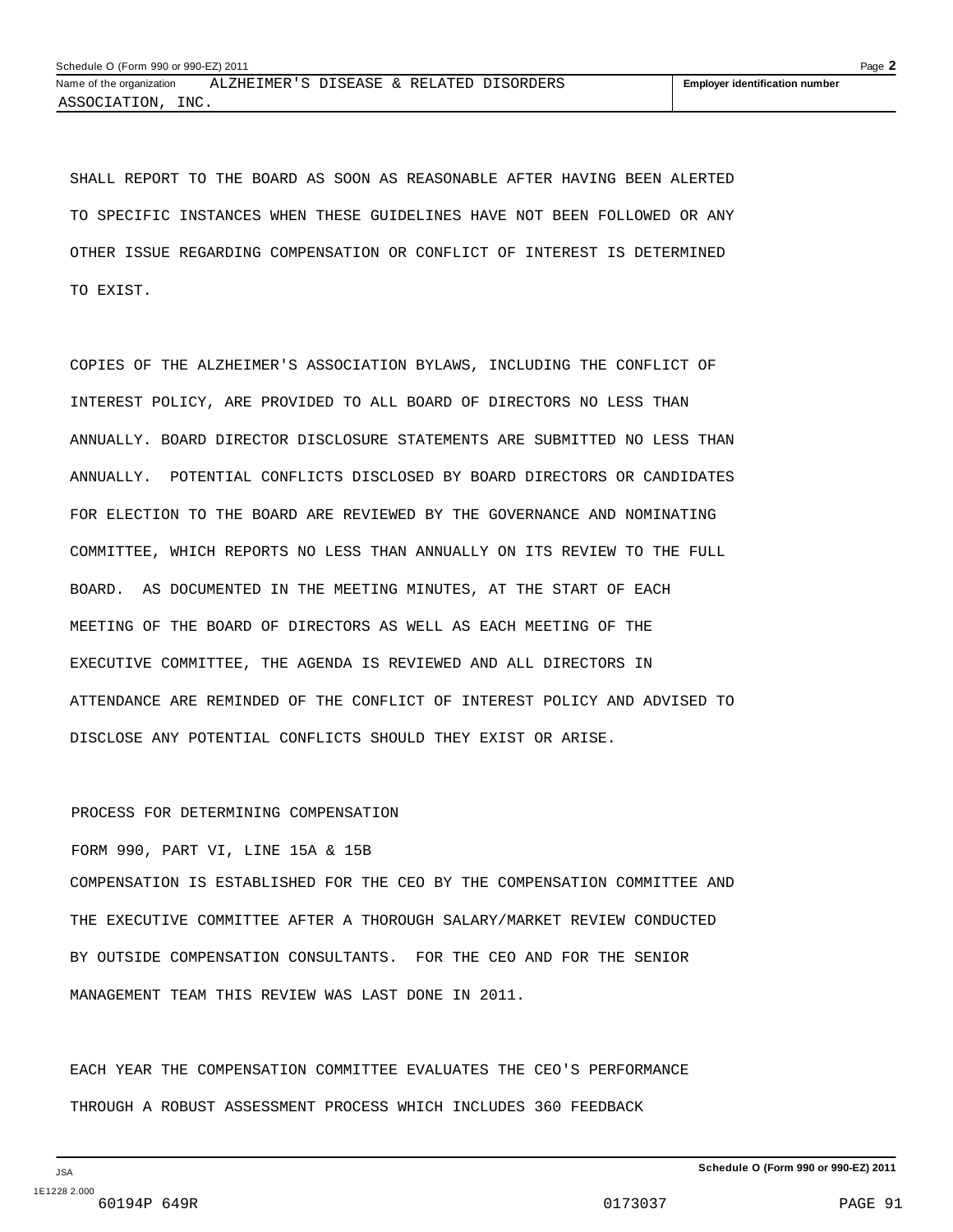SHALL REPORT TO THE BOARD AS SOON AS REASONABLE AFTER HAVING BEEN ALERTED TO SPECIFIC INSTANCES WHEN THESE GUIDELINES HAVE NOT BEEN FOLLOWED OR ANY OTHER ISSUE REGARDING COMPENSATION OR CONFLICT OF INTEREST IS DETERMINED TO EXIST.

COPIES OF THE ALZHEIMER'S ASSOCIATION BYLAWS, INCLUDING THE CONFLICT OF INTEREST POLICY, ARE PROVIDED TO ALL BOARD OF DIRECTORS NO LESS THAN ANNUALLY. BOARD DIRECTOR DISCLOSURE STATEMENTS ARE SUBMITTED NO LESS THAN ANNUALLY. POTENTIAL CONFLICTS DISCLOSED BY BOARD DIRECTORS OR CANDIDATES FOR ELECTION TO THE BOARD ARE REVIEWED BY THE GOVERNANCE AND NOMINATING COMMITTEE, WHICH REPORTS NO LESS THAN ANNUALLY ON ITS REVIEW TO THE FULL BOARD. AS DOCUMENTED IN THE MEETING MINUTES, AT THE START OF EACH MEETING OF THE BOARD OF DIRECTORS AS WELL AS EACH MEETING OF THE EXECUTIVE COMMITTEE, THE AGENDA IS REVIEWED AND ALL DIRECTORS IN ATTENDANCE ARE REMINDED OF THE CONFLICT OF INTEREST POLICY AND ADVISED TO DISCLOSE ANY POTENTIAL CONFLICTS SHOULD THEY EXIST OR ARISE.

PROCESS FOR DETERMINING COMPENSATION

FORM 990, PART VI, LINE 15A & 15B

COMPENSATION IS ESTABLISHED FOR THE CEO BY THE COMPENSATION COMMITTEE AND THE EXECUTIVE COMMITTEE AFTER A THOROUGH SALARY/MARKET REVIEW CONDUCTED BY OUTSIDE COMPENSATION CONSULTANTS. FOR THE CEO AND FOR THE SENIOR MANAGEMENT TEAM THIS REVIEW WAS LAST DONE IN 2011.

EACH YEAR THE COMPENSATION COMMITTEE EVALUATES THE CEO'S PERFORMANCE THROUGH A ROBUST ASSESSMENT PROCESS WHICH INCLUDES 360 FEEDBACK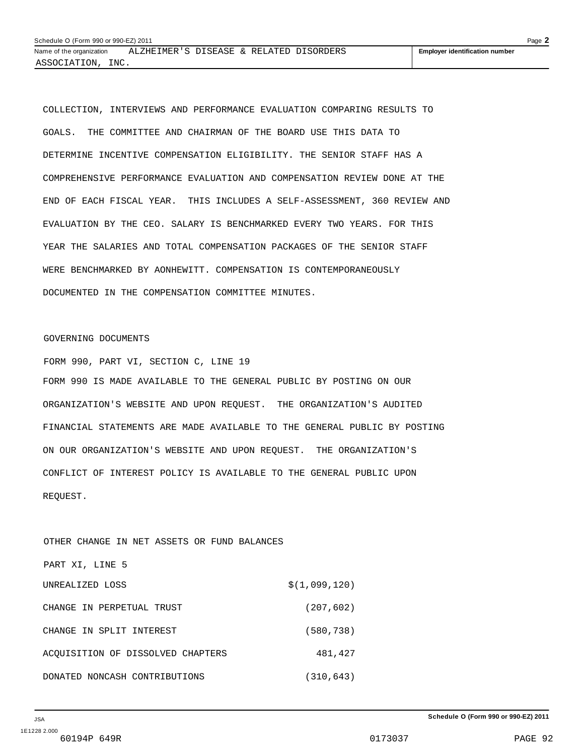COLLECTION, INTERVIEWS AND PERFORMANCE EVALUATION COMPARING RESULTS TO GOALS. THE COMMITTEE AND CHAIRMAN OF THE BOARD USE THIS DATA TO DETERMINE INCENTIVE COMPENSATION ELIGIBILITY. THE SENIOR STAFF HAS A COMPREHENSIVE PERFORMANCE EVALUATION AND COMPENSATION REVIEW DONE AT THE END OF EACH FISCAL YEAR. THIS INCLUDES A SELF-ASSESSMENT, 360 REVIEW AND EVALUATION BY THE CEO. SALARY IS BENCHMARKED EVERY TWO YEARS. FOR THIS YEAR THE SALARIES AND TOTAL COMPENSATION PACKAGES OF THE SENIOR STAFF WERE BENCHMARKED BY AONHEWITT. COMPENSATION IS CONTEMPORANEOUSLY DOCUMENTED IN THE COMPENSATION COMMITTEE MINUTES.

GOVERNING DOCUMENTS

FORM 990, PART VI, SECTION C, LINE 19

FORM 990 IS MADE AVAILABLE TO THE GENERAL PUBLIC BY POSTING ON OUR ORGANIZATION'S WEBSITE AND UPON REQUEST. THE ORGANIZATION'S AUDITED FINANCIAL STATEMENTS ARE MADE AVAILABLE TO THE GENERAL PUBLIC BY POSTING ON OUR ORGANIZATION'S WEBSITE AND UPON REQUEST. THE ORGANIZATION'S CONFLICT OF INTEREST POLICY IS AVAILABLE TO THE GENERAL PUBLIC UPON REQUEST.

OTHER CHANGE IN NET ASSETS OR FUND BALANCES

PART XI, LINE 5

| | |
|---|---|
| UNREALIZED LOSS | $(1,099,120) |
| CHANGE IN PERPETUAL TRUST | (207,602) |
| CHANGE IN SPLIT INTEREST | (580,738) |
| ACQUISITION OF DISSOLVED CHAPTERS | 481,427 |
| DONATED NONCASH CONTRIBUTIONS | (310,643) |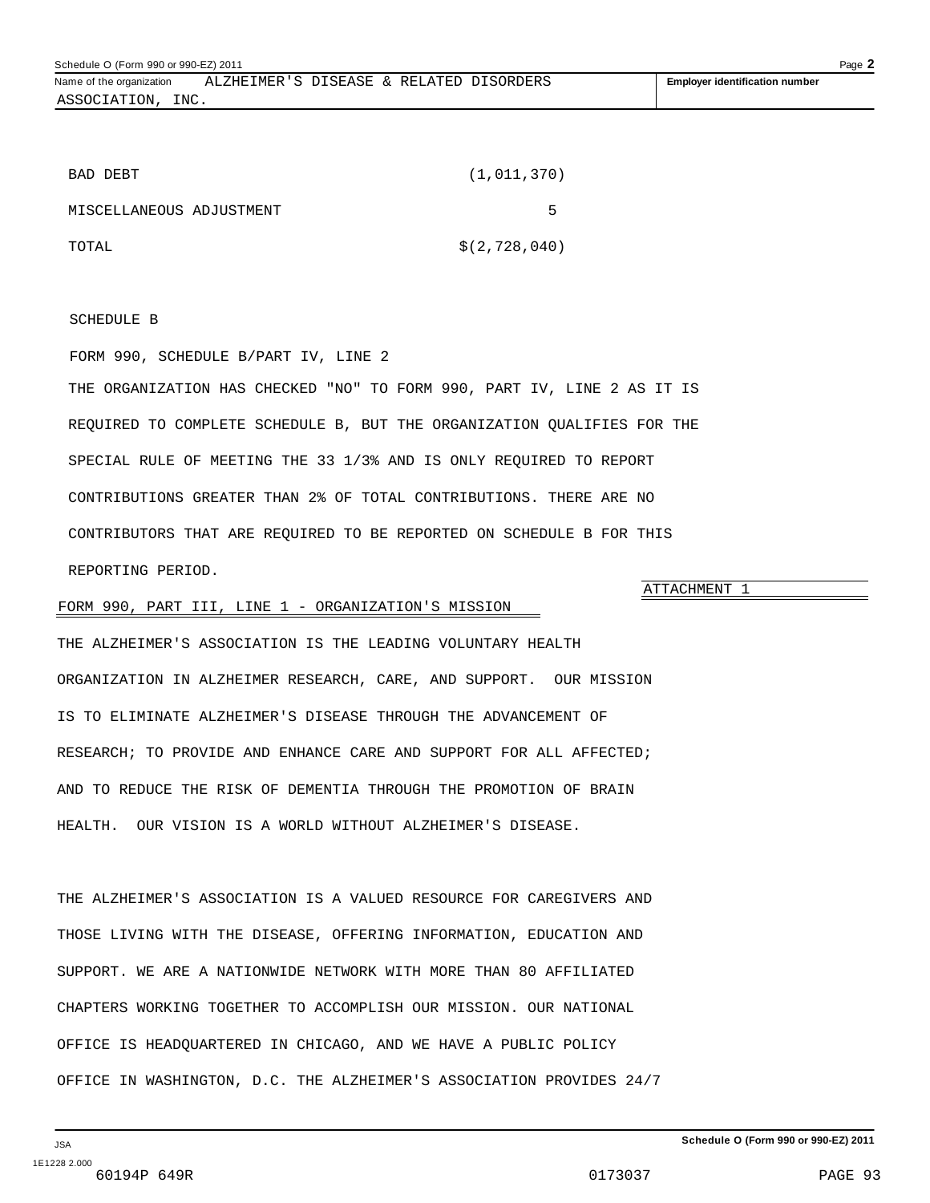| | |
|---|---|
| BAD DEBT | (1,011,370) |
| MISCELLANEOUS ADJUSTMENT | 5 |
| TOTAL | $(2,728,040) |

SCHEDULE B

FORM 990, SCHEDULE B/PART IV, LINE 2

THE ORGANIZATION HAS CHECKED "NO" TO FORM 990, PART IV, LINE 2 AS IT IS REQUIRED TO COMPLETE SCHEDULE B, BUT THE ORGANIZATION QUALIFIES FOR THE SPECIAL RULE OF MEETING THE 33 1/3% AND IS ONLY REQUIRED TO REPORT CONTRIBUTIONS GREATER THAN 2% OF TOTAL CONTRIBUTIONS. THERE ARE NO CONTRIBUTORS THAT ARE REQUIRED TO BE REPORTED ON SCHEDULE B FOR THIS REPORTING PERIOD.

ATTACHMENT 1

FORM 990, PART III, LINE 1 - ORGANIZATION'S MISSION

THE ALZHEIMER'S ASSOCIATION IS THE LEADING VOLUNTARY HEALTH ORGANIZATION IN ALZHEIMER RESEARCH, CARE, AND SUPPORT. OUR MISSION IS TO ELIMINATE ALZHEIMER'S DISEASE THROUGH THE ADVANCEMENT OF RESEARCH; TO PROVIDE AND ENHANCE CARE AND SUPPORT FOR ALL AFFECTED; AND TO REDUCE THE RISK OF DEMENTIA THROUGH THE PROMOTION OF BRAIN HEALTH. OUR VISION IS A WORLD WITHOUT ALZHEIMER'S DISEASE.

THE ALZHEIMER'S ASSOCIATION IS A VALUED RESOURCE FOR CAREGIVERS AND THOSE LIVING WITH THE DISEASE, OFFERING INFORMATION, EDUCATION AND SUPPORT. WE ARE A NATIONWIDE NETWORK WITH MORE THAN 80 AFFILIATED CHAPTERS WORKING TOGETHER TO ACCOMPLISH OUR MISSION. OUR NATIONAL OFFICE IS HEADQUARTERED IN CHICAGO, AND WE HAVE A PUBLIC POLICY OFFICE IN WASHINGTON, D.C. THE ALZHEIMER'S ASSOCIATION PROVIDES 24/7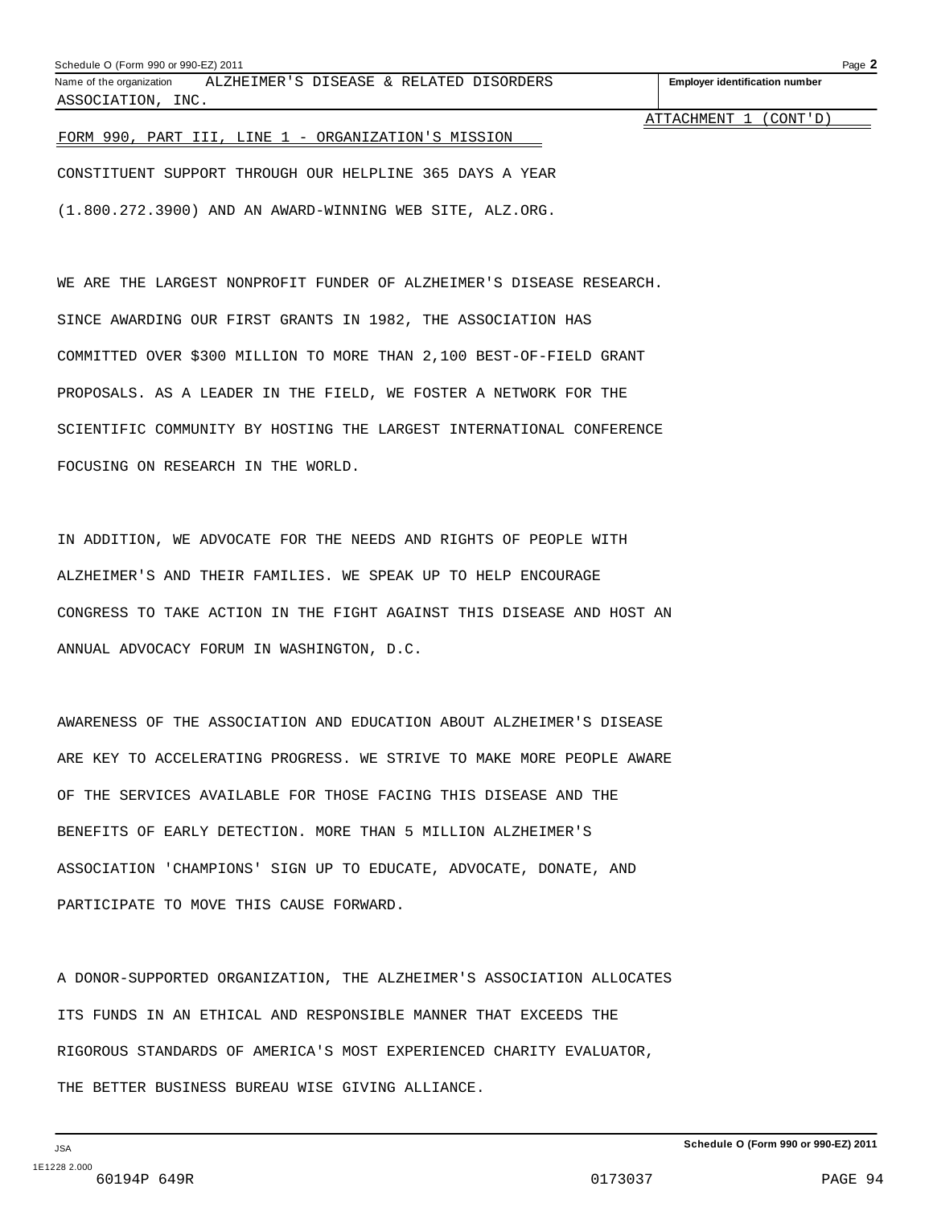Schedule O (Form 990 or 990-EZ) 2011

Name of the organization: ALZHEIMER'S DISEASE & RELATED DISORDERS ASSOCIATION, INC.

Employer identification number

ATTACHMENT 1 (CONT'D)

FORM 990, PART III, LINE 1 - ORGANIZATION'S MISSION

CONSTITUENT SUPPORT THROUGH OUR HELPLINE 365 DAYS A YEAR (1.800.272.3900) AND AN AWARD-WINNING WEB SITE, ALZ.ORG.

WE ARE THE LARGEST NONPROFIT FUNDER OF ALZHEIMER'S DISEASE RESEARCH. SINCE AWARDING OUR FIRST GRANTS IN 1982, THE ASSOCIATION HAS COMMITTED OVER $300 MILLION TO MORE THAN 2,100 BEST-OF-FIELD GRANT PROPOSALS. AS A LEADER IN THE FIELD, WE FOSTER A NETWORK FOR THE SCIENTIFIC COMMUNITY BY HOSTING THE LARGEST INTERNATIONAL CONFERENCE FOCUSING ON RESEARCH IN THE WORLD.

IN ADDITION, WE ADVOCATE FOR THE NEEDS AND RIGHTS OF PEOPLE WITH ALZHEIMER'S AND THEIR FAMILIES. WE SPEAK UP TO HELP ENCOURAGE CONGRESS TO TAKE ACTION IN THE FIGHT AGAINST THIS DISEASE AND HOST AN ANNUAL ADVOCACY FORUM IN WASHINGTON, D.C.

AWARENESS OF THE ASSOCIATION AND EDUCATION ABOUT ALZHEIMER'S DISEASE ARE KEY TO ACCELERATING PROGRESS. WE STRIVE TO MAKE MORE PEOPLE AWARE OF THE SERVICES AVAILABLE FOR THOSE FACING THIS DISEASE AND THE BENEFITS OF EARLY DETECTION. MORE THAN 5 MILLION ALZHEIMER'S ASSOCIATION 'CHAMPIONS' SIGN UP TO EDUCATE, ADVOCATE, DONATE, AND PARTICIPATE TO MOVE THIS CAUSE FORWARD.

A DONOR-SUPPORTED ORGANIZATION, THE ALZHEIMER'S ASSOCIATION ALLOCATES ITS FUNDS IN AN ETHICAL AND RESPONSIBLE MANNER THAT EXCEEDS THE RIGOROUS STANDARDS OF AMERICA'S MOST EXPERIENCED CHARITY EVALUATOR, THE BETTER BUSINESS BUREAU WISE GIVING ALLIANCE.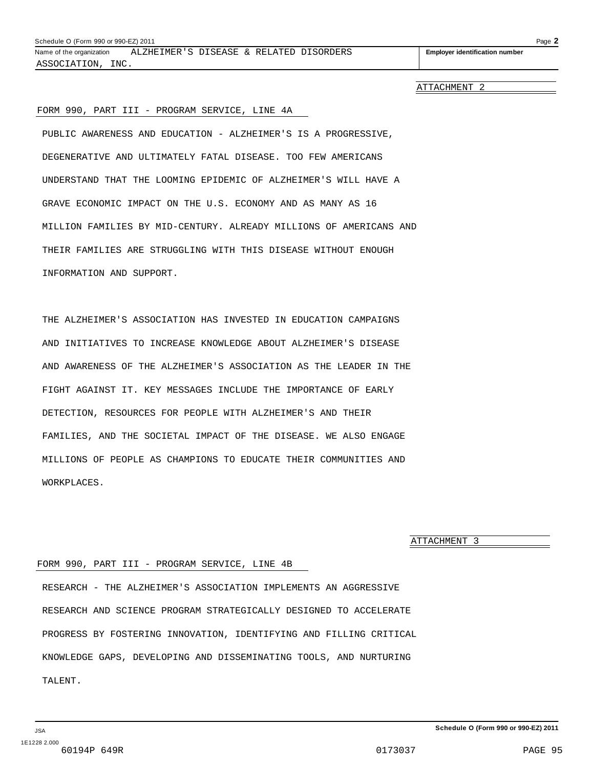Name of the organization ALZHEIMER'S DISEASE & RELATED DISORDERS ASSOCIATION, INC.

**Employer identification number**

ATTACHMENT 2

FORM 990, PART III - PROGRAM SERVICE, LINE 4A

PUBLIC AWARENESS AND EDUCATION - ALZHEIMER'S IS A PROGRESSIVE, DEGENERATIVE AND ULTIMATELY FATAL DISEASE. TOO FEW AMERICANS UNDERSTAND THAT THE LOOMING EPIDEMIC OF ALZHEIMER'S WILL HAVE A GRAVE ECONOMIC IMPACT ON THE U.S. ECONOMY AND AS MANY AS 16 MILLION FAMILIES BY MID-CENTURY. ALREADY MILLIONS OF AMERICANS AND THEIR FAMILIES ARE STRUGGLING WITH THIS DISEASE WITHOUT ENOUGH INFORMATION AND SUPPORT.

THE ALZHEIMER'S ASSOCIATION HAS INVESTED IN EDUCATION CAMPAIGNS AND INITIATIVES TO INCREASE KNOWLEDGE ABOUT ALZHEIMER'S DISEASE AND AWARENESS OF THE ALZHEIMER'S ASSOCIATION AS THE LEADER IN THE FIGHT AGAINST IT. KEY MESSAGES INCLUDE THE IMPORTANCE OF EARLY DETECTION, RESOURCES FOR PEOPLE WITH ALZHEIMER'S AND THEIR FAMILIES, AND THE SOCIETAL IMPACT OF THE DISEASE. WE ALSO ENGAGE MILLIONS OF PEOPLE AS CHAMPIONS TO EDUCATE THEIR COMMUNITIES AND WORKPLACES.

ATTACHMENT 3

FORM 990, PART III - PROGRAM SERVICE, LINE 4B

RESEARCH - THE ALZHEIMER'S ASSOCIATION IMPLEMENTS AN AGGRESSIVE RESEARCH AND SCIENCE PROGRAM STRATEGICALLY DESIGNED TO ACCELERATE PROGRESS BY FOSTERING INNOVATION, IDENTIFYING AND FILLING CRITICAL KNOWLEDGE GAPS, DEVELOPING AND DISSEMINATING TOOLS, AND NURTURING TALENT.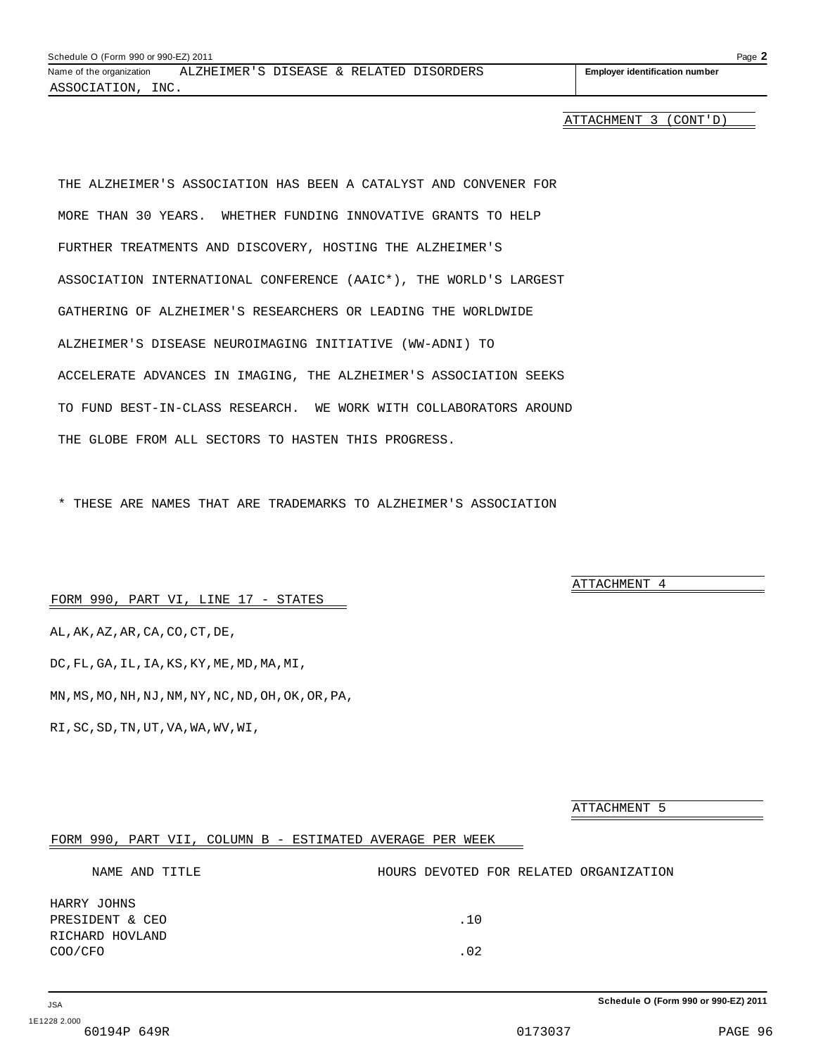Schedule O (Form 990 or 990-EZ) 2011

Name of the organization: ALZHEIMER'S DISEASE & RELATED DISORDERS ASSOCIATION, INC.

Employer identification number

ATTACHMENT 3 (CONT'D)

THE ALZHEIMER'S ASSOCIATION HAS BEEN A CATALYST AND CONVENER FOR MORE THAN 30 YEARS. WHETHER FUNDING INNOVATIVE GRANTS TO HELP FURTHER TREATMENTS AND DISCOVERY, HOSTING THE ALZHEIMER'S ASSOCIATION INTERNATIONAL CONFERENCE (AAIC*), THE WORLD'S LARGEST GATHERING OF ALZHEIMER'S RESEARCHERS OR LEADING THE WORLDWIDE ALZHEIMER'S DISEASE NEUROIMAGING INITIATIVE (WW-ADNI) TO ACCELERATE ADVANCES IN IMAGING, THE ALZHEIMER'S ASSOCIATION SEEKS TO FUND BEST-IN-CLASS RESEARCH. WE WORK WITH COLLABORATORS AROUND THE GLOBE FROM ALL SECTORS TO HASTEN THIS PROGRESS.

* THESE ARE NAMES THAT ARE TRADEMARKS TO ALZHEIMER'S ASSOCIATION

ATTACHMENT 4

FORM 990, PART VI, LINE 17 - STATES

AL,AK,AZ,AR,CA,CO,CT,DE,

DC,FL,GA,IL,IA,KS,KY,ME,MD,MA,MI,

MN,MS,MO,NH,NJ,NM,NY,NC,ND,OH,OK,OR,PA,

RI,SC,SD,TN,UT,VA,WA,WV,WI,

ATTACHMENT 5

FORM 990, PART VII, COLUMN B - ESTIMATED AVERAGE PER WEEK

| NAME AND TITLE | HOURS DEVOTED FOR RELATED ORGANIZATION |
|---|---|
| HARRY JOHNS<br>PRESIDENT & CEO | .10 |
| RICHARD HOVLAND<br>COO/CFO | .02 |

Schedule O (Form 990 or 990-EZ) 2011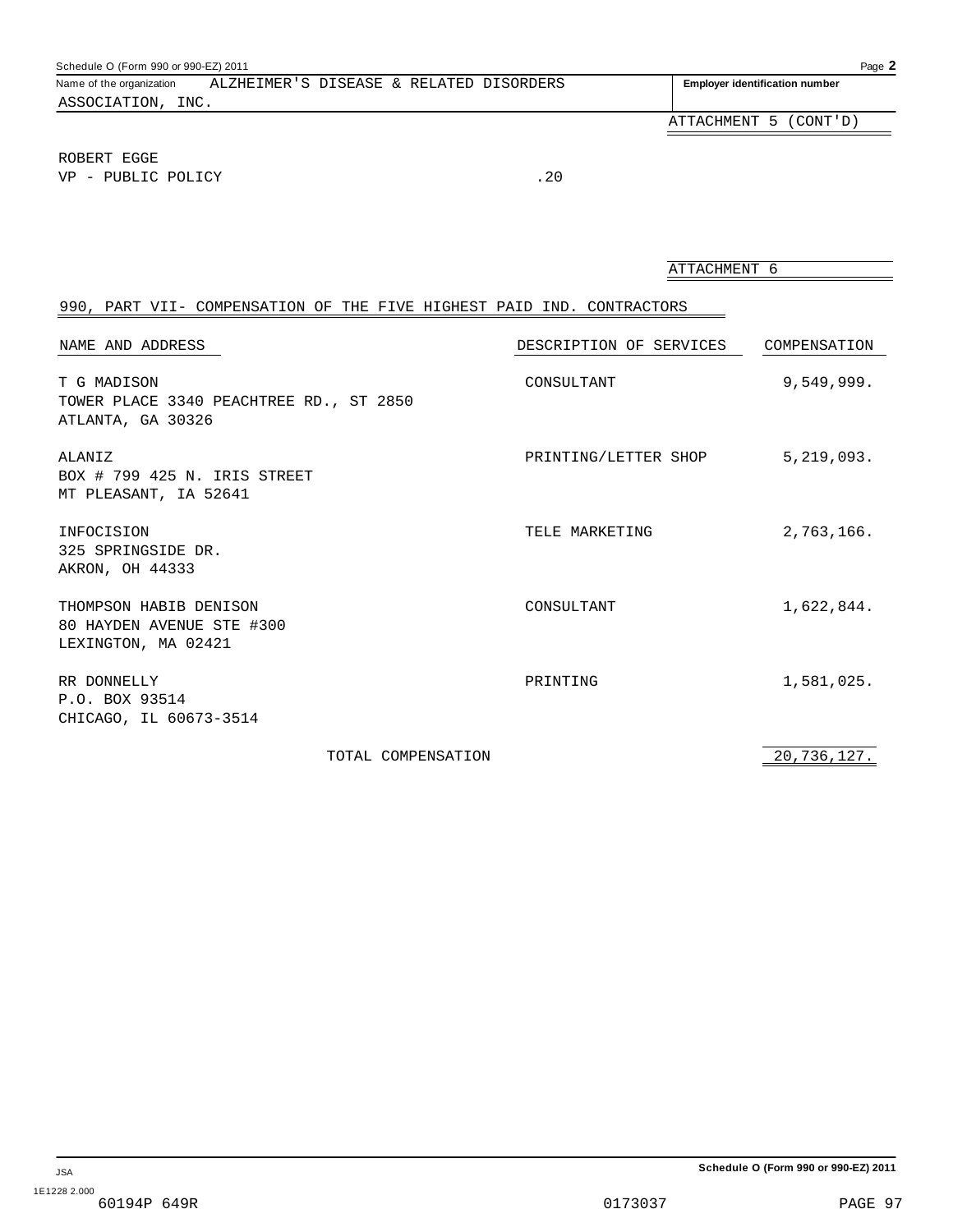Schedule O (Form 990 or 990-EZ) 2011

Name of the organization ALZHEIMER'S DISEASE & RELATED DISORDERS ASSOCIATION, INC.

Employer identification number

ATTACHMENT 5 (CONT'D)

ROBERT EGGE
VP - PUBLIC POLICY .20

ATTACHMENT 6

990, PART VII- COMPENSATION OF THE FIVE HIGHEST PAID IND. CONTRACTORS

| NAME AND ADDRESS | DESCRIPTION OF SERVICES | COMPENSATION |
|---|---|---|
| T G MADISON<br>TOWER PLACE 3340 PEACHTREE RD., ST 2850<br>ATLANTA, GA 30326 | CONSULTANT | 9,549,999. |
| ALANIZ<br>BOX # 799 425 N. IRIS STREET<br>MT PLEASANT, IA 52641 | PRINTING/LETTER SHOP | 5,219,093. |
| INFOCISION<br>325 SPRINGSIDE DR.<br>AKRON, OH 44333 | TELE MARKETING | 2,763,166. |
| THOMPSON HABIB DENISON<br>80 HAYDEN AVENUE STE #300<br>LEXINGTON, MA 02421 | CONSULTANT | 1,622,844. |
| RR DONNELLY<br>P.O. BOX 93514<br>CHICAGO, IL 60673-3514 | PRINTING | 1,581,025. |
| TOTAL COMPENSATION | | 20,736,127. |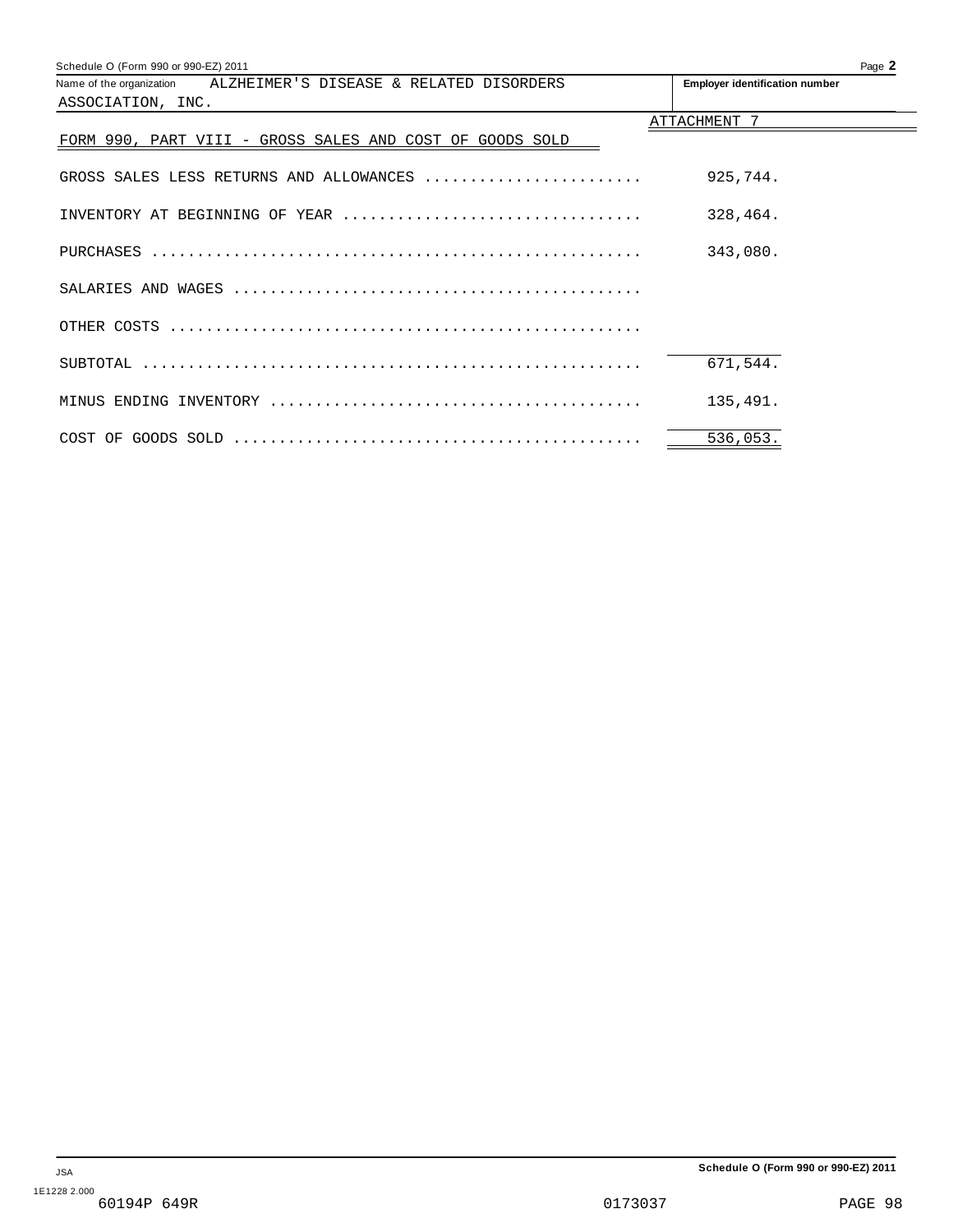Schedule O (Form 990 or 990-EZ) 2011

Name of the organization ALZHEIMER'S DISEASE & RELATED DISORDERS ASSOCIATION, INC.

**Employer identification number**

ATTACHMENT 7

FORM 990, PART VIII - GROSS SALES AND COST OF GOODS SOLD

| | |
|---|---|
| GROSS SALES LESS RETURNS AND ALLOWANCES | 925,744. |
| INVENTORY AT BEGINNING OF YEAR | 328,464. |
| PURCHASES | 343,080. |
| SALARIES AND WAGES | |
| OTHER COSTS | |
| SUBTOTAL | 671,544. |
| MINUS ENDING INVENTORY | 135,491. |
| COST OF GOODS SOLD | 536,053. |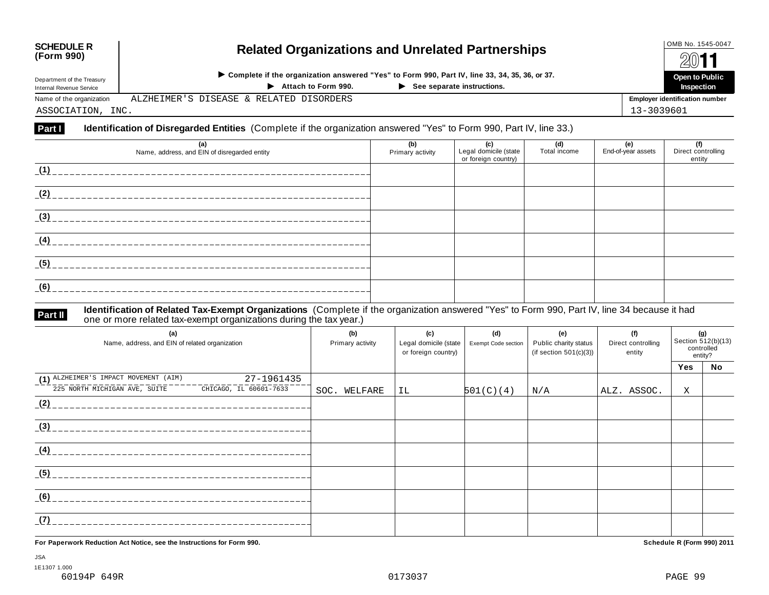**SCHEDULE R (Form 990)**

Department of the Treasury
Internal Revenue Service

# Related Organizations and Unrelated Partnerships

▶ Complete if the organization answered "Yes" to Form 990, Part IV, line 33, 34, 35, 36, or 37.

▶ Attach to Form 990. ▶ See separate instructions.

OMB No. 1545-0047

2011

**Open to Public Inspection**

Name of the organization: ALZHEIMER'S DISEASE & RELATED DISORDERS ASSOCIATION, INC.

Employer identification number: 13-3039601

## Part I Identification of Disregarded Entities (Complete if the organization answered "Yes" to Form 990, Part IV, line 33.)

| (a) Name, address, and EIN of disregarded entity | (b) Primary activity | (c) Legal domicile (state or foreign country) | (d) Total income | (e) End-of-year assets | (f) Direct controlling entity |
|---|---|---|---|---|---|
| (1) | | | | | |
| (2) | | | | | |
| (3) | | | | | |
| (4) | | | | | |
| (5) | | | | | |
| (6) | | | | | |

## Part II Identification of Related Tax-Exempt Organizations (Complete if the organization answered "Yes" to Form 990, Part IV, line 34 because it had one or more related tax-exempt organizations during the tax year.)

| (a) Name, address, and EIN of related organization | (b) Primary activity | (c) Legal domicile (state or foreign country) | (d) Exempt Code section | (e) Public charity status (if section 501(c)(3)) | (f) Direct controlling entity | (g) Section 512(b)(13) controlled entity? Yes | No |
|---|---|---|---|---|---|---|---|
| (1) ALZHEIMER'S IMPACT MOVEMENT (AIM) 27-1961435<br>225 NORTH MICHIGAN AVE, SUITE CHICAGO, IL 60601-7633 | SOC. WELFARE | IL | 501(C)(4) | N/A | ALZ. ASSOC. | X | |
| (2) | | | | | | | |
| (3) | | | | | | | |
| (4) | | | | | | | |
| (5) | | | | | | | |
| (6) | | | | | | | |
| (7) | | | | | | | |

For Paperwork Reduction Act Notice, see the Instructions for Form 990.

Schedule R (Form 990) 2011

JSA
1E1307 1.000
60194P 649R 0173037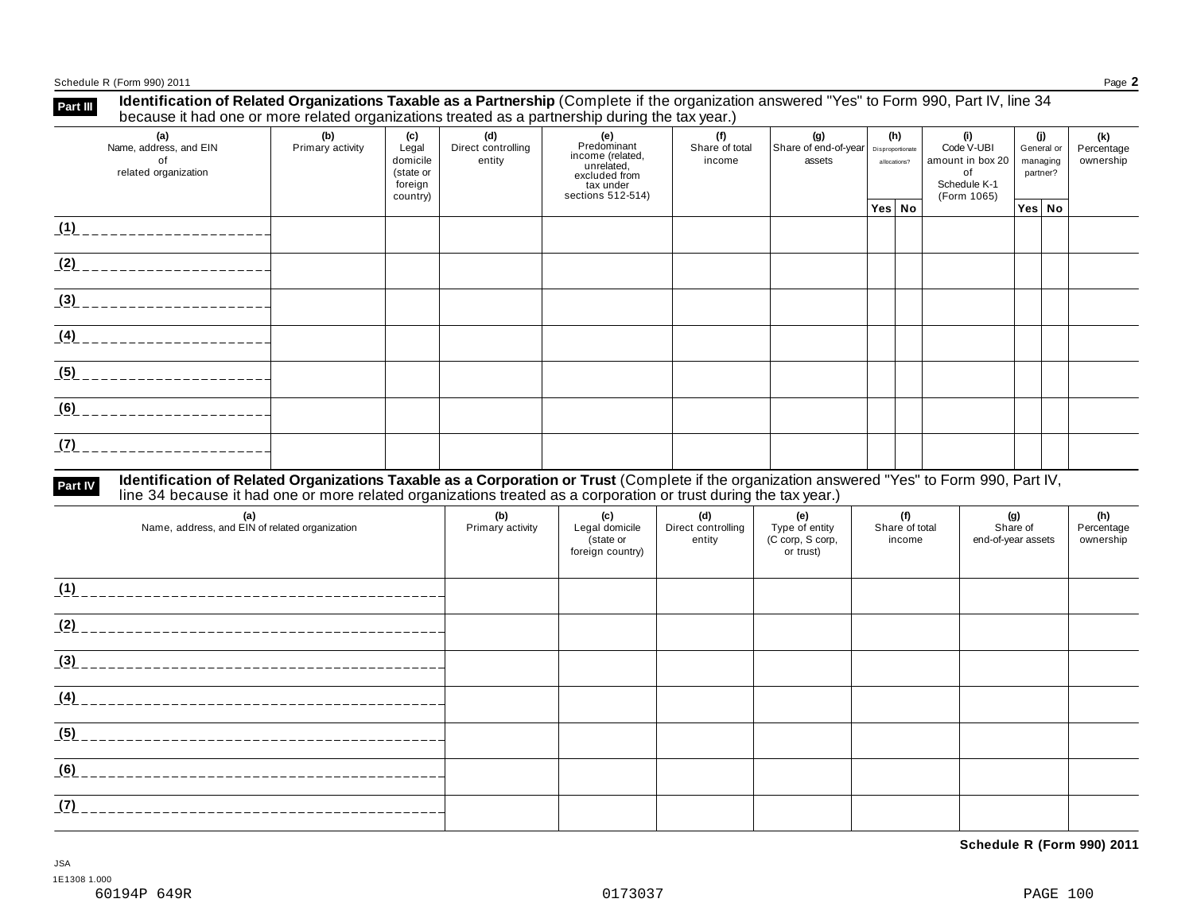## Part III Identification of Related Organizations Taxable as a Partnership (Complete if the organization answered "Yes" to Form 990, Part IV, line 34 because it had one or more related organizations treated as a partnership during the tax year.)

| (a) Name, address, and EIN of related organization | (b) Primary activity | (c) Legal domicile (state or foreign country) | (d) Direct controlling entity | (e) Predominant income (related, unrelated, excluded from tax under sections 512-514) | (f) Share of total income | (g) Share of end-of-year assets | (h) Disproportionate allocations? Yes | (h) No | (i) Code V-UBI amount in box 20 of Schedule K-1 (Form 1065) | (j) General or managing partner? Yes | (j) No | (k) Percentage ownership |
|---|---|---|---|---|---|---|---|---|---|---|---|---|
| (1) | | | | | | | | | | | | |
| (2) | | | | | | | | | | | | |
| (3) | | | | | | | | | | | | |
| (4) | | | | | | | | | | | | |
| (5) | | | | | | | | | | | | |
| (6) | | | | | | | | | | | | |
| (7) | | | | | | | | | | | | |

## Part IV Identification of Related Organizations Taxable as a Corporation or Trust (Complete if the organization answered "Yes" to Form 990, Part IV, line 34 because it had one or more related organizations treated as a corporation or trust during the tax year.)

| (a) Name, address, and EIN of related organization | (b) Primary activity | (c) Legal domicile (state or foreign country) | (d) Direct controlling entity | (e) Type of entity (C corp, S corp, or trust) | (f) Share of total income | (g) Share of end-of-year assets | (h) Percentage ownership |
|---|---|---|---|---|---|---|---|
| (1) | | | | | | | |
| (2) | | | | | | | |
| (3) | | | | | | | |
| (4) | | | | | | | |
| (5) | | | | | | | |
| (6) | | | | | | | |
| (7) | | | | | | | |

**Schedule R (Form 990) 2011**

JSA
1E1308 1.000
60194P 649R 0173037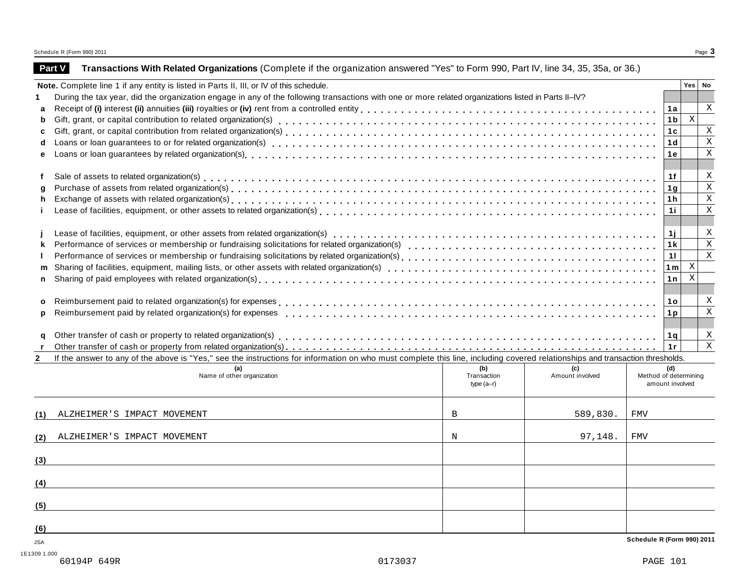## Part V Transactions With Related Organizations (Complete if the organization answered "Yes" to Form 990, Part IV, line 34, 35, 35a, or 36.)

**Note.** Complete line 1 if any entity is listed in Parts II, III, or IV of this schedule.

| | | | Yes | No |
|---|---|---|---|---|
| **1** | During the tax year, did the organization engage in any of the following transactions with one or more related organizations listed in Parts II–IV? | | | |
| **a** | Receipt of **(i)** interest **(ii)** annuities **(iii)** royalties or **(iv)** rent from a controlled entity | 1a | | X |
| **b** | Gift, grant, or capital contribution to related organization(s) | 1b | X | |
| **c** | Gift, grant, or capital contribution from related organization(s) | 1c | | X |
| **d** | Loans or loan guarantees to or for related organization(s) | 1d | | X |
| **e** | Loans or loan guarantees by related organization(s) | 1e | | X |
| **f** | Sale of assets to related organization(s) | 1f | | X |
| **g** | Purchase of assets from related organization(s) | 1g | | X |
| **h** | Exchange of assets with related organization(s) | 1h | | X |
| **i** | Lease of facilities, equipment, or other assets to related organization(s) | 1i | | X |
| **j** | Lease of facilities, equipment, or other assets from related organization(s) | 1j | | X |
| **k** | Performance of services or membership or fundraising solicitations for related organization(s) | 1k | | X |
| **l** | Performance of services or membership or fundraising solicitations by related organization(s) | 1l | | X |
| **m** | Sharing of facilities, equipment, mailing lists, or other assets with related organization(s) | 1m | X | |
| **n** | Sharing of paid employees with related organization(s) | 1n | X | |
| **o** | Reimbursement paid to related organization(s) for expenses | 1o | | X |
| **p** | Reimbursement paid by related organization(s) for expenses | 1p | | X |
| **q** | Other transfer of cash or property to related organization(s) | 1q | | X |
| **r** | Other transfer of cash or property from related organization(s) | 1r | | X |

**2** If the answer to any of the above is "Yes," see the instructions for information on who must complete this line, including covered relationships and transaction thresholds.

| | (a) Name of other organization | (b) Transaction type (a–r) | (c) Amount involved | (d) Method of determining amount involved |
|---|---|---|---|---|
| (1) | ALZHEIMER'S IMPACT MOVEMENT | B | 589,830. | FMV |
| (2) | ALZHEIMER'S IMPACT MOVEMENT | N | 97,148. | FMV |
| (3) | | | | |
| (4) | | | | |
| (5) | | | | |
| (6) | | | | |

JSA
1E1309 1.000
60194P 649R 0173037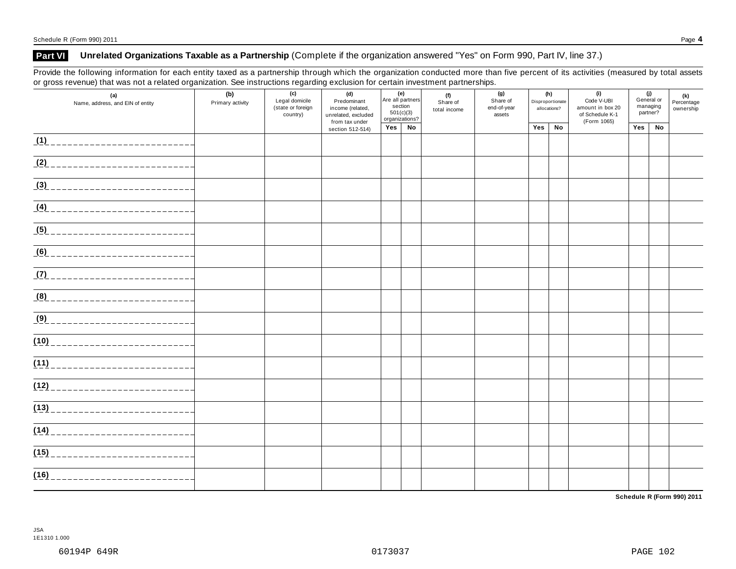## Part VI Unrelated Organizations Taxable as a Partnership (Complete if the organization answered "Yes" on Form 990, Part IV, line 37.)

Provide the following information for each entity taxed as a partnership through which the organization conducted more than five percent of its activities (measured by total assets or gross revenue) that was not a related organization. See instructions regarding exclusion for certain investment partnerships.

| (a) Name, address, and EIN of entity | (b) Primary activity | (c) Legal domicile (state or foreign country) | (d) Predominant income (related, unrelated, excluded from tax under section 512-514) | (e) Are all partners section 501(c)(3) organizations? | | (f) Share of total income | (g) Share of end-of-year assets | (h) Disproportionate allocations? | | (i) Code V-UBI amount in box 20 of Schedule K-1 (Form 1065) | (j) General or managing partner? | | (k) Percentage ownership |
|---|---|---|---|---|---|---|---|---|---|---|---|---|---|
| | | | | Yes | No | | | Yes | No | | Yes | No | |
| (1) | | | | | | | | | | | | | |
| (2) | | | | | | | | | | | | | |
| (3) | | | | | | | | | | | | | |
| (4) | | | | | | | | | | | | | |
| (5) | | | | | | | | | | | | | |
| (6) | | | | | | | | | | | | | |
| (7) | | | | | | | | | | | | | |
| (8) | | | | | | | | | | | | | |
| (9) | | | | | | | | | | | | | |
| (10) | | | | | | | | | | | | | |
| (11) | | | | | | | | | | | | | |
| (12) | | | | | | | | | | | | | |
| (13) | | | | | | | | | | | | | |
| (14) | | | | | | | | | | | | | |
| (15) | | | | | | | | | | | | | |
| (16) | | | | | | | | | | | | | |

JSA
1E1310 1.000

60194P 649R 0173037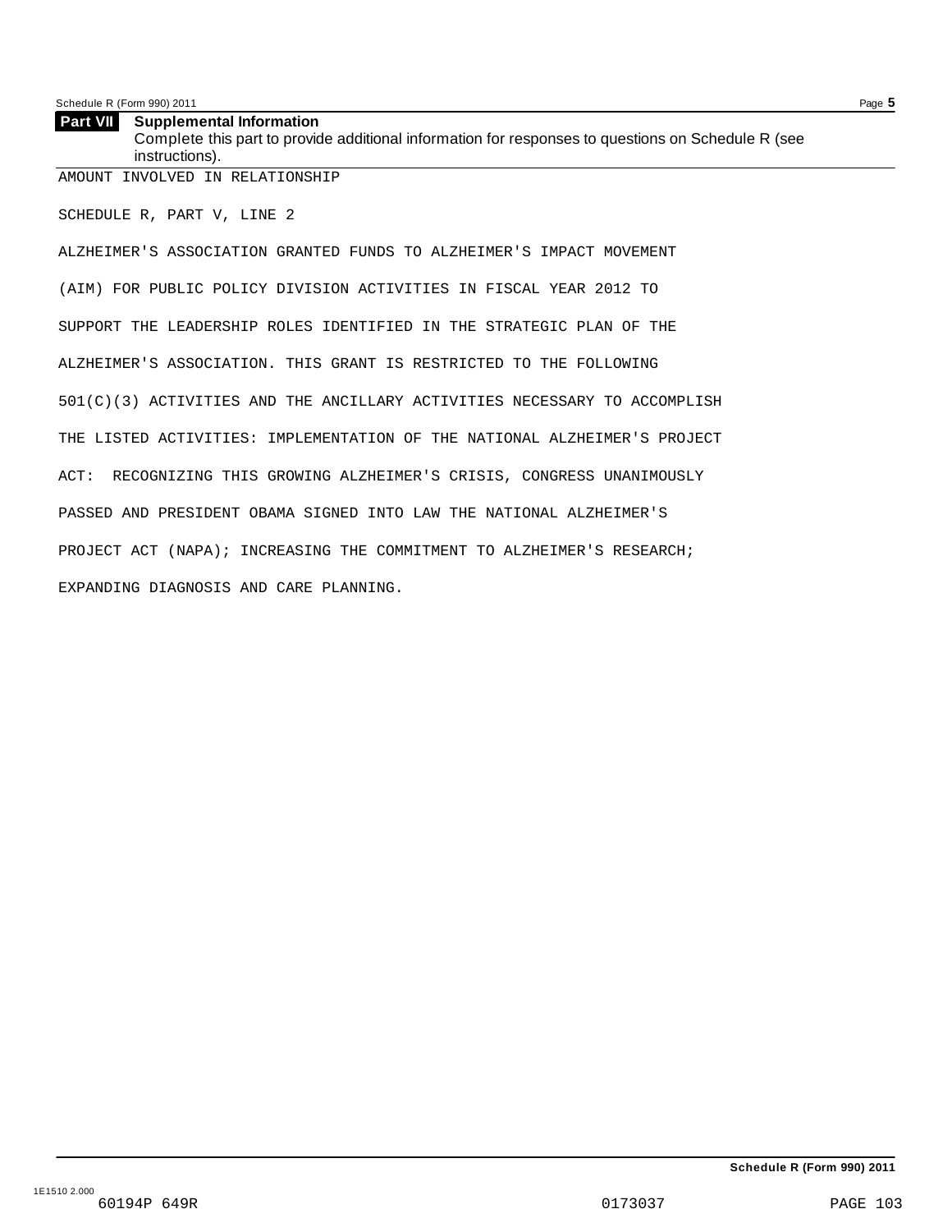## Part VII Supplemental Information

Complete this part to provide additional information for responses to questions on Schedule R (see instructions).

AMOUNT INVOLVED IN RELATIONSHIP

SCHEDULE R, PART V, LINE 2

ALZHEIMER'S ASSOCIATION GRANTED FUNDS TO ALZHEIMER'S IMPACT MOVEMENT (AIM) FOR PUBLIC POLICY DIVISION ACTIVITIES IN FISCAL YEAR 2012 TO SUPPORT THE LEADERSHIP ROLES IDENTIFIED IN THE STRATEGIC PLAN OF THE ALZHEIMER'S ASSOCIATION. THIS GRANT IS RESTRICTED TO THE FOLLOWING 501(C)(3) ACTIVITIES AND THE ANCILLARY ACTIVITIES NECESSARY TO ACCOMPLISH THE LISTED ACTIVITIES: IMPLEMENTATION OF THE NATIONAL ALZHEIMER'S PROJECT ACT: RECOGNIZING THIS GROWING ALZHEIMER'S CRISIS, CONGRESS UNANIMOUSLY PASSED AND PRESIDENT OBAMA SIGNED INTO LAW THE NATIONAL ALZHEIMER'S PROJECT ACT (NAPA); INCREASING THE COMMITMENT TO ALZHEIMER'S RESEARCH; EXPANDING DIAGNOSIS AND CARE PLANNING.